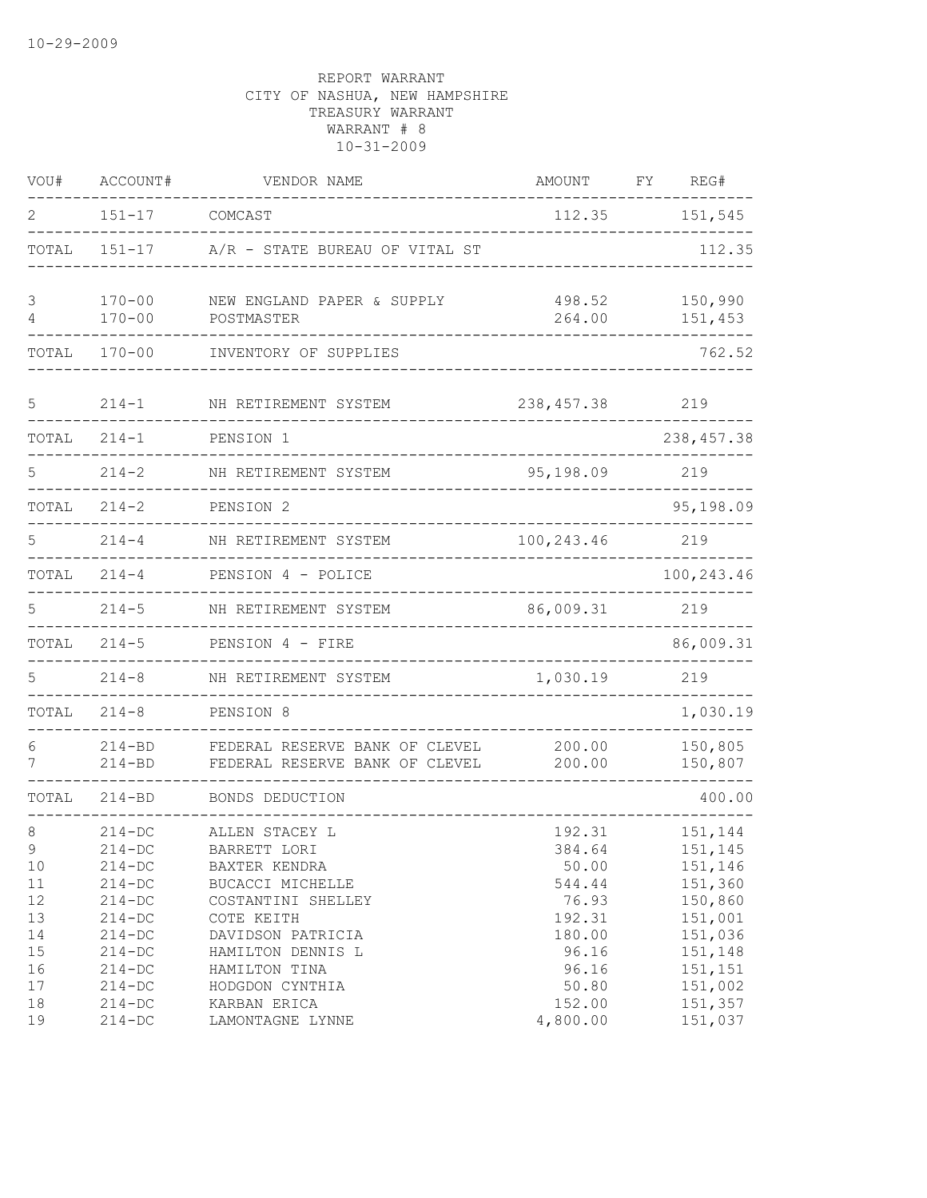10-29-2009

REPORT WARRANT
CITY OF NASHUA, NEW HAMPSHIRE
TREASURY WARRANT
WARRANT # 8
10-31-2009

| VOU# | ACCOUNT# | VENDOR NAME | AMOUNT | FY | REG# |
|---|---|---|---|---|---|
| 2 | 151-17 | COMCAST | 112.35 | | 151,545 |
| TOTAL | 151-17 | A/R - STATE BUREAU OF VITAL ST | | | 112.35 |
| 3 | 170-00 | NEW ENGLAND PAPER & SUPPLY | 498.52 | | 150,990 |
| 4 | 170-00 | POSTMASTER | 264.00 | | 151,453 |
| TOTAL | 170-00 | INVENTORY OF SUPPLIES | | | 762.52 |
| 5 | 214-1 | NH RETIREMENT SYSTEM | 238,457.38 | | 219 |
| TOTAL | 214-1 | PENSION 1 | | | 238,457.38 |
| 5 | 214-2 | NH RETIREMENT SYSTEM | 95,198.09 | | 219 |
| TOTAL | 214-2 | PENSION 2 | | | 95,198.09 |
| 5 | 214-4 | NH RETIREMENT SYSTEM | 100,243.46 | | 219 |
| TOTAL | 214-4 | PENSION 4 - POLICE | | | 100,243.46 |
| 5 | 214-5 | NH RETIREMENT SYSTEM | 86,009.31 | | 219 |
| TOTAL | 214-5 | PENSION 4 - FIRE | | | 86,009.31 |
| 5 | 214-8 | NH RETIREMENT SYSTEM | 1,030.19 | | 219 |
| TOTAL | 214-8 | PENSION 8 | | | 1,030.19 |
| 6 | 214-BD | FEDERAL RESERVE BANK OF CLEVEL | 200.00 | | 150,805 |
| 7 | 214-BD | FEDERAL RESERVE BANK OF CLEVEL | 200.00 | | 150,807 |
| TOTAL | 214-BD | BONDS DEDUCTION | | | 400.00 |
| 8 | 214-DC | ALLEN STACEY L | 192.31 | | 151,144 |
| 9 | 214-DC | BARRETT LORI | 384.64 | | 151,145 |
| 10 | 214-DC | BAXTER KENDRA | 50.00 | | 151,146 |
| 11 | 214-DC | BUCACCI MICHELLE | 544.44 | | 151,360 |
| 12 | 214-DC | COSTANTINI SHELLEY | 76.93 | | 150,860 |
| 13 | 214-DC | COTE KEITH | 192.31 | | 151,001 |
| 14 | 214-DC | DAVIDSON PATRICIA | 180.00 | | 151,036 |
| 15 | 214-DC | HAMILTON DENNIS L | 96.16 | | 151,148 |
| 16 | 214-DC | HAMILTON TINA | 96.16 | | 151,151 |
| 17 | 214-DC | HODGDON CYNTHIA | 50.80 | | 151,002 |
| 18 | 214-DC | KARBAN ERICA | 152.00 | | 151,357 |
| 19 | 214-DC | LAMONTAGNE LYNNE | 4,800.00 | | 151,037 |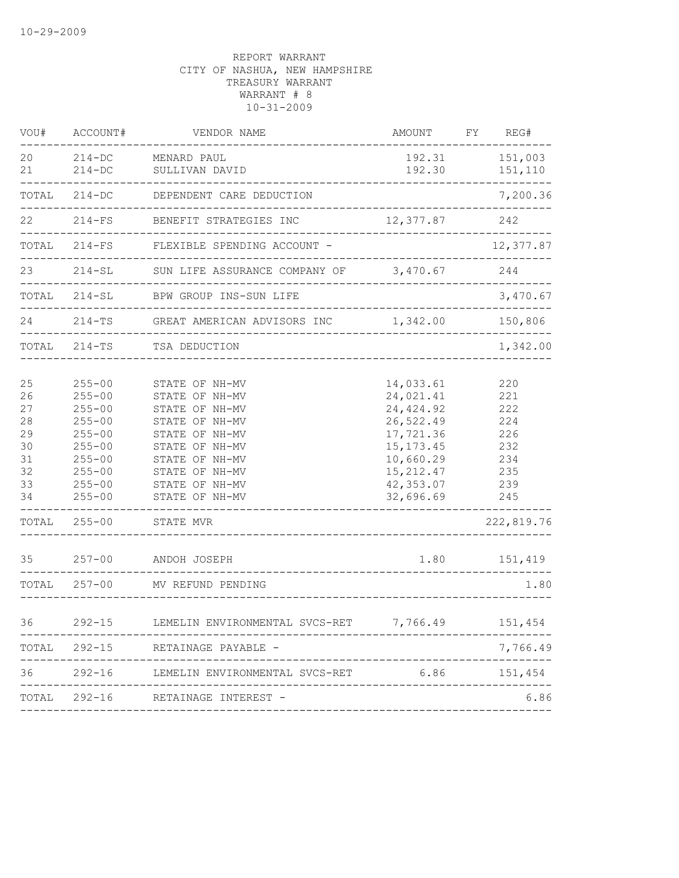REPORT WARRANT
CITY OF NASHUA, NEW HAMPSHIRE
TREASURY WARRANT
WARRANT # 8
10-31-2009

| VOU# | ACCOUNT# | VENDOR NAME | AMOUNT | FY | REG# |
|---|---|---|---|---|---|
| 20 | 214-DC | MENARD PAUL | 192.31 | | 151,003 |
| 21 | 214-DC | SULLIVAN DAVID | 192.30 | | 151,110 |
| TOTAL | 214-DC | DEPENDENT CARE DEDUCTION | | | 7,200.36 |
| 22 | 214-FS | BENEFIT STRATEGIES INC | 12,377.87 | | 242 |
| TOTAL | 214-FS | FLEXIBLE SPENDING ACCOUNT - | | | 12,377.87 |
| 23 | 214-SL | SUN LIFE ASSURANCE COMPANY OF | 3,470.67 | | 244 |
| TOTAL | 214-SL | BPW GROUP INS-SUN LIFE | | | 3,470.67 |
| 24 | 214-TS | GREAT AMERICAN ADVISORS INC | 1,342.00 | | 150,806 |
| TOTAL | 214-TS | TSA DEDUCTION | | | 1,342.00 |
| 25 | 255-00 | STATE OF NH-MV | 14,033.61 | | 220 |
| 26 | 255-00 | STATE OF NH-MV | 24,021.41 | | 221 |
| 27 | 255-00 | STATE OF NH-MV | 24,424.92 | | 222 |
| 28 | 255-00 | STATE OF NH-MV | 26,522.49 | | 224 |
| 29 | 255-00 | STATE OF NH-MV | 17,721.36 | | 226 |
| 30 | 255-00 | STATE OF NH-MV | 15,173.45 | | 232 |
| 31 | 255-00 | STATE OF NH-MV | 10,660.29 | | 234 |
| 32 | 255-00 | STATE OF NH-MV | 15,212.47 | | 235 |
| 33 | 255-00 | STATE OF NH-MV | 42,353.07 | | 239 |
| 34 | 255-00 | STATE OF NH-MV | 32,696.69 | | 245 |
| TOTAL | 255-00 | STATE MVR | | | 222,819.76 |
| 35 | 257-00 | ANDOH JOSEPH | 1.80 | | 151,419 |
| TOTAL | 257-00 | MV REFUND PENDING | | | 1.80 |
| 36 | 292-15 | LEMELIN ENVIRONMENTAL SVCS-RET | 7,766.49 | | 151,454 |
| TOTAL | 292-15 | RETAINAGE PAYABLE - | | | 7,766.49 |
| 36 | 292-16 | LEMELIN ENVIRONMENTAL SVCS-RET | 6.86 | | 151,454 |
| TOTAL | 292-16 | RETAINAGE INTEREST - | | | 6.86 |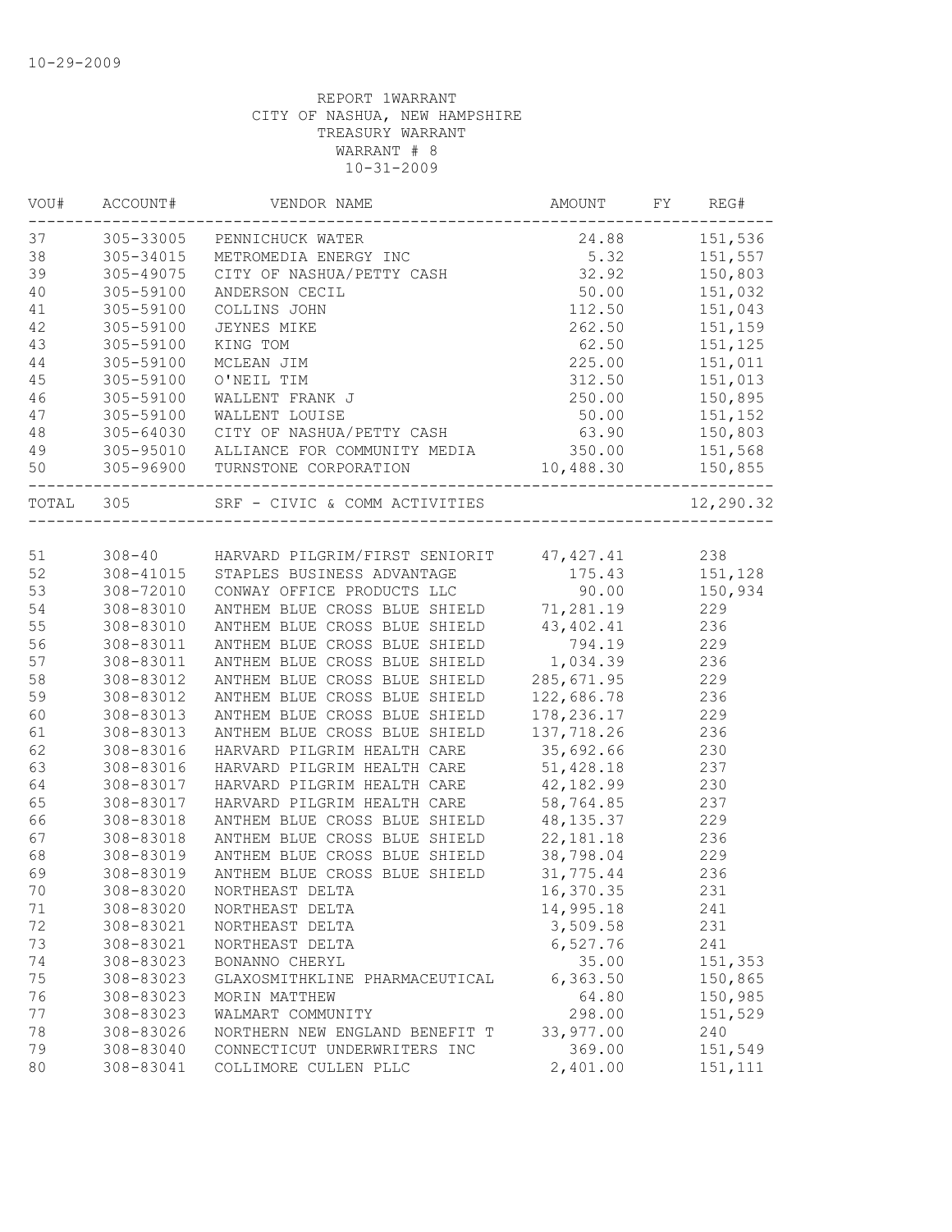10-29-2009

REPORT 1WARRANT
CITY OF NASHUA, NEW HAMPSHIRE
TREASURY WARRANT
WARRANT # 8
10-31-2009

| VOU# | ACCOUNT# | VENDOR NAME | AMOUNT | FY | REG# |
|---|---|---|---|---|---|
| 37 | 305-33005 | PENNICHUCK WATER | 24.88 | | 151,536 |
| 38 | 305-34015 | METROMEDIA ENERGY INC | 5.32 | | 151,557 |
| 39 | 305-49075 | CITY OF NASHUA/PETTY CASH | 32.92 | | 150,803 |
| 40 | 305-59100 | ANDERSON CECIL | 50.00 | | 151,032 |
| 41 | 305-59100 | COLLINS JOHN | 112.50 | | 151,043 |
| 42 | 305-59100 | JEYNES MIKE | 262.50 | | 151,159 |
| 43 | 305-59100 | KING TOM | 62.50 | | 151,125 |
| 44 | 305-59100 | MCLEAN JIM | 225.00 | | 151,011 |
| 45 | 305-59100 | O'NEIL TIM | 312.50 | | 151,013 |
| 46 | 305-59100 | WALLENT FRANK J | 250.00 | | 150,895 |
| 47 | 305-59100 | WALLENT LOUISE | 50.00 | | 151,152 |
| 48 | 305-64030 | CITY OF NASHUA/PETTY CASH | 63.90 | | 150,803 |
| 49 | 305-95010 | ALLIANCE FOR COMMUNITY MEDIA | 350.00 | | 151,568 |
| 50 | 305-96900 | TURNSTONE CORPORATION | 10,488.30 | | 150,855 |
| TOTAL | 305 | SRF - CIVIC & COMM ACTIVITIES | | | 12,290.32 |
| 51 | 308-40 | HARVARD PILGRIM/FIRST SENIORIT | 47,427.41 | | 238 |
| 52 | 308-41015 | STAPLES BUSINESS ADVANTAGE | 175.43 | | 151,128 |
| 53 | 308-72010 | CONWAY OFFICE PRODUCTS LLC | 90.00 | | 150,934 |
| 54 | 308-83010 | ANTHEM BLUE CROSS BLUE SHIELD | 71,281.19 | | 229 |
| 55 | 308-83010 | ANTHEM BLUE CROSS BLUE SHIELD | 43,402.41 | | 236 |
| 56 | 308-83011 | ANTHEM BLUE CROSS BLUE SHIELD | 794.19 | | 229 |
| 57 | 308-83011 | ANTHEM BLUE CROSS BLUE SHIELD | 1,034.39 | | 236 |
| 58 | 308-83012 | ANTHEM BLUE CROSS BLUE SHIELD | 285,671.95 | | 229 |
| 59 | 308-83012 | ANTHEM BLUE CROSS BLUE SHIELD | 122,686.78 | | 236 |
| 60 | 308-83013 | ANTHEM BLUE CROSS BLUE SHIELD | 178,236.17 | | 229 |
| 61 | 308-83013 | ANTHEM BLUE CROSS BLUE SHIELD | 137,718.26 | | 236 |
| 62 | 308-83016 | HARVARD PILGRIM HEALTH CARE | 35,692.66 | | 230 |
| 63 | 308-83016 | HARVARD PILGRIM HEALTH CARE | 51,428.18 | | 237 |
| 64 | 308-83017 | HARVARD PILGRIM HEALTH CARE | 42,182.99 | | 230 |
| 65 | 308-83017 | HARVARD PILGRIM HEALTH CARE | 58,764.85 | | 237 |
| 66 | 308-83018 | ANTHEM BLUE CROSS BLUE SHIELD | 48,135.37 | | 229 |
| 67 | 308-83018 | ANTHEM BLUE CROSS BLUE SHIELD | 22,181.18 | | 236 |
| 68 | 308-83019 | ANTHEM BLUE CROSS BLUE SHIELD | 38,798.04 | | 229 |
| 69 | 308-83019 | ANTHEM BLUE CROSS BLUE SHIELD | 31,775.44 | | 236 |
| 70 | 308-83020 | NORTHEAST DELTA | 16,370.35 | | 231 |
| 71 | 308-83020 | NORTHEAST DELTA | 14,995.18 | | 241 |
| 72 | 308-83021 | NORTHEAST DELTA | 3,509.58 | | 231 |
| 73 | 308-83021 | NORTHEAST DELTA | 6,527.76 | | 241 |
| 74 | 308-83023 | BONANNO CHERYL | 35.00 | | 151,353 |
| 75 | 308-83023 | GLAXOSMITHKLINE PHARMACEUTICAL | 6,363.50 | | 150,865 |
| 76 | 308-83023 | MORIN MATTHEW | 64.80 | | 150,985 |
| 77 | 308-83023 | WALMART COMMUNITY | 298.00 | | 151,529 |
| 78 | 308-83026 | NORTHERN NEW ENGLAND BENEFIT T | 33,977.00 | | 240 |
| 79 | 308-83040 | CONNECTICUT UNDERWRITERS INC | 369.00 | | 151,549 |
| 80 | 308-83041 | COLLIMORE CULLEN PLLC | 2,401.00 | | 151,111 |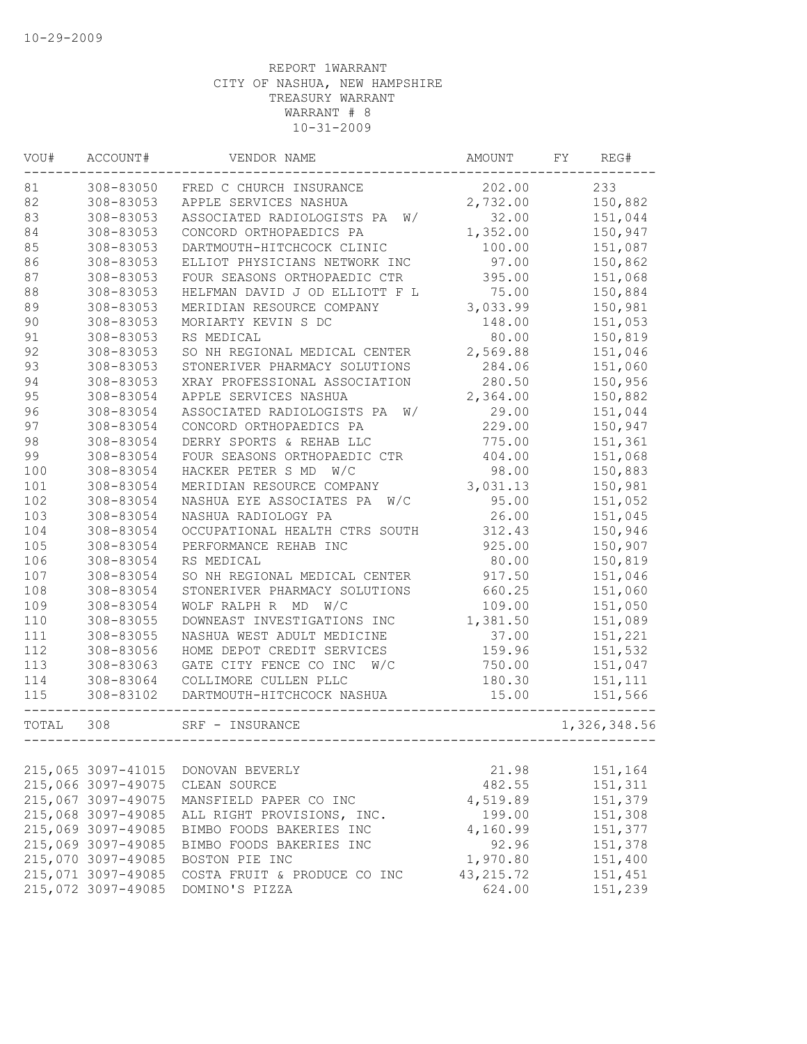10-29-2009

REPORT 1WARRANT
CITY OF NASHUA, NEW HAMPSHIRE
TREASURY WARRANT
WARRANT # 8
10-31-2009

| VOU# | ACCOUNT# | VENDOR NAME | AMOUNT | FY | REG# |
|---|---|---|---|---|---|
| 81 | 308-83050 | FRED C CHURCH INSURANCE | 202.00 | | 233 |
| 82 | 308-83053 | APPLE SERVICES NASHUA | 2,732.00 | | 150,882 |
| 83 | 308-83053 | ASSOCIATED RADIOLOGISTS PA W/ | 32.00 | | 151,044 |
| 84 | 308-83053 | CONCORD ORTHOPAEDICS PA | 1,352.00 | | 150,947 |
| 85 | 308-83053 | DARTMOUTH-HITCHCOCK CLINIC | 100.00 | | 151,087 |
| 86 | 308-83053 | ELLIOT PHYSICIANS NETWORK INC | 97.00 | | 150,862 |
| 87 | 308-83053 | FOUR SEASONS ORTHOPAEDIC CTR | 395.00 | | 151,068 |
| 88 | 308-83053 | HELFMAN DAVID J OD ELLIOTT F L | 75.00 | | 150,884 |
| 89 | 308-83053 | MERIDIAN RESOURCE COMPANY | 3,033.99 | | 150,981 |
| 90 | 308-83053 | MORIARTY KEVIN S DC | 148.00 | | 151,053 |
| 91 | 308-83053 | RS MEDICAL | 80.00 | | 150,819 |
| 92 | 308-83053 | SO NH REGIONAL MEDICAL CENTER | 2,569.88 | | 151,046 |
| 93 | 308-83053 | STONERIVER PHARMACY SOLUTIONS | 284.06 | | 151,060 |
| 94 | 308-83053 | XRAY PROFESSIONAL ASSOCIATION | 280.50 | | 150,956 |
| 95 | 308-83054 | APPLE SERVICES NASHUA | 2,364.00 | | 150,882 |
| 96 | 308-83054 | ASSOCIATED RADIOLOGISTS PA W/ | 29.00 | | 151,044 |
| 97 | 308-83054 | CONCORD ORTHOPAEDICS PA | 229.00 | | 150,947 |
| 98 | 308-83054 | DERRY SPORTS & REHAB LLC | 775.00 | | 151,361 |
| 99 | 308-83054 | FOUR SEASONS ORTHOPAEDIC CTR | 404.00 | | 151,068 |
| 100 | 308-83054 | HACKER PETER S MD W/C | 98.00 | | 150,883 |
| 101 | 308-83054 | MERIDIAN RESOURCE COMPANY | 3,031.13 | | 150,981 |
| 102 | 308-83054 | NASHUA EYE ASSOCIATES PA W/C | 95.00 | | 151,052 |
| 103 | 308-83054 | NASHUA RADIOLOGY PA | 26.00 | | 151,045 |
| 104 | 308-83054 | OCCUPATIONAL HEALTH CTRS SOUTH | 312.43 | | 150,946 |
| 105 | 308-83054 | PERFORMANCE REHAB INC | 925.00 | | 150,907 |
| 106 | 308-83054 | RS MEDICAL | 80.00 | | 150,819 |
| 107 | 308-83054 | SO NH REGIONAL MEDICAL CENTER | 917.50 | | 151,046 |
| 108 | 308-83054 | STONERIVER PHARMACY SOLUTIONS | 660.25 | | 151,060 |
| 109 | 308-83054 | WOLF RALPH R MD W/C | 109.00 | | 151,050 |
| 110 | 308-83055 | DOWNEAST INVESTIGATIONS INC | 1,381.50 | | 151,089 |
| 111 | 308-83055 | NASHUA WEST ADULT MEDICINE | 37.00 | | 151,221 |
| 112 | 308-83056 | HOME DEPOT CREDIT SERVICES | 159.96 | | 151,532 |
| 113 | 308-83063 | GATE CITY FENCE CO INC W/C | 750.00 | | 151,047 |
| 114 | 308-83064 | COLLIMORE CULLEN PLLC | 180.30 | | 151,111 |
| 115 | 308-83102 | DARTMOUTH-HITCHCOCK NASHUA | 15.00 | | 151,566 |
| TOTAL | 308 | SRF - INSURANCE | | | 1,326,348.56 |
| 215,065 | 3097-41015 | DONOVAN BEVERLY | 21.98 | | 151,164 |
| 215,066 | 3097-49075 | CLEAN SOURCE | 482.55 | | 151,311 |
| 215,067 | 3097-49075 | MANSFIELD PAPER CO INC | 4,519.89 | | 151,379 |
| 215,068 | 3097-49085 | ALL RIGHT PROVISIONS, INC. | 199.00 | | 151,308 |
| 215,069 | 3097-49085 | BIMBO FOODS BAKERIES INC | 4,160.99 | | 151,377 |
| 215,069 | 3097-49085 | BIMBO FOODS BAKERIES INC | 92.96 | | 151,378 |
| 215,070 | 3097-49085 | BOSTON PIE INC | 1,970.80 | | 151,400 |
| 215,071 | 3097-49085 | COSTA FRUIT & PRODUCE CO INC | 43,215.72 | | 151,451 |
| 215,072 | 3097-49085 | DOMINO'S PIZZA | 624.00 | | 151,239 |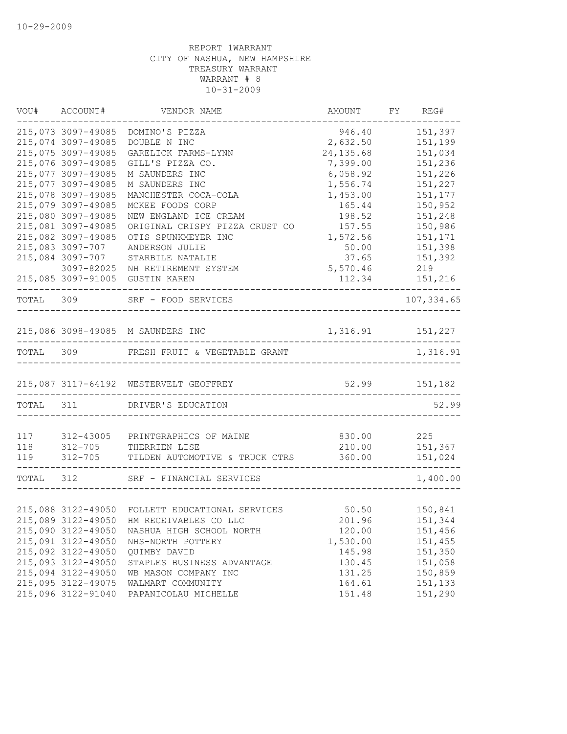10-29-2009

REPORT 1WARRANT
CITY OF NASHUA, NEW HAMPSHIRE
TREASURY WARRANT
WARRANT # 8
10-31-2009

| VOU# | ACCOUNT# | VENDOR NAME | AMOUNT | FY | REG# |
|---|---|---|---|---|---|
| 215,073 | 3097-49085 | DOMINO'S PIZZA | 946.40 | | 151,397 |
| 215,074 | 3097-49085 | DOUBLE N INC | 2,632.50 | | 151,199 |
| 215,075 | 3097-49085 | GARELICK FARMS-LYNN | 24,135.68 | | 151,034 |
| 215,076 | 3097-49085 | GILL'S PIZZA CO. | 7,399.00 | | 151,236 |
| 215,077 | 3097-49085 | M SAUNDERS INC | 6,058.92 | | 151,226 |
| 215,077 | 3097-49085 | M SAUNDERS INC | 1,556.74 | | 151,227 |
| 215,078 | 3097-49085 | MANCHESTER COCA-COLA | 1,453.00 | | 151,177 |
| 215,079 | 3097-49085 | MCKEE FOODS CORP | 165.44 | | 150,952 |
| 215,080 | 3097-49085 | NEW ENGLAND ICE CREAM | 198.52 | | 151,248 |
| 215,081 | 3097-49085 | ORIGINAL CRISPY PIZZA CRUST CO | 157.55 | | 150,986 |
| 215,082 | 3097-49085 | OTIS SPUNKMEYER INC | 1,572.56 | | 151,171 |
| 215,083 | 3097-707 | ANDERSON JULIE | 50.00 | | 151,398 |
| 215,084 | 3097-707 | STARBILE NATALIE | 37.65 | | 151,392 |
| | 3097-82025 | NH RETIREMENT SYSTEM | 5,570.46 | | 219 |
| 215,085 | 3097-91005 | GUSTIN KAREN | 112.34 | | 151,216 |
| TOTAL | 309 | SRF - FOOD SERVICES | | | 107,334.65 |
| 215,086 | 3098-49085 | M SAUNDERS INC | 1,316.91 | | 151,227 |
| TOTAL | 309 | FRESH FRUIT & VEGETABLE GRANT | | | 1,316.91 |
| 215,087 | 3117-64192 | WESTERVELT GEOFFREY | 52.99 | | 151,182 |
| TOTAL | 311 | DRIVER'S EDUCATION | | | 52.99 |
| 117 | 312-43005 | PRINTGRAPHICS OF MAINE | 830.00 | | 225 |
| 118 | 312-705 | THERRIEN LISE | 210.00 | | 151,367 |
| 119 | 312-705 | TILDEN AUTOMOTIVE & TRUCK CTRS | 360.00 | | 151,024 |
| TOTAL | 312 | SRF - FINANCIAL SERVICES | | | 1,400.00 |
| 215,088 | 3122-49050 | FOLLETT EDUCATIONAL SERVICES | 50.50 | | 150,841 |
| 215,089 | 3122-49050 | HM RECEIVABLES CO LLC | 201.96 | | 151,344 |
| 215,090 | 3122-49050 | NASHUA HIGH SCHOOL NORTH | 120.00 | | 151,456 |
| 215,091 | 3122-49050 | NHS-NORTH POTTERY | 1,530.00 | | 151,455 |
| 215,092 | 3122-49050 | QUIMBY DAVID | 145.98 | | 151,350 |
| 215,093 | 3122-49050 | STAPLES BUSINESS ADVANTAGE | 130.45 | | 151,058 |
| 215,094 | 3122-49050 | WB MASON COMPANY INC | 131.25 | | 150,859 |
| 215,095 | 3122-49075 | WALMART COMMUNITY | 164.61 | | 151,133 |
| 215,096 | 3122-91040 | PAPANICOLAU MICHELLE | 151.48 | | 151,290 |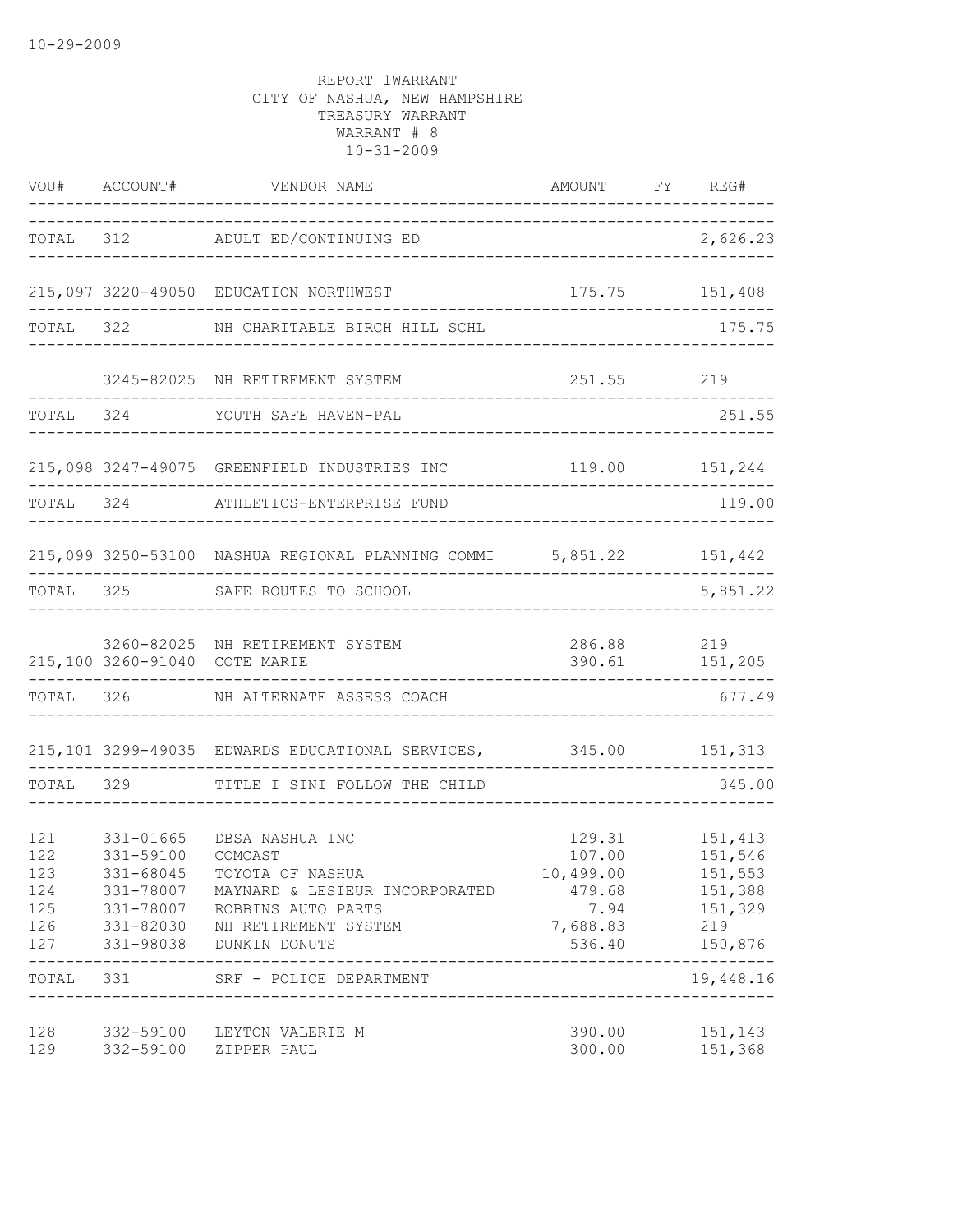10-29-2009

REPORT 1WARRANT
CITY OF NASHUA, NEW HAMPSHIRE
TREASURY WARRANT
WARRANT # 8
10-31-2009

| VOU# | ACCOUNT# | VENDOR NAME | AMOUNT | FY | REG# |
|---|---|---|---|---|---|
| TOTAL | 312 | ADULT ED/CONTINUING ED | | | 2,626.23 |
| 215,097 | 3220-49050 | EDUCATION NORTHWEST | 175.75 | | 151,408 |
| TOTAL | 322 | NH CHARITABLE BIRCH HILL SCHL | | | 175.75 |
| | 3245-82025 | NH RETIREMENT SYSTEM | 251.55 | | 219 |
| TOTAL | 324 | YOUTH SAFE HAVEN-PAL | | | 251.55 |
| 215,098 | 3247-49075 | GREENFIELD INDUSTRIES INC | 119.00 | | 151,244 |
| TOTAL | 324 | ATHLETICS-ENTERPRISE FUND | | | 119.00 |
| 215,099 | 3250-53100 | NASHUA REGIONAL PLANNING COMMI | 5,851.22 | | 151,442 |
| TOTAL | 325 | SAFE ROUTES TO SCHOOL | | | 5,851.22 |
| | 3260-82025 | NH RETIREMENT SYSTEM | 286.88 | | 219 |
| 215,100 | 3260-91040 | COTE MARIE | 390.61 | | 151,205 |
| TOTAL | 326 | NH ALTERNATE ASSESS COACH | | | 677.49 |
| 215,101 | 3299-49035 | EDWARDS EDUCATIONAL SERVICES, | 345.00 | | 151,313 |
| TOTAL | 329 | TITLE I SINI FOLLOW THE CHILD | | | 345.00 |
| 121 | 331-01665 | DBSA NASHUA INC | 129.31 | | 151,413 |
| 122 | 331-59100 | COMCAST | 107.00 | | 151,546 |
| 123 | 331-68045 | TOYOTA OF NASHUA | 10,499.00 | | 151,553 |
| 124 | 331-78007 | MAYNARD & LESIEUR INCORPORATED | 479.68 | | 151,388 |
| 125 | 331-78007 | ROBBINS AUTO PARTS | 7.94 | | 151,329 |
| 126 | 331-82030 | NH RETIREMENT SYSTEM | 7,688.83 | | 219 |
| 127 | 331-98038 | DUNKIN DONUTS | 536.40 | | 150,876 |
| TOTAL | 331 | SRF - POLICE DEPARTMENT | | | 19,448.16 |
| 128 | 332-59100 | LEYTON VALERIE M | 390.00 | | 151,143 |
| 129 | 332-59100 | ZIPPER PAUL | 300.00 | | 151,368 |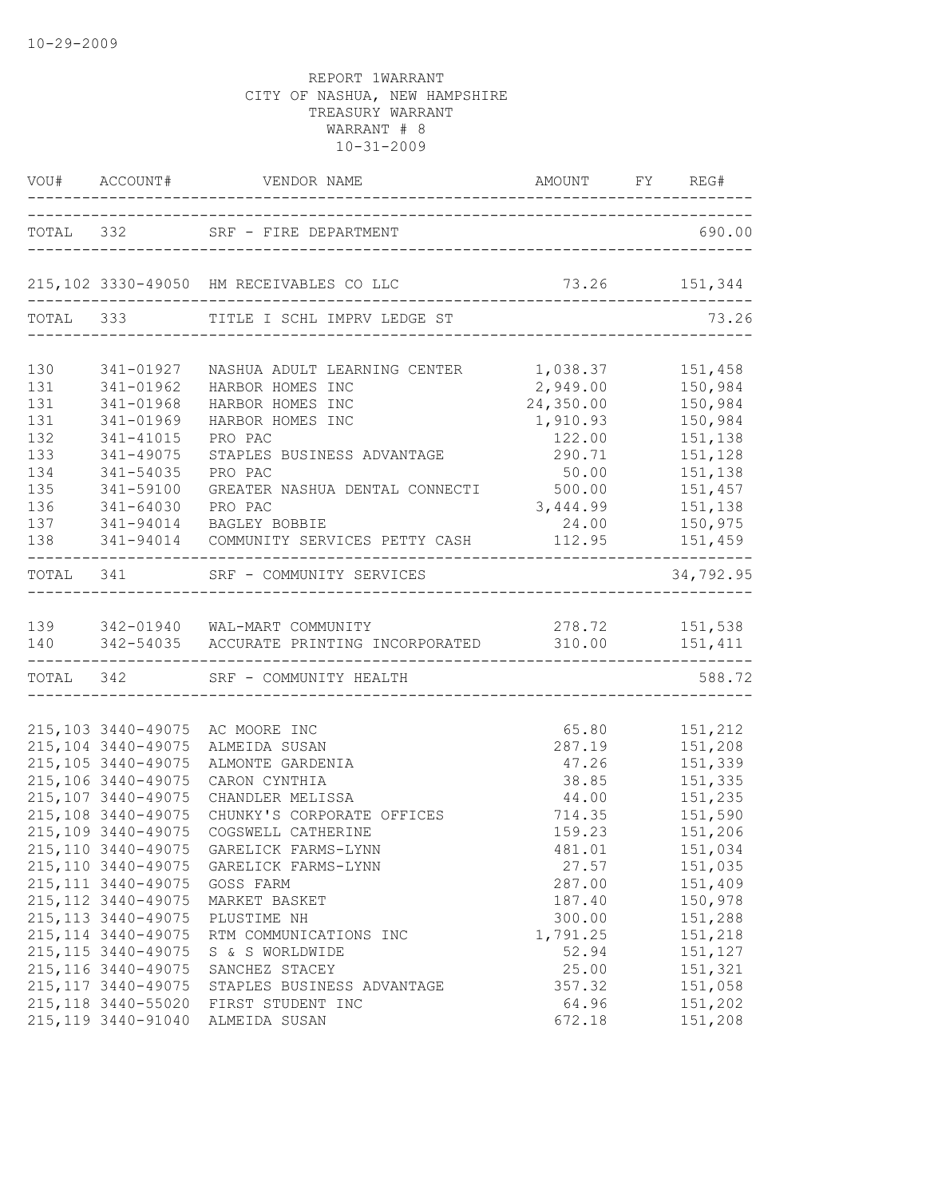10-29-2009

REPORT 1WARRANT
CITY OF NASHUA, NEW HAMPSHIRE
TREASURY WARRANT
WARRANT # 8
10-31-2009

| VOU# | ACCOUNT# | VENDOR NAME | AMOUNT | FY | REG# |
|---|---|---|---|---|---|
| TOTAL | 332 | SRF - FIRE DEPARTMENT | | | 690.00 |
| 215,102 | 3330-49050 | HM RECEIVABLES CO LLC | 73.26 | | 151,344 |
| TOTAL | 333 | TITLE I SCHL IMPRV LEDGE ST | | | 73.26 |
| 130 | 341-01927 | NASHUA ADULT LEARNING CENTER | 1,038.37 | | 151,458 |
| 131 | 341-01962 | HARBOR HOMES INC | 2,949.00 | | 150,984 |
| 131 | 341-01968 | HARBOR HOMES INC | 24,350.00 | | 150,984 |
| 131 | 341-01969 | HARBOR HOMES INC | 1,910.93 | | 150,984 |
| 132 | 341-41015 | PRO PAC | 122.00 | | 151,138 |
| 133 | 341-49075 | STAPLES BUSINESS ADVANTAGE | 290.71 | | 151,128 |
| 134 | 341-54035 | PRO PAC | 50.00 | | 151,138 |
| 135 | 341-59100 | GREATER NASHUA DENTAL CONNECTI | 500.00 | | 151,457 |
| 136 | 341-64030 | PRO PAC | 3,444.99 | | 151,138 |
| 137 | 341-94014 | BAGLEY BOBBIE | 24.00 | | 150,975 |
| 138 | 341-94014 | COMMUNITY SERVICES PETTY CASH | 112.95 | | 151,459 |
| TOTAL | 341 | SRF - COMMUNITY SERVICES | | | 34,792.95 |
| 139 | 342-01940 | WAL-MART COMMUNITY | 278.72 | | 151,538 |
| 140 | 342-54035 | ACCURATE PRINTING INCORPORATED | 310.00 | | 151,411 |
| TOTAL | 342 | SRF - COMMUNITY HEALTH | | | 588.72 |
| 215,103 | 3440-49075 | AC MOORE INC | 65.80 | | 151,212 |
| 215,104 | 3440-49075 | ALMEIDA SUSAN | 287.19 | | 151,208 |
| 215,105 | 3440-49075 | ALMONTE GARDENIA | 47.26 | | 151,339 |
| 215,106 | 3440-49075 | CARON CYNTHIA | 38.85 | | 151,335 |
| 215,107 | 3440-49075 | CHANDLER MELISSA | 44.00 | | 151,235 |
| 215,108 | 3440-49075 | CHUNKY'S CORPORATE OFFICES | 714.35 | | 151,590 |
| 215,109 | 3440-49075 | COGSWELL CATHERINE | 159.23 | | 151,206 |
| 215,110 | 3440-49075 | GARELICK FARMS-LYNN | 481.01 | | 151,034 |
| 215,110 | 3440-49075 | GARELICK FARMS-LYNN | 27.57 | | 151,035 |
| 215,111 | 3440-49075 | GOSS FARM | 287.00 | | 151,409 |
| 215,112 | 3440-49075 | MARKET BASKET | 187.40 | | 150,978 |
| 215,113 | 3440-49075 | PLUSTIME NH | 300.00 | | 151,288 |
| 215,114 | 3440-49075 | RTM COMMUNICATIONS INC | 1,791.25 | | 151,218 |
| 215,115 | 3440-49075 | S & S WORLDWIDE | 52.94 | | 151,127 |
| 215,116 | 3440-49075 | SANCHEZ STACEY | 25.00 | | 151,321 |
| 215,117 | 3440-49075 | STAPLES BUSINESS ADVANTAGE | 357.32 | | 151,058 |
| 215,118 | 3440-55020 | FIRST STUDENT INC | 64.96 | | 151,202 |
| 215,119 | 3440-91040 | ALMEIDA SUSAN | 672.18 | | 151,208 |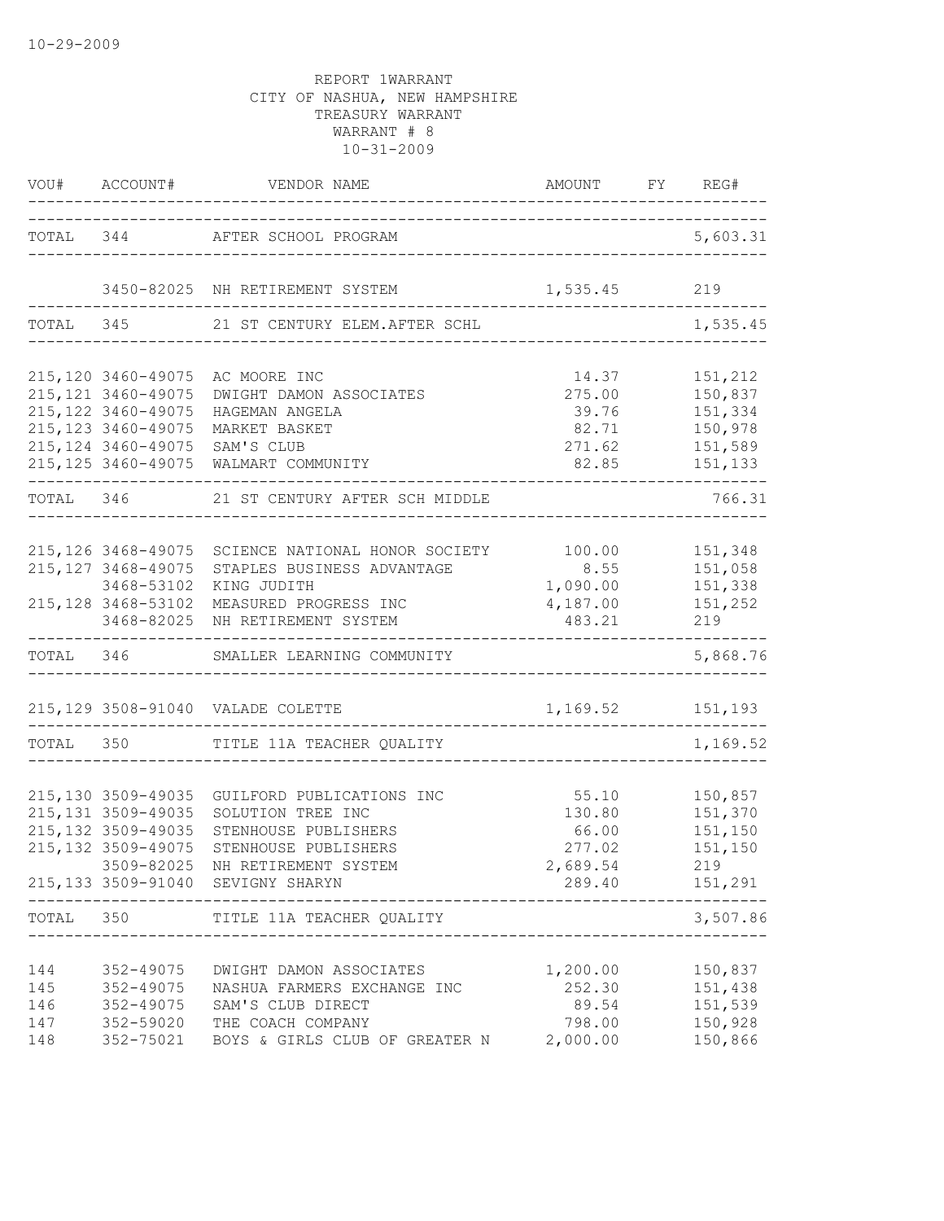10-29-2009

REPORT 1WARRANT
CITY OF NASHUA, NEW HAMPSHIRE
TREASURY WARRANT
WARRANT # 8
10-31-2009

| VOU# | ACCOUNT# | VENDOR NAME | AMOUNT | FY | REG# |
|---|---|---|---|---|---|
| TOTAL | 344 | AFTER SCHOOL PROGRAM | | | 5,603.31 |
| | 3450-82025 | NH RETIREMENT SYSTEM | 1,535.45 | | 219 |
| TOTAL | 345 | 21 ST CENTURY ELEM.AFTER SCHL | | | 1,535.45 |
| 215,120 | 3460-49075 | AC MOORE INC | 14.37 | | 151,212 |
| 215,121 | 3460-49075 | DWIGHT DAMON ASSOCIATES | 275.00 | | 150,837 |
| 215,122 | 3460-49075 | HAGEMAN ANGELA | 39.76 | | 151,334 |
| 215,123 | 3460-49075 | MARKET BASKET | 82.71 | | 150,978 |
| 215,124 | 3460-49075 | SAM'S CLUB | 271.62 | | 151,589 |
| 215,125 | 3460-49075 | WALMART COMMUNITY | 82.85 | | 151,133 |
| TOTAL | 346 | 21 ST CENTURY AFTER SCH MIDDLE | | | 766.31 |
| 215,126 | 3468-49075 | SCIENCE NATIONAL HONOR SOCIETY | 100.00 | | 151,348 |
| 215,127 | 3468-49075 | STAPLES BUSINESS ADVANTAGE | 8.55 | | 151,058 |
| | 3468-53102 | KING JUDITH | 1,090.00 | | 151,338 |
| 215,128 | 3468-53102 | MEASURED PROGRESS INC | 4,187.00 | | 151,252 |
| | 3468-82025 | NH RETIREMENT SYSTEM | 483.21 | | 219 |
| TOTAL | 346 | SMALLER LEARNING COMMUNITY | | | 5,868.76 |
| 215,129 | 3508-91040 | VALADE COLETTE | 1,169.52 | | 151,193 |
| TOTAL | 350 | TITLE 11A TEACHER QUALITY | | | 1,169.52 |
| 215,130 | 3509-49035 | GUILFORD PUBLICATIONS INC | 55.10 | | 150,857 |
| 215,131 | 3509-49035 | SOLUTION TREE INC | 130.80 | | 151,370 |
| 215,132 | 3509-49035 | STENHOUSE PUBLISHERS | 66.00 | | 151,150 |
| 215,132 | 3509-49075 | STENHOUSE PUBLISHERS | 277.02 | | 151,150 |
| | 3509-82025 | NH RETIREMENT SYSTEM | 2,689.54 | | 219 |
| 215,133 | 3509-91040 | SEVIGNY SHARYN | 289.40 | | 151,291 |
| TOTAL | 350 | TITLE 11A TEACHER QUALITY | | | 3,507.86 |
| 144 | 352-49075 | DWIGHT DAMON ASSOCIATES | 1,200.00 | | 150,837 |
| 145 | 352-49075 | NASHUA FARMERS EXCHANGE INC | 252.30 | | 151,438 |
| 146 | 352-49075 | SAM'S CLUB DIRECT | 89.54 | | 151,539 |
| 147 | 352-59020 | THE COACH COMPANY | 798.00 | | 150,928 |
| 148 | 352-75021 | BOYS & GIRLS CLUB OF GREATER N | 2,000.00 | | 150,866 |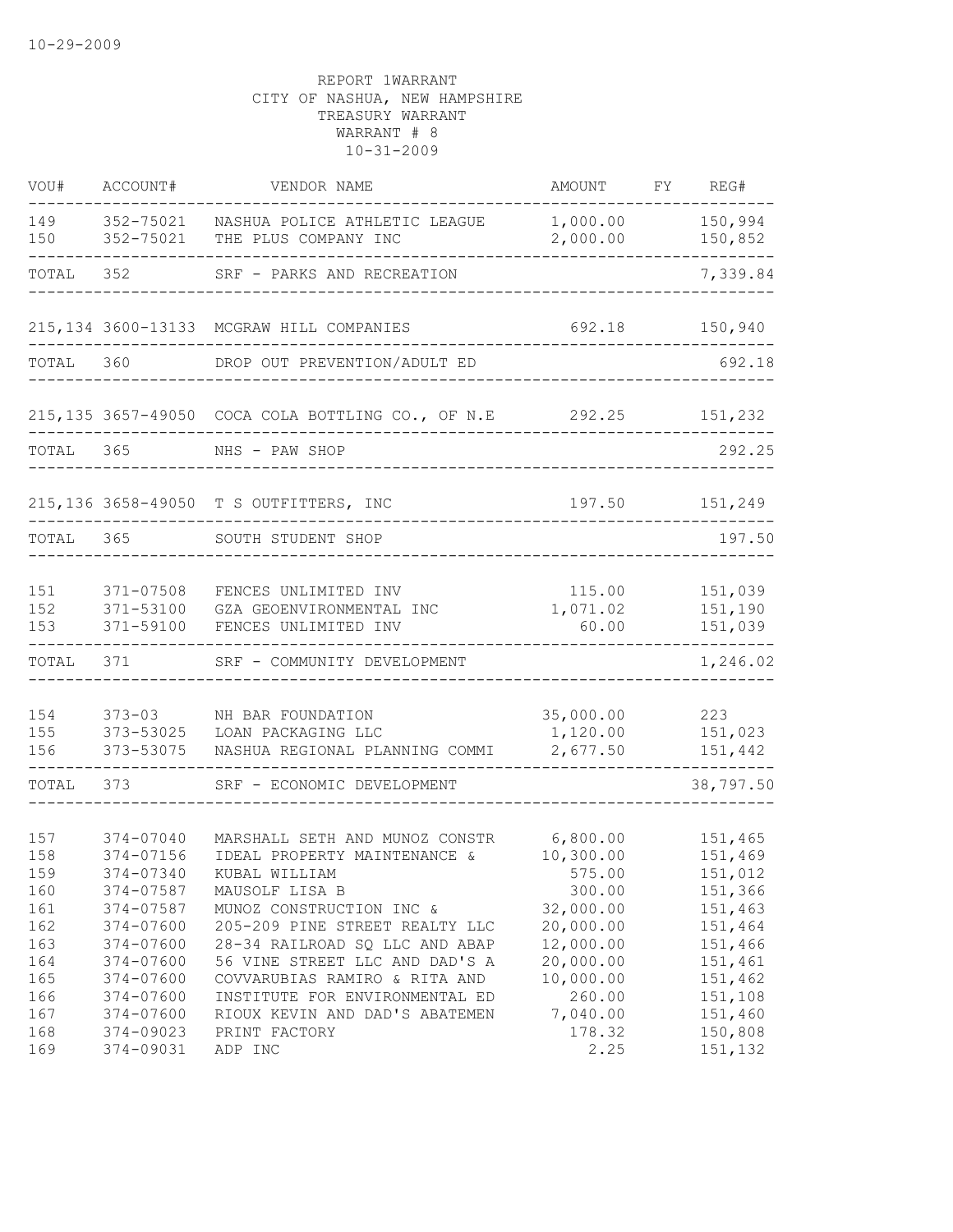10-29-2009

REPORT 1WARRANT
CITY OF NASHUA, NEW HAMPSHIRE
TREASURY WARRANT
WARRANT # 8
10-31-2009

| VOU# | ACCOUNT# | VENDOR NAME | AMOUNT | FY | REG# |
|---|---|---|---|---|---|
| 149 | 352-75021 | NASHUA POLICE ATHLETIC LEAGUE | 1,000.00 | | 150,994 |
| 150 | 352-75021 | THE PLUS COMPANY INC | 2,000.00 | | 150,852 |
| TOTAL | 352 | SRF - PARKS AND RECREATION | | | 7,339.84 |
| 215,134 | 3600-13133 | MCGRAW HILL COMPANIES | 692.18 | | 150,940 |
| TOTAL | 360 | DROP OUT PREVENTION/ADULT ED | | | 692.18 |
| 215,135 | 3657-49050 | COCA COLA BOTTLING CO., OF N.E | 292.25 | | 151,232 |
| TOTAL | 365 | NHS - PAW SHOP | | | 292.25 |
| 215,136 | 3658-49050 | T S OUTFITTERS, INC | 197.50 | | 151,249 |
| TOTAL | 365 | SOUTH STUDENT SHOP | | | 197.50 |
| 151 | 371-07508 | FENCES UNLIMITED INV | 115.00 | | 151,039 |
| 152 | 371-53100 | GZA GEOENVIRONMENTAL INC | 1,071.02 | | 151,190 |
| 153 | 371-59100 | FENCES UNLIMITED INV | 60.00 | | 151,039 |
| TOTAL | 371 | SRF - COMMUNITY DEVELOPMENT | | | 1,246.02 |
| 154 | 373-03 | NH BAR FOUNDATION | 35,000.00 | | 223 |
| 155 | 373-53025 | LOAN PACKAGING LLC | 1,120.00 | | 151,023 |
| 156 | 373-53075 | NASHUA REGIONAL PLANNING COMMI | 2,677.50 | | 151,442 |
| TOTAL | 373 | SRF - ECONOMIC DEVELOPMENT | | | 38,797.50 |
| 157 | 374-07040 | MARSHALL SETH AND MUNOZ CONSTR | 6,800.00 | | 151,465 |
| 158 | 374-07156 | IDEAL PROPERTY MAINTENANCE & | 10,300.00 | | 151,469 |
| 159 | 374-07340 | KUBAL WILLIAM | 575.00 | | 151,012 |
| 160 | 374-07587 | MAUSOLF LISA B | 300.00 | | 151,366 |
| 161 | 374-07587 | MUNOZ CONSTRUCTION INC & | 32,000.00 | | 151,463 |
| 162 | 374-07600 | 205-209 PINE STREET REALTY LLC | 20,000.00 | | 151,464 |
| 163 | 374-07600 | 28-34 RAILROAD SQ LLC AND ABAP | 12,000.00 | | 151,466 |
| 164 | 374-07600 | 56 VINE STREET LLC AND DAD'S A | 20,000.00 | | 151,461 |
| 165 | 374-07600 | COVVARUBIAS RAMIRO & RITA AND | 10,000.00 | | 151,462 |
| 166 | 374-07600 | INSTITUTE FOR ENVIRONMENTAL ED | 260.00 | | 151,108 |
| 167 | 374-07600 | RIOUX KEVIN AND DAD'S ABATEMEN | 7,040.00 | | 151,460 |
| 168 | 374-09023 | PRINT FACTORY | 178.32 | | 150,808 |
| 169 | 374-09031 | ADP INC | 2.25 | | 151,132 |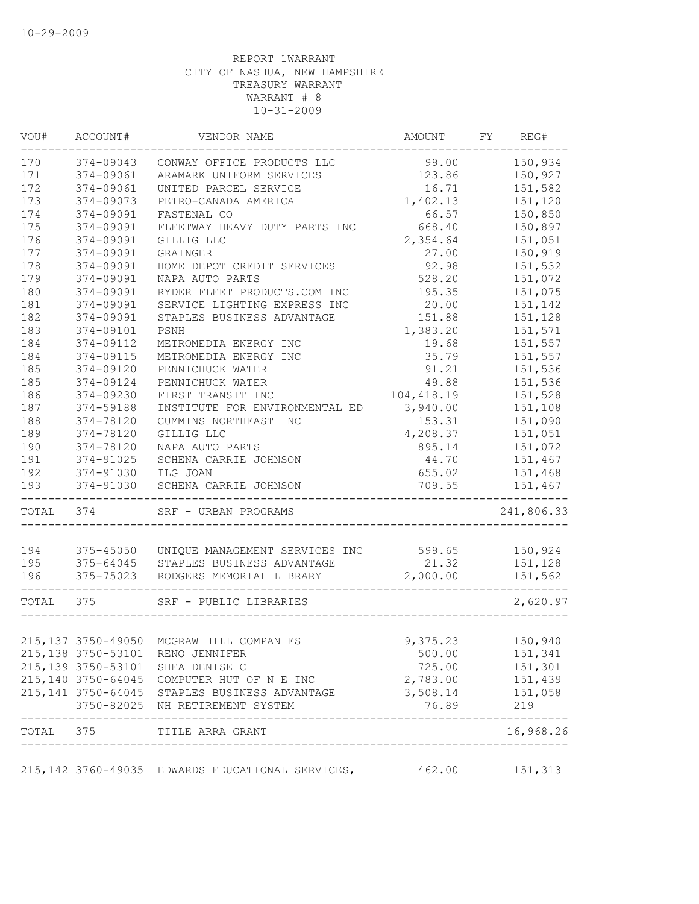10-29-2009

REPORT 1WARRANT
CITY OF NASHUA, NEW HAMPSHIRE
TREASURY WARRANT
WARRANT # 8
10-31-2009

| VOU# | ACCOUNT# | VENDOR NAME | AMOUNT | FY | REG# |
|---|---|---|---|---|---|
| 170 | 374-09043 | CONWAY OFFICE PRODUCTS LLC | 99.00 | | 150,934 |
| 171 | 374-09061 | ARAMARK UNIFORM SERVICES | 123.86 | | 150,927 |
| 172 | 374-09061 | UNITED PARCEL SERVICE | 16.71 | | 151,582 |
| 173 | 374-09073 | PETRO-CANADA AMERICA | 1,402.13 | | 151,120 |
| 174 | 374-09091 | FASTENAL CO | 66.57 | | 150,850 |
| 175 | 374-09091 | FLEETWAY HEAVY DUTY PARTS INC | 668.40 | | 150,897 |
| 176 | 374-09091 | GILLIG LLC | 2,354.64 | | 151,051 |
| 177 | 374-09091 | GRAINGER | 27.00 | | 150,919 |
| 178 | 374-09091 | HOME DEPOT CREDIT SERVICES | 92.98 | | 151,532 |
| 179 | 374-09091 | NAPA AUTO PARTS | 528.20 | | 151,072 |
| 180 | 374-09091 | RYDER FLEET PRODUCTS.COM INC | 195.35 | | 151,075 |
| 181 | 374-09091 | SERVICE LIGHTING EXPRESS INC | 20.00 | | 151,142 |
| 182 | 374-09091 | STAPLES BUSINESS ADVANTAGE | 151.88 | | 151,128 |
| 183 | 374-09101 | PSNH | 1,383.20 | | 151,571 |
| 184 | 374-09112 | METROMEDIA ENERGY INC | 19.68 | | 151,557 |
| 184 | 374-09115 | METROMEDIA ENERGY INC | 35.79 | | 151,557 |
| 185 | 374-09120 | PENNICHUCK WATER | 91.21 | | 151,536 |
| 185 | 374-09124 | PENNICHUCK WATER | 49.88 | | 151,536 |
| 186 | 374-09230 | FIRST TRANSIT INC | 104,418.19 | | 151,528 |
| 187 | 374-59188 | INSTITUTE FOR ENVIRONMENTAL ED | 3,940.00 | | 151,108 |
| 188 | 374-78120 | CUMMINS NORTHEAST INC | 153.31 | | 151,090 |
| 189 | 374-78120 | GILLIG LLC | 4,208.37 | | 151,051 |
| 190 | 374-78120 | NAPA AUTO PARTS | 895.14 | | 151,072 |
| 191 | 374-91025 | SCHENA CARRIE JOHNSON | 44.70 | | 151,467 |
| 192 | 374-91030 | ILG JOAN | 655.02 | | 151,468 |
| 193 | 374-91030 | SCHENA CARRIE JOHNSON | 709.55 | | 151,467 |
| TOTAL | 374 | SRF - URBAN PROGRAMS | | | 241,806.33 |
| 194 | 375-45050 | UNIQUE MANAGEMENT SERVICES INC | 599.65 | | 150,924 |
| 195 | 375-64045 | STAPLES BUSINESS ADVANTAGE | 21.32 | | 151,128 |
| 196 | 375-75023 | RODGERS MEMORIAL LIBRARY | 2,000.00 | | 151,562 |
| TOTAL | 375 | SRF - PUBLIC LIBRARIES | | | 2,620.97 |
| 215,137 | 3750-49050 | MCGRAW HILL COMPANIES | 9,375.23 | | 150,940 |
| 215,138 | 3750-53101 | RENO JENNIFER | 500.00 | | 151,341 |
| 215,139 | 3750-53101 | SHEA DENISE C | 725.00 | | 151,301 |
| 215,140 | 3750-64045 | COMPUTER HUT OF N E INC | 2,783.00 | | 151,439 |
| 215,141 | 3750-64045 | STAPLES BUSINESS ADVANTAGE | 3,508.14 | | 151,058 |
| | 3750-82025 | NH RETIREMENT SYSTEM | 76.89 | | 219 |
| TOTAL | 375 | TITLE ARRA GRANT | | | 16,968.26 |
| 215,142 | 3760-49035 | EDWARDS EDUCATIONAL SERVICES, | 462.00 | | 151,313 |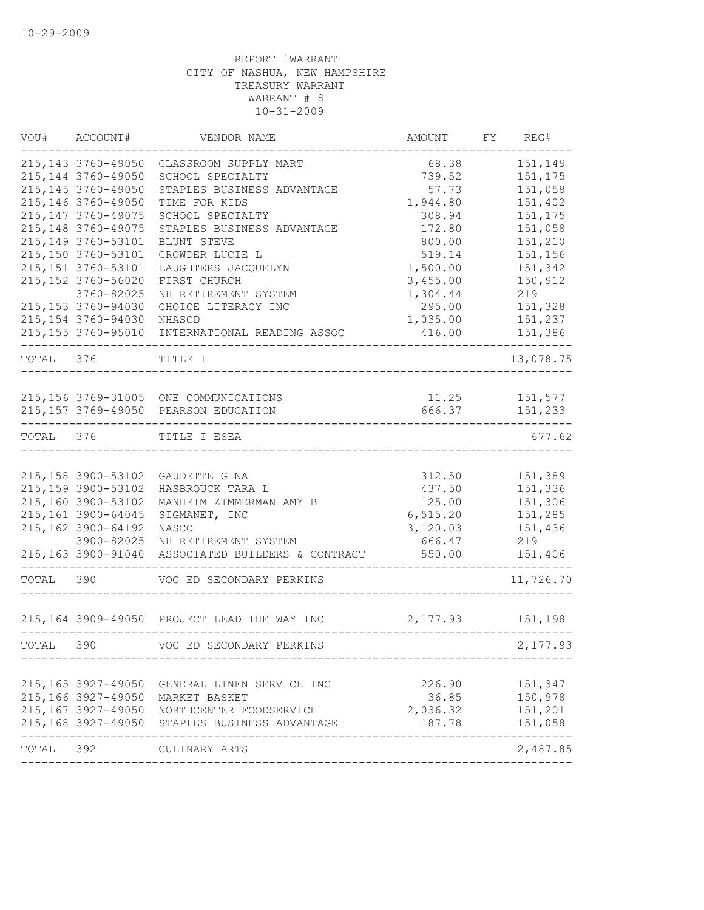10-29-2009

REPORT 1WARRANT
CITY OF NASHUA, NEW HAMPSHIRE
TREASURY WARRANT
WARRANT # 8
10-31-2009

| VOU# | ACCOUNT# | VENDOR NAME | AMOUNT | FY | REG# |
|---|---|---|---|---|---|
| 215,143 | 3760-49050 | CLASSROOM SUPPLY MART | 68.38 | | 151,149 |
| 215,144 | 3760-49050 | SCHOOL SPECIALTY | 739.52 | | 151,175 |
| 215,145 | 3760-49050 | STAPLES BUSINESS ADVANTAGE | 57.73 | | 151,058 |
| 215,146 | 3760-49050 | TIME FOR KIDS | 1,944.80 | | 151,402 |
| 215,147 | 3760-49075 | SCHOOL SPECIALTY | 308.94 | | 151,175 |
| 215,148 | 3760-49075 | STAPLES BUSINESS ADVANTAGE | 172.80 | | 151,058 |
| 215,149 | 3760-53101 | BLUNT STEVE | 800.00 | | 151,210 |
| 215,150 | 3760-53101 | CROWDER LUCIE L | 519.14 | | 151,156 |
| 215,151 | 3760-53101 | LAUGHTERS JACQUELYN | 1,500.00 | | 151,342 |
| 215,152 | 3760-56020 | FIRST CHURCH | 3,455.00 | | 150,912 |
| | 3760-82025 | NH RETIREMENT SYSTEM | 1,304.44 | | 219 |
| 215,153 | 3760-94030 | CHOICE LITERACY INC | 295.00 | | 151,328 |
| 215,154 | 3760-94030 | NHASCD | 1,035.00 | | 151,237 |
| 215,155 | 3760-95010 | INTERNATIONAL READING ASSOC | 416.00 | | 151,386 |
| TOTAL | 376 | TITLE I | | | 13,078.75 |
| 215,156 | 3769-31005 | ONE COMMUNICATIONS | 11.25 | | 151,577 |
| 215,157 | 3769-49050 | PEARSON EDUCATION | 666.37 | | 151,233 |
| TOTAL | 376 | TITLE I ESEA | | | 677.62 |
| 215,158 | 3900-53102 | GAUDETTE GINA | 312.50 | | 151,389 |
| 215,159 | 3900-53102 | HASBROUCK TARA L | 437.50 | | 151,336 |
| 215,160 | 3900-53102 | MANHEIM ZIMMERMAN AMY B | 125.00 | | 151,306 |
| 215,161 | 3900-64045 | SIGMANET, INC | 6,515.20 | | 151,285 |
| 215,162 | 3900-64192 | NASCO | 3,120.03 | | 151,436 |
| | 3900-82025 | NH RETIREMENT SYSTEM | 666.47 | | 219 |
| 215,163 | 3900-91040 | ASSOCIATED BUILDERS & CONTRACT | 550.00 | | 151,406 |
| TOTAL | 390 | VOC ED SECONDARY PERKINS | | | 11,726.70 |
| 215,164 | 3909-49050 | PROJECT LEAD THE WAY INC | 2,177.93 | | 151,198 |
| TOTAL | 390 | VOC ED SECONDARY PERKINS | | | 2,177.93 |
| 215,165 | 3927-49050 | GENERAL LINEN SERVICE INC | 226.90 | | 151,347 |
| 215,166 | 3927-49050 | MARKET BASKET | 36.85 | | 150,978 |
| 215,167 | 3927-49050 | NORTHCENTER FOODSERVICE | 2,036.32 | | 151,201 |
| 215,168 | 3927-49050 | STAPLES BUSINESS ADVANTAGE | 187.78 | | 151,058 |
| TOTAL | 392 | CULINARY ARTS | | | 2,487.85 |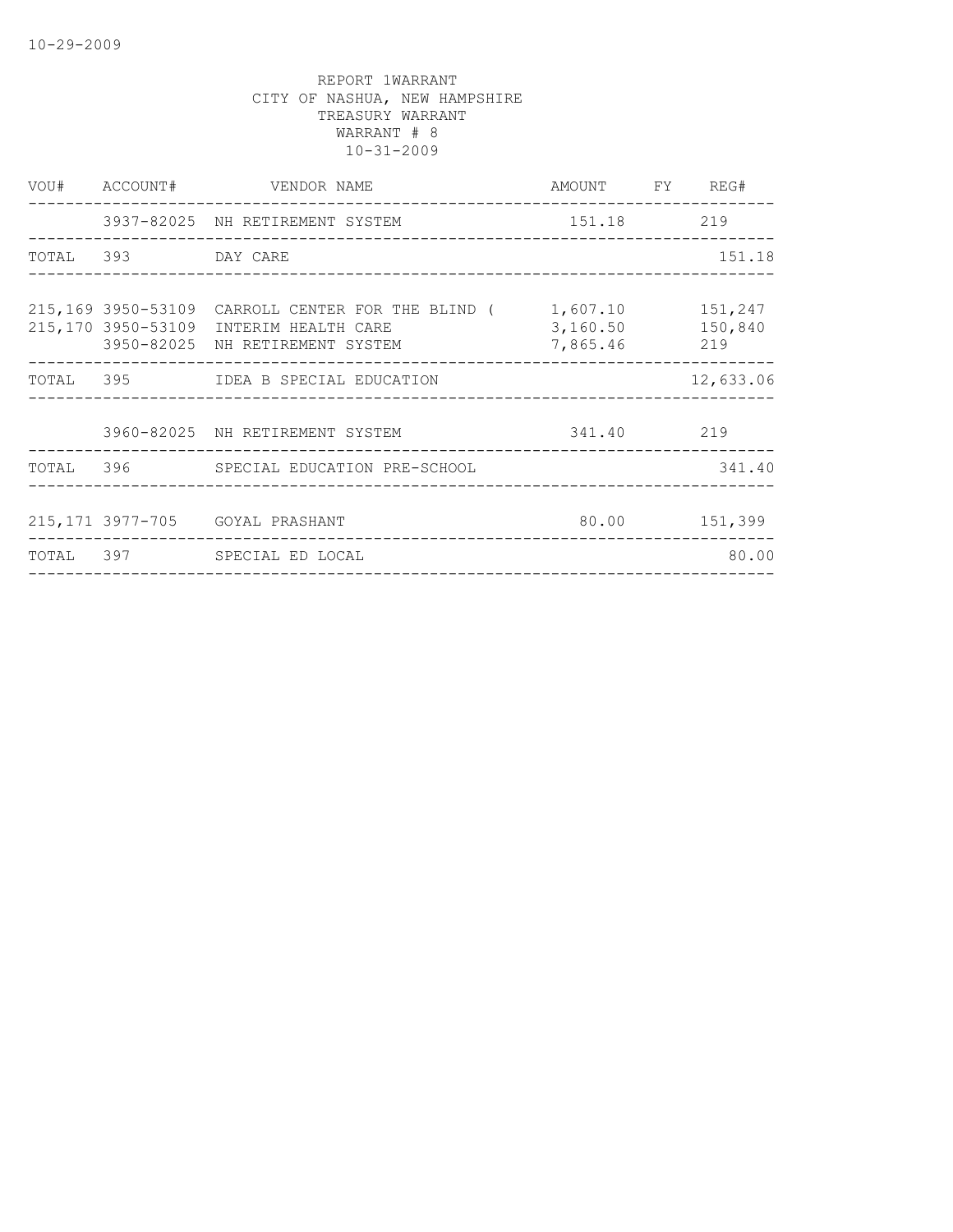10-29-2009

REPORT 1WARRANT
CITY OF NASHUA, NEW HAMPSHIRE
TREASURY WARRANT
WARRANT # 8
10-31-2009

| VOU# | ACCOUNT# | VENDOR NAME | AMOUNT | FY | REG# |
|---|---|---|---|---|---|
| | 3937-82025 | NH RETIREMENT SYSTEM | 151.18 | | 219 |
| TOTAL | 393 | DAY CARE | | | 151.18 |
| 215,169 | 3950-53109 | CARROLL CENTER FOR THE BLIND ( | 1,607.10 | | 151,247 |
| 215,170 | 3950-53109 | INTERIM HEALTH CARE | 3,160.50 | | 150,840 |
| | 3950-82025 | NH RETIREMENT SYSTEM | 7,865.46 | | 219 |
| TOTAL | 395 | IDEA B SPECIAL EDUCATION | | | 12,633.06 |
| | 3960-82025 | NH RETIREMENT SYSTEM | 341.40 | | 219 |
| TOTAL | 396 | SPECIAL EDUCATION PRE-SCHOOL | | | 341.40 |
| 215,171 | 3977-705 | GOYAL PRASHANT | 80.00 | | 151,399 |
| TOTAL | 397 | SPECIAL ED LOCAL | | | 80.00 |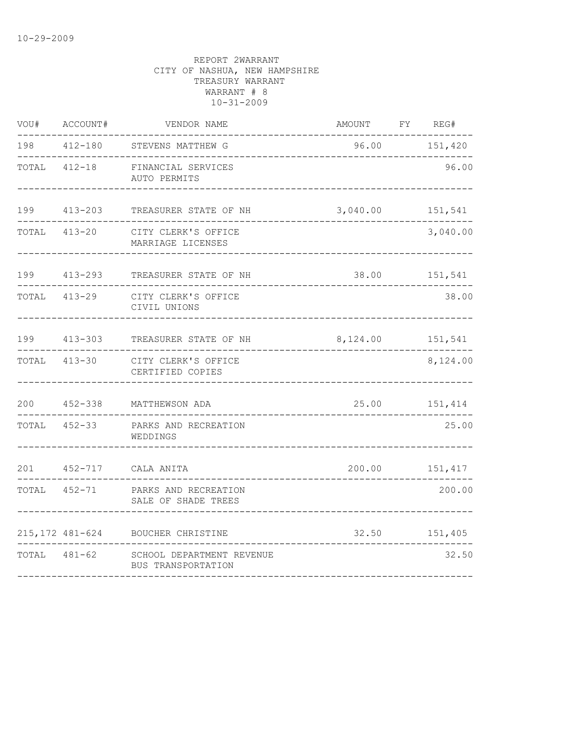10-29-2009

REPORT 2WARRANT
CITY OF NASHUA, NEW HAMPSHIRE
TREASURY WARRANT
WARRANT # 8
10-31-2009

| VOU# | ACCOUNT# | VENDOR NAME | AMOUNT | FY | REG# |
|---|---|---|---|---|---|
| 198 | 412-180 | STEVENS MATTHEW G | 96.00 | | 151,420 |
| TOTAL | 412-18 | FINANCIAL SERVICES AUTO PERMITS | | | 96.00 |
| 199 | 413-203 | TREASURER STATE OF NH | 3,040.00 | | 151,541 |
| TOTAL | 413-20 | CITY CLERK'S OFFICE MARRIAGE LICENSES | | | 3,040.00 |
| 199 | 413-293 | TREASURER STATE OF NH | 38.00 | | 151,541 |
| TOTAL | 413-29 | CITY CLERK'S OFFICE CIVIL UNIONS | | | 38.00 |
| 199 | 413-303 | TREASURER STATE OF NH | 8,124.00 | | 151,541 |
| TOTAL | 413-30 | CITY CLERK'S OFFICE CERTIFIED COPIES | | | 8,124.00 |
| 200 | 452-338 | MATTHEWSON ADA | 25.00 | | 151,414 |
| TOTAL | 452-33 | PARKS AND RECREATION WEDDINGS | | | 25.00 |
| 201 | 452-717 | CALA ANITA | 200.00 | | 151,417 |
| TOTAL | 452-71 | PARKS AND RECREATION SALE OF SHADE TREES | | | 200.00 |
| 215,172 | 481-624 | BOUCHER CHRISTINE | 32.50 | | 151,405 |
| TOTAL | 481-62 | SCHOOL DEPARTMENT REVENUE BUS TRANSPORTATION | | | 32.50 |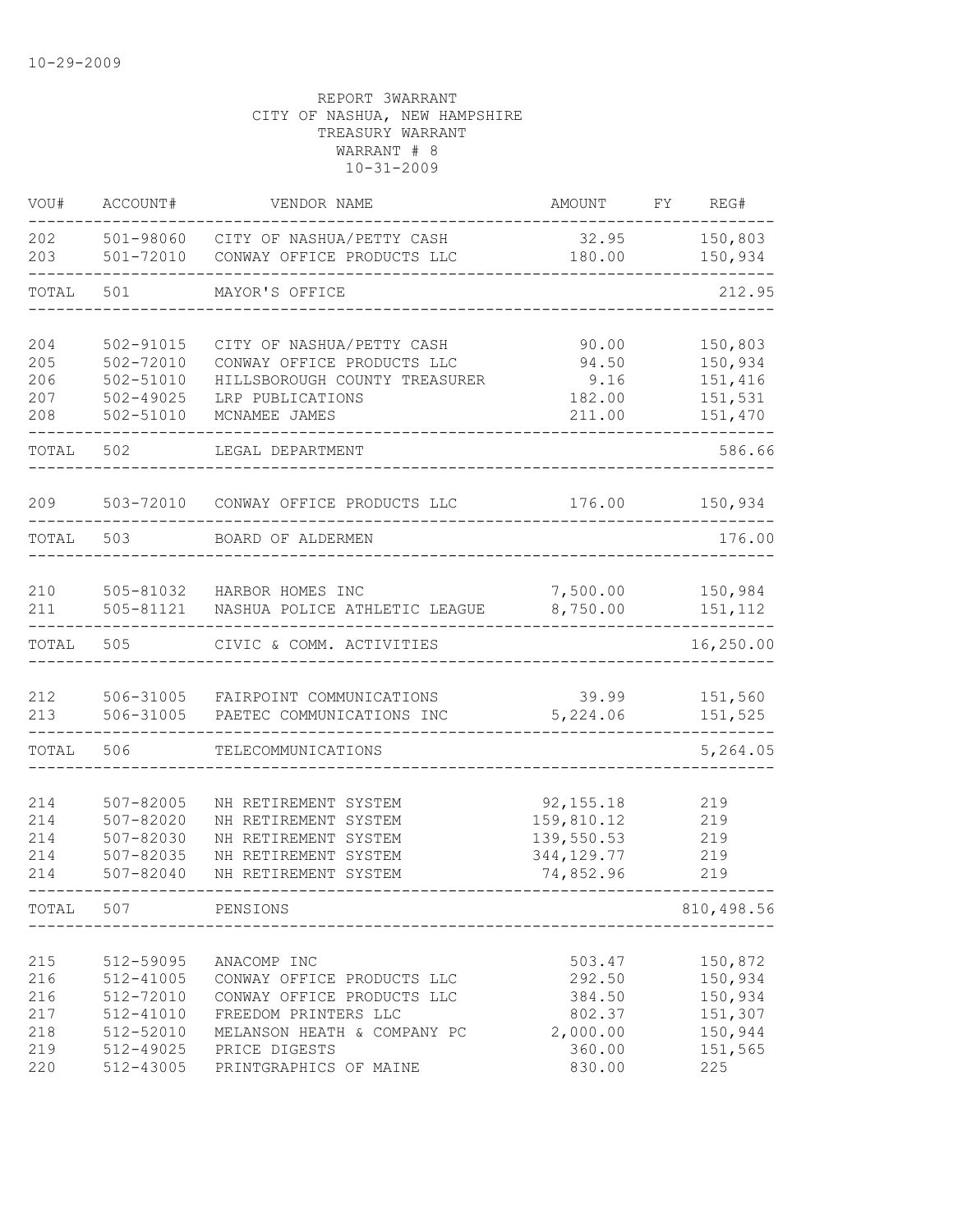10-29-2009

REPORT 3WARRANT
CITY OF NASHUA, NEW HAMPSHIRE
TREASURY WARRANT
WARRANT # 8
10-31-2009

| VOU# | ACCOUNT# | VENDOR NAME | AMOUNT | FY | REG# |
|---|---|---|---|---|---|
| 202 | 501-98060 | CITY OF NASHUA/PETTY CASH | 32.95 | | 150,803 |
| 203 | 501-72010 | CONWAY OFFICE PRODUCTS LLC | 180.00 | | 150,934 |
| TOTAL | 501 | MAYOR'S OFFICE | | | 212.95 |
| 204 | 502-91015 | CITY OF NASHUA/PETTY CASH | 90.00 | | 150,803 |
| 205 | 502-72010 | CONWAY OFFICE PRODUCTS LLC | 94.50 | | 150,934 |
| 206 | 502-51010 | HILLSBOROUGH COUNTY TREASURER | 9.16 | | 151,416 |
| 207 | 502-49025 | LRP PUBLICATIONS | 182.00 | | 151,531 |
| 208 | 502-51010 | MCNAMEE JAMES | 211.00 | | 151,470 |
| TOTAL | 502 | LEGAL DEPARTMENT | | | 586.66 |
| 209 | 503-72010 | CONWAY OFFICE PRODUCTS LLC | 176.00 | | 150,934 |
| TOTAL | 503 | BOARD OF ALDERMEN | | | 176.00 |
| 210 | 505-81032 | HARBOR HOMES INC | 7,500.00 | | 150,984 |
| 211 | 505-81121 | NASHUA POLICE ATHLETIC LEAGUE | 8,750.00 | | 151,112 |
| TOTAL | 505 | CIVIC & COMM. ACTIVITIES | | | 16,250.00 |
| 212 | 506-31005 | FAIRPOINT COMMUNICATIONS | 39.99 | | 151,560 |
| 213 | 506-31005 | PAETEC COMMUNICATIONS INC | 5,224.06 | | 151,525 |
| TOTAL | 506 | TELECOMMUNICATIONS | | | 5,264.05 |
| 214 | 507-82005 | NH RETIREMENT SYSTEM | 92,155.18 | | 219 |
| 214 | 507-82020 | NH RETIREMENT SYSTEM | 159,810.12 | | 219 |
| 214 | 507-82030 | NH RETIREMENT SYSTEM | 139,550.53 | | 219 |
| 214 | 507-82035 | NH RETIREMENT SYSTEM | 344,129.77 | | 219 |
| 214 | 507-82040 | NH RETIREMENT SYSTEM | 74,852.96 | | 219 |
| TOTAL | 507 | PENSIONS | | | 810,498.56 |
| 215 | 512-59095 | ANACOMP INC | 503.47 | | 150,872 |
| 216 | 512-41005 | CONWAY OFFICE PRODUCTS LLC | 292.50 | | 150,934 |
| 216 | 512-72010 | CONWAY OFFICE PRODUCTS LLC | 384.50 | | 150,934 |
| 217 | 512-41010 | FREEDOM PRINTERS LLC | 802.37 | | 151,307 |
| 218 | 512-52010 | MELANSON HEATH & COMPANY PC | 2,000.00 | | 150,944 |
| 219 | 512-49025 | PRICE DIGESTS | 360.00 | | 151,565 |
| 220 | 512-43005 | PRINTGRAPHICS OF MAINE | 830.00 | | 225 |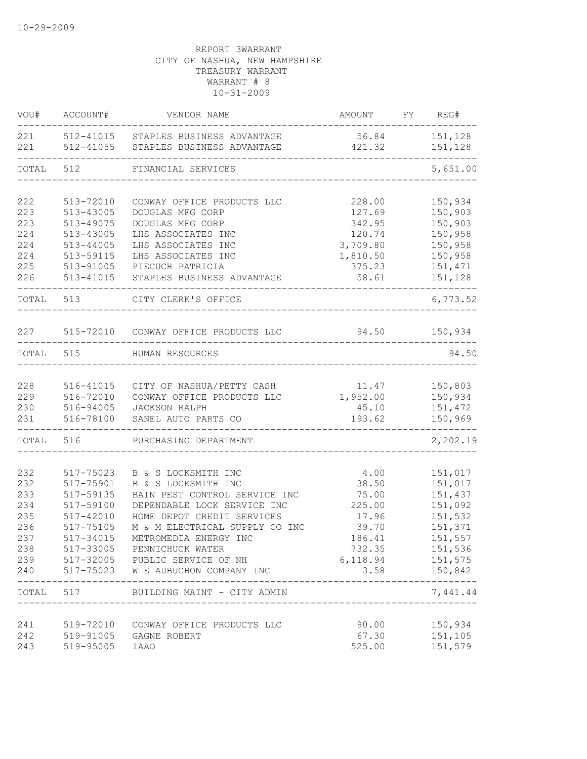10-29-2009

REPORT 3WARRANT
CITY OF NASHUA, NEW HAMPSHIRE
TREASURY WARRANT
WARRANT # 8
10-31-2009

| VOU# | ACCOUNT# | VENDOR NAME | AMOUNT | FY | REG# |
|---|---|---|---|---|---|
| 221 | 512-41015 | STAPLES BUSINESS ADVANTAGE | 56.84 | | 151,128 |
| 221 | 512-41055 | STAPLES BUSINESS ADVANTAGE | 421.32 | | 151,128 |
| TOTAL | 512 | FINANCIAL SERVICES | | | 5,651.00 |
| 222 | 513-72010 | CONWAY OFFICE PRODUCTS LLC | 228.00 | | 150,934 |
| 223 | 513-43005 | DOUGLAS MFG CORP | 127.69 | | 150,903 |
| 223 | 513-49075 | DOUGLAS MFG CORP | 342.95 | | 150,903 |
| 224 | 513-43005 | LHS ASSOCIATES INC | 120.74 | | 150,958 |
| 224 | 513-44005 | LHS ASSOCIATES INC | 3,709.80 | | 150,958 |
| 224 | 513-59115 | LHS ASSOCIATES INC | 1,810.50 | | 150,958 |
| 225 | 513-91005 | PIECUCH PATRICIA | 375.23 | | 151,471 |
| 226 | 513-41015 | STAPLES BUSINESS ADVANTAGE | 58.61 | | 151,128 |
| TOTAL | 513 | CITY CLERK'S OFFICE | | | 6,773.52 |
| 227 | 515-72010 | CONWAY OFFICE PRODUCTS LLC | 94.50 | | 150,934 |
| TOTAL | 515 | HUMAN RESOURCES | | | 94.50 |
| 228 | 516-41015 | CITY OF NASHUA/PETTY CASH | 11.47 | | 150,803 |
| 229 | 516-72010 | CONWAY OFFICE PRODUCTS LLC | 1,952.00 | | 150,934 |
| 230 | 516-94005 | JACKSON RALPH | 45.10 | | 151,472 |
| 231 | 516-78100 | SANEL AUTO PARTS CO | 193.62 | | 150,969 |
| TOTAL | 516 | PURCHASING DEPARTMENT | | | 2,202.19 |
| 232 | 517-75023 | B & S LOCKSMITH INC | 4.00 | | 151,017 |
| 232 | 517-75901 | B & S LOCKSMITH INC | 38.50 | | 151,017 |
| 233 | 517-59135 | BAIN PEST CONTROL SERVICE INC | 75.00 | | 151,437 |
| 234 | 517-59100 | DEPENDABLE LOCK SERVICE INC | 225.00 | | 151,092 |
| 235 | 517-42010 | HOME DEPOT CREDIT SERVICES | 17.96 | | 151,532 |
| 236 | 517-75105 | M & M ELECTRICAL SUPPLY CO INC | 39.70 | | 151,371 |
| 237 | 517-34015 | METROMEDIA ENERGY INC | 186.41 | | 151,557 |
| 238 | 517-33005 | PENNICHUCK WATER | 732.35 | | 151,536 |
| 239 | 517-32005 | PUBLIC SERVICE OF NH | 6,118.94 | | 151,575 |
| 240 | 517-75023 | W E AUBUCHON COMPANY INC | 3.58 | | 150,842 |
| TOTAL | 517 | BUILDING MAINT - CITY ADMIN | | | 7,441.44 |
| 241 | 519-72010 | CONWAY OFFICE PRODUCTS LLC | 90.00 | | 150,934 |
| 242 | 519-91005 | GAGNE ROBERT | 67.30 | | 151,105 |
| 243 | 519-95005 | IAAO | 525.00 | | 151,579 |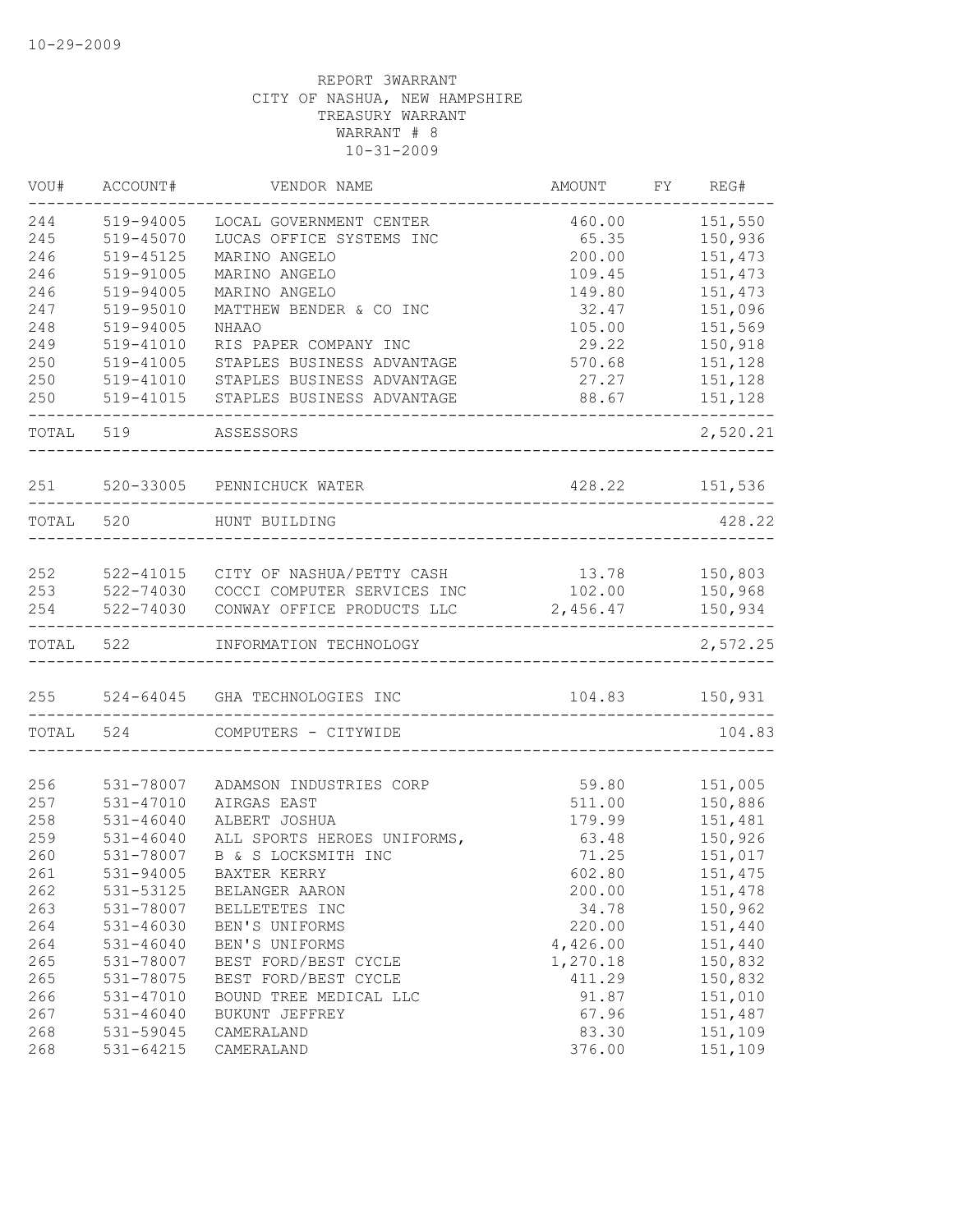10-29-2009

REPORT 3WARRANT
CITY OF NASHUA, NEW HAMPSHIRE
TREASURY WARRANT
WARRANT # 8
10-31-2009

| VOU# | ACCOUNT# | VENDOR NAME | AMOUNT | FY | REG# |
|---|---|---|---|---|---|
| 244 | 519-94005 | LOCAL GOVERNMENT CENTER | 460.00 | | 151,550 |
| 245 | 519-45070 | LUCAS OFFICE SYSTEMS INC | 65.35 | | 150,936 |
| 246 | 519-45125 | MARINO ANGELO | 200.00 | | 151,473 |
| 246 | 519-91005 | MARINO ANGELO | 109.45 | | 151,473 |
| 246 | 519-94005 | MARINO ANGELO | 149.80 | | 151,473 |
| 247 | 519-95010 | MATTHEW BENDER & CO INC | 32.47 | | 151,096 |
| 248 | 519-94005 | NHAAO | 105.00 | | 151,569 |
| 249 | 519-41010 | RIS PAPER COMPANY INC | 29.22 | | 150,918 |
| 250 | 519-41005 | STAPLES BUSINESS ADVANTAGE | 570.68 | | 151,128 |
| 250 | 519-41010 | STAPLES BUSINESS ADVANTAGE | 27.27 | | 151,128 |
| 250 | 519-41015 | STAPLES BUSINESS ADVANTAGE | 88.67 | | 151,128 |
| TOTAL | 519 | ASSESSORS | | | 2,520.21 |
| 251 | 520-33005 | PENNICHUCK WATER | 428.22 | | 151,536 |
| TOTAL | 520 | HUNT BUILDING | | | 428.22 |
| 252 | 522-41015 | CITY OF NASHUA/PETTY CASH | 13.78 | | 150,803 |
| 253 | 522-74030 | COCCI COMPUTER SERVICES INC | 102.00 | | 150,968 |
| 254 | 522-74030 | CONWAY OFFICE PRODUCTS LLC | 2,456.47 | | 150,934 |
| TOTAL | 522 | INFORMATION TECHNOLOGY | | | 2,572.25 |
| 255 | 524-64045 | GHA TECHNOLOGIES INC | 104.83 | | 150,931 |
| TOTAL | 524 | COMPUTERS - CITYWIDE | | | 104.83 |
| 256 | 531-78007 | ADAMSON INDUSTRIES CORP | 59.80 | | 151,005 |
| 257 | 531-47010 | AIRGAS EAST | 511.00 | | 150,886 |
| 258 | 531-46040 | ALBERT JOSHUA | 179.99 | | 151,481 |
| 259 | 531-46040 | ALL SPORTS HEROES UNIFORMS, | 63.48 | | 150,926 |
| 260 | 531-78007 | B & S LOCKSMITH INC | 71.25 | | 151,017 |
| 261 | 531-94005 | BAXTER KERRY | 602.80 | | 151,475 |
| 262 | 531-53125 | BELANGER AARON | 200.00 | | 151,478 |
| 263 | 531-78007 | BELLETETES INC | 34.78 | | 150,962 |
| 264 | 531-46030 | BEN'S UNIFORMS | 220.00 | | 151,440 |
| 264 | 531-46040 | BEN'S UNIFORMS | 4,426.00 | | 151,440 |
| 265 | 531-78007 | BEST FORD/BEST CYCLE | 1,270.18 | | 150,832 |
| 265 | 531-78075 | BEST FORD/BEST CYCLE | 411.29 | | 150,832 |
| 266 | 531-47010 | BOUND TREE MEDICAL LLC | 91.87 | | 151,010 |
| 267 | 531-46040 | BUKUNT JEFFREY | 67.96 | | 151,487 |
| 268 | 531-59045 | CAMERALAND | 83.30 | | 151,109 |
| 268 | 531-64215 | CAMERALAND | 376.00 | | 151,109 |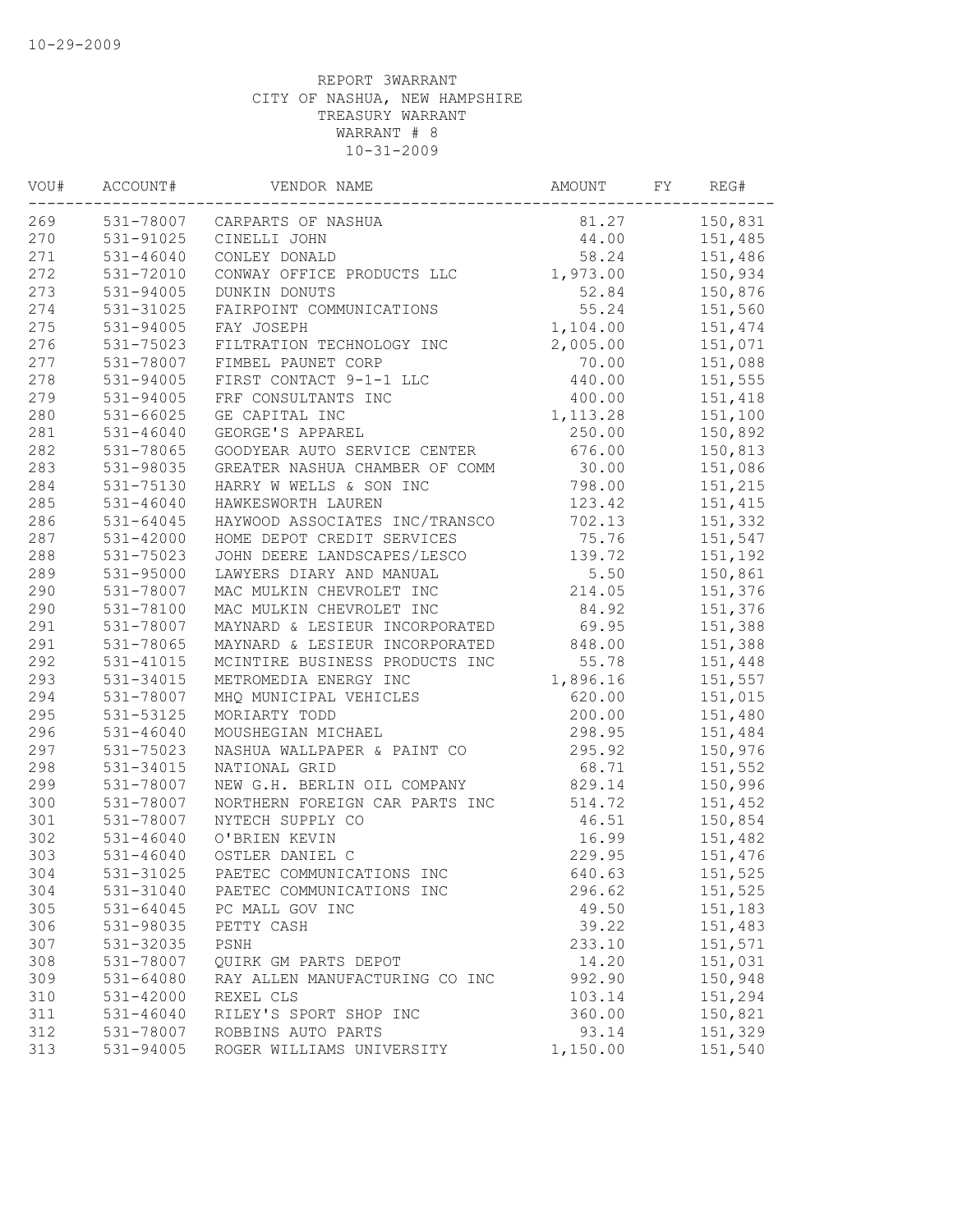10-29-2009

REPORT 3WARRANT
CITY OF NASHUA, NEW HAMPSHIRE
TREASURY WARRANT
WARRANT # 8
10-31-2009

| VOU# | ACCOUNT# | VENDOR NAME | AMOUNT | FY | REG# |
|---|---|---|---|---|---|
| 269 | 531-78007 | CARPARTS OF NASHUA | 81.27 | | 150,831 |
| 270 | 531-91025 | CINELLI JOHN | 44.00 | | 151,485 |
| 271 | 531-46040 | CONLEY DONALD | 58.24 | | 151,486 |
| 272 | 531-72010 | CONWAY OFFICE PRODUCTS LLC | 1,973.00 | | 150,934 |
| 273 | 531-94005 | DUNKIN DONUTS | 52.84 | | 150,876 |
| 274 | 531-31025 | FAIRPOINT COMMUNICATIONS | 55.24 | | 151,560 |
| 275 | 531-94005 | FAY JOSEPH | 1,104.00 | | 151,474 |
| 276 | 531-75023 | FILTRATION TECHNOLOGY INC | 2,005.00 | | 151,071 |
| 277 | 531-78007 | FIMBEL PAUNET CORP | 70.00 | | 151,088 |
| 278 | 531-94005 | FIRST CONTACT 9-1-1 LLC | 440.00 | | 151,555 |
| 279 | 531-94005 | FRF CONSULTANTS INC | 400.00 | | 151,418 |
| 280 | 531-66025 | GE CAPITAL INC | 1,113.28 | | 151,100 |
| 281 | 531-46040 | GEORGE'S APPAREL | 250.00 | | 150,892 |
| 282 | 531-78065 | GOODYEAR AUTO SERVICE CENTER | 676.00 | | 150,813 |
| 283 | 531-98035 | GREATER NASHUA CHAMBER OF COMM | 30.00 | | 151,086 |
| 284 | 531-75130 | HARRY W WELLS & SON INC | 798.00 | | 151,215 |
| 285 | 531-46040 | HAWKESWORTH LAUREN | 123.42 | | 151,415 |
| 286 | 531-64045 | HAYWOOD ASSOCIATES INC/TRANSCO | 702.13 | | 151,332 |
| 287 | 531-42000 | HOME DEPOT CREDIT SERVICES | 75.76 | | 151,547 |
| 288 | 531-75023 | JOHN DEERE LANDSCAPES/LESCO | 139.72 | | 151,192 |
| 289 | 531-95000 | LAWYERS DIARY AND MANUAL | 5.50 | | 150,861 |
| 290 | 531-78007 | MAC MULKIN CHEVROLET INC | 214.05 | | 151,376 |
| 290 | 531-78100 | MAC MULKIN CHEVROLET INC | 84.92 | | 151,376 |
| 291 | 531-78007 | MAYNARD & LESIEUR INCORPORATED | 69.95 | | 151,388 |
| 291 | 531-78065 | MAYNARD & LESIEUR INCORPORATED | 848.00 | | 151,388 |
| 292 | 531-41015 | MCINTIRE BUSINESS PRODUCTS INC | 55.78 | | 151,448 |
| 293 | 531-34015 | METROMEDIA ENERGY INC | 1,896.16 | | 151,557 |
| 294 | 531-78007 | MHQ MUNICIPAL VEHICLES | 620.00 | | 151,015 |
| 295 | 531-53125 | MORIARTY TODD | 200.00 | | 151,480 |
| 296 | 531-46040 | MOUSHEGIAN MICHAEL | 298.95 | | 151,484 |
| 297 | 531-75023 | NASHUA WALLPAPER & PAINT CO | 295.92 | | 150,976 |
| 298 | 531-34015 | NATIONAL GRID | 68.71 | | 151,552 |
| 299 | 531-78007 | NEW G.H. BERLIN OIL COMPANY | 829.14 | | 150,996 |
| 300 | 531-78007 | NORTHERN FOREIGN CAR PARTS INC | 514.72 | | 151,452 |
| 301 | 531-78007 | NYTECH SUPPLY CO | 46.51 | | 150,854 |
| 302 | 531-46040 | O'BRIEN KEVIN | 16.99 | | 151,482 |
| 303 | 531-46040 | OSTLER DANIEL C | 229.95 | | 151,476 |
| 304 | 531-31025 | PAETEC COMMUNICATIONS INC | 640.63 | | 151,525 |
| 304 | 531-31040 | PAETEC COMMUNICATIONS INC | 296.62 | | 151,525 |
| 305 | 531-64045 | PC MALL GOV INC | 49.50 | | 151,183 |
| 306 | 531-98035 | PETTY CASH | 39.22 | | 151,483 |
| 307 | 531-32035 | PSNH | 233.10 | | 151,571 |
| 308 | 531-78007 | QUIRK GM PARTS DEPOT | 14.20 | | 151,031 |
| 309 | 531-64080 | RAY ALLEN MANUFACTURING CO INC | 992.90 | | 150,948 |
| 310 | 531-42000 | REXEL CLS | 103.14 | | 151,294 |
| 311 | 531-46040 | RILEY'S SPORT SHOP INC | 360.00 | | 150,821 |
| 312 | 531-78007 | ROBBINS AUTO PARTS | 93.14 | | 151,329 |
| 313 | 531-94005 | ROGER WILLIAMS UNIVERSITY | 1,150.00 | | 151,540 |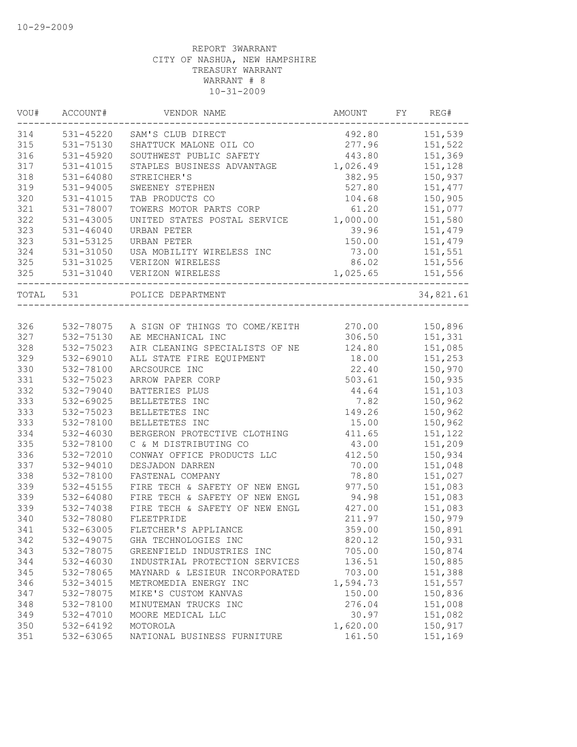10-29-2009

REPORT 3WARRANT
CITY OF NASHUA, NEW HAMPSHIRE
TREASURY WARRANT
WARRANT # 8
10-31-2009

| VOU# | ACCOUNT# | VENDOR NAME | AMOUNT | FY | REG# |
|---|---|---|---|---|---|
| 314 | 531-45220 | SAM'S CLUB DIRECT | 492.80 | | 151,539 |
| 315 | 531-75130 | SHATTUCK MALONE OIL CO | 277.96 | | 151,522 |
| 316 | 531-45920 | SOUTHWEST PUBLIC SAFETY | 443.80 | | 151,369 |
| 317 | 531-41015 | STAPLES BUSINESS ADVANTAGE | 1,026.49 | | 151,128 |
| 318 | 531-64080 | STREICHER'S | 382.95 | | 150,937 |
| 319 | 531-94005 | SWEENEY STEPHEN | 527.80 | | 151,477 |
| 320 | 531-41015 | TAB PRODUCTS CO | 104.68 | | 150,905 |
| 321 | 531-78007 | TOWERS MOTOR PARTS CORP | 61.20 | | 151,077 |
| 322 | 531-43005 | UNITED STATES POSTAL SERVICE | 1,000.00 | | 151,580 |
| 323 | 531-46040 | URBAN PETER | 39.96 | | 151,479 |
| 323 | 531-53125 | URBAN PETER | 150.00 | | 151,479 |
| 324 | 531-31050 | USA MOBILITY WIRELESS INC | 73.00 | | 151,551 |
| 325 | 531-31025 | VERIZON WIRELESS | 86.02 | | 151,556 |
| 325 | 531-31040 | VERIZON WIRELESS | 1,025.65 | | 151,556 |
| TOTAL | 531 | POLICE DEPARTMENT | | | 34,821.61 |
| 326 | 532-78075 | A SIGN OF THINGS TO COME/KEITH | 270.00 | | 150,896 |
| 327 | 532-75130 | AE MECHANICAL INC | 306.50 | | 151,331 |
| 328 | 532-75023 | AIR CLEANING SPECIALISTS OF NE | 124.80 | | 151,085 |
| 329 | 532-69010 | ALL STATE FIRE EQUIPMENT | 18.00 | | 151,253 |
| 330 | 532-78100 | ARCSOURCE INC | 22.40 | | 150,970 |
| 331 | 532-75023 | ARROW PAPER CORP | 503.61 | | 150,935 |
| 332 | 532-79040 | BATTERIES PLUS | 44.64 | | 151,103 |
| 333 | 532-69025 | BELLETETES INC | 7.82 | | 150,962 |
| 333 | 532-75023 | BELLETETES INC | 149.26 | | 150,962 |
| 333 | 532-78100 | BELLETETES INC | 15.00 | | 150,962 |
| 334 | 532-46030 | BERGERON PROTECTIVE CLOTHING | 411.65 | | 151,122 |
| 335 | 532-78100 | C & M DISTRIBUTING CO | 43.00 | | 151,209 |
| 336 | 532-72010 | CONWAY OFFICE PRODUCTS LLC | 412.50 | | 150,934 |
| 337 | 532-94010 | DESJADON DARREN | 70.00 | | 151,048 |
| 338 | 532-78100 | FASTENAL COMPANY | 78.80 | | 151,027 |
| 339 | 532-45155 | FIRE TECH & SAFETY OF NEW ENGL | 977.50 | | 151,083 |
| 339 | 532-64080 | FIRE TECH & SAFETY OF NEW ENGL | 94.98 | | 151,083 |
| 339 | 532-74038 | FIRE TECH & SAFETY OF NEW ENGL | 427.00 | | 151,083 |
| 340 | 532-78080 | FLEETPRIDE | 211.97 | | 150,979 |
| 341 | 532-63005 | FLETCHER'S APPLIANCE | 359.00 | | 150,891 |
| 342 | 532-49075 | GHA TECHNOLOGIES INC | 820.12 | | 150,931 |
| 343 | 532-78075 | GREENFIELD INDUSTRIES INC | 705.00 | | 150,874 |
| 344 | 532-46030 | INDUSTRIAL PROTECTION SERVICES | 136.51 | | 150,885 |
| 345 | 532-78065 | MAYNARD & LESIEUR INCORPORATED | 703.00 | | 151,388 |
| 346 | 532-34015 | METROMEDIA ENERGY INC | 1,594.73 | | 151,557 |
| 347 | 532-78075 | MIKE'S CUSTOM KANVAS | 150.00 | | 150,836 |
| 348 | 532-78100 | MINUTEMAN TRUCKS INC | 276.04 | | 151,008 |
| 349 | 532-47010 | MOORE MEDICAL LLC | 30.97 | | 151,082 |
| 350 | 532-64192 | MOTOROLA | 1,620.00 | | 150,917 |
| 351 | 532-63065 | NATIONAL BUSINESS FURNITURE | 161.50 | | 151,169 |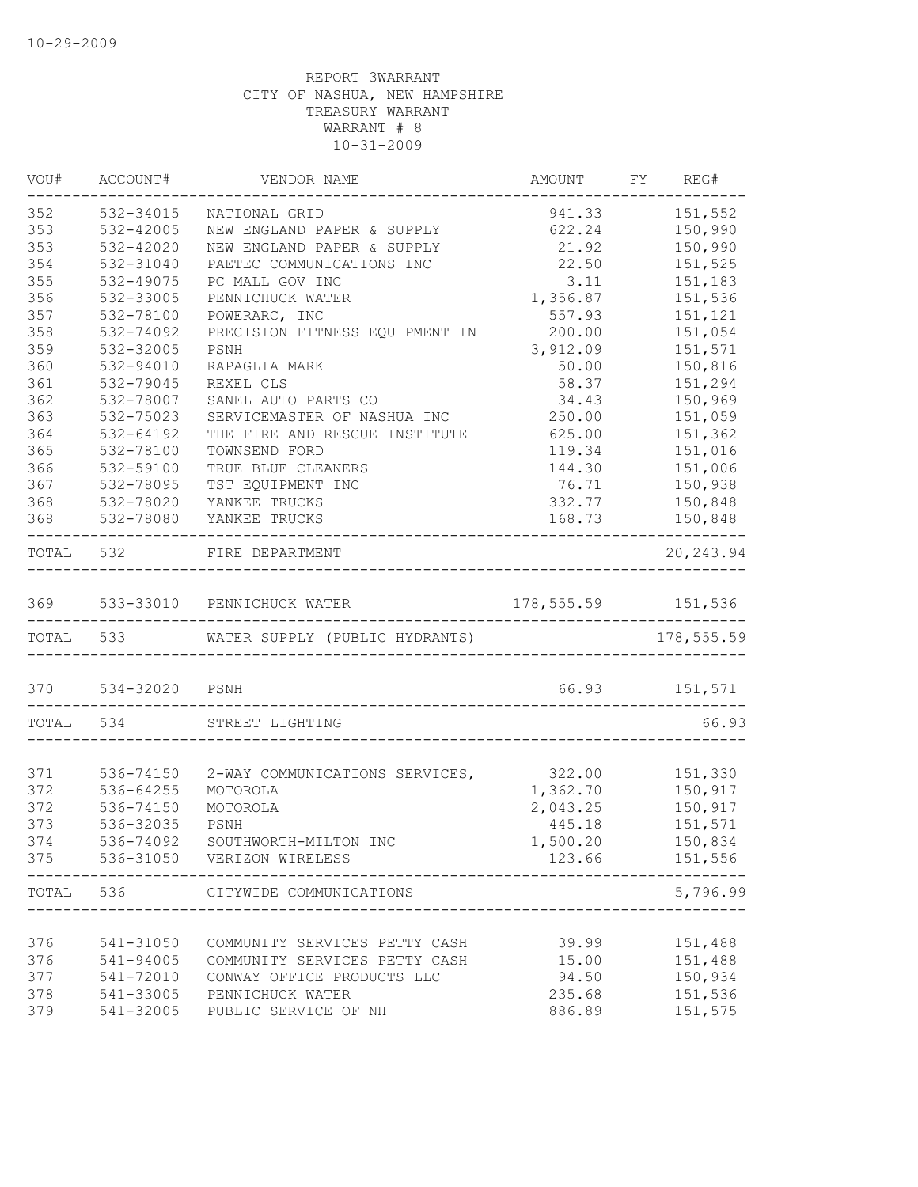10-29-2009

REPORT 3WARRANT
CITY OF NASHUA, NEW HAMPSHIRE
TREASURY WARRANT
WARRANT # 8
10-31-2009

| VOU# | ACCOUNT# | VENDOR NAME | AMOUNT | FY | REG# |
|---|---|---|---|---|---|
| 352 | 532-34015 | NATIONAL GRID | 941.33 | | 151,552 |
| 353 | 532-42005 | NEW ENGLAND PAPER & SUPPLY | 622.24 | | 150,990 |
| 353 | 532-42020 | NEW ENGLAND PAPER & SUPPLY | 21.92 | | 150,990 |
| 354 | 532-31040 | PAETEC COMMUNICATIONS INC | 22.50 | | 151,525 |
| 355 | 532-49075 | PC MALL GOV INC | 3.11 | | 151,183 |
| 356 | 532-33005 | PENNICHUCK WATER | 1,356.87 | | 151,536 |
| 357 | 532-78100 | POWERARC, INC | 557.93 | | 151,121 |
| 358 | 532-74092 | PRECISION FITNESS EQUIPMENT IN | 200.00 | | 151,054 |
| 359 | 532-32005 | PSNH | 3,912.09 | | 151,571 |
| 360 | 532-94010 | RAPAGLIA MARK | 50.00 | | 150,816 |
| 361 | 532-79045 | REXEL CLS | 58.37 | | 151,294 |
| 362 | 532-78007 | SANEL AUTO PARTS CO | 34.43 | | 150,969 |
| 363 | 532-75023 | SERVICEMASTER OF NASHUA INC | 250.00 | | 151,059 |
| 364 | 532-64192 | THE FIRE AND RESCUE INSTITUTE | 625.00 | | 151,362 |
| 365 | 532-78100 | TOWNSEND FORD | 119.34 | | 151,016 |
| 366 | 532-59100 | TRUE BLUE CLEANERS | 144.30 | | 151,006 |
| 367 | 532-78095 | TST EQUIPMENT INC | 76.71 | | 150,938 |
| 368 | 532-78020 | YANKEE TRUCKS | 332.77 | | 150,848 |
| 368 | 532-78080 | YANKEE TRUCKS | 168.73 | | 150,848 |
| TOTAL | 532 | FIRE DEPARTMENT | | | 20,243.94 |
| 369 | 533-33010 | PENNICHUCK WATER | 178,555.59 | | 151,536 |
| TOTAL | 533 | WATER SUPPLY (PUBLIC HYDRANTS) | | | 178,555.59 |
| 370 | 534-32020 | PSNH | 66.93 | | 151,571 |
| TOTAL | 534 | STREET LIGHTING | | | 66.93 |
| 371 | 536-74150 | 2-WAY COMMUNICATIONS SERVICES, | 322.00 | | 151,330 |
| 372 | 536-64255 | MOTOROLA | 1,362.70 | | 150,917 |
| 372 | 536-74150 | MOTOROLA | 2,043.25 | | 150,917 |
| 373 | 536-32035 | PSNH | 445.18 | | 151,571 |
| 374 | 536-74092 | SOUTHWORTH-MILTON INC | 1,500.20 | | 150,834 |
| 375 | 536-31050 | VERIZON WIRELESS | 123.66 | | 151,556 |
| TOTAL | 536 | CITYWIDE COMMUNICATIONS | | | 5,796.99 |
| 376 | 541-31050 | COMMUNITY SERVICES PETTY CASH | 39.99 | | 151,488 |
| 376 | 541-94005 | COMMUNITY SERVICES PETTY CASH | 15.00 | | 151,488 |
| 377 | 541-72010 | CONWAY OFFICE PRODUCTS LLC | 94.50 | | 150,934 |
| 378 | 541-33005 | PENNICHUCK WATER | 235.68 | | 151,536 |
| 379 | 541-32005 | PUBLIC SERVICE OF NH | 886.89 | | 151,575 |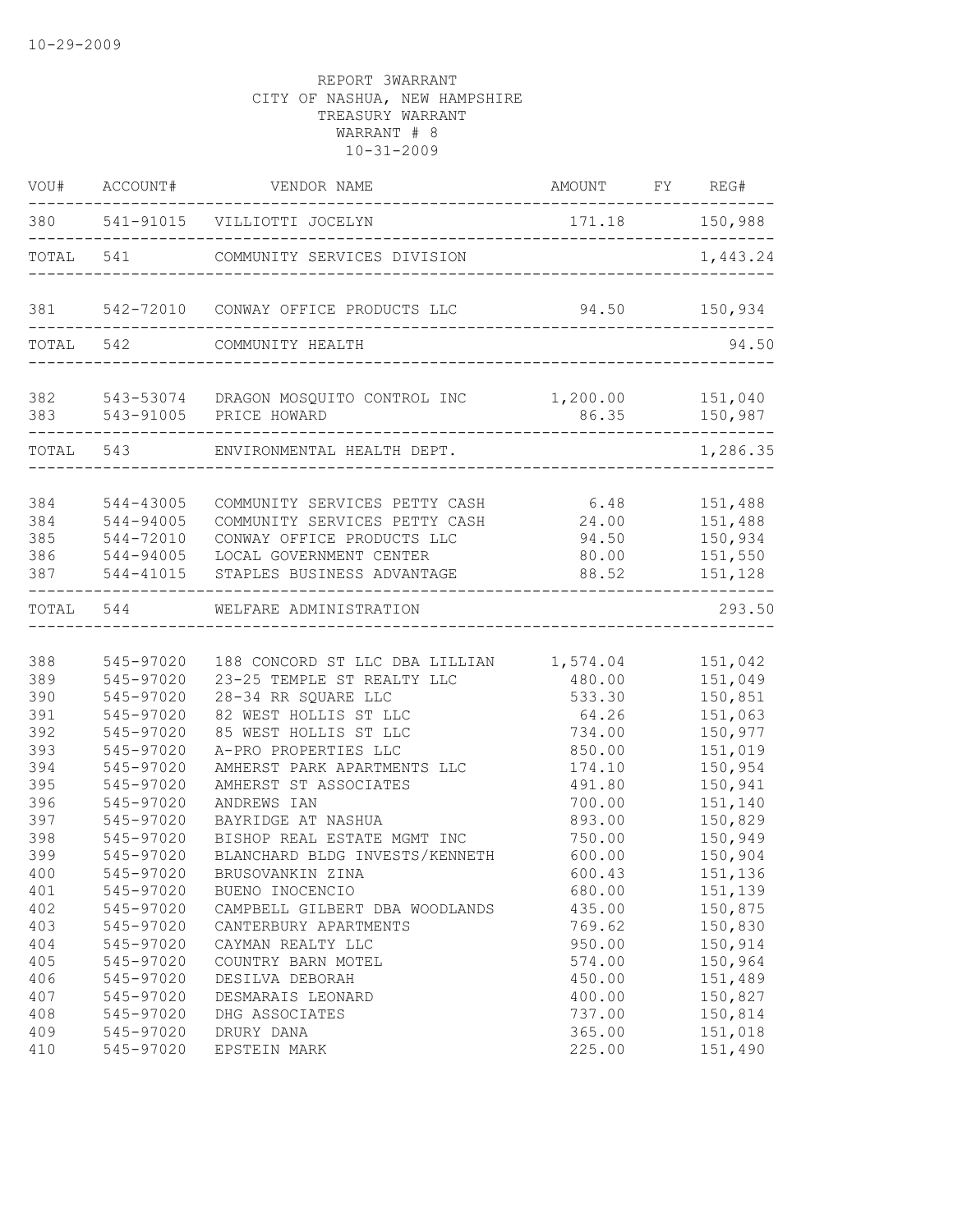10-29-2009

REPORT 3WARRANT
CITY OF NASHUA, NEW HAMPSHIRE
TREASURY WARRANT
WARRANT # 8
10-31-2009

| VOU# | ACCOUNT# | VENDOR NAME | AMOUNT | FY | REG# |
|---|---|---|---|---|---|
| 380 | 541-91015 | VILLIOTTI JOCELYN | 171.18 | | 150,988 |
| TOTAL | 541 | COMMUNITY SERVICES DIVISION | | | 1,443.24 |
| 381 | 542-72010 | CONWAY OFFICE PRODUCTS LLC | 94.50 | | 150,934 |
| TOTAL | 542 | COMMUNITY HEALTH | | | 94.50 |
| 382 | 543-53074 | DRAGON MOSQUITO CONTROL INC | 1,200.00 | | 151,040 |
| 383 | 543-91005 | PRICE HOWARD | 86.35 | | 150,987 |
| TOTAL | 543 | ENVIRONMENTAL HEALTH DEPT. | | | 1,286.35 |
| 384 | 544-43005 | COMMUNITY SERVICES PETTY CASH | 6.48 | | 151,488 |
| 384 | 544-94005 | COMMUNITY SERVICES PETTY CASH | 24.00 | | 151,488 |
| 385 | 544-72010 | CONWAY OFFICE PRODUCTS LLC | 94.50 | | 150,934 |
| 386 | 544-94005 | LOCAL GOVERNMENT CENTER | 80.00 | | 151,550 |
| 387 | 544-41015 | STAPLES BUSINESS ADVANTAGE | 88.52 | | 151,128 |
| TOTAL | 544 | WELFARE ADMINISTRATION | | | 293.50 |
| 388 | 545-97020 | 188 CONCORD ST LLC DBA LILLIAN | 1,574.04 | | 151,042 |
| 389 | 545-97020 | 23-25 TEMPLE ST REALTY LLC | 480.00 | | 151,049 |
| 390 | 545-97020 | 28-34 RR SQUARE LLC | 533.30 | | 150,851 |
| 391 | 545-97020 | 82 WEST HOLLIS ST LLC | 64.26 | | 151,063 |
| 392 | 545-97020 | 85 WEST HOLLIS ST LLC | 734.00 | | 150,977 |
| 393 | 545-97020 | A-PRO PROPERTIES LLC | 850.00 | | 151,019 |
| 394 | 545-97020 | AMHERST PARK APARTMENTS LLC | 174.10 | | 150,954 |
| 395 | 545-97020 | AMHERST ST ASSOCIATES | 491.80 | | 150,941 |
| 396 | 545-97020 | ANDREWS IAN | 700.00 | | 151,140 |
| 397 | 545-97020 | BAYRIDGE AT NASHUA | 893.00 | | 150,829 |
| 398 | 545-97020 | BISHOP REAL ESTATE MGMT INC | 750.00 | | 150,949 |
| 399 | 545-97020 | BLANCHARD BLDG INVESTS/KENNETH | 600.00 | | 150,904 |
| 400 | 545-97020 | BRUSOVANKIN ZINA | 600.43 | | 151,136 |
| 401 | 545-97020 | BUENO INOCENCIO | 680.00 | | 151,139 |
| 402 | 545-97020 | CAMPBELL GILBERT DBA WOODLANDS | 435.00 | | 150,875 |
| 403 | 545-97020 | CANTERBURY APARTMENTS | 769.62 | | 150,830 |
| 404 | 545-97020 | CAYMAN REALTY LLC | 950.00 | | 150,914 |
| 405 | 545-97020 | COUNTRY BARN MOTEL | 574.00 | | 150,964 |
| 406 | 545-97020 | DESILVA DEBORAH | 450.00 | | 151,489 |
| 407 | 545-97020 | DESMARAIS LEONARD | 400.00 | | 150,827 |
| 408 | 545-97020 | DHG ASSOCIATES | 737.00 | | 150,814 |
| 409 | 545-97020 | DRURY DANA | 365.00 | | 151,018 |
| 410 | 545-97020 | EPSTEIN MARK | 225.00 | | 151,490 |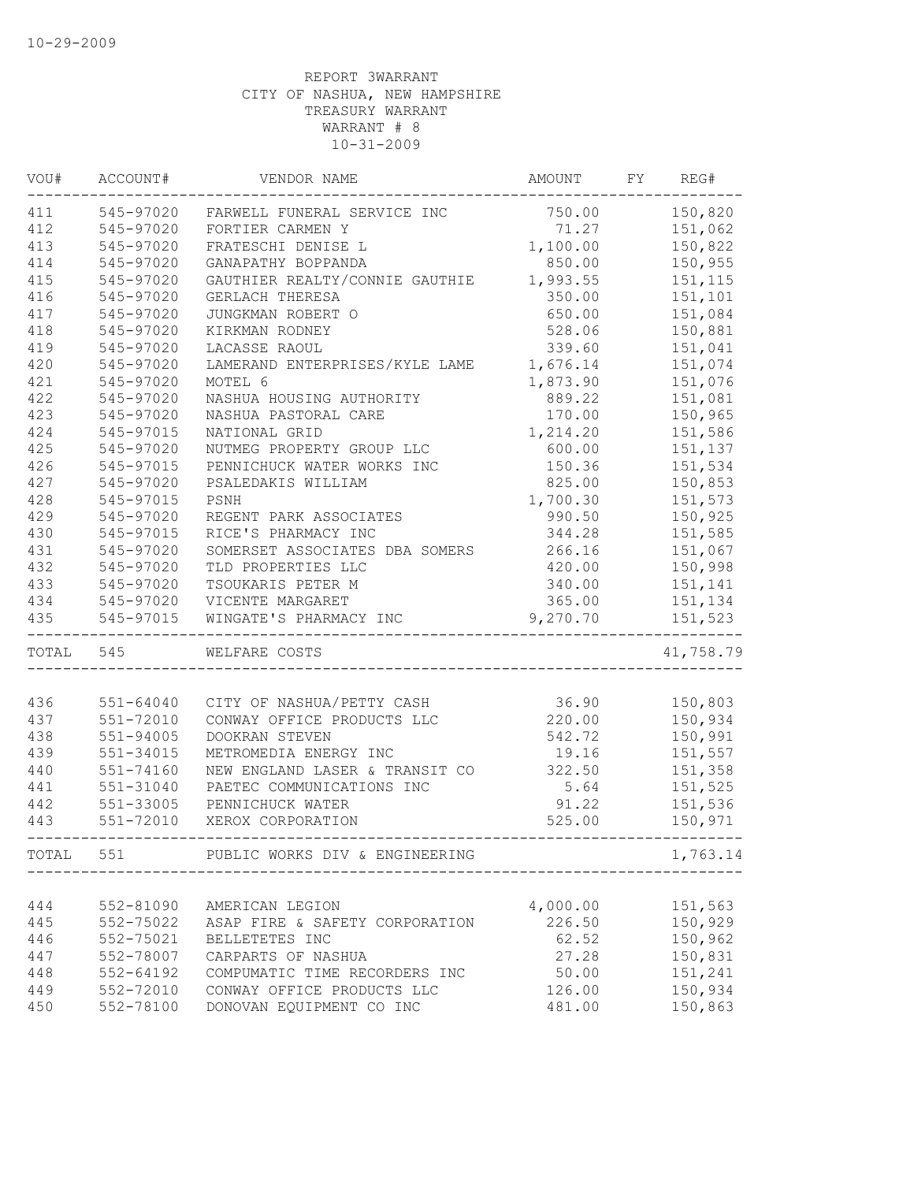10-29-2009

REPORT 3WARRANT
CITY OF NASHUA, NEW HAMPSHIRE
TREASURY WARRANT
WARRANT # 8
10-31-2009

| VOU# | ACCOUNT# | VENDOR NAME | AMOUNT | FY | REG# |
|---|---|---|---|---|---|
| 411 | 545-97020 | FARWELL FUNERAL SERVICE INC | 750.00 | | 150,820 |
| 412 | 545-97020 | FORTIER CARMEN Y | 71.27 | | 151,062 |
| 413 | 545-97020 | FRATESCHI DENISE L | 1,100.00 | | 150,822 |
| 414 | 545-97020 | GANAPATHY BOPPANDA | 850.00 | | 150,955 |
| 415 | 545-97020 | GAUTHIER REALTY/CONNIE GAUTHIE | 1,993.55 | | 151,115 |
| 416 | 545-97020 | GERLACH THERESA | 350.00 | | 151,101 |
| 417 | 545-97020 | JUNGKMAN ROBERT O | 650.00 | | 151,084 |
| 418 | 545-97020 | KIRKMAN RODNEY | 528.06 | | 150,881 |
| 419 | 545-97020 | LACASSE RAOUL | 339.60 | | 151,041 |
| 420 | 545-97020 | LAMERAND ENTERPRISES/KYLE LAME | 1,676.14 | | 151,074 |
| 421 | 545-97020 | MOTEL 6 | 1,873.90 | | 151,076 |
| 422 | 545-97020 | NASHUA HOUSING AUTHORITY | 889.22 | | 151,081 |
| 423 | 545-97020 | NASHUA PASTORAL CARE | 170.00 | | 150,965 |
| 424 | 545-97015 | NATIONAL GRID | 1,214.20 | | 151,586 |
| 425 | 545-97020 | NUTMEG PROPERTY GROUP LLC | 600.00 | | 151,137 |
| 426 | 545-97015 | PENNICHUCK WATER WORKS INC | 150.36 | | 151,534 |
| 427 | 545-97020 | PSALEDAKIS WILLIAM | 825.00 | | 150,853 |
| 428 | 545-97015 | PSNH | 1,700.30 | | 151,573 |
| 429 | 545-97020 | REGENT PARK ASSOCIATES | 990.50 | | 150,925 |
| 430 | 545-97015 | RICE'S PHARMACY INC | 344.28 | | 151,585 |
| 431 | 545-97020 | SOMERSET ASSOCIATES DBA SOMERS | 266.16 | | 151,067 |
| 432 | 545-97020 | TLD PROPERTIES LLC | 420.00 | | 150,998 |
| 433 | 545-97020 | TSOUKARIS PETER M | 340.00 | | 151,141 |
| 434 | 545-97020 | VICENTE MARGARET | 365.00 | | 151,134 |
| 435 | 545-97015 | WINGATE'S PHARMACY INC | 9,270.70 | | 151,523 |
| TOTAL | 545 | WELFARE COSTS | | | 41,758.79 |
| 436 | 551-64040 | CITY OF NASHUA/PETTY CASH | 36.90 | | 150,803 |
| 437 | 551-72010 | CONWAY OFFICE PRODUCTS LLC | 220.00 | | 150,934 |
| 438 | 551-94005 | DOOKRAN STEVEN | 542.72 | | 150,991 |
| 439 | 551-34015 | METROMEDIA ENERGY INC | 19.16 | | 151,557 |
| 440 | 551-74160 | NEW ENGLAND LASER & TRANSIT CO | 322.50 | | 151,358 |
| 441 | 551-31040 | PAETEC COMMUNICATIONS INC | 5.64 | | 151,525 |
| 442 | 551-33005 | PENNICHUCK WATER | 91.22 | | 151,536 |
| 443 | 551-72010 | XEROX CORPORATION | 525.00 | | 150,971 |
| TOTAL | 551 | PUBLIC WORKS DIV & ENGINEERING | | | 1,763.14 |
| 444 | 552-81090 | AMERICAN LEGION | 4,000.00 | | 151,563 |
| 445 | 552-75022 | ASAP FIRE & SAFETY CORPORATION | 226.50 | | 150,929 |
| 446 | 552-75021 | BELLETETES INC | 62.52 | | 150,962 |
| 447 | 552-78007 | CARPARTS OF NASHUA | 27.28 | | 150,831 |
| 448 | 552-64192 | COMPUMATIC TIME RECORDERS INC | 50.00 | | 151,241 |
| 449 | 552-72010 | CONWAY OFFICE PRODUCTS LLC | 126.00 | | 150,934 |
| 450 | 552-78100 | DONOVAN EQUIPMENT CO INC | 481.00 | | 150,863 |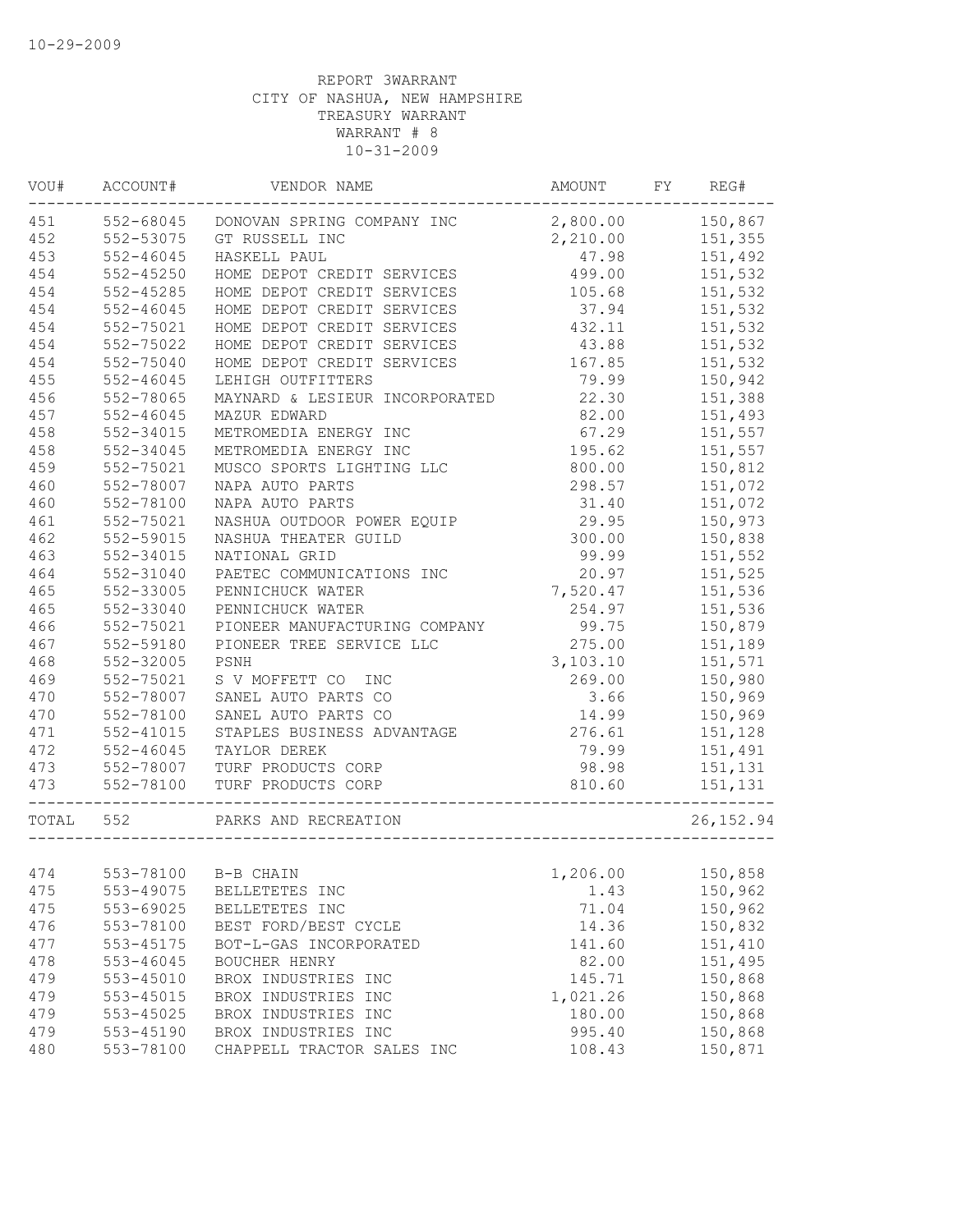10-29-2009

REPORT 3WARRANT
CITY OF NASHUA, NEW HAMPSHIRE
TREASURY WARRANT
WARRANT # 8
10-31-2009

| VOU# | ACCOUNT# | VENDOR NAME | AMOUNT | FY | REG# |
|---|---|---|---|---|---|
| 451 | 552-68045 | DONOVAN SPRING COMPANY INC | 2,800.00 | | 150,867 |
| 452 | 552-53075 | GT RUSSELL INC | 2,210.00 | | 151,355 |
| 453 | 552-46045 | HASKELL PAUL | 47.98 | | 151,492 |
| 454 | 552-45250 | HOME DEPOT CREDIT SERVICES | 499.00 | | 151,532 |
| 454 | 552-45285 | HOME DEPOT CREDIT SERVICES | 105.68 | | 151,532 |
| 454 | 552-46045 | HOME DEPOT CREDIT SERVICES | 37.94 | | 151,532 |
| 454 | 552-75021 | HOME DEPOT CREDIT SERVICES | 432.11 | | 151,532 |
| 454 | 552-75022 | HOME DEPOT CREDIT SERVICES | 43.88 | | 151,532 |
| 454 | 552-75040 | HOME DEPOT CREDIT SERVICES | 167.85 | | 151,532 |
| 455 | 552-46045 | LEHIGH OUTFITTERS | 79.99 | | 150,942 |
| 456 | 552-78065 | MAYNARD & LESIEUR INCORPORATED | 22.30 | | 151,388 |
| 457 | 552-46045 | MAZUR EDWARD | 82.00 | | 151,493 |
| 458 | 552-34015 | METROMEDIA ENERGY INC | 67.29 | | 151,557 |
| 458 | 552-34045 | METROMEDIA ENERGY INC | 195.62 | | 151,557 |
| 459 | 552-75021 | MUSCO SPORTS LIGHTING LLC | 800.00 | | 150,812 |
| 460 | 552-78007 | NAPA AUTO PARTS | 298.57 | | 151,072 |
| 460 | 552-78100 | NAPA AUTO PARTS | 31.40 | | 151,072 |
| 461 | 552-75021 | NASHUA OUTDOOR POWER EQUIP | 29.95 | | 150,973 |
| 462 | 552-59015 | NASHUA THEATER GUILD | 300.00 | | 150,838 |
| 463 | 552-34015 | NATIONAL GRID | 99.99 | | 151,552 |
| 464 | 552-31040 | PAETEC COMMUNICATIONS INC | 20.97 | | 151,525 |
| 465 | 552-33005 | PENNICHUCK WATER | 7,520.47 | | 151,536 |
| 465 | 552-33040 | PENNICHUCK WATER | 254.97 | | 151,536 |
| 466 | 552-75021 | PIONEER MANUFACTURING COMPANY | 99.75 | | 150,879 |
| 467 | 552-59180 | PIONEER TREE SERVICE LLC | 275.00 | | 151,189 |
| 468 | 552-32005 | PSNH | 3,103.10 | | 151,571 |
| 469 | 552-75021 | S V MOFFETT CO INC | 269.00 | | 150,980 |
| 470 | 552-78007 | SANEL AUTO PARTS CO | 3.66 | | 150,969 |
| 470 | 552-78100 | SANEL AUTO PARTS CO | 14.99 | | 150,969 |
| 471 | 552-41015 | STAPLES BUSINESS ADVANTAGE | 276.61 | | 151,128 |
| 472 | 552-46045 | TAYLOR DEREK | 79.99 | | 151,491 |
| 473 | 552-78007 | TURF PRODUCTS CORP | 98.98 | | 151,131 |
| 473 | 552-78100 | TURF PRODUCTS CORP | 810.60 | | 151,131 |
| TOTAL | 552 | PARKS AND RECREATION | | | 26,152.94 |
| 474 | 553-78100 | B-B CHAIN | 1,206.00 | | 150,858 |
| 475 | 553-49075 | BELLETETES INC | 1.43 | | 150,962 |
| 475 | 553-69025 | BELLETETES INC | 71.04 | | 150,962 |
| 476 | 553-78100 | BEST FORD/BEST CYCLE | 14.36 | | 150,832 |
| 477 | 553-45175 | BOT-L-GAS INCORPORATED | 141.60 | | 151,410 |
| 478 | 553-46045 | BOUCHER HENRY | 82.00 | | 151,495 |
| 479 | 553-45010 | BROX INDUSTRIES INC | 145.71 | | 150,868 |
| 479 | 553-45015 | BROX INDUSTRIES INC | 1,021.26 | | 150,868 |
| 479 | 553-45025 | BROX INDUSTRIES INC | 180.00 | | 150,868 |
| 479 | 553-45190 | BROX INDUSTRIES INC | 995.40 | | 150,868 |
| 480 | 553-78100 | CHAPPELL TRACTOR SALES INC | 108.43 | | 150,871 |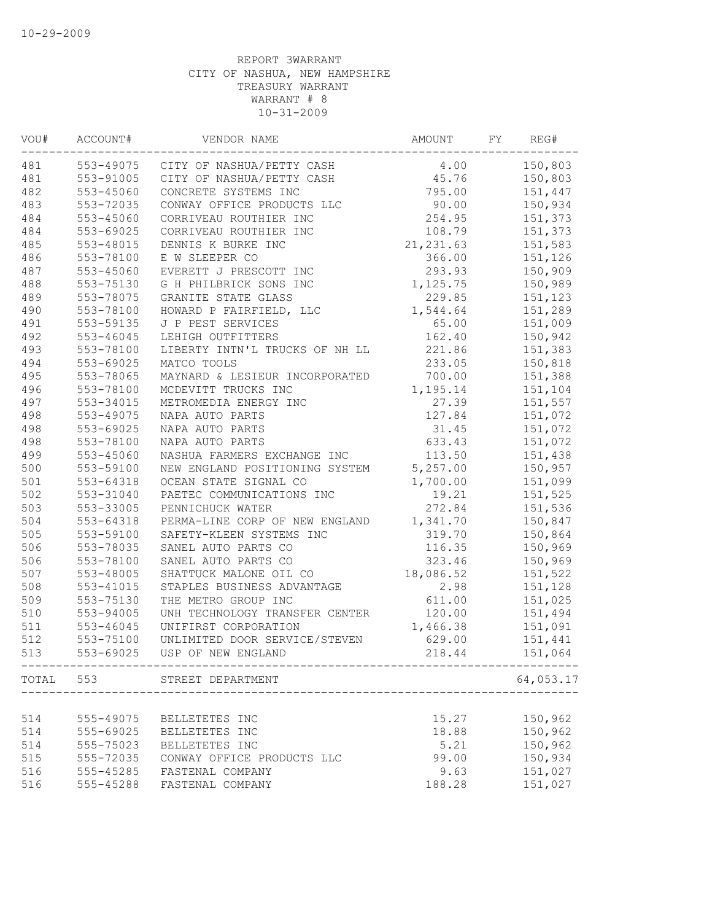10-29-2009

REPORT 3WARRANT
CITY OF NASHUA, NEW HAMPSHIRE
TREASURY WARRANT
WARRANT # 8
10-31-2009

| VOU# | ACCOUNT# | VENDOR NAME | AMOUNT | FY | REG# |
|---|---|---|---|---|---|
| 481 | 553-49075 | CITY OF NASHUA/PETTY CASH | 4.00 | | 150,803 |
| 481 | 553-91005 | CITY OF NASHUA/PETTY CASH | 45.76 | | 150,803 |
| 482 | 553-45060 | CONCRETE SYSTEMS INC | 795.00 | | 151,447 |
| 483 | 553-72035 | CONWAY OFFICE PRODUCTS LLC | 90.00 | | 150,934 |
| 484 | 553-45060 | CORRIVEAU ROUTHIER INC | 254.95 | | 151,373 |
| 484 | 553-69025 | CORRIVEAU ROUTHIER INC | 108.79 | | 151,373 |
| 485 | 553-48015 | DENNIS K BURKE INC | 21,231.63 | | 151,583 |
| 486 | 553-78100 | E W SLEEPER CO | 366.00 | | 151,126 |
| 487 | 553-45060 | EVERETT J PRESCOTT INC | 293.93 | | 150,909 |
| 488 | 553-75130 | G H PHILBRICK SONS INC | 1,125.75 | | 150,989 |
| 489 | 553-78075 | GRANITE STATE GLASS | 229.85 | | 151,123 |
| 490 | 553-78100 | HOWARD P FAIRFIELD, LLC | 1,544.64 | | 151,289 |
| 491 | 553-59135 | J P PEST SERVICES | 65.00 | | 151,009 |
| 492 | 553-46045 | LEHIGH OUTFITTERS | 162.40 | | 150,942 |
| 493 | 553-78100 | LIBERTY INTN'L TRUCKS OF NH LL | 221.86 | | 151,383 |
| 494 | 553-69025 | MATCO TOOLS | 233.05 | | 150,818 |
| 495 | 553-78065 | MAYNARD & LESIEUR INCORPORATED | 700.00 | | 151,388 |
| 496 | 553-78100 | MCDEVITT TRUCKS INC | 1,195.14 | | 151,104 |
| 497 | 553-34015 | METROMEDIA ENERGY INC | 27.39 | | 151,557 |
| 498 | 553-49075 | NAPA AUTO PARTS | 127.84 | | 151,072 |
| 498 | 553-69025 | NAPA AUTO PARTS | 31.45 | | 151,072 |
| 498 | 553-78100 | NAPA AUTO PARTS | 633.43 | | 151,072 |
| 499 | 553-45060 | NASHUA FARMERS EXCHANGE INC | 113.50 | | 151,438 |
| 500 | 553-59100 | NEW ENGLAND POSITIONING SYSTEM | 5,257.00 | | 150,957 |
| 501 | 553-64318 | OCEAN STATE SIGNAL CO | 1,700.00 | | 151,099 |
| 502 | 553-31040 | PAETEC COMMUNICATIONS INC | 19.21 | | 151,525 |
| 503 | 553-33005 | PENNICHUCK WATER | 272.84 | | 151,536 |
| 504 | 553-64318 | PERMA-LINE CORP OF NEW ENGLAND | 1,341.70 | | 150,847 |
| 505 | 553-59100 | SAFETY-KLEEN SYSTEMS INC | 319.70 | | 150,864 |
| 506 | 553-78035 | SANEL AUTO PARTS CO | 116.35 | | 150,969 |
| 506 | 553-78100 | SANEL AUTO PARTS CO | 323.46 | | 150,969 |
| 507 | 553-48005 | SHATTUCK MALONE OIL CO | 18,086.52 | | 151,522 |
| 508 | 553-41015 | STAPLES BUSINESS ADVANTAGE | 2.98 | | 151,128 |
| 509 | 553-75130 | THE METRO GROUP INC | 611.00 | | 151,025 |
| 510 | 553-94005 | UNH TECHNOLOGY TRANSFER CENTER | 120.00 | | 151,494 |
| 511 | 553-46045 | UNIFIRST CORPORATION | 1,466.38 | | 151,091 |
| 512 | 553-75100 | UNLIMITED DOOR SERVICE/STEVEN | 629.00 | | 151,441 |
| 513 | 553-69025 | USP OF NEW ENGLAND | 218.44 | | 151,064 |
| TOTAL | 553 | STREET DEPARTMENT | | | 64,053.17 |
| 514 | 555-49075 | BELLETETES INC | 15.27 | | 150,962 |
| 514 | 555-69025 | BELLETETES INC | 18.88 | | 150,962 |
| 514 | 555-75023 | BELLETETES INC | 5.21 | | 150,962 |
| 515 | 555-72035 | CONWAY OFFICE PRODUCTS LLC | 99.00 | | 150,934 |
| 516 | 555-45285 | FASTENAL COMPANY | 9.63 | | 151,027 |
| 516 | 555-45288 | FASTENAL COMPANY | 188.28 | | 151,027 |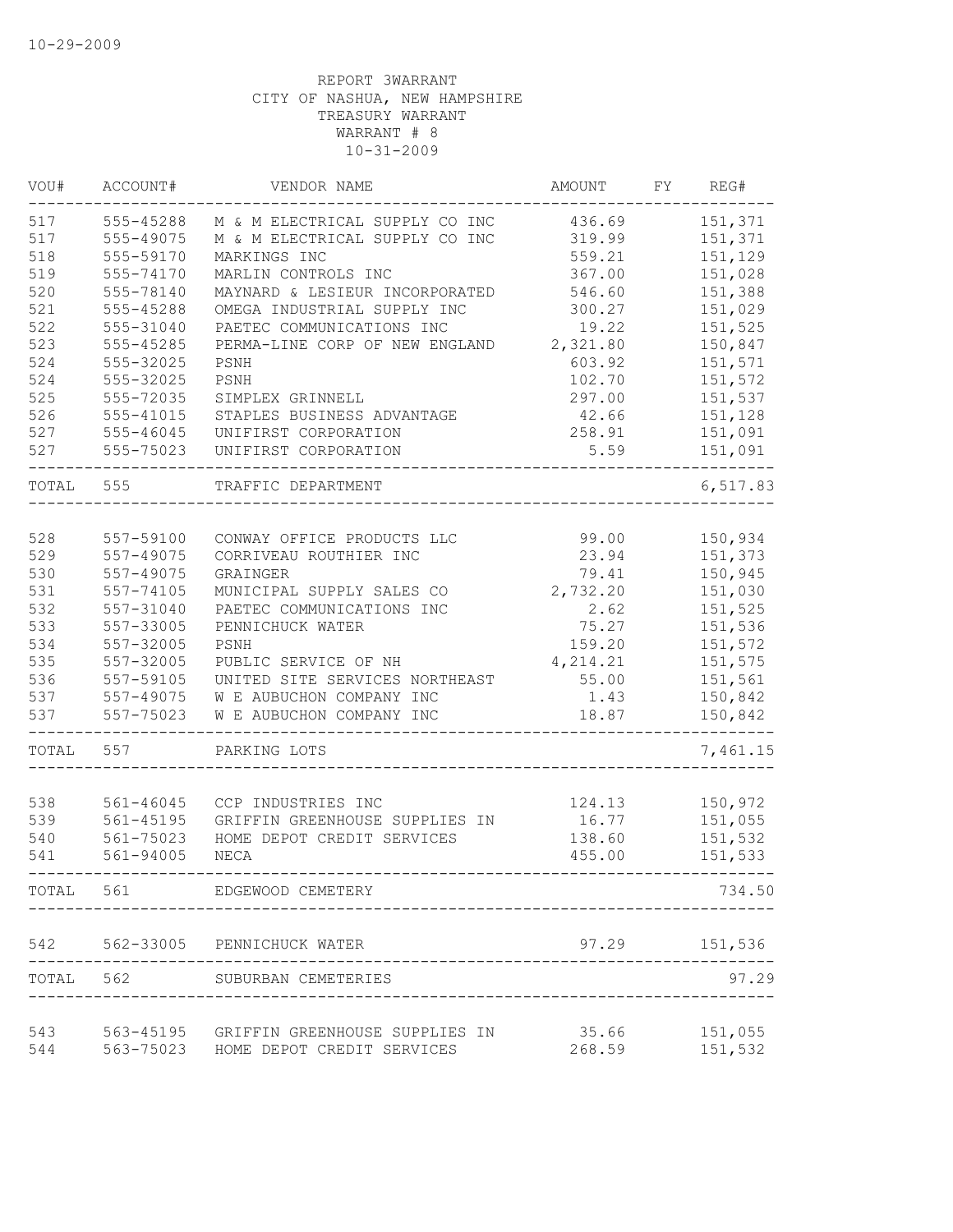10-29-2009

REPORT 3WARRANT
CITY OF NASHUA, NEW HAMPSHIRE
TREASURY WARRANT
WARRANT # 8
10-31-2009

| VOU# | ACCOUNT# | VENDOR NAME | AMOUNT | FY | REG# |
|---|---|---|---|---|---|
| 517 | 555-45288 | M & M ELECTRICAL SUPPLY CO INC | 436.69 | | 151,371 |
| 517 | 555-49075 | M & M ELECTRICAL SUPPLY CO INC | 319.99 | | 151,371 |
| 518 | 555-59170 | MARKINGS INC | 559.21 | | 151,129 |
| 519 | 555-74170 | MARLIN CONTROLS INC | 367.00 | | 151,028 |
| 520 | 555-78140 | MAYNARD & LESIEUR INCORPORATED | 546.60 | | 151,388 |
| 521 | 555-45288 | OMEGA INDUSTRIAL SUPPLY INC | 300.27 | | 151,029 |
| 522 | 555-31040 | PAETEC COMMUNICATIONS INC | 19.22 | | 151,525 |
| 523 | 555-45285 | PERMA-LINE CORP OF NEW ENGLAND | 2,321.80 | | 150,847 |
| 524 | 555-32025 | PSNH | 603.92 | | 151,571 |
| 524 | 555-32025 | PSNH | 102.70 | | 151,572 |
| 525 | 555-72035 | SIMPLEX GRINNELL | 297.00 | | 151,537 |
| 526 | 555-41015 | STAPLES BUSINESS ADVANTAGE | 42.66 | | 151,128 |
| 527 | 555-46045 | UNIFIRST CORPORATION | 258.91 | | 151,091 |
| 527 | 555-75023 | UNIFIRST CORPORATION | 5.59 | | 151,091 |
| TOTAL | 555 | TRAFFIC DEPARTMENT | | | 6,517.83 |
| 528 | 557-59100 | CONWAY OFFICE PRODUCTS LLC | 99.00 | | 150,934 |
| 529 | 557-49075 | CORRIVEAU ROUTHIER INC | 23.94 | | 151,373 |
| 530 | 557-49075 | GRAINGER | 79.41 | | 150,945 |
| 531 | 557-74105 | MUNICIPAL SUPPLY SALES CO | 2,732.20 | | 151,030 |
| 532 | 557-31040 | PAETEC COMMUNICATIONS INC | 2.62 | | 151,525 |
| 533 | 557-33005 | PENNICHUCK WATER | 75.27 | | 151,536 |
| 534 | 557-32005 | PSNH | 159.20 | | 151,572 |
| 535 | 557-32005 | PUBLIC SERVICE OF NH | 4,214.21 | | 151,575 |
| 536 | 557-59105 | UNITED SITE SERVICES NORTHEAST | 55.00 | | 151,561 |
| 537 | 557-49075 | W E AUBUCHON COMPANY INC | 1.43 | | 150,842 |
| 537 | 557-75023 | W E AUBUCHON COMPANY INC | 18.87 | | 150,842 |
| TOTAL | 557 | PARKING LOTS | | | 7,461.15 |
| 538 | 561-46045 | CCP INDUSTRIES INC | 124.13 | | 150,972 |
| 539 | 561-45195 | GRIFFIN GREENHOUSE SUPPLIES IN | 16.77 | | 151,055 |
| 540 | 561-75023 | HOME DEPOT CREDIT SERVICES | 138.60 | | 151,532 |
| 541 | 561-94005 | NECA | 455.00 | | 151,533 |
| TOTAL | 561 | EDGEWOOD CEMETERY | | | 734.50 |
| 542 | 562-33005 | PENNICHUCK WATER | 97.29 | | 151,536 |
| TOTAL | 562 | SUBURBAN CEMETERIES | | | 97.29 |
| 543 | 563-45195 | GRIFFIN GREENHOUSE SUPPLIES IN | 35.66 | | 151,055 |
| 544 | 563-75023 | HOME DEPOT CREDIT SERVICES | 268.59 | | 151,532 |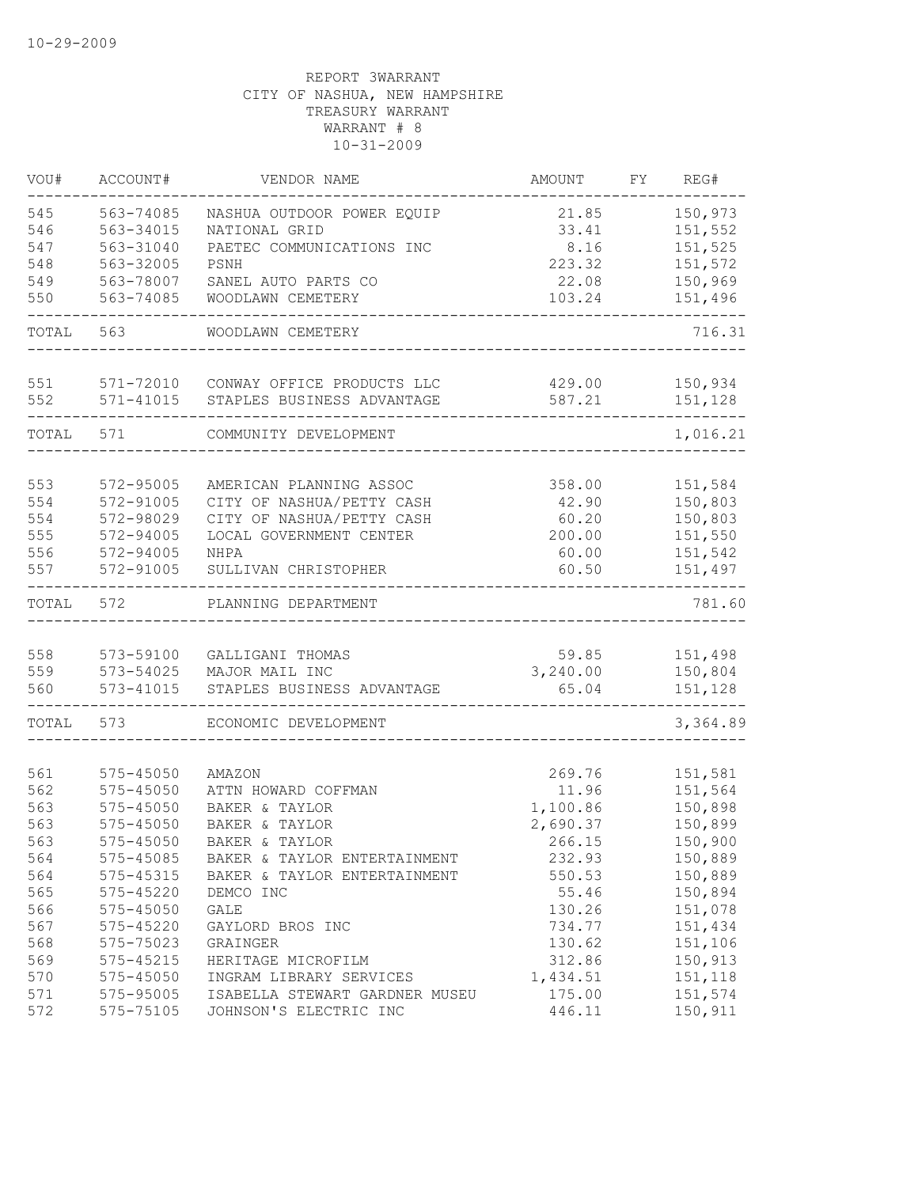10-29-2009

REPORT 3WARRANT
CITY OF NASHUA, NEW HAMPSHIRE
TREASURY WARRANT
WARRANT # 8
10-31-2009

| VOU# | ACCOUNT# | VENDOR NAME | AMOUNT | FY | REG# |
|---|---|---|---|---|---|
| 545 | 563-74085 | NASHUA OUTDOOR POWER EQUIP | 21.85 | | 150,973 |
| 546 | 563-34015 | NATIONAL GRID | 33.41 | | 151,552 |
| 547 | 563-31040 | PAETEC COMMUNICATIONS INC | 8.16 | | 151,525 |
| 548 | 563-32005 | PSNH | 223.32 | | 151,572 |
| 549 | 563-78007 | SANEL AUTO PARTS CO | 22.08 | | 150,969 |
| 550 | 563-74085 | WOODLAWN CEMETERY | 103.24 | | 151,496 |
| TOTAL | 563 | WOODLAWN CEMETERY | | | 716.31 |
| 551 | 571-72010 | CONWAY OFFICE PRODUCTS LLC | 429.00 | | 150,934 |
| 552 | 571-41015 | STAPLES BUSINESS ADVANTAGE | 587.21 | | 151,128 |
| TOTAL | 571 | COMMUNITY DEVELOPMENT | | | 1,016.21 |
| 553 | 572-95005 | AMERICAN PLANNING ASSOC | 358.00 | | 151,584 |
| 554 | 572-91005 | CITY OF NASHUA/PETTY CASH | 42.90 | | 150,803 |
| 554 | 572-98029 | CITY OF NASHUA/PETTY CASH | 60.20 | | 150,803 |
| 555 | 572-94005 | LOCAL GOVERNMENT CENTER | 200.00 | | 151,550 |
| 556 | 572-94005 | NHPA | 60.00 | | 151,542 |
| 557 | 572-91005 | SULLIVAN CHRISTOPHER | 60.50 | | 151,497 |
| TOTAL | 572 | PLANNING DEPARTMENT | | | 781.60 |
| 558 | 573-59100 | GALLIGANI THOMAS | 59.85 | | 151,498 |
| 559 | 573-54025 | MAJOR MAIL INC | 3,240.00 | | 150,804 |
| 560 | 573-41015 | STAPLES BUSINESS ADVANTAGE | 65.04 | | 151,128 |
| TOTAL | 573 | ECONOMIC DEVELOPMENT | | | 3,364.89 |
| 561 | 575-45050 | AMAZON | 269.76 | | 151,581 |
| 562 | 575-45050 | ATTN HOWARD COFFMAN | 11.96 | | 151,564 |
| 563 | 575-45050 | BAKER & TAYLOR | 1,100.86 | | 150,898 |
| 563 | 575-45050 | BAKER & TAYLOR | 2,690.37 | | 150,899 |
| 563 | 575-45050 | BAKER & TAYLOR | 266.15 | | 150,900 |
| 564 | 575-45085 | BAKER & TAYLOR ENTERTAINMENT | 232.93 | | 150,889 |
| 564 | 575-45315 | BAKER & TAYLOR ENTERTAINMENT | 550.53 | | 150,889 |
| 565 | 575-45220 | DEMCO INC | 55.46 | | 150,894 |
| 566 | 575-45050 | GALE | 130.26 | | 151,078 |
| 567 | 575-45220 | GAYLORD BROS INC | 734.77 | | 151,434 |
| 568 | 575-75023 | GRAINGER | 130.62 | | 151,106 |
| 569 | 575-45215 | HERITAGE MICROFILM | 312.86 | | 150,913 |
| 570 | 575-45050 | INGRAM LIBRARY SERVICES | 1,434.51 | | 151,118 |
| 571 | 575-95005 | ISABELLA STEWART GARDNER MUSEU | 175.00 | | 151,574 |
| 572 | 575-75105 | JOHNSON'S ELECTRIC INC | 446.11 | | 150,911 |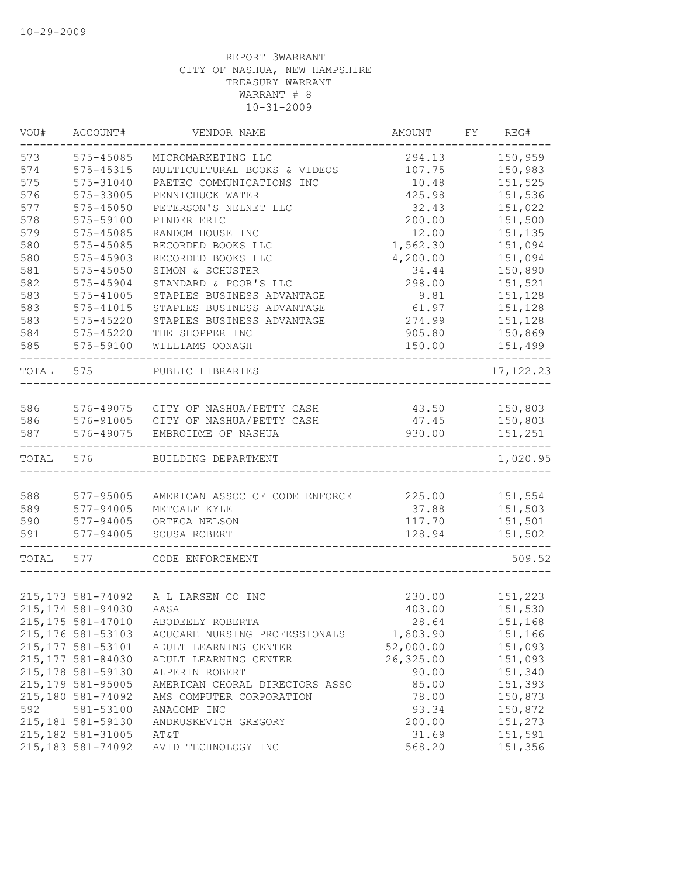10-29-2009

REPORT 3WARRANT
CITY OF NASHUA, NEW HAMPSHIRE
TREASURY WARRANT
WARRANT # 8
10-31-2009

| VOU# | ACCOUNT# | VENDOR NAME | AMOUNT | FY | REG# |
|---|---|---|---|---|---|
| 573 | 575-45085 | MICROMARKETING LLC | 294.13 | | 150,959 |
| 574 | 575-45315 | MULTICULTURAL BOOKS & VIDEOS | 107.75 | | 150,983 |
| 575 | 575-31040 | PAETEC COMMUNICATIONS INC | 10.48 | | 151,525 |
| 576 | 575-33005 | PENNICHUCK WATER | 425.98 | | 151,536 |
| 577 | 575-45050 | PETERSON'S NELNET LLC | 32.43 | | 151,022 |
| 578 | 575-59100 | PINDER ERIC | 200.00 | | 151,500 |
| 579 | 575-45085 | RANDOM HOUSE INC | 12.00 | | 151,135 |
| 580 | 575-45085 | RECORDED BOOKS LLC | 1,562.30 | | 151,094 |
| 580 | 575-45903 | RECORDED BOOKS LLC | 4,200.00 | | 151,094 |
| 581 | 575-45050 | SIMON & SCHUSTER | 34.44 | | 150,890 |
| 582 | 575-45904 | STANDARD & POOR'S LLC | 298.00 | | 151,521 |
| 583 | 575-41005 | STAPLES BUSINESS ADVANTAGE | 9.81 | | 151,128 |
| 583 | 575-41015 | STAPLES BUSINESS ADVANTAGE | 61.97 | | 151,128 |
| 583 | 575-45220 | STAPLES BUSINESS ADVANTAGE | 274.99 | | 151,128 |
| 584 | 575-45220 | THE SHOPPER INC | 905.80 | | 150,869 |
| 585 | 575-59100 | WILLIAMS OONAGH | 150.00 | | 151,499 |
| TOTAL | 575 | PUBLIC LIBRARIES | | | 17,122.23 |
| 586 | 576-49075 | CITY OF NASHUA/PETTY CASH | 43.50 | | 150,803 |
| 586 | 576-91005 | CITY OF NASHUA/PETTY CASH | 47.45 | | 150,803 |
| 587 | 576-49075 | EMBROIDME OF NASHUA | 930.00 | | 151,251 |
| TOTAL | 576 | BUILDING DEPARTMENT | | | 1,020.95 |
| 588 | 577-95005 | AMERICAN ASSOC OF CODE ENFORCE | 225.00 | | 151,554 |
| 589 | 577-94005 | METCALF KYLE | 37.88 | | 151,503 |
| 590 | 577-94005 | ORTEGA NELSON | 117.70 | | 151,501 |
| 591 | 577-94005 | SOUSA ROBERT | 128.94 | | 151,502 |
| TOTAL | 577 | CODE ENFORCEMENT | | | 509.52 |
| 215,173 | 581-74092 | A L LARSEN CO INC | 230.00 | | 151,223 |
| 215,174 | 581-94030 | AASA | 403.00 | | 151,530 |
| 215,175 | 581-47010 | ABODEELY ROBERTA | 28.64 | | 151,168 |
| 215,176 | 581-53103 | ACUCARE NURSING PROFESSIONALS | 1,803.90 | | 151,166 |
| 215,177 | 581-53101 | ADULT LEARNING CENTER | 52,000.00 | | 151,093 |
| 215,177 | 581-84030 | ADULT LEARNING CENTER | 26,325.00 | | 151,093 |
| 215,178 | 581-59130 | ALPERIN ROBERT | 90.00 | | 151,340 |
| 215,179 | 581-95005 | AMERICAN CHORAL DIRECTORS ASSO | 85.00 | | 151,393 |
| 215,180 | 581-74092 | AMS COMPUTER CORPORATION | 78.00 | | 150,873 |
| 592 | 581-53100 | ANACOMP INC | 93.34 | | 150,872 |
| 215,181 | 581-59130 | ANDRUSKEVICH GREGORY | 200.00 | | 151,273 |
| 215,182 | 581-31005 | AT&T | 31.69 | | 151,591 |
| 215,183 | 581-74092 | AVID TECHNOLOGY INC | 568.20 | | 151,356 |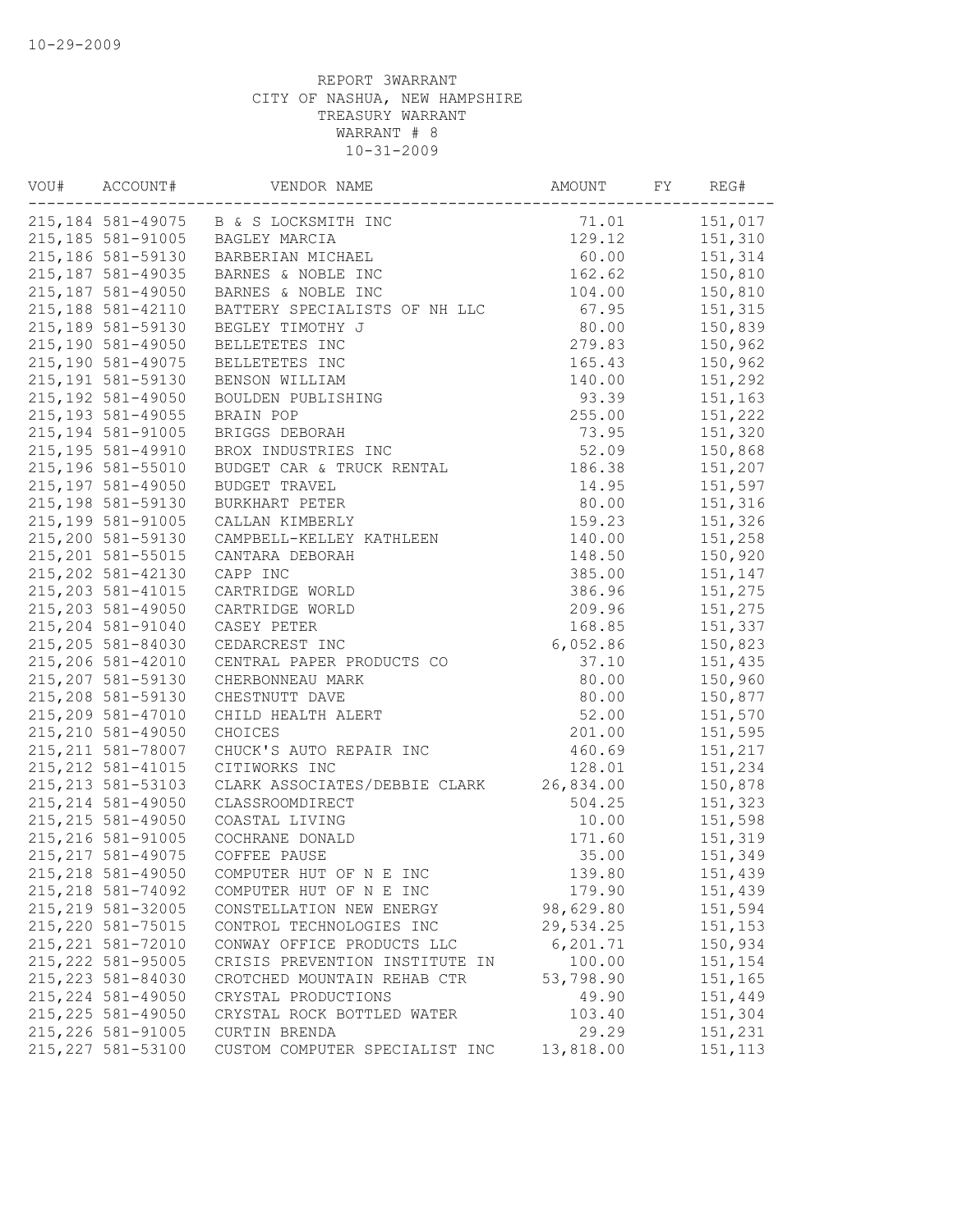10-29-2009

REPORT 3WARRANT
CITY OF NASHUA, NEW HAMPSHIRE
TREASURY WARRANT
WARRANT # 8
10-31-2009

| VOU# | ACCOUNT# | VENDOR NAME | AMOUNT | FY | REG# |
|---|---|---|---|---|---|
| 215,184 | 581-49075 | B & S LOCKSMITH INC | 71.01 | | 151,017 |
| 215,185 | 581-91005 | BAGLEY MARCIA | 129.12 | | 151,310 |
| 215,186 | 581-59130 | BARBERIAN MICHAEL | 60.00 | | 151,314 |
| 215,187 | 581-49035 | BARNES & NOBLE INC | 162.62 | | 150,810 |
| 215,187 | 581-49050 | BARNES & NOBLE INC | 104.00 | | 150,810 |
| 215,188 | 581-42110 | BATTERY SPECIALISTS OF NH LLC | 67.95 | | 151,315 |
| 215,189 | 581-59130 | BEGLEY TIMOTHY J | 80.00 | | 150,839 |
| 215,190 | 581-49050 | BELLETETES INC | 279.83 | | 150,962 |
| 215,190 | 581-49075 | BELLETETES INC | 165.43 | | 150,962 |
| 215,191 | 581-59130 | BENSON WILLIAM | 140.00 | | 151,292 |
| 215,192 | 581-49050 | BOULDEN PUBLISHING | 93.39 | | 151,163 |
| 215,193 | 581-49055 | BRAIN POP | 255.00 | | 151,222 |
| 215,194 | 581-91005 | BRIGGS DEBORAH | 73.95 | | 151,320 |
| 215,195 | 581-49910 | BROX INDUSTRIES INC | 52.09 | | 150,868 |
| 215,196 | 581-55010 | BUDGET CAR & TRUCK RENTAL | 186.38 | | 151,207 |
| 215,197 | 581-49050 | BUDGET TRAVEL | 14.95 | | 151,597 |
| 215,198 | 581-59130 | BURKHART PETER | 80.00 | | 151,316 |
| 215,199 | 581-91005 | CALLAN KIMBERLY | 159.23 | | 151,326 |
| 215,200 | 581-59130 | CAMPBELL-KELLEY KATHLEEN | 140.00 | | 151,258 |
| 215,201 | 581-55015 | CANTARA DEBORAH | 148.50 | | 150,920 |
| 215,202 | 581-42130 | CAPP INC | 385.00 | | 151,147 |
| 215,203 | 581-41015 | CARTRIDGE WORLD | 386.96 | | 151,275 |
| 215,203 | 581-49050 | CARTRIDGE WORLD | 209.96 | | 151,275 |
| 215,204 | 581-91040 | CASEY PETER | 168.85 | | 151,337 |
| 215,205 | 581-84030 | CEDARCREST INC | 6,052.86 | | 150,823 |
| 215,206 | 581-42010 | CENTRAL PAPER PRODUCTS CO | 37.10 | | 151,435 |
| 215,207 | 581-59130 | CHERBONNEAU MARK | 80.00 | | 150,960 |
| 215,208 | 581-59130 | CHESTNUTT DAVE | 80.00 | | 150,877 |
| 215,209 | 581-47010 | CHILD HEALTH ALERT | 52.00 | | 151,570 |
| 215,210 | 581-49050 | CHOICES | 201.00 | | 151,595 |
| 215,211 | 581-78007 | CHUCK'S AUTO REPAIR INC | 460.69 | | 151,217 |
| 215,212 | 581-41015 | CITIWORKS INC | 128.01 | | 151,234 |
| 215,213 | 581-53103 | CLARK ASSOCIATES/DEBBIE CLARK | 26,834.00 | | 150,878 |
| 215,214 | 581-49050 | CLASSROOMDIRECT | 504.25 | | 151,323 |
| 215,215 | 581-49050 | COASTAL LIVING | 10.00 | | 151,598 |
| 215,216 | 581-91005 | COCHRANE DONALD | 171.60 | | 151,319 |
| 215,217 | 581-49075 | COFFEE PAUSE | 35.00 | | 151,349 |
| 215,218 | 581-49050 | COMPUTER HUT OF N E INC | 139.80 | | 151,439 |
| 215,218 | 581-74092 | COMPUTER HUT OF N E INC | 179.90 | | 151,439 |
| 215,219 | 581-32005 | CONSTELLATION NEW ENERGY | 98,629.80 | | 151,594 |
| 215,220 | 581-75015 | CONTROL TECHNOLOGIES INC | 29,534.25 | | 151,153 |
| 215,221 | 581-72010 | CONWAY OFFICE PRODUCTS LLC | 6,201.71 | | 150,934 |
| 215,222 | 581-95005 | CRISIS PREVENTION INSTITUTE IN | 100.00 | | 151,154 |
| 215,223 | 581-84030 | CROTCHED MOUNTAIN REHAB CTR | 53,798.90 | | 151,165 |
| 215,224 | 581-49050 | CRYSTAL PRODUCTIONS | 49.90 | | 151,449 |
| 215,225 | 581-49050 | CRYSTAL ROCK BOTTLED WATER | 103.40 | | 151,304 |
| 215,226 | 581-91005 | CURTIN BRENDA | 29.29 | | 151,231 |
| 215,227 | 581-53100 | CUSTOM COMPUTER SPECIALIST INC | 13,818.00 | | 151,113 |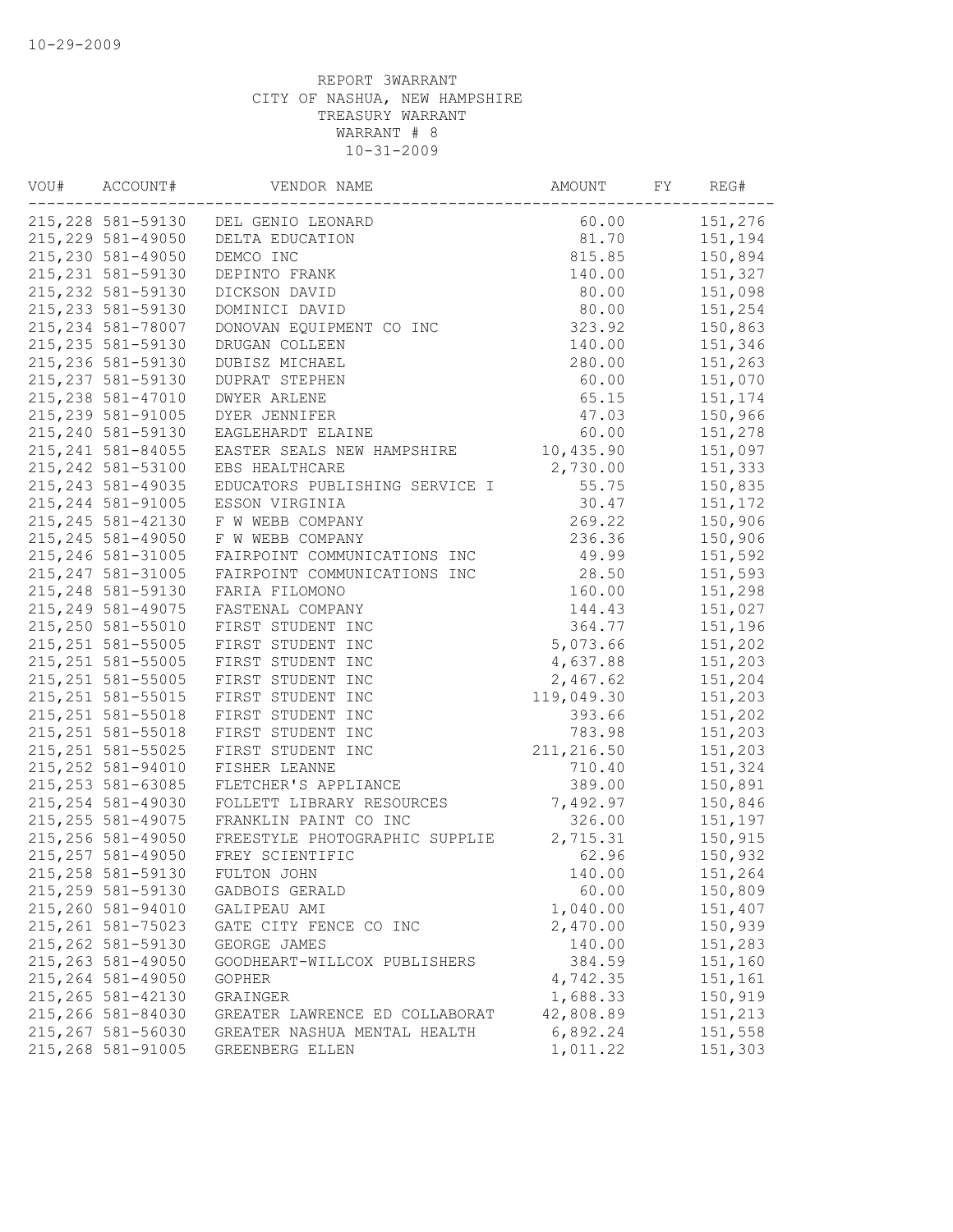10-29-2009

REPORT 3WARRANT
CITY OF NASHUA, NEW HAMPSHIRE
TREASURY WARRANT
WARRANT # 8
10-31-2009

| VOU# | ACCOUNT# | VENDOR NAME | AMOUNT | FY | REG# |
|---|---|---|---|---|---|
| 215,228 | 581-59130 | DEL GENIO LEONARD | 60.00 | | 151,276 |
| 215,229 | 581-49050 | DELTA EDUCATION | 81.70 | | 151,194 |
| 215,230 | 581-49050 | DEMCO INC | 815.85 | | 150,894 |
| 215,231 | 581-59130 | DEPINTO FRANK | 140.00 | | 151,327 |
| 215,232 | 581-59130 | DICKSON DAVID | 80.00 | | 151,098 |
| 215,233 | 581-59130 | DOMINICI DAVID | 80.00 | | 151,254 |
| 215,234 | 581-78007 | DONOVAN EQUIPMENT CO INC | 323.92 | | 150,863 |
| 215,235 | 581-59130 | DRUGAN COLLEEN | 140.00 | | 151,346 |
| 215,236 | 581-59130 | DUBISZ MICHAEL | 280.00 | | 151,263 |
| 215,237 | 581-59130 | DUPRAT STEPHEN | 60.00 | | 151,070 |
| 215,238 | 581-47010 | DWYER ARLENE | 65.15 | | 151,174 |
| 215,239 | 581-91005 | DYER JENNIFER | 47.03 | | 150,966 |
| 215,240 | 581-59130 | EAGLEHARDT ELAINE | 60.00 | | 151,278 |
| 215,241 | 581-84055 | EASTER SEALS NEW HAMPSHIRE | 10,435.90 | | 151,097 |
| 215,242 | 581-53100 | EBS HEALTHCARE | 2,730.00 | | 151,333 |
| 215,243 | 581-49035 | EDUCATORS PUBLISHING SERVICE I | 55.75 | | 150,835 |
| 215,244 | 581-91005 | ESSON VIRGINIA | 30.47 | | 151,172 |
| 215,245 | 581-42130 | F W WEBB COMPANY | 269.22 | | 150,906 |
| 215,245 | 581-49050 | F W WEBB COMPANY | 236.36 | | 150,906 |
| 215,246 | 581-31005 | FAIRPOINT COMMUNICATIONS INC | 49.99 | | 151,592 |
| 215,247 | 581-31005 | FAIRPOINT COMMUNICATIONS INC | 28.50 | | 151,593 |
| 215,248 | 581-59130 | FARIA FILOMONO | 160.00 | | 151,298 |
| 215,249 | 581-49075 | FASTENAL COMPANY | 144.43 | | 151,027 |
| 215,250 | 581-55010 | FIRST STUDENT INC | 364.77 | | 151,196 |
| 215,251 | 581-55005 | FIRST STUDENT INC | 5,073.66 | | 151,202 |
| 215,251 | 581-55005 | FIRST STUDENT INC | 4,637.88 | | 151,203 |
| 215,251 | 581-55005 | FIRST STUDENT INC | 2,467.62 | | 151,204 |
| 215,251 | 581-55015 | FIRST STUDENT INC | 119,049.30 | | 151,203 |
| 215,251 | 581-55018 | FIRST STUDENT INC | 393.66 | | 151,202 |
| 215,251 | 581-55018 | FIRST STUDENT INC | 783.98 | | 151,203 |
| 215,251 | 581-55025 | FIRST STUDENT INC | 211,216.50 | | 151,203 |
| 215,252 | 581-94010 | FISHER LEANNE | 710.40 | | 151,324 |
| 215,253 | 581-63085 | FLETCHER'S APPLIANCE | 389.00 | | 150,891 |
| 215,254 | 581-49030 | FOLLETT LIBRARY RESOURCES | 7,492.97 | | 150,846 |
| 215,255 | 581-49075 | FRANKLIN PAINT CO INC | 326.00 | | 151,197 |
| 215,256 | 581-49050 | FREESTYLE PHOTOGRAPHIC SUPPLIE | 2,715.31 | | 150,915 |
| 215,257 | 581-49050 | FREY SCIENTIFIC | 62.96 | | 150,932 |
| 215,258 | 581-59130 | FULTON JOHN | 140.00 | | 151,264 |
| 215,259 | 581-59130 | GADBOIS GERALD | 60.00 | | 150,809 |
| 215,260 | 581-94010 | GALIPEAU AMI | 1,040.00 | | 151,407 |
| 215,261 | 581-75023 | GATE CITY FENCE CO INC | 2,470.00 | | 150,939 |
| 215,262 | 581-59130 | GEORGE JAMES | 140.00 | | 151,283 |
| 215,263 | 581-49050 | GOODHEART-WILLCOX PUBLISHERS | 384.59 | | 151,160 |
| 215,264 | 581-49050 | GOPHER | 4,742.35 | | 151,161 |
| 215,265 | 581-42130 | GRAINGER | 1,688.33 | | 150,919 |
| 215,266 | 581-84030 | GREATER LAWRENCE ED COLLABORAT | 42,808.89 | | 151,213 |
| 215,267 | 581-56030 | GREATER NASHUA MENTAL HEALTH | 6,892.24 | | 151,558 |
| 215,268 | 581-91005 | GREENBERG ELLEN | 1,011.22 | | 151,303 |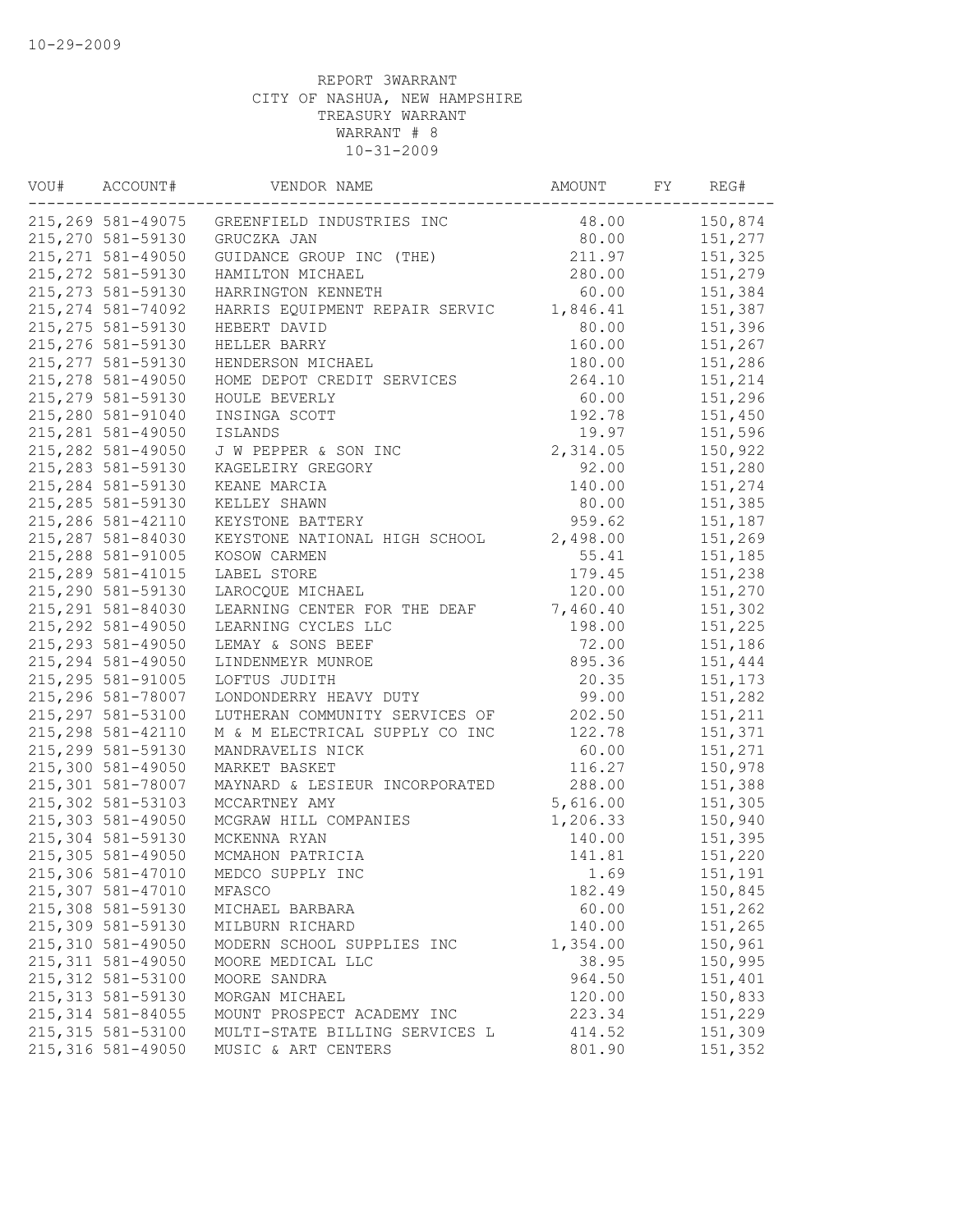10-29-2009

REPORT 3WARRANT
CITY OF NASHUA, NEW HAMPSHIRE
TREASURY WARRANT
WARRANT # 8
10-31-2009

| VOU# | ACCOUNT# | VENDOR NAME | AMOUNT | FY | REG# |
|---|---|---|---|---|---|
| 215,269 | 581-49075 | GREENFIELD INDUSTRIES INC | 48.00 | | 150,874 |
| 215,270 | 581-59130 | GRUCZKA JAN | 80.00 | | 151,277 |
| 215,271 | 581-49050 | GUIDANCE GROUP INC (THE) | 211.97 | | 151,325 |
| 215,272 | 581-59130 | HAMILTON MICHAEL | 280.00 | | 151,279 |
| 215,273 | 581-59130 | HARRINGTON KENNETH | 60.00 | | 151,384 |
| 215,274 | 581-74092 | HARRIS EQUIPMENT REPAIR SERVIC | 1,846.41 | | 151,387 |
| 215,275 | 581-59130 | HEBERT DAVID | 80.00 | | 151,396 |
| 215,276 | 581-59130 | HELLER BARRY | 160.00 | | 151,267 |
| 215,277 | 581-59130 | HENDERSON MICHAEL | 180.00 | | 151,286 |
| 215,278 | 581-49050 | HOME DEPOT CREDIT SERVICES | 264.10 | | 151,214 |
| 215,279 | 581-59130 | HOULE BEVERLY | 60.00 | | 151,296 |
| 215,280 | 581-91040 | INSINGA SCOTT | 192.78 | | 151,450 |
| 215,281 | 581-49050 | ISLANDS | 19.97 | | 151,596 |
| 215,282 | 581-49050 | J W PEPPER & SON INC | 2,314.05 | | 150,922 |
| 215,283 | 581-59130 | KAGELEIRY GREGORY | 92.00 | | 151,280 |
| 215,284 | 581-59130 | KEANE MARCIA | 140.00 | | 151,274 |
| 215,285 | 581-59130 | KELLEY SHAWN | 80.00 | | 151,385 |
| 215,286 | 581-42110 | KEYSTONE BATTERY | 959.62 | | 151,187 |
| 215,287 | 581-84030 | KEYSTONE NATIONAL HIGH SCHOOL | 2,498.00 | | 151,269 |
| 215,288 | 581-91005 | KOSOW CARMEN | 55.41 | | 151,185 |
| 215,289 | 581-41015 | LABEL STORE | 179.45 | | 151,238 |
| 215,290 | 581-59130 | LAROCQUE MICHAEL | 120.00 | | 151,270 |
| 215,291 | 581-84030 | LEARNING CENTER FOR THE DEAF | 7,460.40 | | 151,302 |
| 215,292 | 581-49050 | LEARNING CYCLES LLC | 198.00 | | 151,225 |
| 215,293 | 581-49050 | LEMAY & SONS BEEF | 72.00 | | 151,186 |
| 215,294 | 581-49050 | LINDENMEYR MUNROE | 895.36 | | 151,444 |
| 215,295 | 581-91005 | LOFTUS JUDITH | 20.35 | | 151,173 |
| 215,296 | 581-78007 | LONDONDERRY HEAVY DUTY | 99.00 | | 151,282 |
| 215,297 | 581-53100 | LUTHERAN COMMUNITY SERVICES OF | 202.50 | | 151,211 |
| 215,298 | 581-42110 | M & M ELECTRICAL SUPPLY CO INC | 122.78 | | 151,371 |
| 215,299 | 581-59130 | MANDRAVELIS NICK | 60.00 | | 151,271 |
| 215,300 | 581-49050 | MARKET BASKET | 116.27 | | 150,978 |
| 215,301 | 581-78007 | MAYNARD & LESIEUR INCORPORATED | 288.00 | | 151,388 |
| 215,302 | 581-53103 | MCCARTNEY AMY | 5,616.00 | | 151,305 |
| 215,303 | 581-49050 | MCGRAW HILL COMPANIES | 1,206.33 | | 150,940 |
| 215,304 | 581-59130 | MCKENNA RYAN | 140.00 | | 151,395 |
| 215,305 | 581-49050 | MCMAHON PATRICIA | 141.81 | | 151,220 |
| 215,306 | 581-47010 | MEDCO SUPPLY INC | 1.69 | | 151,191 |
| 215,307 | 581-47010 | MFASCO | 182.49 | | 150,845 |
| 215,308 | 581-59130 | MICHAEL BARBARA | 60.00 | | 151,262 |
| 215,309 | 581-59130 | MILBURN RICHARD | 140.00 | | 151,265 |
| 215,310 | 581-49050 | MODERN SCHOOL SUPPLIES INC | 1,354.00 | | 150,961 |
| 215,311 | 581-49050 | MOORE MEDICAL LLC | 38.95 | | 150,995 |
| 215,312 | 581-53100 | MOORE SANDRA | 964.50 | | 151,401 |
| 215,313 | 581-59130 | MORGAN MICHAEL | 120.00 | | 150,833 |
| 215,314 | 581-84055 | MOUNT PROSPECT ACADEMY INC | 223.34 | | 151,229 |
| 215,315 | 581-53100 | MULTI-STATE BILLING SERVICES L | 414.52 | | 151,309 |
| 215,316 | 581-49050 | MUSIC & ART CENTERS | 801.90 | | 151,352 |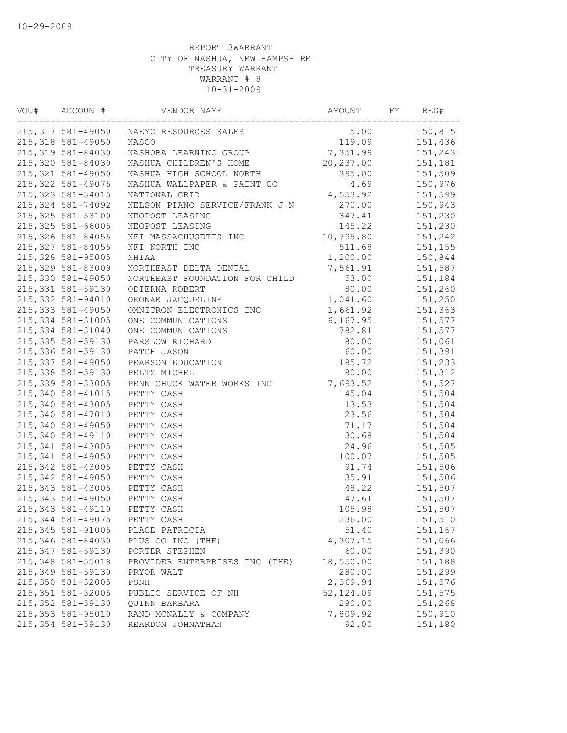10-29-2009

REPORT 3WARRANT
CITY OF NASHUA, NEW HAMPSHIRE
TREASURY WARRANT
WARRANT # 8
10-31-2009

| VOU# | ACCOUNT# | VENDOR NAME | AMOUNT | FY | REG# |
|---|---|---|---|---|---|
| 215,317 | 581-49050 | NAEYC RESOURCES SALES | 5.00 | | 150,815 |
| 215,318 | 581-49050 | NASCO | 119.09 | | 151,436 |
| 215,319 | 581-84030 | NASHOBA LEARNING GROUP | 7,351.99 | | 151,243 |
| 215,320 | 581-84030 | NASHUA CHILDREN'S HOME | 20,237.00 | | 151,181 |
| 215,321 | 581-49050 | NASHUA HIGH SCHOOL NORTH | 395.00 | | 151,509 |
| 215,322 | 581-49075 | NASHUA WALLPAPER & PAINT CO | 4.69 | | 150,976 |
| 215,323 | 581-34015 | NATIONAL GRID | 4,553.92 | | 151,599 |
| 215,324 | 581-74092 | NELSON PIANO SERVICE/FRANK J N | 270.00 | | 150,943 |
| 215,325 | 581-53100 | NEOPOST LEASING | 347.41 | | 151,230 |
| 215,325 | 581-66005 | NEOPOST LEASING | 145.22 | | 151,230 |
| 215,326 | 581-84055 | NFI MASSACHUSETTS INC | 10,795.80 | | 151,242 |
| 215,327 | 581-84055 | NFI NORTH INC | 511.68 | | 151,155 |
| 215,328 | 581-95005 | NHIAA | 1,200.00 | | 150,844 |
| 215,329 | 581-83009 | NORTHEAST DELTA DENTAL | 7,561.91 | | 151,587 |
| 215,330 | 581-49050 | NORTHEAST FOUNDATION FOR CHILD | 53.00 | | 151,184 |
| 215,331 | 581-59130 | ODIERNA ROBERT | 80.00 | | 151,260 |
| 215,332 | 581-94010 | OKONAK JACQUELINE | 1,041.60 | | 151,250 |
| 215,333 | 581-49050 | OMNITRON ELECTRONICS INC | 1,661.92 | | 151,363 |
| 215,334 | 581-31005 | ONE COMMUNICATIONS | 6,167.95 | | 151,577 |
| 215,334 | 581-31040 | ONE COMMUNICATIONS | 782.81 | | 151,577 |
| 215,335 | 581-59130 | PARSLOW RICHARD | 80.00 | | 151,061 |
| 215,336 | 581-59130 | PATCH JASON | 60.00 | | 151,391 |
| 215,337 | 581-49050 | PEARSON EDUCATION | 185.72 | | 151,233 |
| 215,338 | 581-59130 | PELTZ MICHEL | 80.00 | | 151,312 |
| 215,339 | 581-33005 | PENNICHUCK WATER WORKS INC | 7,693.52 | | 151,527 |
| 215,340 | 581-41015 | PETTY CASH | 45.04 | | 151,504 |
| 215,340 | 581-43005 | PETTY CASH | 13.53 | | 151,504 |
| 215,340 | 581-47010 | PETTY CASH | 23.56 | | 151,504 |
| 215,340 | 581-49050 | PETTY CASH | 71.17 | | 151,504 |
| 215,340 | 581-49110 | PETTY CASH | 30.68 | | 151,504 |
| 215,341 | 581-43005 | PETTY CASH | 24.96 | | 151,505 |
| 215,341 | 581-49050 | PETTY CASH | 100.07 | | 151,505 |
| 215,342 | 581-43005 | PETTY CASH | 91.74 | | 151,506 |
| 215,342 | 581-49050 | PETTY CASH | 35.91 | | 151,506 |
| 215,343 | 581-43005 | PETTY CASH | 48.22 | | 151,507 |
| 215,343 | 581-49050 | PETTY CASH | 47.61 | | 151,507 |
| 215,343 | 581-49110 | PETTY CASH | 105.98 | | 151,507 |
| 215,344 | 581-49075 | PETTY CASH | 236.00 | | 151,510 |
| 215,345 | 581-91005 | PLACE PATRICIA | 51.40 | | 151,167 |
| 215,346 | 581-84030 | PLUS CO INC (THE) | 4,307.15 | | 151,066 |
| 215,347 | 581-59130 | PORTER STEPHEN | 60.00 | | 151,390 |
| 215,348 | 581-55018 | PROVIDER ENTERPRISES INC (THE) | 18,550.00 | | 151,188 |
| 215,349 | 581-59130 | PRYOR WALT | 280.00 | | 151,299 |
| 215,350 | 581-32005 | PSNH | 2,369.94 | | 151,576 |
| 215,351 | 581-32005 | PUBLIC SERVICE OF NH | 52,124.09 | | 151,575 |
| 215,352 | 581-59130 | QUINN BARBARA | 280.00 | | 151,268 |
| 215,353 | 581-95010 | RAND MCNALLY & COMPANY | 7,809.92 | | 150,910 |
| 215,354 | 581-59130 | REARDON JOHNATHAN | 92.00 | | 151,180 |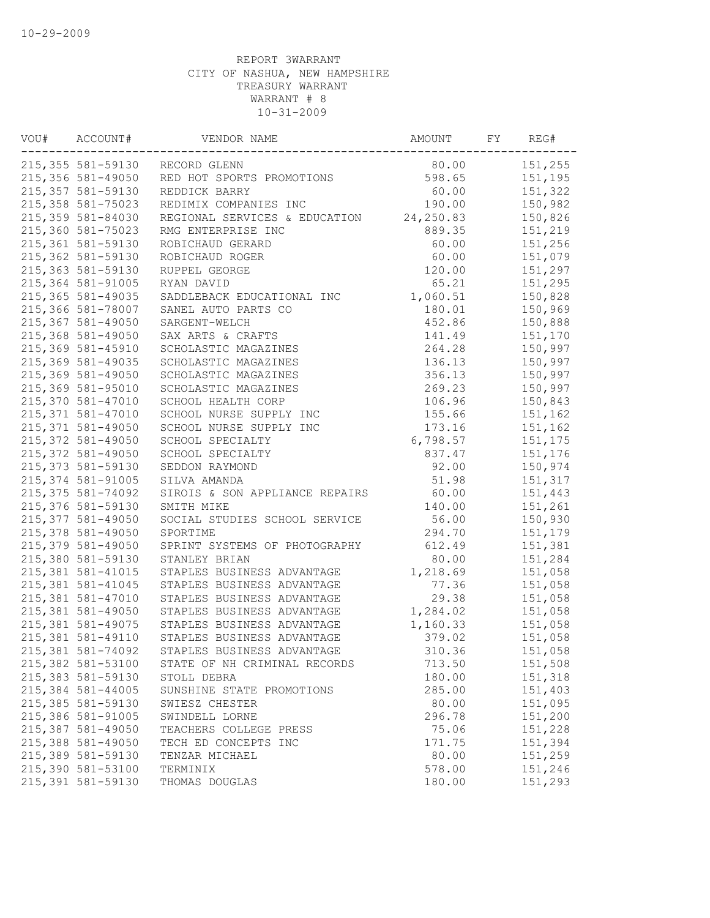10-29-2009

REPORT 3WARRANT
CITY OF NASHUA, NEW HAMPSHIRE
TREASURY WARRANT
WARRANT # 8
10-31-2009

| VOU# | ACCOUNT# | VENDOR NAME | AMOUNT | FY | REG# |
|---|---|---|---|---|---|
| 215,355 | 581-59130 | RECORD GLENN | 80.00 | | 151,255 |
| 215,356 | 581-49050 | RED HOT SPORTS PROMOTIONS | 598.65 | | 151,195 |
| 215,357 | 581-59130 | REDDICK BARRY | 60.00 | | 151,322 |
| 215,358 | 581-75023 | REDIMIX COMPANIES INC | 190.00 | | 150,982 |
| 215,359 | 581-84030 | REGIONAL SERVICES & EDUCATION | 24,250.83 | | 150,826 |
| 215,360 | 581-75023 | RMG ENTERPRISE INC | 889.35 | | 151,219 |
| 215,361 | 581-59130 | ROBICHAUD GERARD | 60.00 | | 151,256 |
| 215,362 | 581-59130 | ROBICHAUD ROGER | 60.00 | | 151,079 |
| 215,363 | 581-59130 | RUPPEL GEORGE | 120.00 | | 151,297 |
| 215,364 | 581-91005 | RYAN DAVID | 65.21 | | 151,295 |
| 215,365 | 581-49035 | SADDLEBACK EDUCATIONAL INC | 1,060.51 | | 150,828 |
| 215,366 | 581-78007 | SANEL AUTO PARTS CO | 180.01 | | 150,969 |
| 215,367 | 581-49050 | SARGENT-WELCH | 452.86 | | 150,888 |
| 215,368 | 581-49050 | SAX ARTS & CRAFTS | 141.49 | | 151,170 |
| 215,369 | 581-45910 | SCHOLASTIC MAGAZINES | 264.28 | | 150,997 |
| 215,369 | 581-49035 | SCHOLASTIC MAGAZINES | 136.13 | | 150,997 |
| 215,369 | 581-49050 | SCHOLASTIC MAGAZINES | 356.13 | | 150,997 |
| 215,369 | 581-95010 | SCHOLASTIC MAGAZINES | 269.23 | | 150,997 |
| 215,370 | 581-47010 | SCHOOL HEALTH CORP | 106.96 | | 150,843 |
| 215,371 | 581-47010 | SCHOOL NURSE SUPPLY INC | 155.66 | | 151,162 |
| 215,371 | 581-49050 | SCHOOL NURSE SUPPLY INC | 173.16 | | 151,162 |
| 215,372 | 581-49050 | SCHOOL SPECIALTY | 6,798.57 | | 151,175 |
| 215,372 | 581-49050 | SCHOOL SPECIALTY | 837.47 | | 151,176 |
| 215,373 | 581-59130 | SEDDON RAYMOND | 92.00 | | 150,974 |
| 215,374 | 581-91005 | SILVA AMANDA | 51.98 | | 151,317 |
| 215,375 | 581-74092 | SIROIS & SON APPLIANCE REPAIRS | 60.00 | | 151,443 |
| 215,376 | 581-59130 | SMITH MIKE | 140.00 | | 151,261 |
| 215,377 | 581-49050 | SOCIAL STUDIES SCHOOL SERVICE | 56.00 | | 150,930 |
| 215,378 | 581-49050 | SPORTIME | 294.70 | | 151,179 |
| 215,379 | 581-49050 | SPRINT SYSTEMS OF PHOTOGRAPHY | 612.49 | | 151,381 |
| 215,380 | 581-59130 | STANLEY BRIAN | 80.00 | | 151,284 |
| 215,381 | 581-41015 | STAPLES BUSINESS ADVANTAGE | 1,218.69 | | 151,058 |
| 215,381 | 581-41045 | STAPLES BUSINESS ADVANTAGE | 77.36 | | 151,058 |
| 215,381 | 581-47010 | STAPLES BUSINESS ADVANTAGE | 29.38 | | 151,058 |
| 215,381 | 581-49050 | STAPLES BUSINESS ADVANTAGE | 1,284.02 | | 151,058 |
| 215,381 | 581-49075 | STAPLES BUSINESS ADVANTAGE | 1,160.33 | | 151,058 |
| 215,381 | 581-49110 | STAPLES BUSINESS ADVANTAGE | 379.02 | | 151,058 |
| 215,381 | 581-74092 | STAPLES BUSINESS ADVANTAGE | 310.36 | | 151,058 |
| 215,382 | 581-53100 | STATE OF NH CRIMINAL RECORDS | 713.50 | | 151,508 |
| 215,383 | 581-59130 | STOLL DEBRA | 180.00 | | 151,318 |
| 215,384 | 581-44005 | SUNSHINE STATE PROMOTIONS | 285.00 | | 151,403 |
| 215,385 | 581-59130 | SWIESZ CHESTER | 80.00 | | 151,095 |
| 215,386 | 581-91005 | SWINDELL LORNE | 296.78 | | 151,200 |
| 215,387 | 581-49050 | TEACHERS COLLEGE PRESS | 75.06 | | 151,228 |
| 215,388 | 581-49050 | TECH ED CONCEPTS INC | 171.75 | | 151,394 |
| 215,389 | 581-59130 | TENZAR MICHAEL | 80.00 | | 151,259 |
| 215,390 | 581-53100 | TERMINIX | 578.00 | | 151,246 |
| 215,391 | 581-59130 | THOMAS DOUGLAS | 180.00 | | 151,293 |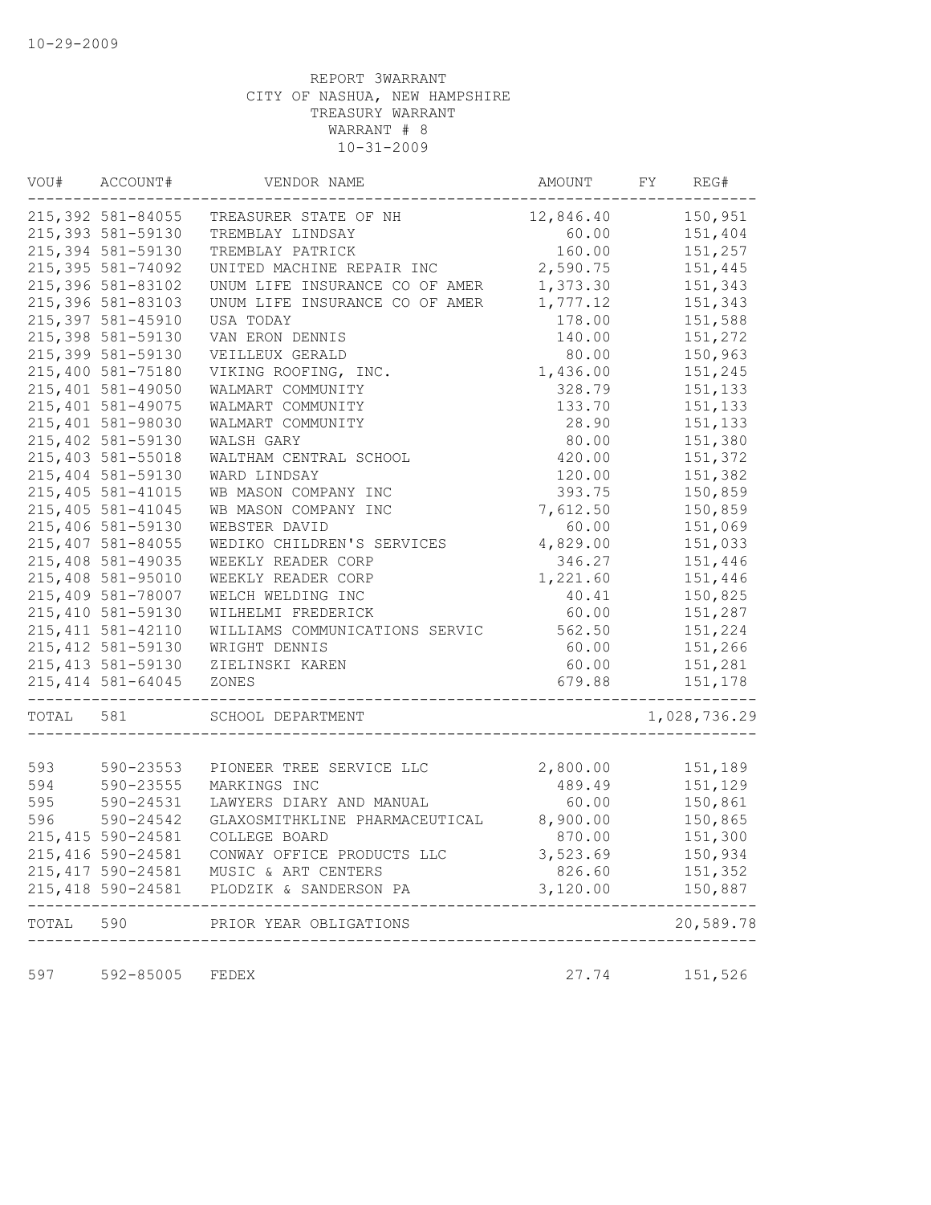REPORT 3WARRANT
CITY OF NASHUA, NEW HAMPSHIRE
TREASURY WARRANT
WARRANT # 8
10-31-2009

| VOU# | ACCOUNT# | VENDOR NAME | AMOUNT | FY | REG# |
|---|---|---|---|---|---|
| 215,392 | 581-84055 | TREASURER STATE OF NH | 12,846.40 | | 150,951 |
| 215,393 | 581-59130 | TREMBLAY LINDSAY | 60.00 | | 151,404 |
| 215,394 | 581-59130 | TREMBLAY PATRICK | 160.00 | | 151,257 |
| 215,395 | 581-74092 | UNITED MACHINE REPAIR INC | 2,590.75 | | 151,445 |
| 215,396 | 581-83102 | UNUM LIFE INSURANCE CO OF AMER | 1,373.30 | | 151,343 |
| 215,396 | 581-83103 | UNUM LIFE INSURANCE CO OF AMER | 1,777.12 | | 151,343 |
| 215,397 | 581-45910 | USA TODAY | 178.00 | | 151,588 |
| 215,398 | 581-59130 | VAN ERON DENNIS | 140.00 | | 151,272 |
| 215,399 | 581-59130 | VEILLEUX GERALD | 80.00 | | 150,963 |
| 215,400 | 581-75180 | VIKING ROOFING, INC. | 1,436.00 | | 151,245 |
| 215,401 | 581-49050 | WALMART COMMUNITY | 328.79 | | 151,133 |
| 215,401 | 581-49075 | WALMART COMMUNITY | 133.70 | | 151,133 |
| 215,401 | 581-98030 | WALMART COMMUNITY | 28.90 | | 151,133 |
| 215,402 | 581-59130 | WALSH GARY | 80.00 | | 151,380 |
| 215,403 | 581-55018 | WALTHAM CENTRAL SCHOOL | 420.00 | | 151,372 |
| 215,404 | 581-59130 | WARD LINDSAY | 120.00 | | 151,382 |
| 215,405 | 581-41015 | WB MASON COMPANY INC | 393.75 | | 150,859 |
| 215,405 | 581-41045 | WB MASON COMPANY INC | 7,612.50 | | 150,859 |
| 215,406 | 581-59130 | WEBSTER DAVID | 60.00 | | 151,069 |
| 215,407 | 581-84055 | WEDIKO CHILDREN'S SERVICES | 4,829.00 | | 151,033 |
| 215,408 | 581-49035 | WEEKLY READER CORP | 346.27 | | 151,446 |
| 215,408 | 581-95010 | WEEKLY READER CORP | 1,221.60 | | 151,446 |
| 215,409 | 581-78007 | WELCH WELDING INC | 40.41 | | 150,825 |
| 215,410 | 581-59130 | WILHELMI FREDERICK | 60.00 | | 151,287 |
| 215,411 | 581-42110 | WILLIAMS COMMUNICATIONS SERVIC | 562.50 | | 151,224 |
| 215,412 | 581-59130 | WRIGHT DENNIS | 60.00 | | 151,266 |
| 215,413 | 581-59130 | ZIELINSKI KAREN | 60.00 | | 151,281 |
| 215,414 | 581-64045 | ZONES | 679.88 | | 151,178 |
| TOTAL | 581 | SCHOOL DEPARTMENT | | | 1,028,736.29 |
| 593 | 590-23553 | PIONEER TREE SERVICE LLC | 2,800.00 | | 151,189 |
| 594 | 590-23555 | MARKINGS INC | 489.49 | | 151,129 |
| 595 | 590-24531 | LAWYERS DIARY AND MANUAL | 60.00 | | 150,861 |
| 596 | 590-24542 | GLAXOSMITHKLINE PHARMACEUTICAL | 8,900.00 | | 150,865 |
| 215,415 | 590-24581 | COLLEGE BOARD | 870.00 | | 151,300 |
| 215,416 | 590-24581 | CONWAY OFFICE PRODUCTS LLC | 3,523.69 | | 150,934 |
| 215,417 | 590-24581 | MUSIC & ART CENTERS | 826.60 | | 151,352 |
| 215,418 | 590-24581 | PLODZIK & SANDERSON PA | 3,120.00 | | 150,887 |
| TOTAL | 590 | PRIOR YEAR OBLIGATIONS | | | 20,589.78 |
| 597 | 592-85005 | FEDEX | 27.74 | | 151,526 |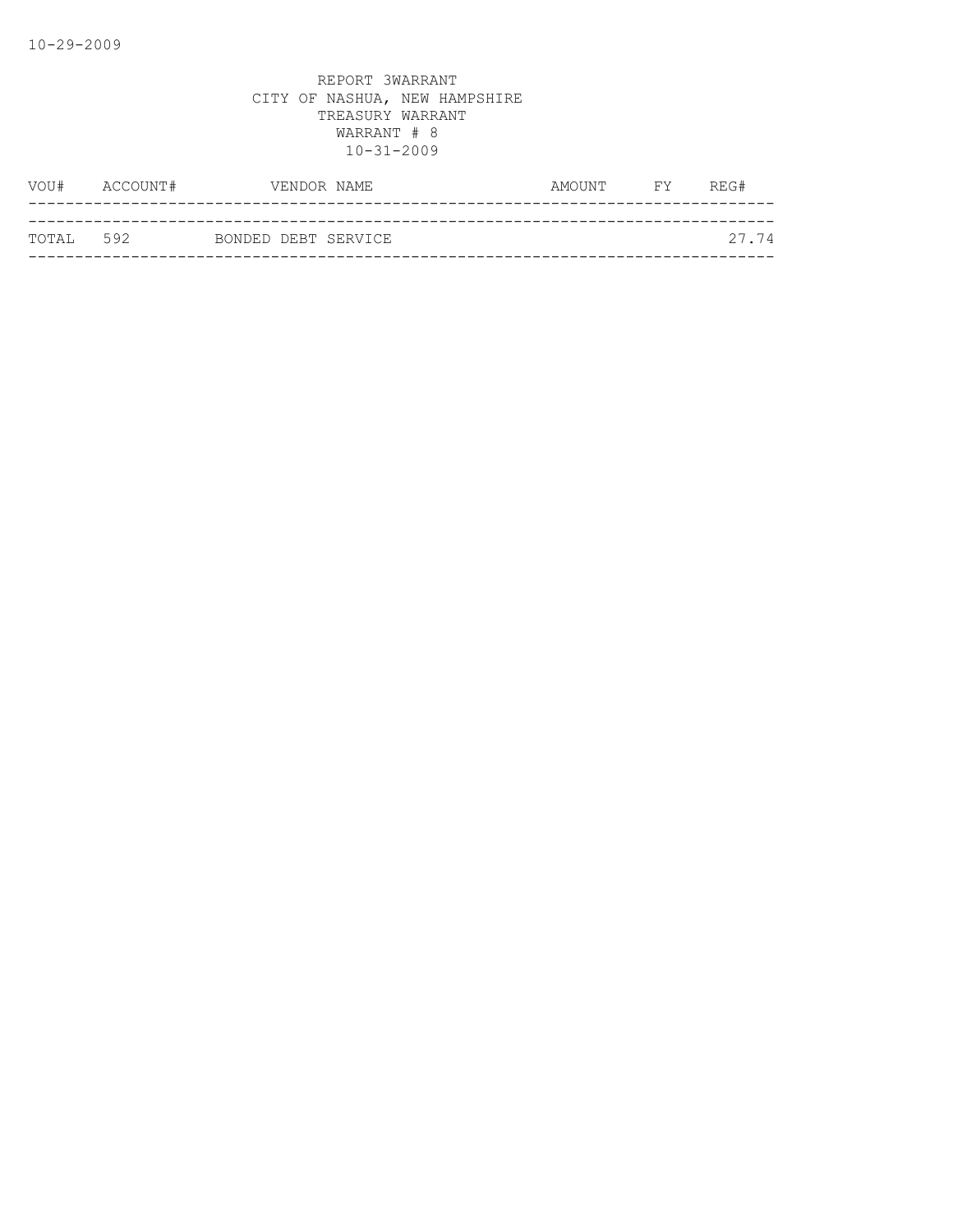10-29-2009

REPORT 3WARRANT
CITY OF NASHUA, NEW HAMPSHIRE
TREASURY WARRANT
WARRANT # 8
10-31-2009

| VOU# | ACCOUNT# | VENDOR NAME | AMOUNT | FY | REG# |
|---|---|---|---|---|---|
| TOTAL | 592 | BONDED DEBT SERVICE | | | 27.74 |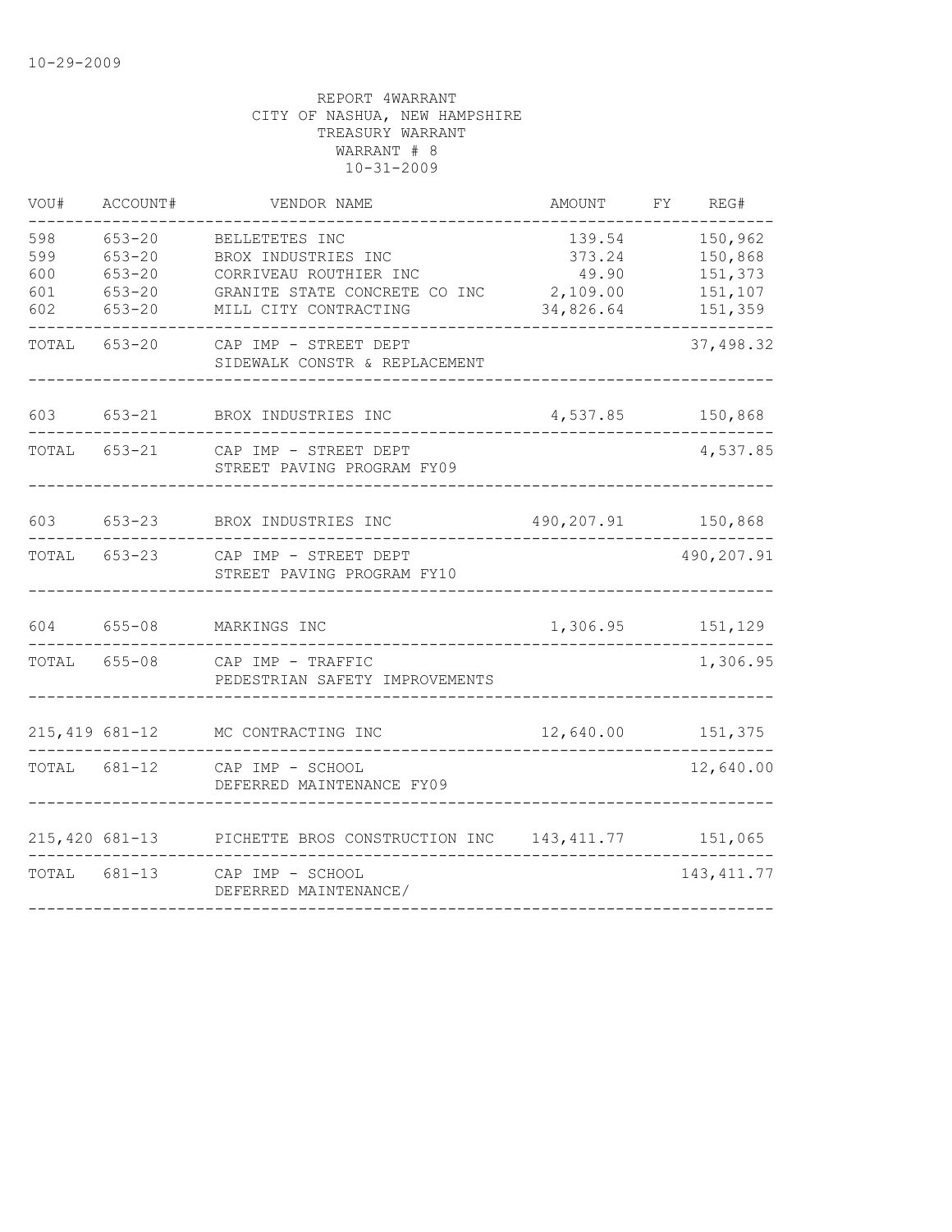10-29-2009

REPORT 4WARRANT
CITY OF NASHUA, NEW HAMPSHIRE
TREASURY WARRANT
WARRANT # 8
10-31-2009

| VOU# | ACCOUNT# | VENDOR NAME | AMOUNT | FY | REG# |
|---|---|---|---|---|---|
| 598 | 653-20 | BELLETETES INC | 139.54 | | 150,962 |
| 599 | 653-20 | BROX INDUSTRIES INC | 373.24 | | 150,868 |
| 600 | 653-20 | CORRIVEAU ROUTHIER INC | 49.90 | | 151,373 |
| 601 | 653-20 | GRANITE STATE CONCRETE CO INC | 2,109.00 | | 151,107 |
| 602 | 653-20 | MILL CITY CONTRACTING | 34,826.64 | | 151,359 |
| TOTAL | 653-20 | CAP IMP - STREET DEPT SIDEWALK CONSTR & REPLACEMENT | | | 37,498.32 |
| 603 | 653-21 | BROX INDUSTRIES INC | 4,537.85 | | 150,868 |
| TOTAL | 653-21 | CAP IMP - STREET DEPT STREET PAVING PROGRAM FY09 | | | 4,537.85 |
| 603 | 653-23 | BROX INDUSTRIES INC | 490,207.91 | | 150,868 |
| TOTAL | 653-23 | CAP IMP - STREET DEPT STREET PAVING PROGRAM FY10 | | | 490,207.91 |
| 604 | 655-08 | MARKINGS INC | 1,306.95 | | 151,129 |
| TOTAL | 655-08 | CAP IMP - TRAFFIC PEDESTRIAN SAFETY IMPROVEMENTS | | | 1,306.95 |
| 215,419 | 681-12 | MC CONTRACTING INC | 12,640.00 | | 151,375 |
| TOTAL | 681-12 | CAP IMP - SCHOOL DEFERRED MAINTENANCE FY09 | | | 12,640.00 |
| 215,420 | 681-13 | PICHETTE BROS CONSTRUCTION INC | 143,411.77 | | 151,065 |
| TOTAL | 681-13 | CAP IMP - SCHOOL DEFERRED MAINTENANCE/ | | | 143,411.77 |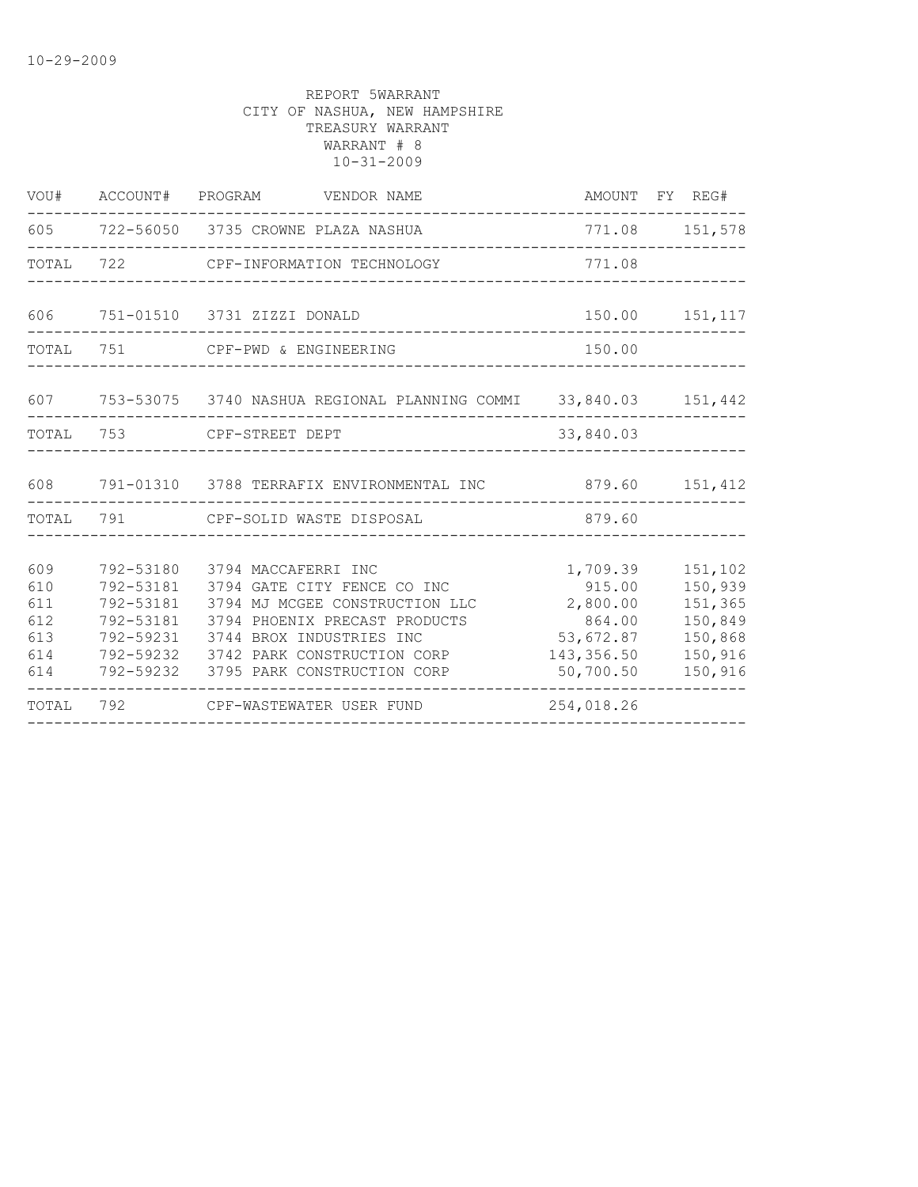10-29-2009

REPORT 5WARRANT
CITY OF NASHUA, NEW HAMPSHIRE
TREASURY WARRANT
WARRANT # 8
10-31-2009

| VOU# | ACCOUNT# | PROGRAM | VENDOR NAME | AMOUNT | FY | REG# |
|---|---|---|---|---|---|---|
| 605 | 722-56050 | 3735 | CROWNE PLAZA NASHUA | 771.08 | | 151,578 |
| TOTAL | 722 | | CPF-INFORMATION TECHNOLOGY | 771.08 | | |
| 606 | 751-01510 | 3731 | ZIZZI DONALD | 150.00 | | 151,117 |
| TOTAL | 751 | | CPF-PWD & ENGINEERING | 150.00 | | |
| 607 | 753-53075 | 3740 | NASHUA REGIONAL PLANNING COMMI | 33,840.03 | | 151,442 |
| TOTAL | 753 | | CPF-STREET DEPT | 33,840.03 | | |
| 608 | 791-01310 | 3788 | TERRAFIX ENVIRONMENTAL INC | 879.60 | | 151,412 |
| TOTAL | 791 | | CPF-SOLID WASTE DISPOSAL | 879.60 | | |
| 609 | 792-53180 | 3794 | MACCAFERRI INC | 1,709.39 | | 151,102 |
| 610 | 792-53181 | 3794 | GATE CITY FENCE CO INC | 915.00 | | 150,939 |
| 611 | 792-53181 | 3794 | MJ MCGEE CONSTRUCTION LLC | 2,800.00 | | 151,365 |
| 612 | 792-53181 | 3794 | PHOENIX PRECAST PRODUCTS | 864.00 | | 150,849 |
| 613 | 792-59231 | 3744 | BROX INDUSTRIES INC | 53,672.87 | | 150,868 |
| 614 | 792-59232 | 3742 | PARK CONSTRUCTION CORP | 143,356.50 | | 150,916 |
| 614 | 792-59232 | 3795 | PARK CONSTRUCTION CORP | 50,700.50 | | 150,916 |
| TOTAL | 792 | | CPF-WASTEWATER USER FUND | 254,018.26 | | |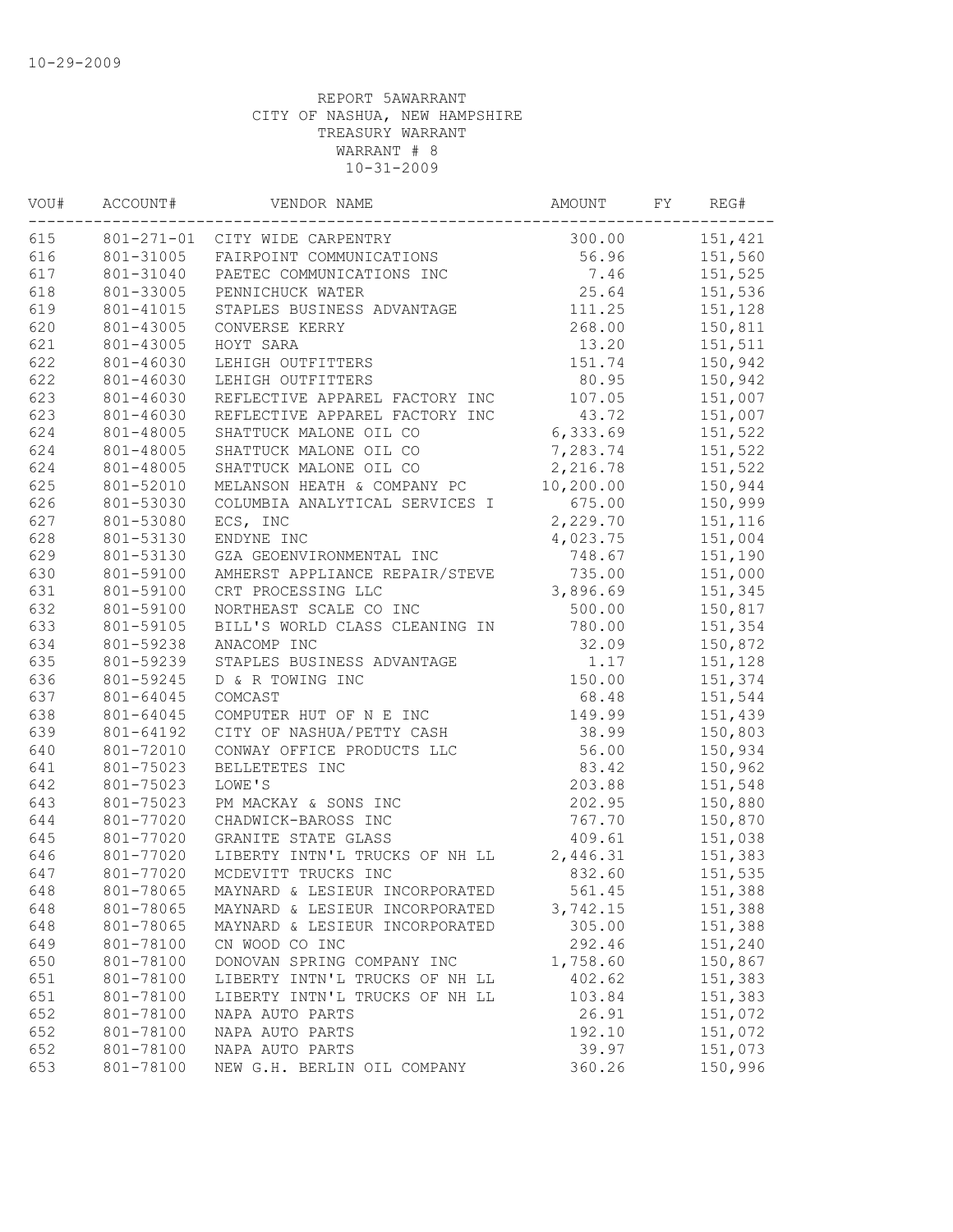10-29-2009

REPORT 5AWARRANT
CITY OF NASHUA, NEW HAMPSHIRE
TREASURY WARRANT
WARRANT # 8
10-31-2009

| VOU# | ACCOUNT# | VENDOR NAME | AMOUNT | FY | REG# |
|---|---|---|---|---|---|
| 615 | 801-271-01 | CITY WIDE CARPENTRY | 300.00 | | 151,421 |
| 616 | 801-31005 | FAIRPOINT COMMUNICATIONS | 56.96 | | 151,560 |
| 617 | 801-31040 | PAETEC COMMUNICATIONS INC | 7.46 | | 151,525 |
| 618 | 801-33005 | PENNICHUCK WATER | 25.64 | | 151,536 |
| 619 | 801-41015 | STAPLES BUSINESS ADVANTAGE | 111.25 | | 151,128 |
| 620 | 801-43005 | CONVERSE KERRY | 268.00 | | 150,811 |
| 621 | 801-43005 | HOYT SARA | 13.20 | | 151,511 |
| 622 | 801-46030 | LEHIGH OUTFITTERS | 151.74 | | 150,942 |
| 622 | 801-46030 | LEHIGH OUTFITTERS | 80.95 | | 150,942 |
| 623 | 801-46030 | REFLECTIVE APPAREL FACTORY INC | 107.05 | | 151,007 |
| 623 | 801-46030 | REFLECTIVE APPAREL FACTORY INC | 43.72 | | 151,007 |
| 624 | 801-48005 | SHATTUCK MALONE OIL CO | 6,333.69 | | 151,522 |
| 624 | 801-48005 | SHATTUCK MALONE OIL CO | 7,283.74 | | 151,522 |
| 624 | 801-48005 | SHATTUCK MALONE OIL CO | 2,216.78 | | 151,522 |
| 625 | 801-52010 | MELANSON HEATH & COMPANY PC | 10,200.00 | | 150,944 |
| 626 | 801-53030 | COLUMBIA ANALYTICAL SERVICES I | 675.00 | | 150,999 |
| 627 | 801-53080 | ECS, INC | 2,229.70 | | 151,116 |
| 628 | 801-53130 | ENDYNE INC | 4,023.75 | | 151,004 |
| 629 | 801-53130 | GZA GEOENVIRONMENTAL INC | 748.67 | | 151,190 |
| 630 | 801-59100 | AMHERST APPLIANCE REPAIR/STEVE | 735.00 | | 151,000 |
| 631 | 801-59100 | CRT PROCESSING LLC | 3,896.69 | | 151,345 |
| 632 | 801-59100 | NORTHEAST SCALE CO INC | 500.00 | | 150,817 |
| 633 | 801-59105 | BILL'S WORLD CLASS CLEANING IN | 780.00 | | 151,354 |
| 634 | 801-59238 | ANACOMP INC | 32.09 | | 150,872 |
| 635 | 801-59239 | STAPLES BUSINESS ADVANTAGE | 1.17 | | 151,128 |
| 636 | 801-59245 | D & R TOWING INC | 150.00 | | 151,374 |
| 637 | 801-64045 | COMCAST | 68.48 | | 151,544 |
| 638 | 801-64045 | COMPUTER HUT OF N E INC | 149.99 | | 151,439 |
| 639 | 801-64192 | CITY OF NASHUA/PETTY CASH | 38.99 | | 150,803 |
| 640 | 801-72010 | CONWAY OFFICE PRODUCTS LLC | 56.00 | | 150,934 |
| 641 | 801-75023 | BELLETETES INC | 83.42 | | 150,962 |
| 642 | 801-75023 | LOWE'S | 203.88 | | 151,548 |
| 643 | 801-75023 | PM MACKAY & SONS INC | 202.95 | | 150,880 |
| 644 | 801-77020 | CHADWICK-BAROSS INC | 767.70 | | 150,870 |
| 645 | 801-77020 | GRANITE STATE GLASS | 409.61 | | 151,038 |
| 646 | 801-77020 | LIBERTY INTN'L TRUCKS OF NH LL | 2,446.31 | | 151,383 |
| 647 | 801-77020 | MCDEVITT TRUCKS INC | 832.60 | | 151,535 |
| 648 | 801-78065 | MAYNARD & LESIEUR INCORPORATED | 561.45 | | 151,388 |
| 648 | 801-78065 | MAYNARD & LESIEUR INCORPORATED | 3,742.15 | | 151,388 |
| 648 | 801-78065 | MAYNARD & LESIEUR INCORPORATED | 305.00 | | 151,388 |
| 649 | 801-78100 | CN WOOD CO INC | 292.46 | | 151,240 |
| 650 | 801-78100 | DONOVAN SPRING COMPANY INC | 1,758.60 | | 150,867 |
| 651 | 801-78100 | LIBERTY INTN'L TRUCKS OF NH LL | 402.62 | | 151,383 |
| 651 | 801-78100 | LIBERTY INTN'L TRUCKS OF NH LL | 103.84 | | 151,383 |
| 652 | 801-78100 | NAPA AUTO PARTS | 26.91 | | 151,072 |
| 652 | 801-78100 | NAPA AUTO PARTS | 192.10 | | 151,072 |
| 652 | 801-78100 | NAPA AUTO PARTS | 39.97 | | 151,073 |
| 653 | 801-78100 | NEW G.H. BERLIN OIL COMPANY | 360.26 | | 150,996 |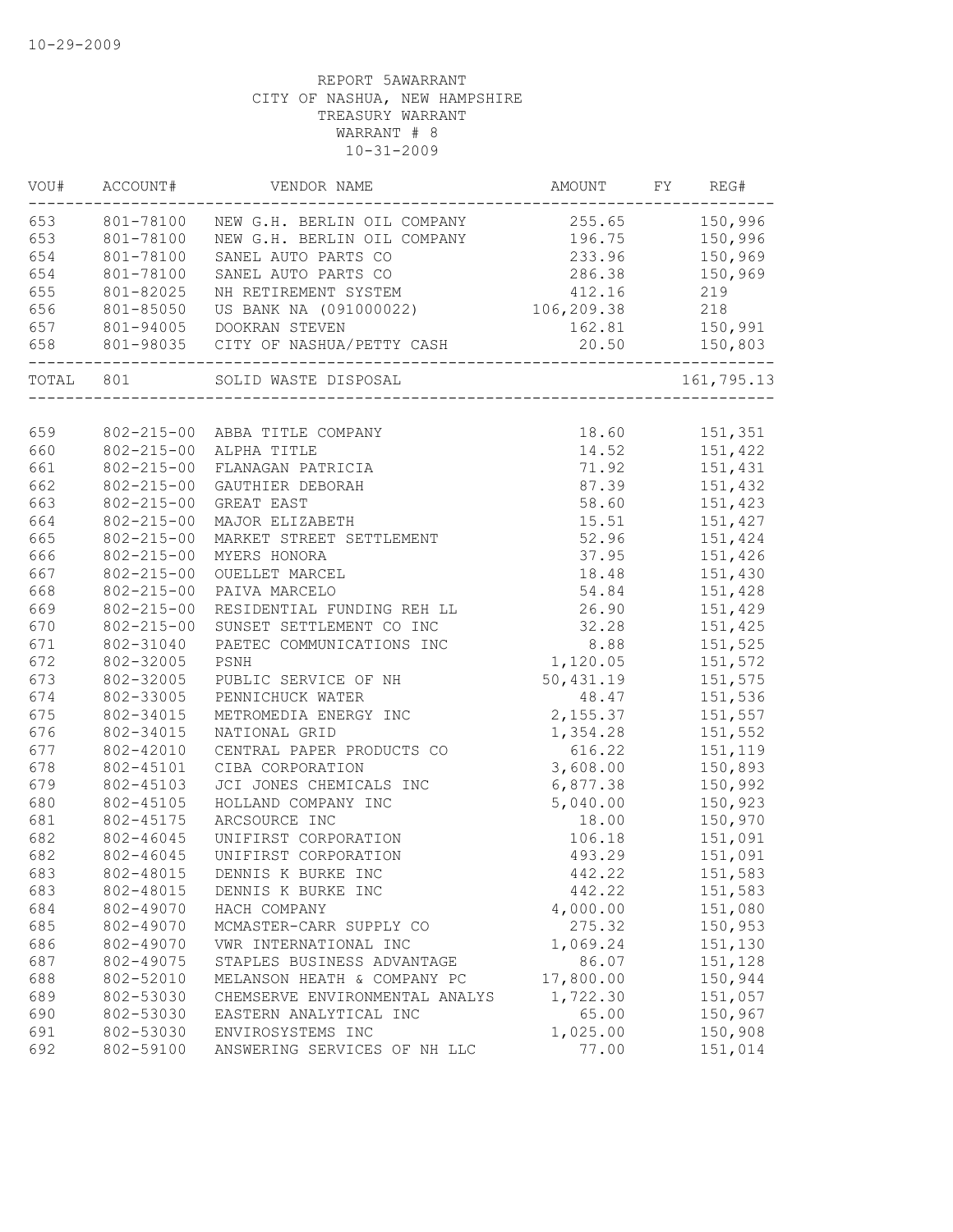10-29-2009

REPORT 5AWARRANT
CITY OF NASHUA, NEW HAMPSHIRE
TREASURY WARRANT
WARRANT # 8
10-31-2009

| VOU# | ACCOUNT# | VENDOR NAME | AMOUNT | FY | REG# |
|---|---|---|---|---|---|
| 653 | 801-78100 | NEW G.H. BERLIN OIL COMPANY | 255.65 | | 150,996 |
| 653 | 801-78100 | NEW G.H. BERLIN OIL COMPANY | 196.75 | | 150,996 |
| 654 | 801-78100 | SANEL AUTO PARTS CO | 233.96 | | 150,969 |
| 654 | 801-78100 | SANEL AUTO PARTS CO | 286.38 | | 150,969 |
| 655 | 801-82025 | NH RETIREMENT SYSTEM | 412.16 | | 219 |
| 656 | 801-85050 | US BANK NA (091000022) | 106,209.38 | | 218 |
| 657 | 801-94005 | DOOKRAN STEVEN | 162.81 | | 150,991 |
| 658 | 801-98035 | CITY OF NASHUA/PETTY CASH | 20.50 | | 150,803 |
| TOTAL | 801 | SOLID WASTE DISPOSAL | | | 161,795.13 |
| 659 | 802-215-00 | ABBA TITLE COMPANY | 18.60 | | 151,351 |
| 660 | 802-215-00 | ALPHA TITLE | 14.52 | | 151,422 |
| 661 | 802-215-00 | FLANAGAN PATRICIA | 71.92 | | 151,431 |
| 662 | 802-215-00 | GAUTHIER DEBORAH | 87.39 | | 151,432 |
| 663 | 802-215-00 | GREAT EAST | 58.60 | | 151,423 |
| 664 | 802-215-00 | MAJOR ELIZABETH | 15.51 | | 151,427 |
| 665 | 802-215-00 | MARKET STREET SETTLEMENT | 52.96 | | 151,424 |
| 666 | 802-215-00 | MYERS HONORA | 37.95 | | 151,426 |
| 667 | 802-215-00 | OUELLET MARCEL | 18.48 | | 151,430 |
| 668 | 802-215-00 | PAIVA MARCELO | 54.84 | | 151,428 |
| 669 | 802-215-00 | RESIDENTIAL FUNDING REH LL | 26.90 | | 151,429 |
| 670 | 802-215-00 | SUNSET SETTLEMENT CO INC | 32.28 | | 151,425 |
| 671 | 802-31040 | PAETEC COMMUNICATIONS INC | 8.88 | | 151,525 |
| 672 | 802-32005 | PSNH | 1,120.05 | | 151,572 |
| 673 | 802-32005 | PUBLIC SERVICE OF NH | 50,431.19 | | 151,575 |
| 674 | 802-33005 | PENNICHUCK WATER | 48.47 | | 151,536 |
| 675 | 802-34015 | METROMEDIA ENERGY INC | 2,155.37 | | 151,557 |
| 676 | 802-34015 | NATIONAL GRID | 1,354.28 | | 151,552 |
| 677 | 802-42010 | CENTRAL PAPER PRODUCTS CO | 616.22 | | 151,119 |
| 678 | 802-45101 | CIBA CORPORATION | 3,608.00 | | 150,893 |
| 679 | 802-45103 | JCI JONES CHEMICALS INC | 6,877.38 | | 150,992 |
| 680 | 802-45105 | HOLLAND COMPANY INC | 5,040.00 | | 150,923 |
| 681 | 802-45175 | ARCSOURCE INC | 18.00 | | 150,970 |
| 682 | 802-46045 | UNIFIRST CORPORATION | 106.18 | | 151,091 |
| 682 | 802-46045 | UNIFIRST CORPORATION | 493.29 | | 151,091 |
| 683 | 802-48015 | DENNIS K BURKE INC | 442.22 | | 151,583 |
| 683 | 802-48015 | DENNIS K BURKE INC | 442.22 | | 151,583 |
| 684 | 802-49070 | HACH COMPANY | 4,000.00 | | 151,080 |
| 685 | 802-49070 | MCMASTER-CARR SUPPLY CO | 275.32 | | 150,953 |
| 686 | 802-49070 | VWR INTERNATIONAL INC | 1,069.24 | | 151,130 |
| 687 | 802-49075 | STAPLES BUSINESS ADVANTAGE | 86.07 | | 151,128 |
| 688 | 802-52010 | MELANSON HEATH & COMPANY PC | 17,800.00 | | 150,944 |
| 689 | 802-53030 | CHEMSERVE ENVIRONMENTAL ANALYS | 1,722.30 | | 151,057 |
| 690 | 802-53030 | EASTERN ANALYTICAL INC | 65.00 | | 150,967 |
| 691 | 802-53030 | ENVIROSYSTEMS INC | 1,025.00 | | 150,908 |
| 692 | 802-59100 | ANSWERING SERVICES OF NH LLC | 77.00 | | 151,014 |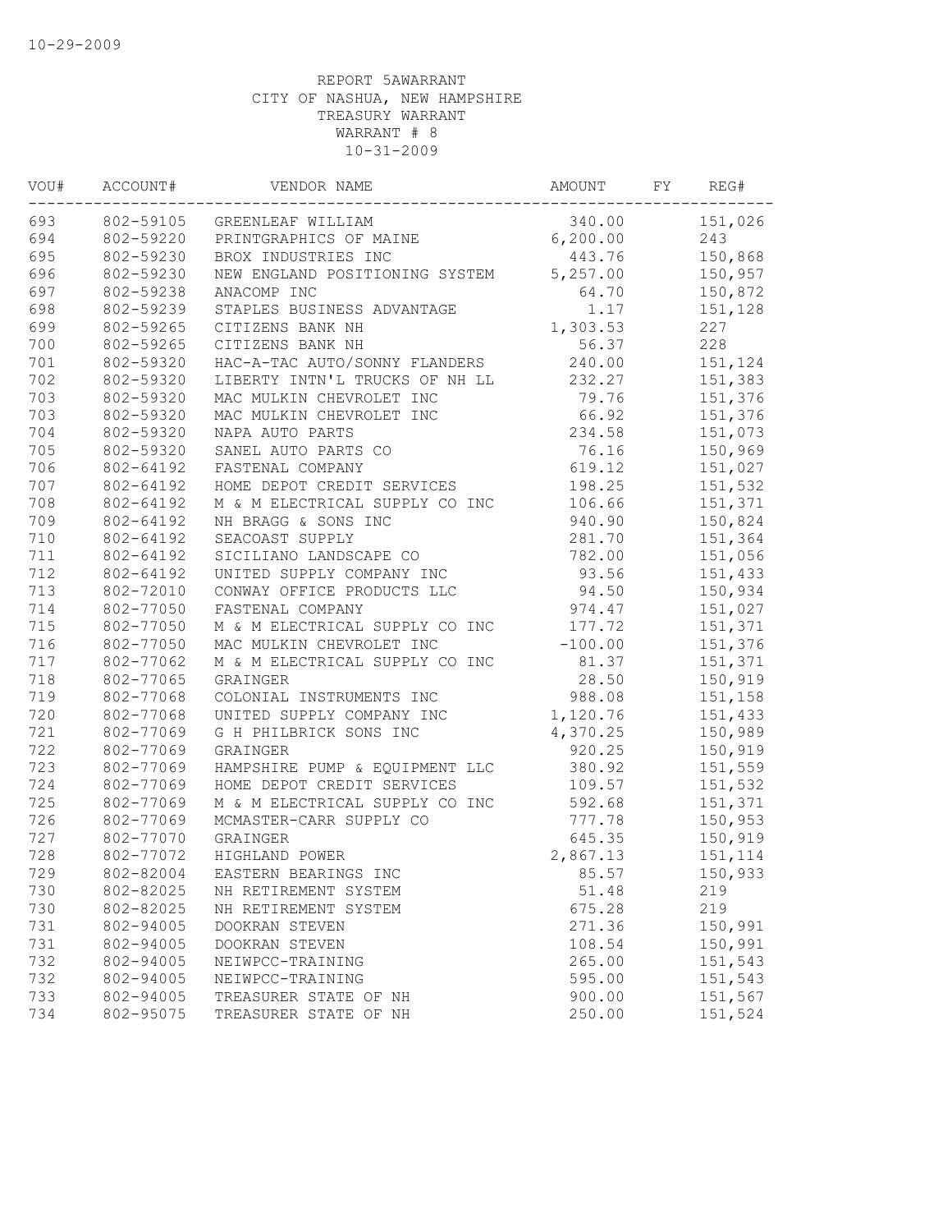10-29-2009

REPORT 5AWARRANT
CITY OF NASHUA, NEW HAMPSHIRE
TREASURY WARRANT
WARRANT # 8
10-31-2009

| VOU# | ACCOUNT# | VENDOR NAME | AMOUNT | FY | REG# |
|---|---|---|---|---|---|
| 693 | 802-59105 | GREENLEAF WILLIAM | 340.00 | | 151,026 |
| 694 | 802-59220 | PRINTGRAPHICS OF MAINE | 6,200.00 | | 243 |
| 695 | 802-59230 | BROX INDUSTRIES INC | 443.76 | | 150,868 |
| 696 | 802-59230 | NEW ENGLAND POSITIONING SYSTEM | 5,257.00 | | 150,957 |
| 697 | 802-59238 | ANACOMP INC | 64.70 | | 150,872 |
| 698 | 802-59239 | STAPLES BUSINESS ADVANTAGE | 1.17 | | 151,128 |
| 699 | 802-59265 | CITIZENS BANK NH | 1,303.53 | | 227 |
| 700 | 802-59265 | CITIZENS BANK NH | 56.37 | | 228 |
| 701 | 802-59320 | HAC-A-TAC AUTO/SONNY FLANDERS | 240.00 | | 151,124 |
| 702 | 802-59320 | LIBERTY INTN'L TRUCKS OF NH LL | 232.27 | | 151,383 |
| 703 | 802-59320 | MAC MULKIN CHEVROLET INC | 79.76 | | 151,376 |
| 703 | 802-59320 | MAC MULKIN CHEVROLET INC | 66.92 | | 151,376 |
| 704 | 802-59320 | NAPA AUTO PARTS | 234.58 | | 151,073 |
| 705 | 802-59320 | SANEL AUTO PARTS CO | 76.16 | | 150,969 |
| 706 | 802-64192 | FASTENAL COMPANY | 619.12 | | 151,027 |
| 707 | 802-64192 | HOME DEPOT CREDIT SERVICES | 198.25 | | 151,532 |
| 708 | 802-64192 | M & M ELECTRICAL SUPPLY CO INC | 106.66 | | 151,371 |
| 709 | 802-64192 | NH BRAGG & SONS INC | 940.90 | | 150,824 |
| 710 | 802-64192 | SEACOAST SUPPLY | 281.70 | | 151,364 |
| 711 | 802-64192 | SICILIANO LANDSCAPE CO | 782.00 | | 151,056 |
| 712 | 802-64192 | UNITED SUPPLY COMPANY INC | 93.56 | | 151,433 |
| 713 | 802-72010 | CONWAY OFFICE PRODUCTS LLC | 94.50 | | 150,934 |
| 714 | 802-77050 | FASTENAL COMPANY | 974.47 | | 151,027 |
| 715 | 802-77050 | M & M ELECTRICAL SUPPLY CO INC | 177.72 | | 151,371 |
| 716 | 802-77050 | MAC MULKIN CHEVROLET INC | -100.00 | | 151,376 |
| 717 | 802-77062 | M & M ELECTRICAL SUPPLY CO INC | 81.37 | | 151,371 |
| 718 | 802-77065 | GRAINGER | 28.50 | | 150,919 |
| 719 | 802-77068 | COLONIAL INSTRUMENTS INC | 988.08 | | 151,158 |
| 720 | 802-77068 | UNITED SUPPLY COMPANY INC | 1,120.76 | | 151,433 |
| 721 | 802-77069 | G H PHILBRICK SONS INC | 4,370.25 | | 150,989 |
| 722 | 802-77069 | GRAINGER | 920.25 | | 150,919 |
| 723 | 802-77069 | HAMPSHIRE PUMP & EQUIPMENT LLC | 380.92 | | 151,559 |
| 724 | 802-77069 | HOME DEPOT CREDIT SERVICES | 109.57 | | 151,532 |
| 725 | 802-77069 | M & M ELECTRICAL SUPPLY CO INC | 592.68 | | 151,371 |
| 726 | 802-77069 | MCMASTER-CARR SUPPLY CO | 777.78 | | 150,953 |
| 727 | 802-77070 | GRAINGER | 645.35 | | 150,919 |
| 728 | 802-77072 | HIGHLAND POWER | 2,867.13 | | 151,114 |
| 729 | 802-82004 | EASTERN BEARINGS INC | 85.57 | | 150,933 |
| 730 | 802-82025 | NH RETIREMENT SYSTEM | 51.48 | | 219 |
| 730 | 802-82025 | NH RETIREMENT SYSTEM | 675.28 | | 219 |
| 731 | 802-94005 | DOOKRAN STEVEN | 271.36 | | 150,991 |
| 731 | 802-94005 | DOOKRAN STEVEN | 108.54 | | 150,991 |
| 732 | 802-94005 | NEIWPCC-TRAINING | 265.00 | | 151,543 |
| 732 | 802-94005 | NEIWPCC-TRAINING | 595.00 | | 151,543 |
| 733 | 802-94005 | TREASURER STATE OF NH | 900.00 | | 151,567 |
| 734 | 802-95075 | TREASURER STATE OF NH | 250.00 | | 151,524 |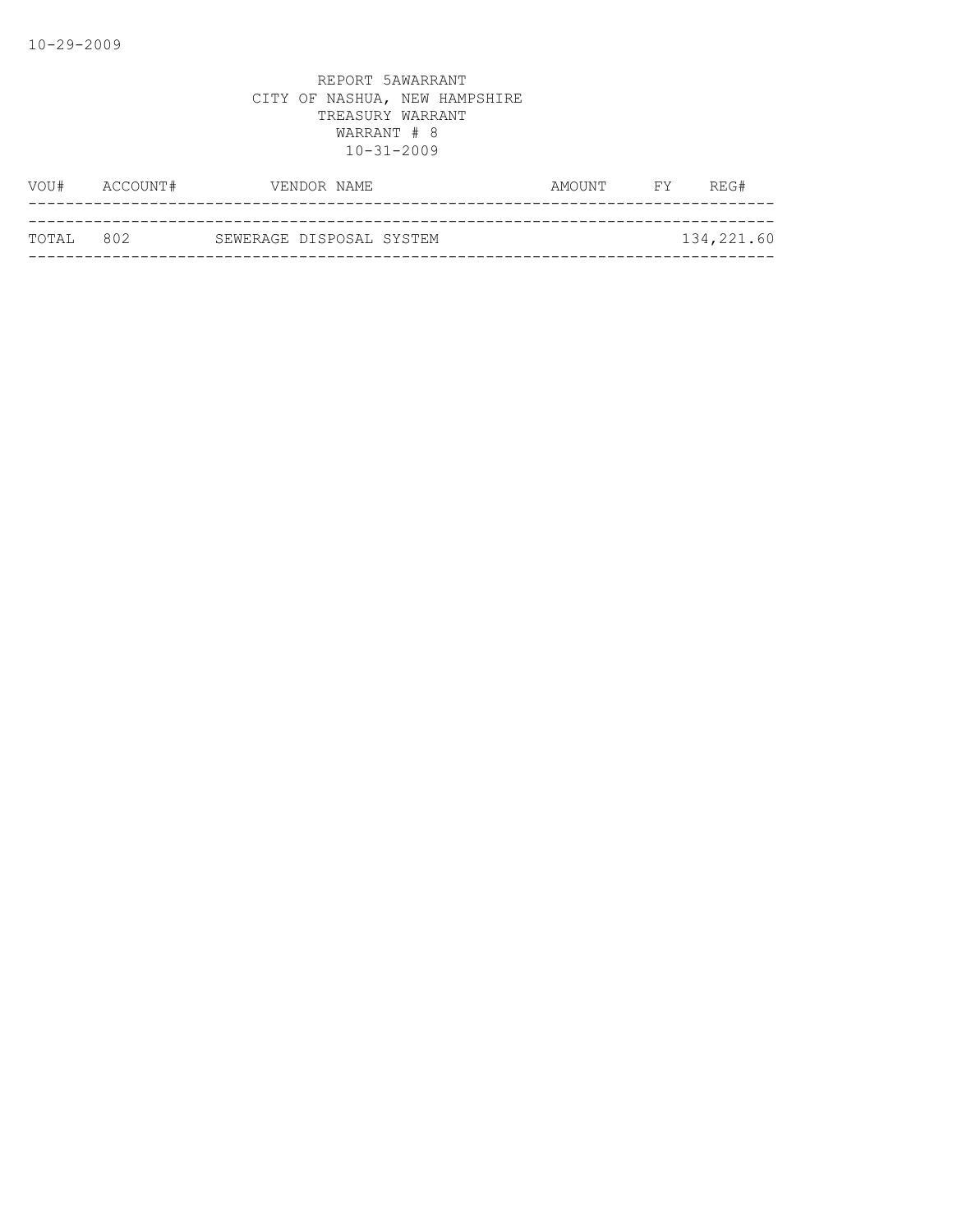10-29-2009

REPORT 5AWARRANT
CITY OF NASHUA, NEW HAMPSHIRE
TREASURY WARRANT
WARRANT # 8
10-31-2009

| VOU# | ACCOUNT# | VENDOR NAME | AMOUNT | FY | REG# |
|---|---|---|---|---|---|
| TOTAL | 802 | SEWERAGE DISPOSAL SYSTEM | | | 134,221.60 |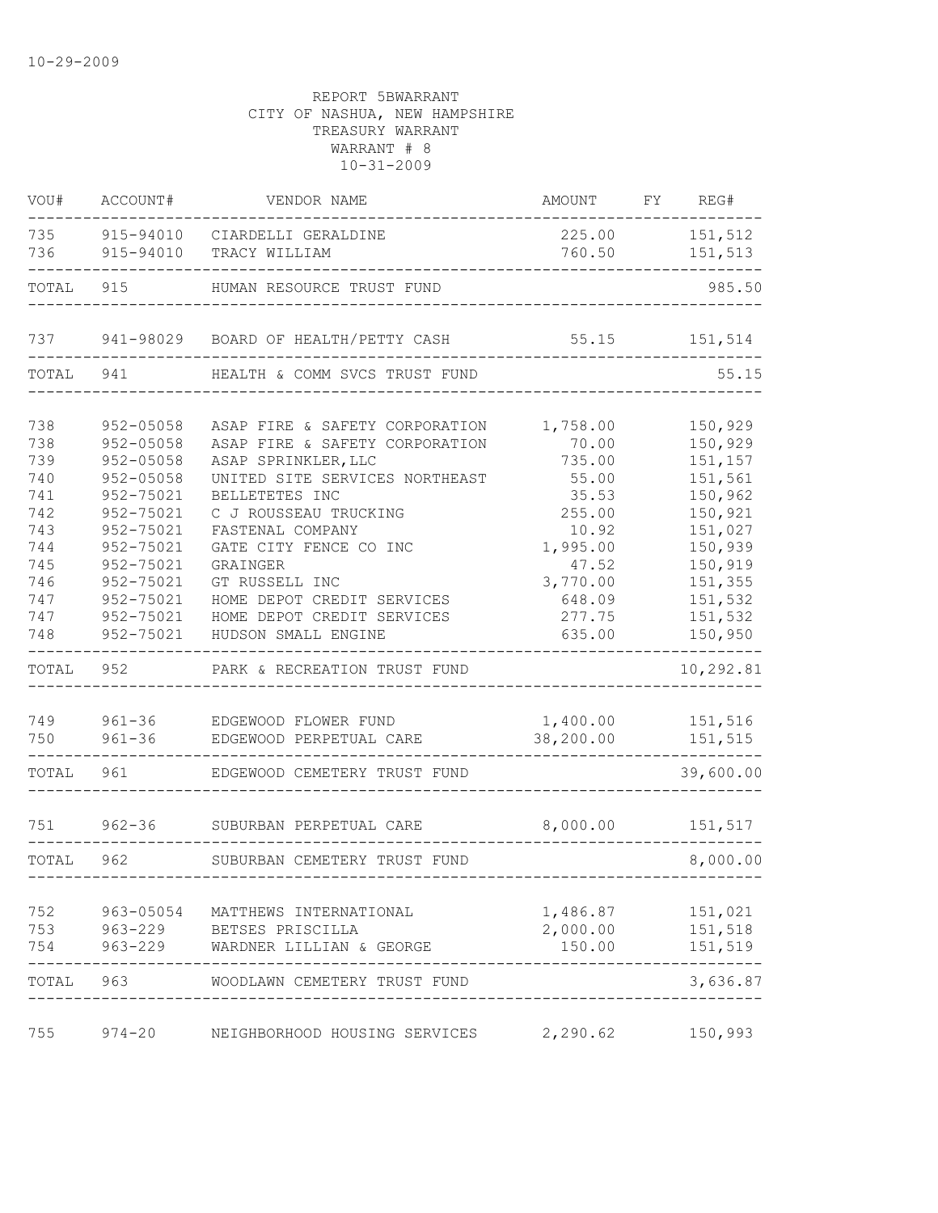10-29-2009

REPORT 5BWARRANT
CITY OF NASHUA, NEW HAMPSHIRE
TREASURY WARRANT
WARRANT # 8
10-31-2009

| VOU# | ACCOUNT# | VENDOR NAME | AMOUNT | FY | REG# |
|---|---|---|---|---|---|
| 735 | 915-94010 | CIARDELLI GERALDINE | 225.00 | | 151,512 |
| 736 | 915-94010 | TRACY WILLIAM | 760.50 | | 151,513 |
| TOTAL | 915 | HUMAN RESOURCE TRUST FUND | | | 985.50 |
| 737 | 941-98029 | BOARD OF HEALTH/PETTY CASH | 55.15 | | 151,514 |
| TOTAL | 941 | HEALTH & COMM SVCS TRUST FUND | | | 55.15 |
| 738 | 952-05058 | ASAP FIRE & SAFETY CORPORATION | 1,758.00 | | 150,929 |
| 738 | 952-05058 | ASAP FIRE & SAFETY CORPORATION | 70.00 | | 150,929 |
| 739 | 952-05058 | ASAP SPRINKLER,LLC | 735.00 | | 151,157 |
| 740 | 952-05058 | UNITED SITE SERVICES NORTHEAST | 55.00 | | 151,561 |
| 741 | 952-75021 | BELLETETES INC | 35.53 | | 150,962 |
| 742 | 952-75021 | C J ROUSSEAU TRUCKING | 255.00 | | 150,921 |
| 743 | 952-75021 | FASTENAL COMPANY | 10.92 | | 151,027 |
| 744 | 952-75021 | GATE CITY FENCE CO INC | 1,995.00 | | 150,939 |
| 745 | 952-75021 | GRAINGER | 47.52 | | 150,919 |
| 746 | 952-75021 | GT RUSSELL INC | 3,770.00 | | 151,355 |
| 747 | 952-75021 | HOME DEPOT CREDIT SERVICES | 648.09 | | 151,532 |
| 747 | 952-75021 | HOME DEPOT CREDIT SERVICES | 277.75 | | 151,532 |
| 748 | 952-75021 | HUDSON SMALL ENGINE | 635.00 | | 150,950 |
| TOTAL | 952 | PARK & RECREATION TRUST FUND | | | 10,292.81 |
| 749 | 961-36 | EDGEWOOD FLOWER FUND | 1,400.00 | | 151,516 |
| 750 | 961-36 | EDGEWOOD PERPETUAL CARE | 38,200.00 | | 151,515 |
| TOTAL | 961 | EDGEWOOD CEMETERY TRUST FUND | | | 39,600.00 |
| 751 | 962-36 | SUBURBAN PERPETUAL CARE | 8,000.00 | | 151,517 |
| TOTAL | 962 | SUBURBAN CEMETERY TRUST FUND | | | 8,000.00 |
| 752 | 963-05054 | MATTHEWS INTERNATIONAL | 1,486.87 | | 151,021 |
| 753 | 963-229 | BETSES PRISCILLA | 2,000.00 | | 151,518 |
| 754 | 963-229 | WARDNER LILLIAN & GEORGE | 150.00 | | 151,519 |
| TOTAL | 963 | WOODLAWN CEMETERY TRUST FUND | | | 3,636.87 |
| 755 | 974-20 | NEIGHBORHOOD HOUSING SERVICES | 2,290.62 | | 150,993 |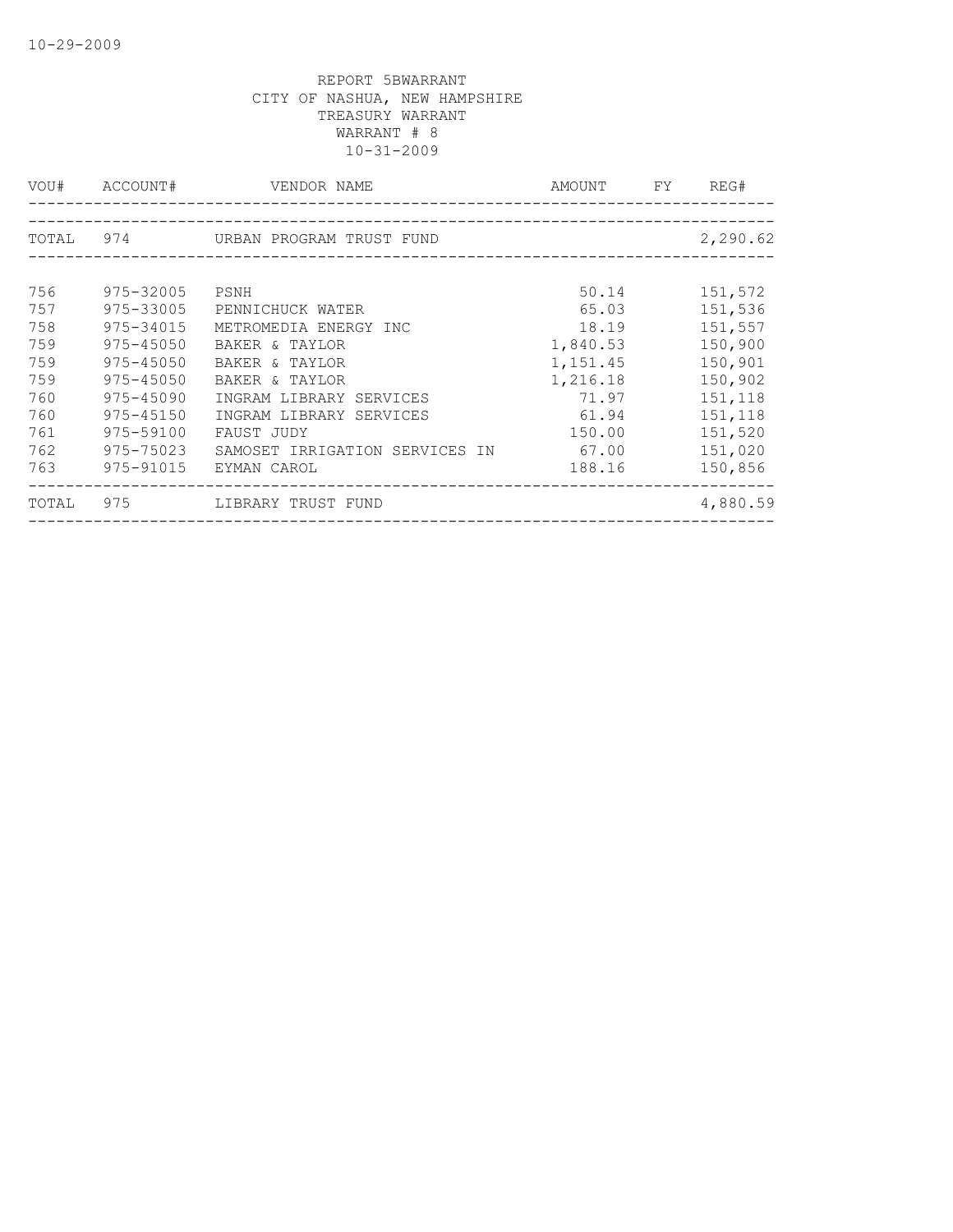REPORT 5BWARRANT
CITY OF NASHUA, NEW HAMPSHIRE
TREASURY WARRANT
WARRANT # 8
10-31-2009

| VOU# | ACCOUNT# | VENDOR NAME | AMOUNT | FY | REG# |
|---|---|---|---|---|---|
| TOTAL | 974 | URBAN PROGRAM TRUST FUND | | | 2,290.62 |
| 756 | 975-32005 | PSNH | 50.14 | | 151,572 |
| 757 | 975-33005 | PENNICHUCK WATER | 65.03 | | 151,536 |
| 758 | 975-34015 | METROMEDIA ENERGY INC | 18.19 | | 151,557 |
| 759 | 975-45050 | BAKER & TAYLOR | 1,840.53 | | 150,900 |
| 759 | 975-45050 | BAKER & TAYLOR | 1,151.45 | | 150,901 |
| 759 | 975-45050 | BAKER & TAYLOR | 1,216.18 | | 150,902 |
| 760 | 975-45090 | INGRAM LIBRARY SERVICES | 71.97 | | 151,118 |
| 760 | 975-45150 | INGRAM LIBRARY SERVICES | 61.94 | | 151,118 |
| 761 | 975-59100 | FAUST JUDY | 150.00 | | 151,520 |
| 762 | 975-75023 | SAMOSET IRRIGATION SERVICES IN | 67.00 | | 151,020 |
| 763 | 975-91015 | EYMAN CAROL | 188.16 | | 150,856 |
| TOTAL | 975 | LIBRARY TRUST FUND | | | 4,880.59 |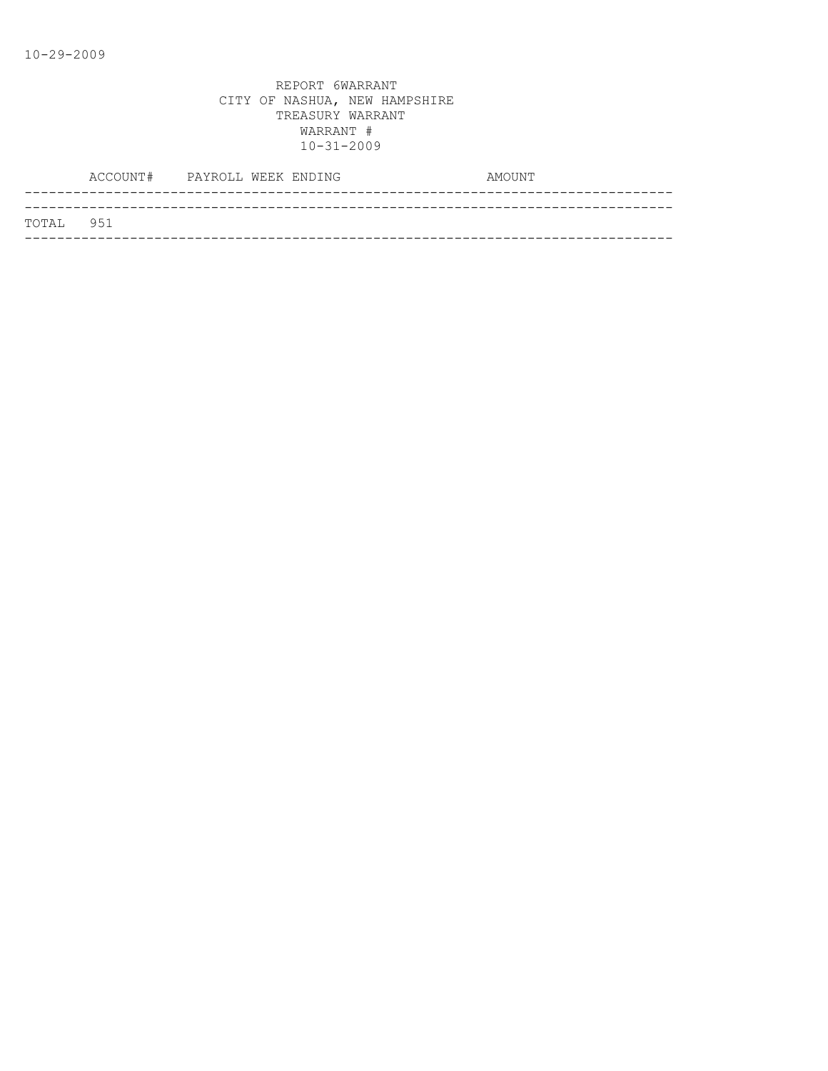10-29-2009

REPORT 6WARRANT
CITY OF NASHUA, NEW HAMPSHIRE
TREASURY WARRANT
WARRANT #
10-31-2009

| ACCOUNT# | PAYROLL WEEK ENDING | AMOUNT |
| --- | --- | --- |
| TOTAL 951 | | |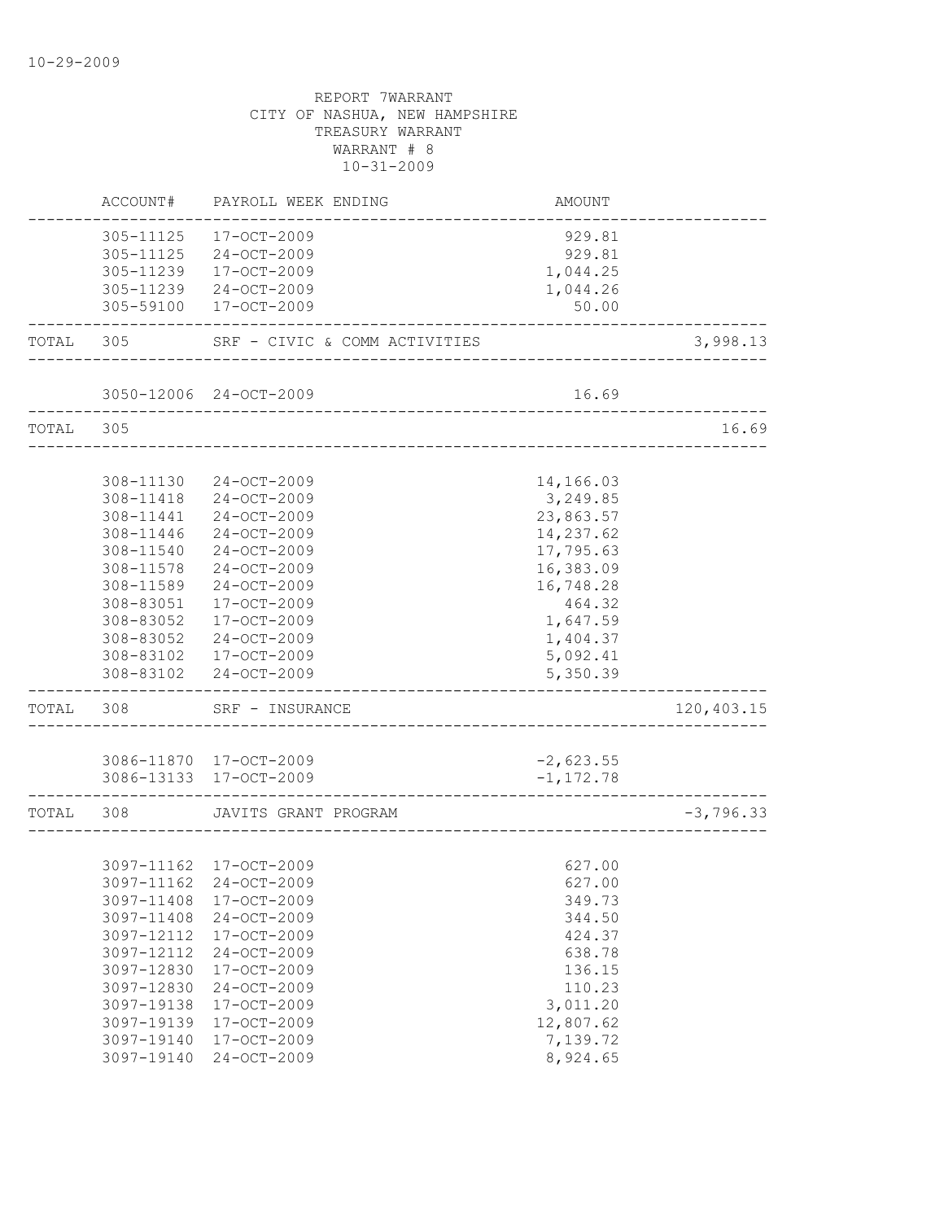10-29-2009

REPORT 7WARRANT
CITY OF NASHUA, NEW HAMPSHIRE
TREASURY WARRANT
WARRANT # 8
10-31-2009

| | ACCOUNT# | PAYROLL WEEK ENDING | AMOUNT | |
|---|---|---|---|---|
| | 305-11125 | 17-OCT-2009 | 929.81 | |
| | 305-11125 | 24-OCT-2009 | 929.81 | |
| | 305-11239 | 17-OCT-2009 | 1,044.25 | |
| | 305-11239 | 24-OCT-2009 | 1,044.26 | |
| | 305-59100 | 17-OCT-2009 | 50.00 | |
| TOTAL | 305 | SRF - CIVIC & COMM ACTIVITIES | | 3,998.13 |
| | 3050-12006 | 24-OCT-2009 | 16.69 | |
| TOTAL | 305 | | | 16.69 |
| | 308-11130 | 24-OCT-2009 | 14,166.03 | |
| | 308-11418 | 24-OCT-2009 | 3,249.85 | |
| | 308-11441 | 24-OCT-2009 | 23,863.57 | |
| | 308-11446 | 24-OCT-2009 | 14,237.62 | |
| | 308-11540 | 24-OCT-2009 | 17,795.63 | |
| | 308-11578 | 24-OCT-2009 | 16,383.09 | |
| | 308-11589 | 24-OCT-2009 | 16,748.28 | |
| | 308-83051 | 17-OCT-2009 | 464.32 | |
| | 308-83052 | 17-OCT-2009 | 1,647.59 | |
| | 308-83052 | 24-OCT-2009 | 1,404.37 | |
| | 308-83102 | 17-OCT-2009 | 5,092.41 | |
| | 308-83102 | 24-OCT-2009 | 5,350.39 | |
| TOTAL | 308 | SRF - INSURANCE | | 120,403.15 |
| | 3086-11870 | 17-OCT-2009 | -2,623.55 | |
| | 3086-13133 | 17-OCT-2009 | -1,172.78 | |
| TOTAL | 308 | JAVITS GRANT PROGRAM | | -3,796.33 |
| | 3097-11162 | 17-OCT-2009 | 627.00 | |
| | 3097-11162 | 24-OCT-2009 | 627.00 | |
| | 3097-11408 | 17-OCT-2009 | 349.73 | |
| | 3097-11408 | 24-OCT-2009 | 344.50 | |
| | 3097-12112 | 17-OCT-2009 | 424.37 | |
| | 3097-12112 | 24-OCT-2009 | 638.78 | |
| | 3097-12830 | 17-OCT-2009 | 136.15 | |
| | 3097-12830 | 24-OCT-2009 | 110.23 | |
| | 3097-19138 | 17-OCT-2009 | 3,011.20 | |
| | 3097-19139 | 17-OCT-2009 | 12,807.62 | |
| | 3097-19140 | 17-OCT-2009 | 7,139.72 | |
| | 3097-19140 | 24-OCT-2009 | 8,924.65 | |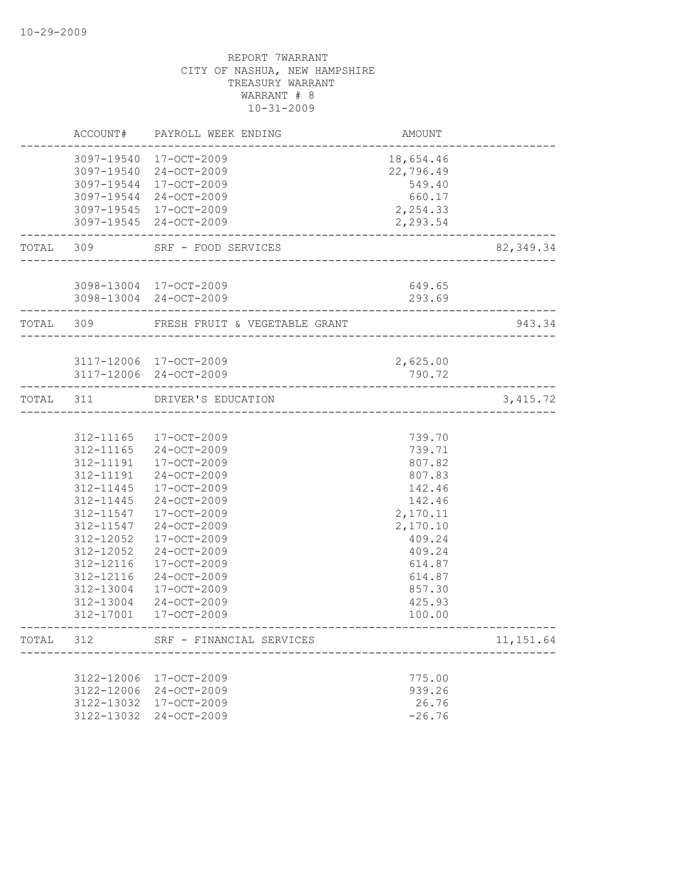10-29-2009

REPORT 7WARRANT
CITY OF NASHUA, NEW HAMPSHIRE
TREASURY WARRANT
WARRANT # 8
10-31-2009

| | ACCOUNT# | PAYROLL WEEK ENDING | AMOUNT | |
|---|---|---|---|---|
| | 3097-19540 | 17-OCT-2009 | 18,654.46 | |
| | 3097-19540 | 24-OCT-2009 | 22,796.49 | |
| | 3097-19544 | 17-OCT-2009 | 549.40 | |
| | 3097-19544 | 24-OCT-2009 | 660.17 | |
| | 3097-19545 | 17-OCT-2009 | 2,254.33 | |
| | 3097-19545 | 24-OCT-2009 | 2,293.54 | |
| TOTAL | 309 | SRF - FOOD SERVICES | | 82,349.34 |
| | 3098-13004 | 17-OCT-2009 | 649.65 | |
| | 3098-13004 | 24-OCT-2009 | 293.69 | |
| TOTAL | 309 | FRESH FRUIT & VEGETABLE GRANT | | 943.34 |
| | 3117-12006 | 17-OCT-2009 | 2,625.00 | |
| | 3117-12006 | 24-OCT-2009 | 790.72 | |
| TOTAL | 311 | DRIVER'S EDUCATION | | 3,415.72 |
| | 312-11165 | 17-OCT-2009 | 739.70 | |
| | 312-11165 | 24-OCT-2009 | 739.71 | |
| | 312-11191 | 17-OCT-2009 | 807.82 | |
| | 312-11191 | 24-OCT-2009 | 807.83 | |
| | 312-11445 | 17-OCT-2009 | 142.46 | |
| | 312-11445 | 24-OCT-2009 | 142.46 | |
| | 312-11547 | 17-OCT-2009 | 2,170.11 | |
| | 312-11547 | 24-OCT-2009 | 2,170.10 | |
| | 312-12052 | 17-OCT-2009 | 409.24 | |
| | 312-12052 | 24-OCT-2009 | 409.24 | |
| | 312-12116 | 17-OCT-2009 | 614.87 | |
| | 312-12116 | 24-OCT-2009 | 614.87 | |
| | 312-13004 | 17-OCT-2009 | 857.30 | |
| | 312-13004 | 24-OCT-2009 | 425.93 | |
| | 312-17001 | 17-OCT-2009 | 100.00 | |
| TOTAL | 312 | SRF - FINANCIAL SERVICES | | 11,151.64 |
| | 3122-12006 | 17-OCT-2009 | 775.00 | |
| | 3122-12006 | 24-OCT-2009 | 939.26 | |
| | 3122-13032 | 17-OCT-2009 | 26.76 | |
| | 3122-13032 | 24-OCT-2009 | -26.76 | |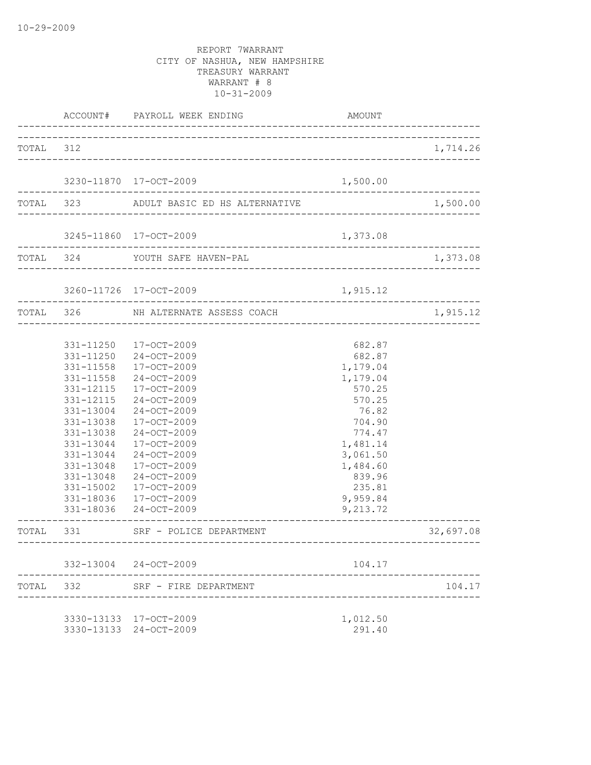10-29-2009

REPORT 7WARRANT
CITY OF NASHUA, NEW HAMPSHIRE
TREASURY WARRANT
WARRANT # 8
10-31-2009

| | ACCOUNT# | PAYROLL WEEK ENDING | AMOUNT | |
|---|---|---|---|---|
| TOTAL | 312 | | | 1,714.26 |
| | 3230-11870 | 17-OCT-2009 | 1,500.00 | |
| TOTAL | 323 | ADULT BASIC ED HS ALTERNATIVE | | 1,500.00 |
| | 3245-11860 | 17-OCT-2009 | 1,373.08 | |
| TOTAL | 324 | YOUTH SAFE HAVEN-PAL | | 1,373.08 |
| | 3260-11726 | 17-OCT-2009 | 1,915.12 | |
| TOTAL | 326 | NH ALTERNATE ASSESS COACH | | 1,915.12 |
| | 331-11250 | 17-OCT-2009 | 682.87 | |
| | 331-11250 | 24-OCT-2009 | 682.87 | |
| | 331-11558 | 17-OCT-2009 | 1,179.04 | |
| | 331-11558 | 24-OCT-2009 | 1,179.04 | |
| | 331-12115 | 17-OCT-2009 | 570.25 | |
| | 331-12115 | 24-OCT-2009 | 570.25 | |
| | 331-13004 | 24-OCT-2009 | 76.82 | |
| | 331-13038 | 17-OCT-2009 | 704.90 | |
| | 331-13038 | 24-OCT-2009 | 774.47 | |
| | 331-13044 | 17-OCT-2009 | 1,481.14 | |
| | 331-13044 | 24-OCT-2009 | 3,061.50 | |
| | 331-13048 | 17-OCT-2009 | 1,484.60 | |
| | 331-13048 | 24-OCT-2009 | 839.96 | |
| | 331-15002 | 17-OCT-2009 | 235.81 | |
| | 331-18036 | 17-OCT-2009 | 9,959.84 | |
| | 331-18036 | 24-OCT-2009 | 9,213.72 | |
| TOTAL | 331 | SRF - POLICE DEPARTMENT | | 32,697.08 |
| | 332-13004 | 24-OCT-2009 | 104.17 | |
| TOTAL | 332 | SRF - FIRE DEPARTMENT | | 104.17 |
| | 3330-13133 | 17-OCT-2009 | 1,012.50 | |
| | 3330-13133 | 24-OCT-2009 | 291.40 | |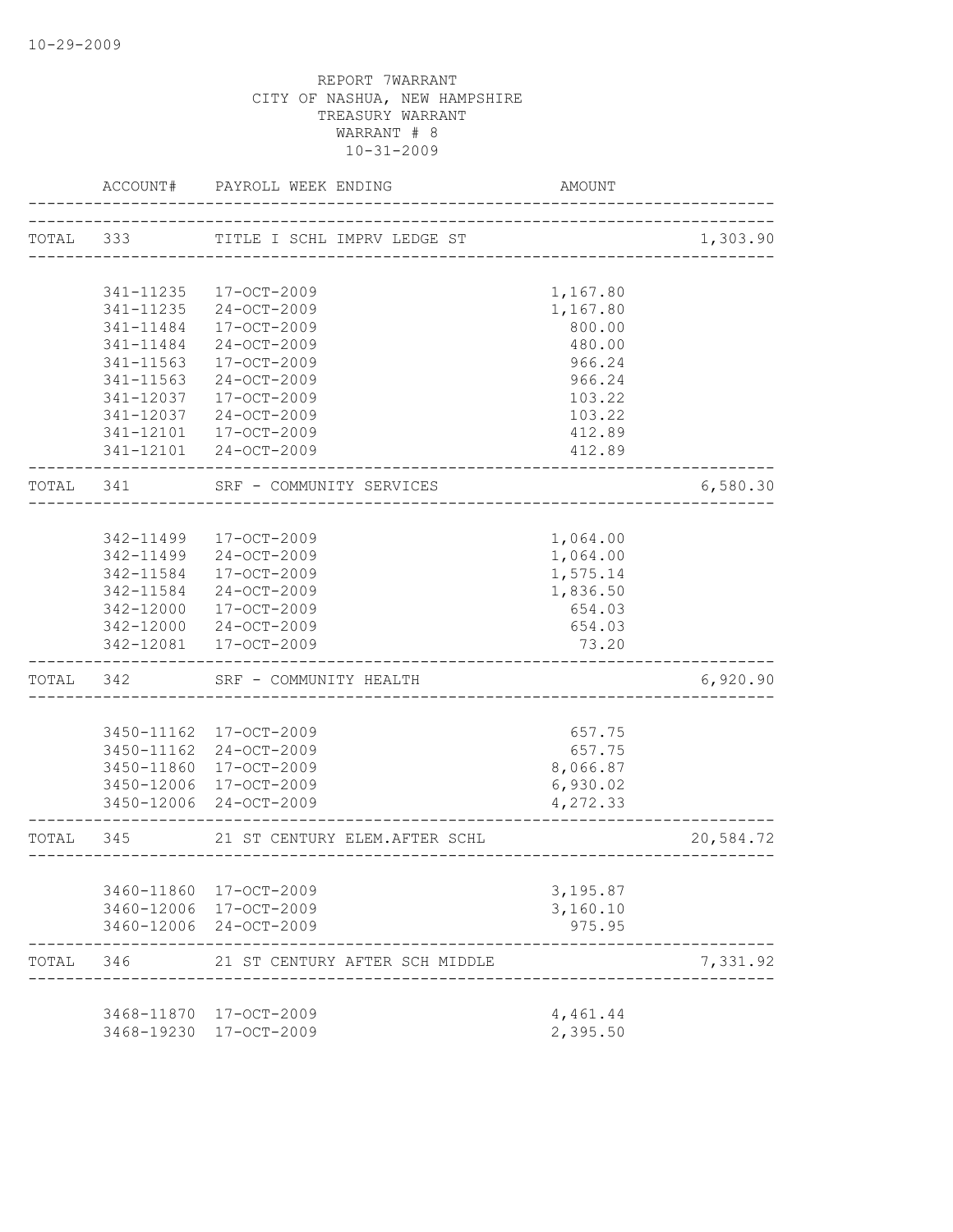10-29-2009

REPORT 7WARRANT
CITY OF NASHUA, NEW HAMPSHIRE
TREASURY WARRANT
WARRANT # 8
10-31-2009

| | ACCOUNT# | PAYROLL WEEK ENDING | AMOUNT | |
|---|---|---|---|---|
| TOTAL | 333 | TITLE I SCHL IMPRV LEDGE ST | | 1,303.90 |
| | 341-11235 | 17-OCT-2009 | 1,167.80 | |
| | 341-11235 | 24-OCT-2009 | 1,167.80 | |
| | 341-11484 | 17-OCT-2009 | 800.00 | |
| | 341-11484 | 24-OCT-2009 | 480.00 | |
| | 341-11563 | 17-OCT-2009 | 966.24 | |
| | 341-11563 | 24-OCT-2009 | 966.24 | |
| | 341-12037 | 17-OCT-2009 | 103.22 | |
| | 341-12037 | 24-OCT-2009 | 103.22 | |
| | 341-12101 | 17-OCT-2009 | 412.89 | |
| | 341-12101 | 24-OCT-2009 | 412.89 | |
| TOTAL | 341 | SRF - COMMUNITY SERVICES | | 6,580.30 |
| | 342-11499 | 17-OCT-2009 | 1,064.00 | |
| | 342-11499 | 24-OCT-2009 | 1,064.00 | |
| | 342-11584 | 17-OCT-2009 | 1,575.14 | |
| | 342-11584 | 24-OCT-2009 | 1,836.50 | |
| | 342-12000 | 17-OCT-2009 | 654.03 | |
| | 342-12000 | 24-OCT-2009 | 654.03 | |
| | 342-12081 | 17-OCT-2009 | 73.20 | |
| TOTAL | 342 | SRF - COMMUNITY HEALTH | | 6,920.90 |
| | 3450-11162 | 17-OCT-2009 | 657.75 | |
| | 3450-11162 | 24-OCT-2009 | 657.75 | |
| | 3450-11860 | 17-OCT-2009 | 8,066.87 | |
| | 3450-12006 | 17-OCT-2009 | 6,930.02 | |
| | 3450-12006 | 24-OCT-2009 | 4,272.33 | |
| TOTAL | 345 | 21 ST CENTURY ELEM.AFTER SCHL | | 20,584.72 |
| | 3460-11860 | 17-OCT-2009 | 3,195.87 | |
| | 3460-12006 | 17-OCT-2009 | 3,160.10 | |
| | 3460-12006 | 24-OCT-2009 | 975.95 | |
| TOTAL | 346 | 21 ST CENTURY AFTER SCH MIDDLE | | 7,331.92 |
| | 3468-11870 | 17-OCT-2009 | 4,461.44 | |
| | 3468-19230 | 17-OCT-2009 | 2,395.50 | |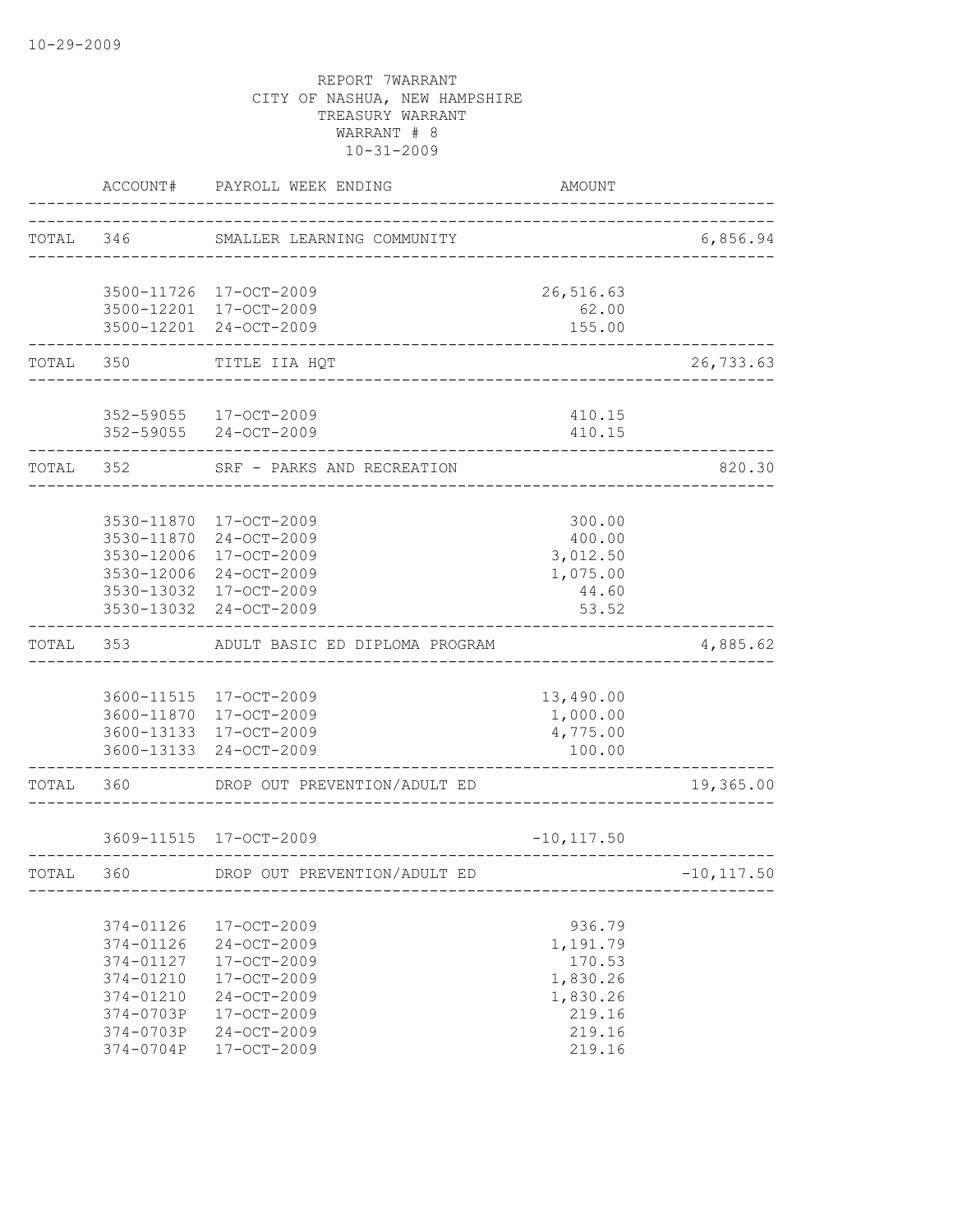10-29-2009

REPORT 7WARRANT
CITY OF NASHUA, NEW HAMPSHIRE
TREASURY WARRANT
WARRANT # 8
10-31-2009

| | ACCOUNT# | PAYROLL WEEK ENDING | AMOUNT | |
|---|---|---|---|---|
| TOTAL | 346 | SMALLER LEARNING COMMUNITY | | 6,856.94 |
| | 3500-11726 | 17-OCT-2009 | 26,516.63 | |
| | 3500-12201 | 17-OCT-2009 | 62.00 | |
| | 3500-12201 | 24-OCT-2009 | 155.00 | |
| TOTAL | 350 | TITLE IIA HQT | | 26,733.63 |
| | 352-59055 | 17-OCT-2009 | 410.15 | |
| | 352-59055 | 24-OCT-2009 | 410.15 | |
| TOTAL | 352 | SRF - PARKS AND RECREATION | | 820.30 |
| | 3530-11870 | 17-OCT-2009 | 300.00 | |
| | 3530-11870 | 24-OCT-2009 | 400.00 | |
| | 3530-12006 | 17-OCT-2009 | 3,012.50 | |
| | 3530-12006 | 24-OCT-2009 | 1,075.00 | |
| | 3530-13032 | 17-OCT-2009 | 44.60 | |
| | 3530-13032 | 24-OCT-2009 | 53.52 | |
| TOTAL | 353 | ADULT BASIC ED DIPLOMA PROGRAM | | 4,885.62 |
| | 3600-11515 | 17-OCT-2009 | 13,490.00 | |
| | 3600-11870 | 17-OCT-2009 | 1,000.00 | |
| | 3600-13133 | 17-OCT-2009 | 4,775.00 | |
| | 3600-13133 | 24-OCT-2009 | 100.00 | |
| TOTAL | 360 | DROP OUT PREVENTION/ADULT ED | | 19,365.00 |
| | 3609-11515 | 17-OCT-2009 | -10,117.50 | |
| TOTAL | 360 | DROP OUT PREVENTION/ADULT ED | | -10,117.50 |
| | 374-01126 | 17-OCT-2009 | 936.79 | |
| | 374-01126 | 24-OCT-2009 | 1,191.79 | |
| | 374-01127 | 17-OCT-2009 | 170.53 | |
| | 374-01210 | 17-OCT-2009 | 1,830.26 | |
| | 374-01210 | 24-OCT-2009 | 1,830.26 | |
| | 374-0703P | 17-OCT-2009 | 219.16 | |
| | 374-0703P | 24-OCT-2009 | 219.16 | |
| | 374-0704P | 17-OCT-2009 | 219.16 | |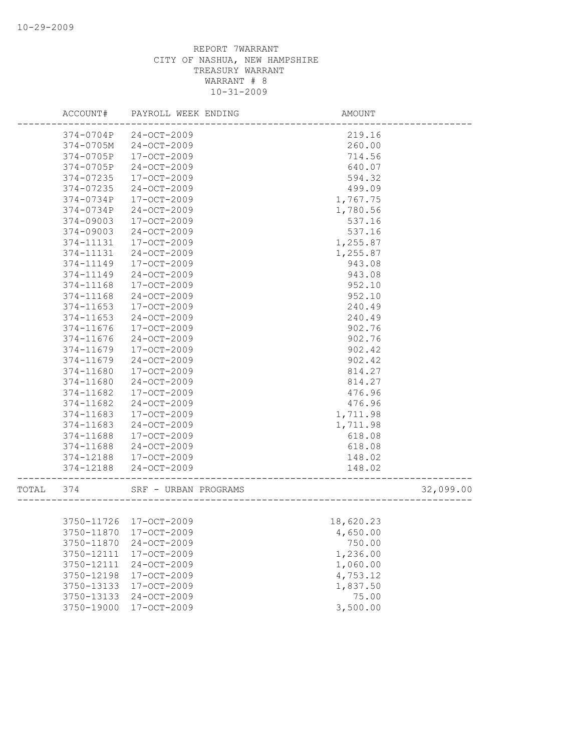REPORT 7WARRANT
CITY OF NASHUA, NEW HAMPSHIRE
TREASURY WARRANT
WARRANT # 8
10-31-2009

| | ACCOUNT# | PAYROLL WEEK ENDING | AMOUNT | |
|---|---|---|---|---|
| | 374-0704P | 24-OCT-2009 | 219.16 | |
| | 374-0705M | 24-OCT-2009 | 260.00 | |
| | 374-0705P | 17-OCT-2009 | 714.56 | |
| | 374-0705P | 24-OCT-2009 | 640.07 | |
| | 374-07235 | 17-OCT-2009 | 594.32 | |
| | 374-07235 | 24-OCT-2009 | 499.09 | |
| | 374-0734P | 17-OCT-2009 | 1,767.75 | |
| | 374-0734P | 24-OCT-2009 | 1,780.56 | |
| | 374-09003 | 17-OCT-2009 | 537.16 | |
| | 374-09003 | 24-OCT-2009 | 537.16 | |
| | 374-11131 | 17-OCT-2009 | 1,255.87 | |
| | 374-11131 | 24-OCT-2009 | 1,255.87 | |
| | 374-11149 | 17-OCT-2009 | 943.08 | |
| | 374-11149 | 24-OCT-2009 | 943.08 | |
| | 374-11168 | 17-OCT-2009 | 952.10 | |
| | 374-11168 | 24-OCT-2009 | 952.10 | |
| | 374-11653 | 17-OCT-2009 | 240.49 | |
| | 374-11653 | 24-OCT-2009 | 240.49 | |
| | 374-11676 | 17-OCT-2009 | 902.76 | |
| | 374-11676 | 24-OCT-2009 | 902.76 | |
| | 374-11679 | 17-OCT-2009 | 902.42 | |
| | 374-11679 | 24-OCT-2009 | 902.42 | |
| | 374-11680 | 17-OCT-2009 | 814.27 | |
| | 374-11680 | 24-OCT-2009 | 814.27 | |
| | 374-11682 | 17-OCT-2009 | 476.96 | |
| | 374-11682 | 24-OCT-2009 | 476.96 | |
| | 374-11683 | 17-OCT-2009 | 1,711.98 | |
| | 374-11683 | 24-OCT-2009 | 1,711.98 | |
| | 374-11688 | 17-OCT-2009 | 618.08 | |
| | 374-11688 | 24-OCT-2009 | 618.08 | |
| | 374-12188 | 17-OCT-2009 | 148.02 | |
| | 374-12188 | 24-OCT-2009 | 148.02 | |
| TOTAL | 374 | SRF - URBAN PROGRAMS | | 32,099.00 |
| | 3750-11726 | 17-OCT-2009 | 18,620.23 | |
| | 3750-11870 | 17-OCT-2009 | 4,650.00 | |
| | 3750-11870 | 24-OCT-2009 | 750.00 | |
| | 3750-12111 | 17-OCT-2009 | 1,236.00 | |
| | 3750-12111 | 24-OCT-2009 | 1,060.00 | |
| | 3750-12198 | 17-OCT-2009 | 4,753.12 | |
| | 3750-13133 | 17-OCT-2009 | 1,837.50 | |
| | 3750-13133 | 24-OCT-2009 | 75.00 | |
| | 3750-19000 | 17-OCT-2009 | 3,500.00 | |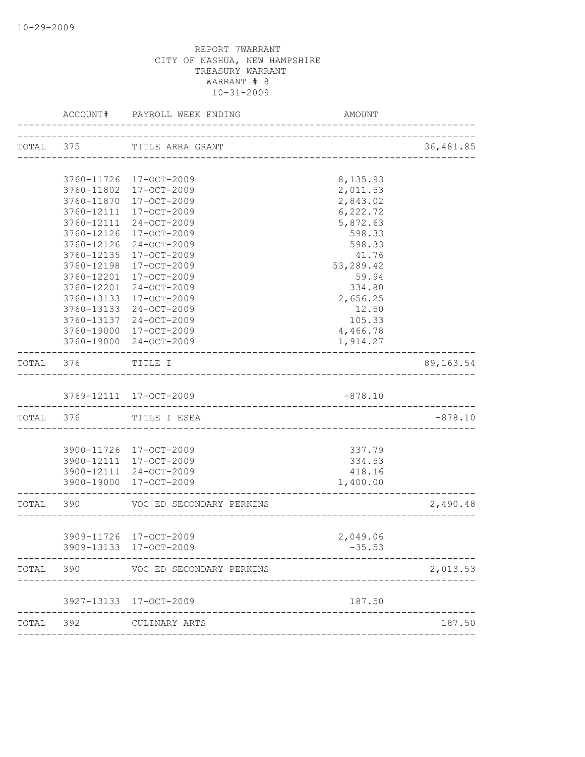10-29-2009

REPORT 7WARRANT
CITY OF NASHUA, NEW HAMPSHIRE
TREASURY WARRANT
WARRANT # 8
10-31-2009

| | ACCOUNT# | PAYROLL WEEK ENDING | AMOUNT | |
|---|---|---|---|---|
| TOTAL | 375 | TITLE ARRA GRANT | | 36,481.85 |
| | 3760-11726 | 17-OCT-2009 | 8,135.93 | |
| | 3760-11802 | 17-OCT-2009 | 2,011.53 | |
| | 3760-11870 | 17-OCT-2009 | 2,843.02 | |
| | 3760-12111 | 17-OCT-2009 | 6,222.72 | |
| | 3760-12111 | 24-OCT-2009 | 5,872.63 | |
| | 3760-12126 | 17-OCT-2009 | 598.33 | |
| | 3760-12126 | 24-OCT-2009 | 598.33 | |
| | 3760-12135 | 17-OCT-2009 | 41.76 | |
| | 3760-12198 | 17-OCT-2009 | 53,289.42 | |
| | 3760-12201 | 17-OCT-2009 | 59.94 | |
| | 3760-12201 | 24-OCT-2009 | 334.80 | |
| | 3760-13133 | 17-OCT-2009 | 2,656.25 | |
| | 3760-13133 | 24-OCT-2009 | 12.50 | |
| | 3760-13137 | 24-OCT-2009 | 105.33 | |
| | 3760-19000 | 17-OCT-2009 | 4,466.78 | |
| | 3760-19000 | 24-OCT-2009 | 1,914.27 | |
| TOTAL | 376 | TITLE I | | 89,163.54 |
| | 3769-12111 | 17-OCT-2009 | -878.10 | |
| TOTAL | 376 | TITLE I ESEA | | -878.10 |
| | 3900-11726 | 17-OCT-2009 | 337.79 | |
| | 3900-12111 | 17-OCT-2009 | 334.53 | |
| | 3900-12111 | 24-OCT-2009 | 418.16 | |
| | 3900-19000 | 17-OCT-2009 | 1,400.00 | |
| TOTAL | 390 | VOC ED SECONDARY PERKINS | | 2,490.48 |
| | 3909-11726 | 17-OCT-2009 | 2,049.06 | |
| | 3909-13133 | 17-OCT-2009 | -35.53 | |
| TOTAL | 390 | VOC ED SECONDARY PERKINS | | 2,013.53 |
| | 3927-13133 | 17-OCT-2009 | 187.50 | |
| TOTAL | 392 | CULINARY ARTS | | 187.50 |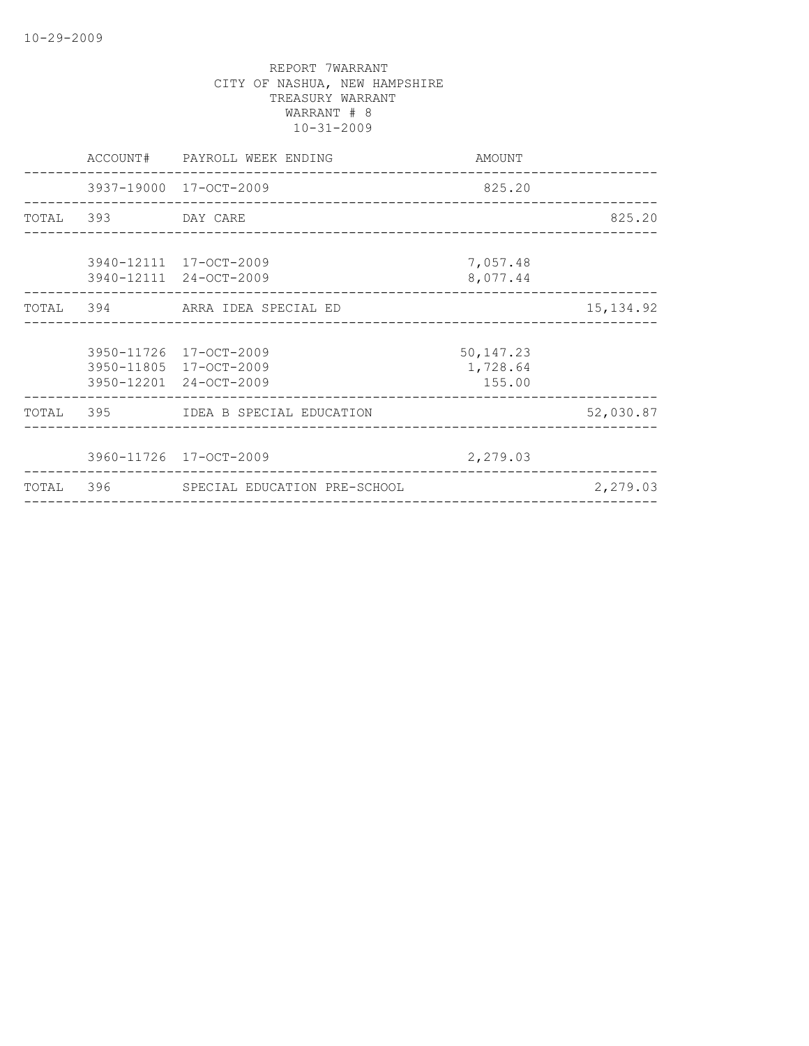10-29-2009

REPORT 7WARRANT
CITY OF NASHUA, NEW HAMPSHIRE
TREASURY WARRANT
WARRANT # 8
10-31-2009

| | ACCOUNT# | PAYROLL WEEK ENDING | AMOUNT | |
|---|---|---|---|---|
| | 3937-19000 | 17-OCT-2009 | 825.20 | |
| TOTAL | 393 | DAY CARE | | 825.20 |
| | 3940-12111 | 17-OCT-2009 | 7,057.48 | |
| | 3940-12111 | 24-OCT-2009 | 8,077.44 | |
| TOTAL | 394 | ARRA IDEA SPECIAL ED | | 15,134.92 |
| | 3950-11726 | 17-OCT-2009 | 50,147.23 | |
| | 3950-11805 | 17-OCT-2009 | 1,728.64 | |
| | 3950-12201 | 24-OCT-2009 | 155.00 | |
| TOTAL | 395 | IDEA B SPECIAL EDUCATION | | 52,030.87 |
| | 3960-11726 | 17-OCT-2009 | 2,279.03 | |
| TOTAL | 396 | SPECIAL EDUCATION PRE-SCHOOL | | 2,279.03 |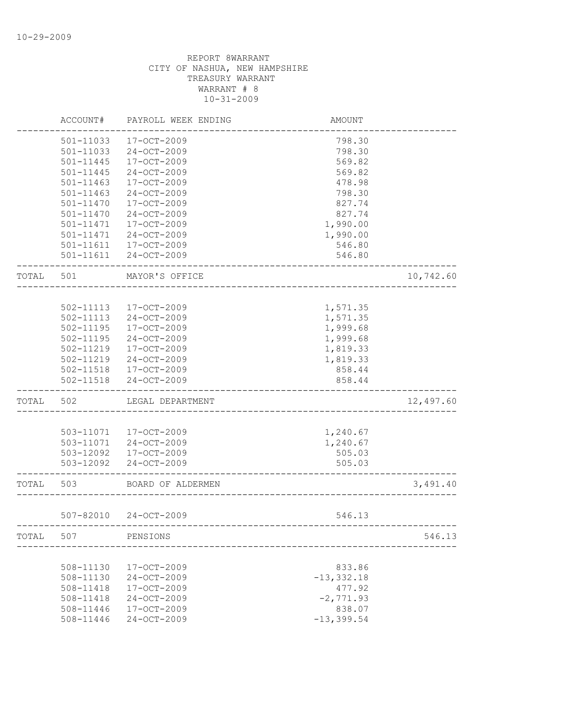10-29-2009

REPORT 8WARRANT
CITY OF NASHUA, NEW HAMPSHIRE
TREASURY WARRANT
WARRANT # 8
10-31-2009

| | ACCOUNT# | PAYROLL WEEK ENDING | AMOUNT | |
|---|---|---|---|---|
| | 501-11033 | 17-OCT-2009 | 798.30 | |
| | 501-11033 | 24-OCT-2009 | 798.30 | |
| | 501-11445 | 17-OCT-2009 | 569.82 | |
| | 501-11445 | 24-OCT-2009 | 569.82 | |
| | 501-11463 | 17-OCT-2009 | 478.98 | |
| | 501-11463 | 24-OCT-2009 | 798.30 | |
| | 501-11470 | 17-OCT-2009 | 827.74 | |
| | 501-11470 | 24-OCT-2009 | 827.74 | |
| | 501-11471 | 17-OCT-2009 | 1,990.00 | |
| | 501-11471 | 24-OCT-2009 | 1,990.00 | |
| | 501-11611 | 17-OCT-2009 | 546.80 | |
| | 501-11611 | 24-OCT-2009 | 546.80 | |
| TOTAL | 501 | MAYOR'S OFFICE | | 10,742.60 |
| | 502-11113 | 17-OCT-2009 | 1,571.35 | |
| | 502-11113 | 24-OCT-2009 | 1,571.35 | |
| | 502-11195 | 17-OCT-2009 | 1,999.68 | |
| | 502-11195 | 24-OCT-2009 | 1,999.68 | |
| | 502-11219 | 17-OCT-2009 | 1,819.33 | |
| | 502-11219 | 24-OCT-2009 | 1,819.33 | |
| | 502-11518 | 17-OCT-2009 | 858.44 | |
| | 502-11518 | 24-OCT-2009 | 858.44 | |
| TOTAL | 502 | LEGAL DEPARTMENT | | 12,497.60 |
| | 503-11071 | 17-OCT-2009 | 1,240.67 | |
| | 503-11071 | 24-OCT-2009 | 1,240.67 | |
| | 503-12092 | 17-OCT-2009 | 505.03 | |
| | 503-12092 | 24-OCT-2009 | 505.03 | |
| TOTAL | 503 | BOARD OF ALDERMEN | | 3,491.40 |
| | 507-82010 | 24-OCT-2009 | 546.13 | |
| TOTAL | 507 | PENSIONS | | 546.13 |
| | 508-11130 | 17-OCT-2009 | 833.86 | |
| | 508-11130 | 24-OCT-2009 | -13,332.18 | |
| | 508-11418 | 17-OCT-2009 | 477.92 | |
| | 508-11418 | 24-OCT-2009 | -2,771.93 | |
| | 508-11446 | 17-OCT-2009 | 838.07 | |
| | 508-11446 | 24-OCT-2009 | -13,399.54 | |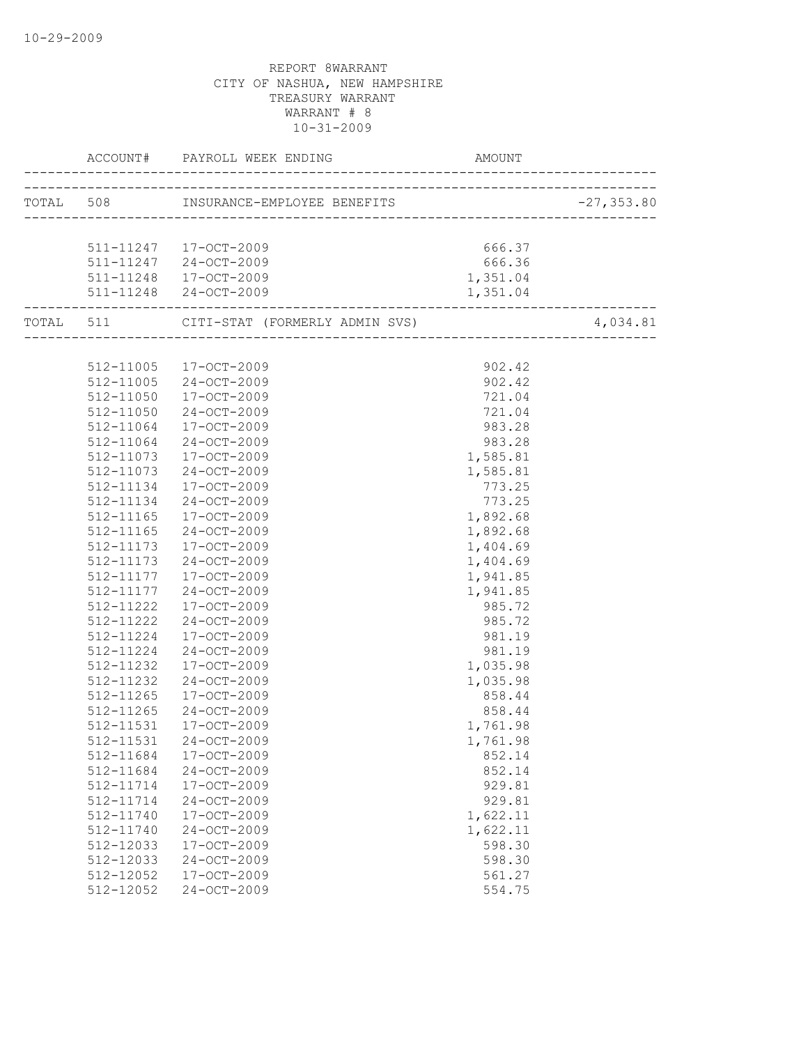REPORT 8WARRANT
CITY OF NASHUA, NEW HAMPSHIRE
TREASURY WARRANT
WARRANT # 8
10-31-2009

| ACCOUNT# | PAYROLL WEEK ENDING | AMOUNT | |
|---|---|---|---|
| TOTAL 508 | INSURANCE-EMPLOYEE BENEFITS | | -27,353.80 |
| 511-11247 | 17-OCT-2009 | 666.37 | |
| 511-11247 | 24-OCT-2009 | 666.36 | |
| 511-11248 | 17-OCT-2009 | 1,351.04 | |
| 511-11248 | 24-OCT-2009 | 1,351.04 | |
| TOTAL 511 | CITI-STAT (FORMERLY ADMIN SVS) | | 4,034.81 |
| 512-11005 | 17-OCT-2009 | 902.42 | |
| 512-11005 | 24-OCT-2009 | 902.42 | |
| 512-11050 | 17-OCT-2009 | 721.04 | |
| 512-11050 | 24-OCT-2009 | 721.04 | |
| 512-11064 | 17-OCT-2009 | 983.28 | |
| 512-11064 | 24-OCT-2009 | 983.28 | |
| 512-11073 | 17-OCT-2009 | 1,585.81 | |
| 512-11073 | 24-OCT-2009 | 1,585.81 | |
| 512-11134 | 17-OCT-2009 | 773.25 | |
| 512-11134 | 24-OCT-2009 | 773.25 | |
| 512-11165 | 17-OCT-2009 | 1,892.68 | |
| 512-11165 | 24-OCT-2009 | 1,892.68 | |
| 512-11173 | 17-OCT-2009 | 1,404.69 | |
| 512-11173 | 24-OCT-2009 | 1,404.69 | |
| 512-11177 | 17-OCT-2009 | 1,941.85 | |
| 512-11177 | 24-OCT-2009 | 1,941.85 | |
| 512-11222 | 17-OCT-2009 | 985.72 | |
| 512-11222 | 24-OCT-2009 | 985.72 | |
| 512-11224 | 17-OCT-2009 | 981.19 | |
| 512-11224 | 24-OCT-2009 | 981.19 | |
| 512-11232 | 17-OCT-2009 | 1,035.98 | |
| 512-11232 | 24-OCT-2009 | 1,035.98 | |
| 512-11265 | 17-OCT-2009 | 858.44 | |
| 512-11265 | 24-OCT-2009 | 858.44 | |
| 512-11531 | 17-OCT-2009 | 1,761.98 | |
| 512-11531 | 24-OCT-2009 | 1,761.98 | |
| 512-11684 | 17-OCT-2009 | 852.14 | |
| 512-11684 | 24-OCT-2009 | 852.14 | |
| 512-11714 | 17-OCT-2009 | 929.81 | |
| 512-11714 | 24-OCT-2009 | 929.81 | |
| 512-11740 | 17-OCT-2009 | 1,622.11 | |
| 512-11740 | 24-OCT-2009 | 1,622.11 | |
| 512-12033 | 17-OCT-2009 | 598.30 | |
| 512-12033 | 24-OCT-2009 | 598.30 | |
| 512-12052 | 17-OCT-2009 | 561.27 | |
| 512-12052 | 24-OCT-2009 | 554.75 | |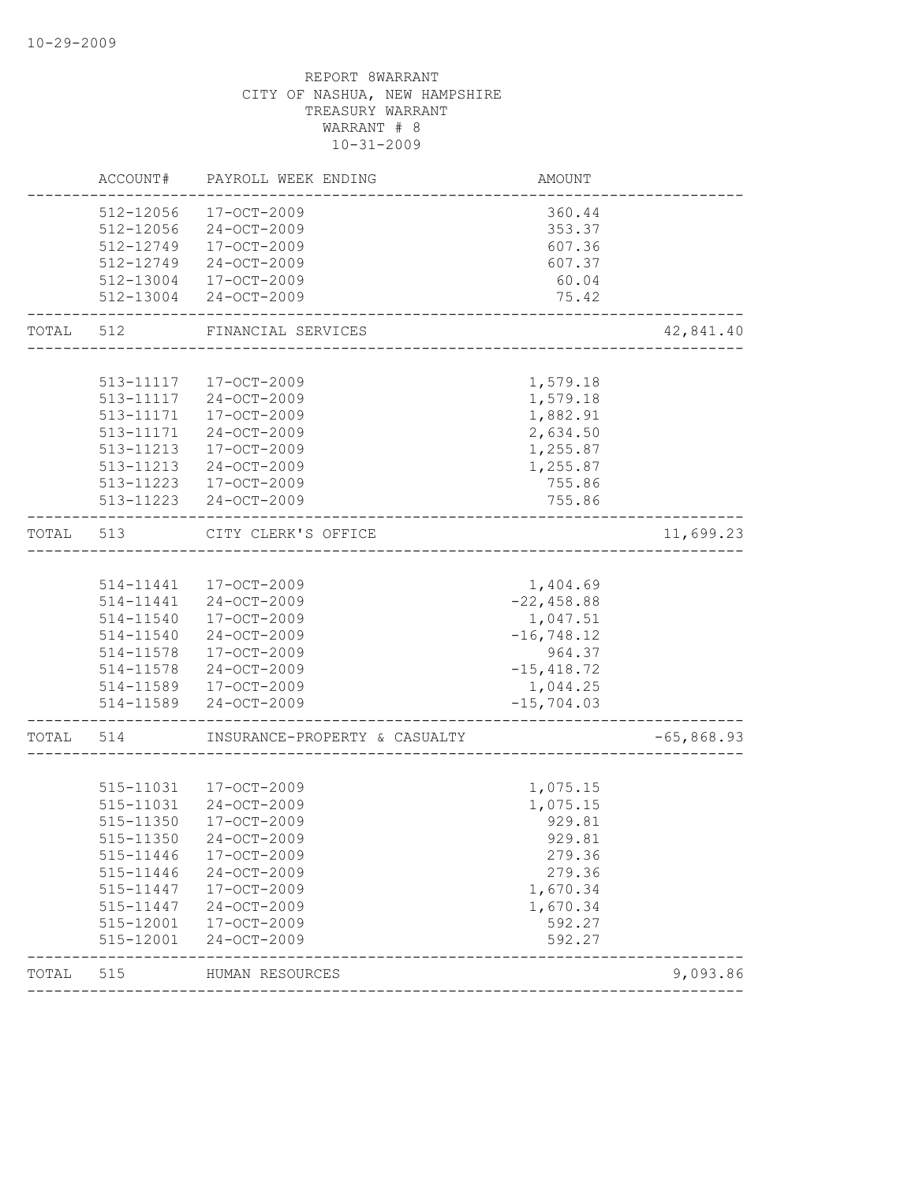10-29-2009

REPORT 8WARRANT
CITY OF NASHUA, NEW HAMPSHIRE
TREASURY WARRANT
WARRANT # 8
10-31-2009

| | ACCOUNT# | PAYROLL WEEK ENDING | AMOUNT | |
|---|---|---|---|---|
| | 512-12056 | 17-OCT-2009 | 360.44 | |
| | 512-12056 | 24-OCT-2009 | 353.37 | |
| | 512-12749 | 17-OCT-2009 | 607.36 | |
| | 512-12749 | 24-OCT-2009 | 607.37 | |
| | 512-13004 | 17-OCT-2009 | 60.04 | |
| | 512-13004 | 24-OCT-2009 | 75.42 | |
| TOTAL | 512 | FINANCIAL SERVICES | | 42,841.40 |
| | 513-11117 | 17-OCT-2009 | 1,579.18 | |
| | 513-11117 | 24-OCT-2009 | 1,579.18 | |
| | 513-11171 | 17-OCT-2009 | 1,882.91 | |
| | 513-11171 | 24-OCT-2009 | 2,634.50 | |
| | 513-11213 | 17-OCT-2009 | 1,255.87 | |
| | 513-11213 | 24-OCT-2009 | 1,255.87 | |
| | 513-11223 | 17-OCT-2009 | 755.86 | |
| | 513-11223 | 24-OCT-2009 | 755.86 | |
| TOTAL | 513 | CITY CLERK'S OFFICE | | 11,699.23 |
| | 514-11441 | 17-OCT-2009 | 1,404.69 | |
| | 514-11441 | 24-OCT-2009 | -22,458.88 | |
| | 514-11540 | 17-OCT-2009 | 1,047.51 | |
| | 514-11540 | 24-OCT-2009 | -16,748.12 | |
| | 514-11578 | 17-OCT-2009 | 964.37 | |
| | 514-11578 | 24-OCT-2009 | -15,418.72 | |
| | 514-11589 | 17-OCT-2009 | 1,044.25 | |
| | 514-11589 | 24-OCT-2009 | -15,704.03 | |
| TOTAL | 514 | INSURANCE-PROPERTY & CASUALTY | | -65,868.93 |
| | 515-11031 | 17-OCT-2009 | 1,075.15 | |
| | 515-11031 | 24-OCT-2009 | 1,075.15 | |
| | 515-11350 | 17-OCT-2009 | 929.81 | |
| | 515-11350 | 24-OCT-2009 | 929.81 | |
| | 515-11446 | 17-OCT-2009 | 279.36 | |
| | 515-11446 | 24-OCT-2009 | 279.36 | |
| | 515-11447 | 17-OCT-2009 | 1,670.34 | |
| | 515-11447 | 24-OCT-2009 | 1,670.34 | |
| | 515-12001 | 17-OCT-2009 | 592.27 | |
| | 515-12001 | 24-OCT-2009 | 592.27 | |
| TOTAL | 515 | HUMAN RESOURCES | | 9,093.86 |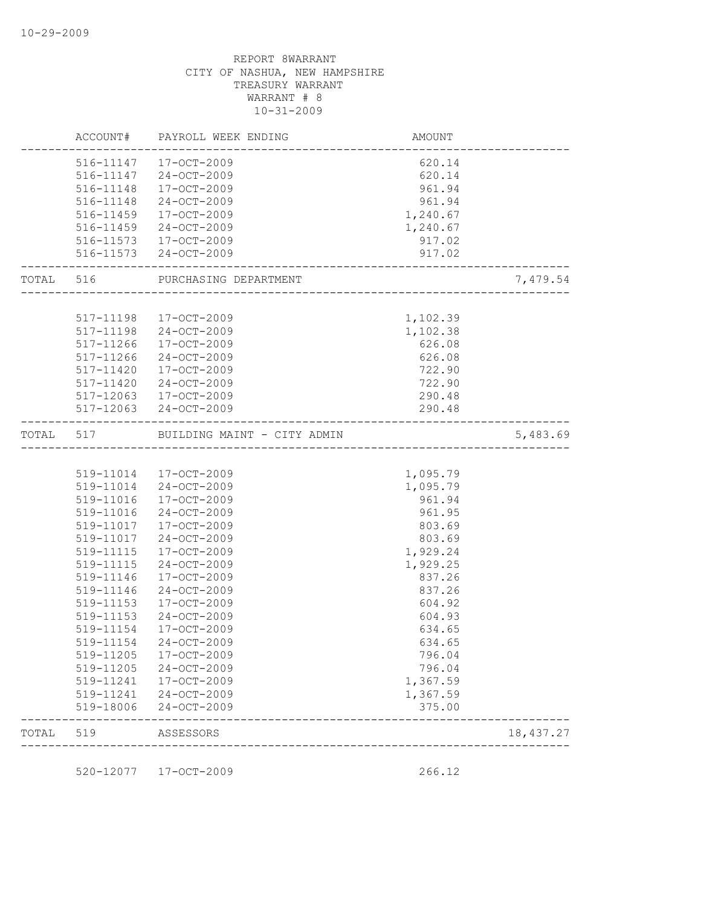REPORT 8WARRANT
CITY OF NASHUA, NEW HAMPSHIRE
TREASURY WARRANT
WARRANT # 8
10-31-2009

| | ACCOUNT# | PAYROLL WEEK ENDING | AMOUNT | |
|---|---|---|---|---|
| | 516-11147 | 17-OCT-2009 | 620.14 | |
| | 516-11147 | 24-OCT-2009 | 620.14 | |
| | 516-11148 | 17-OCT-2009 | 961.94 | |
| | 516-11148 | 24-OCT-2009 | 961.94 | |
| | 516-11459 | 17-OCT-2009 | 1,240.67 | |
| | 516-11459 | 24-OCT-2009 | 1,240.67 | |
| | 516-11573 | 17-OCT-2009 | 917.02 | |
| | 516-11573 | 24-OCT-2009 | 917.02 | |
| TOTAL | 516 | PURCHASING DEPARTMENT | | 7,479.54 |
| | 517-11198 | 17-OCT-2009 | 1,102.39 | |
| | 517-11198 | 24-OCT-2009 | 1,102.38 | |
| | 517-11266 | 17-OCT-2009 | 626.08 | |
| | 517-11266 | 24-OCT-2009 | 626.08 | |
| | 517-11420 | 17-OCT-2009 | 722.90 | |
| | 517-11420 | 24-OCT-2009 | 722.90 | |
| | 517-12063 | 17-OCT-2009 | 290.48 | |
| | 517-12063 | 24-OCT-2009 | 290.48 | |
| TOTAL | 517 | BUILDING MAINT - CITY ADMIN | | 5,483.69 |
| | 519-11014 | 17-OCT-2009 | 1,095.79 | |
| | 519-11014 | 24-OCT-2009 | 1,095.79 | |
| | 519-11016 | 17-OCT-2009 | 961.94 | |
| | 519-11016 | 24-OCT-2009 | 961.95 | |
| | 519-11017 | 17-OCT-2009 | 803.69 | |
| | 519-11017 | 24-OCT-2009 | 803.69 | |
| | 519-11115 | 17-OCT-2009 | 1,929.24 | |
| | 519-11115 | 24-OCT-2009 | 1,929.25 | |
| | 519-11146 | 17-OCT-2009 | 837.26 | |
| | 519-11146 | 24-OCT-2009 | 837.26 | |
| | 519-11153 | 17-OCT-2009 | 604.92 | |
| | 519-11153 | 24-OCT-2009 | 604.93 | |
| | 519-11154 | 17-OCT-2009 | 634.65 | |
| | 519-11154 | 24-OCT-2009 | 634.65 | |
| | 519-11205 | 17-OCT-2009 | 796.04 | |
| | 519-11205 | 24-OCT-2009 | 796.04 | |
| | 519-11241 | 17-OCT-2009 | 1,367.59 | |
| | 519-11241 | 24-OCT-2009 | 1,367.59 | |
| | 519-18006 | 24-OCT-2009 | 375.00 | |
| TOTAL | 519 | ASSESSORS | | 18,437.27 |
| | 520-12077 | 17-OCT-2009 | 266.12 | |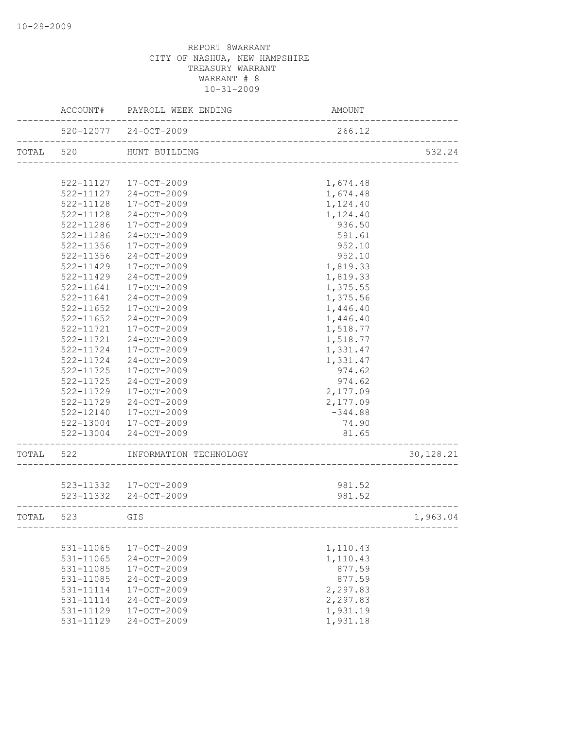REPORT 8WARRANT
CITY OF NASHUA, NEW HAMPSHIRE
TREASURY WARRANT
WARRANT # 8
10-31-2009

| | ACCOUNT# | PAYROLL WEEK ENDING | AMOUNT | |
|---|---|---|---|---|
| | 520-12077 | 24-OCT-2009 | 266.12 | |
| TOTAL | 520 | HUNT BUILDING | | 532.24 |
| | 522-11127 | 17-OCT-2009 | 1,674.48 | |
| | 522-11127 | 24-OCT-2009 | 1,674.48 | |
| | 522-11128 | 17-OCT-2009 | 1,124.40 | |
| | 522-11128 | 24-OCT-2009 | 1,124.40 | |
| | 522-11286 | 17-OCT-2009 | 936.50 | |
| | 522-11286 | 24-OCT-2009 | 591.61 | |
| | 522-11356 | 17-OCT-2009 | 952.10 | |
| | 522-11356 | 24-OCT-2009 | 952.10 | |
| | 522-11429 | 17-OCT-2009 | 1,819.33 | |
| | 522-11429 | 24-OCT-2009 | 1,819.33 | |
| | 522-11641 | 17-OCT-2009 | 1,375.55 | |
| | 522-11641 | 24-OCT-2009 | 1,375.56 | |
| | 522-11652 | 17-OCT-2009 | 1,446.40 | |
| | 522-11652 | 24-OCT-2009 | 1,446.40 | |
| | 522-11721 | 17-OCT-2009 | 1,518.77 | |
| | 522-11721 | 24-OCT-2009 | 1,518.77 | |
| | 522-11724 | 17-OCT-2009 | 1,331.47 | |
| | 522-11724 | 24-OCT-2009 | 1,331.47 | |
| | 522-11725 | 17-OCT-2009 | 974.62 | |
| | 522-11725 | 24-OCT-2009 | 974.62 | |
| | 522-11729 | 17-OCT-2009 | 2,177.09 | |
| | 522-11729 | 24-OCT-2009 | 2,177.09 | |
| | 522-12140 | 17-OCT-2009 | -344.88 | |
| | 522-13004 | 17-OCT-2009 | 74.90 | |
| | 522-13004 | 24-OCT-2009 | 81.65 | |
| TOTAL | 522 | INFORMATION TECHNOLOGY | | 30,128.21 |
| | 523-11332 | 17-OCT-2009 | 981.52 | |
| | 523-11332 | 24-OCT-2009 | 981.52 | |
| TOTAL | 523 | GIS | | 1,963.04 |
| | 531-11065 | 17-OCT-2009 | 1,110.43 | |
| | 531-11065 | 24-OCT-2009 | 1,110.43 | |
| | 531-11085 | 17-OCT-2009 | 877.59 | |
| | 531-11085 | 24-OCT-2009 | 877.59 | |
| | 531-11114 | 17-OCT-2009 | 2,297.83 | |
| | 531-11114 | 24-OCT-2009 | 2,297.83 | |
| | 531-11129 | 17-OCT-2009 | 1,931.19 | |
| | 531-11129 | 24-OCT-2009 | 1,931.18 | |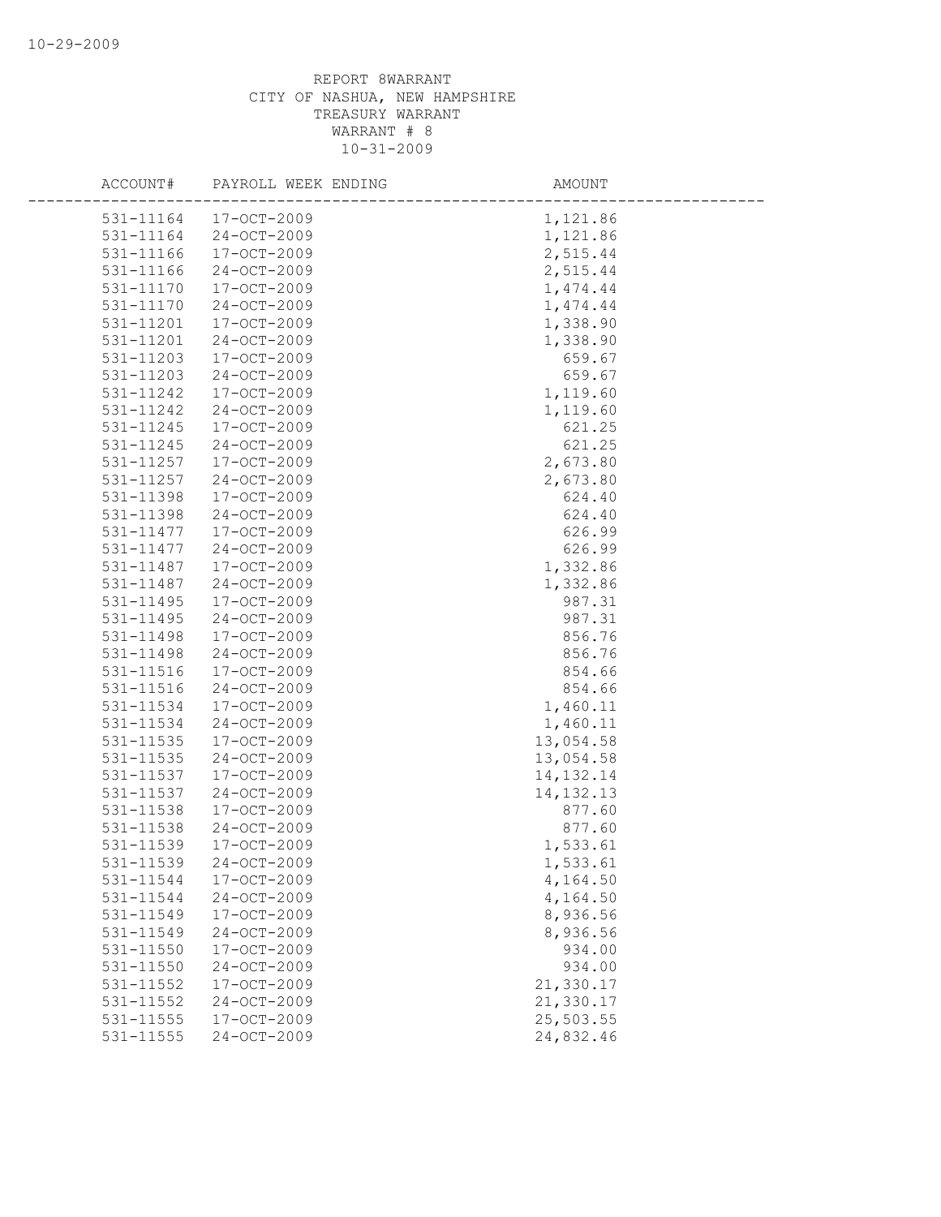10-29-2009

REPORT 8WARRANT
CITY OF NASHUA, NEW HAMPSHIRE
TREASURY WARRANT
WARRANT # 8
10-31-2009

| ACCOUNT# | PAYROLL WEEK ENDING | AMOUNT |
|---|---|---|
| 531-11164 | 17-OCT-2009 | 1,121.86 |
| 531-11164 | 24-OCT-2009 | 1,121.86 |
| 531-11166 | 17-OCT-2009 | 2,515.44 |
| 531-11166 | 24-OCT-2009 | 2,515.44 |
| 531-11170 | 17-OCT-2009 | 1,474.44 |
| 531-11170 | 24-OCT-2009 | 1,474.44 |
| 531-11201 | 17-OCT-2009 | 1,338.90 |
| 531-11201 | 24-OCT-2009 | 1,338.90 |
| 531-11203 | 17-OCT-2009 | 659.67 |
| 531-11203 | 24-OCT-2009 | 659.67 |
| 531-11242 | 17-OCT-2009 | 1,119.60 |
| 531-11242 | 24-OCT-2009 | 1,119.60 |
| 531-11245 | 17-OCT-2009 | 621.25 |
| 531-11245 | 24-OCT-2009 | 621.25 |
| 531-11257 | 17-OCT-2009 | 2,673.80 |
| 531-11257 | 24-OCT-2009 | 2,673.80 |
| 531-11398 | 17-OCT-2009 | 624.40 |
| 531-11398 | 24-OCT-2009 | 624.40 |
| 531-11477 | 17-OCT-2009 | 626.99 |
| 531-11477 | 24-OCT-2009 | 626.99 |
| 531-11487 | 17-OCT-2009 | 1,332.86 |
| 531-11487 | 24-OCT-2009 | 1,332.86 |
| 531-11495 | 17-OCT-2009 | 987.31 |
| 531-11495 | 24-OCT-2009 | 987.31 |
| 531-11498 | 17-OCT-2009 | 856.76 |
| 531-11498 | 24-OCT-2009 | 856.76 |
| 531-11516 | 17-OCT-2009 | 854.66 |
| 531-11516 | 24-OCT-2009 | 854.66 |
| 531-11534 | 17-OCT-2009 | 1,460.11 |
| 531-11534 | 24-OCT-2009 | 1,460.11 |
| 531-11535 | 17-OCT-2009 | 13,054.58 |
| 531-11535 | 24-OCT-2009 | 13,054.58 |
| 531-11537 | 17-OCT-2009 | 14,132.14 |
| 531-11537 | 24-OCT-2009 | 14,132.13 |
| 531-11538 | 17-OCT-2009 | 877.60 |
| 531-11538 | 24-OCT-2009 | 877.60 |
| 531-11539 | 17-OCT-2009 | 1,533.61 |
| 531-11539 | 24-OCT-2009 | 1,533.61 |
| 531-11544 | 17-OCT-2009 | 4,164.50 |
| 531-11544 | 24-OCT-2009 | 4,164.50 |
| 531-11549 | 17-OCT-2009 | 8,936.56 |
| 531-11549 | 24-OCT-2009 | 8,936.56 |
| 531-11550 | 17-OCT-2009 | 934.00 |
| 531-11550 | 24-OCT-2009 | 934.00 |
| 531-11552 | 17-OCT-2009 | 21,330.17 |
| 531-11552 | 24-OCT-2009 | 21,330.17 |
| 531-11555 | 17-OCT-2009 | 25,503.55 |
| 531-11555 | 24-OCT-2009 | 24,832.46 |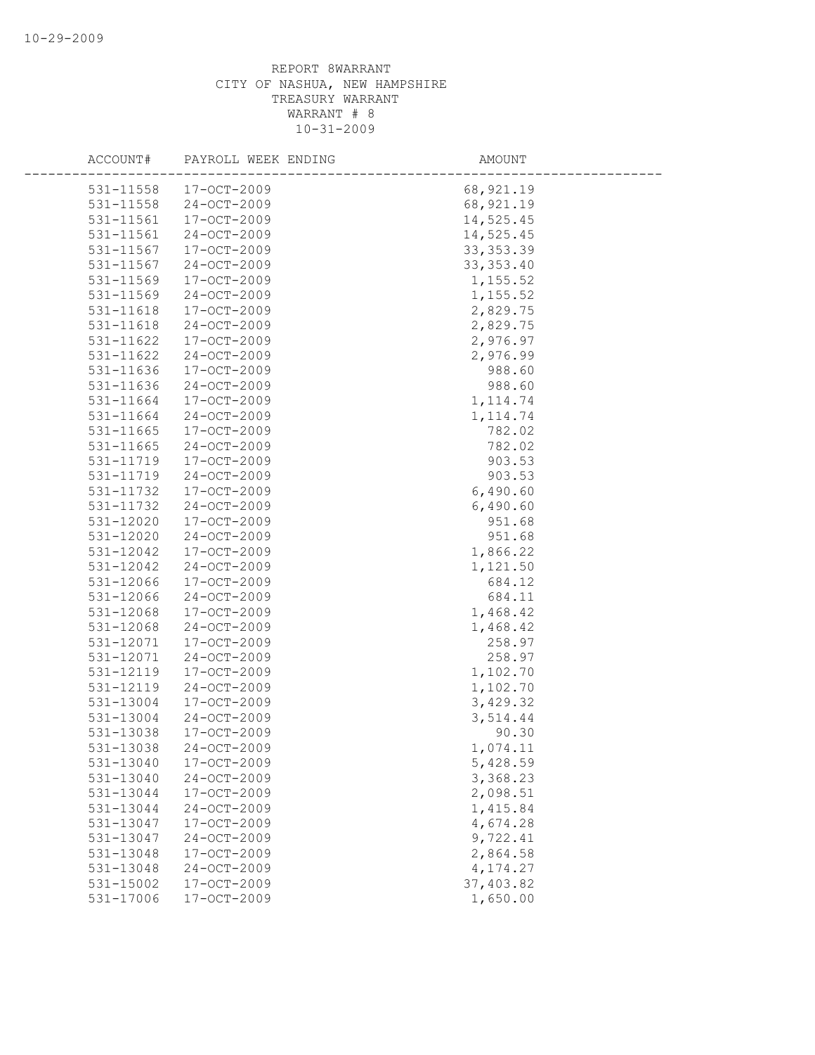REPORT 8WARRANT
CITY OF NASHUA, NEW HAMPSHIRE
TREASURY WARRANT
WARRANT # 8
10-31-2009

| ACCOUNT# | PAYROLL WEEK ENDING | AMOUNT |
|---|---|---|
| 531-11558 | 17-OCT-2009 | 68,921.19 |
| 531-11558 | 24-OCT-2009 | 68,921.19 |
| 531-11561 | 17-OCT-2009 | 14,525.45 |
| 531-11561 | 24-OCT-2009 | 14,525.45 |
| 531-11567 | 17-OCT-2009 | 33,353.39 |
| 531-11567 | 24-OCT-2009 | 33,353.40 |
| 531-11569 | 17-OCT-2009 | 1,155.52 |
| 531-11569 | 24-OCT-2009 | 1,155.52 |
| 531-11618 | 17-OCT-2009 | 2,829.75 |
| 531-11618 | 24-OCT-2009 | 2,829.75 |
| 531-11622 | 17-OCT-2009 | 2,976.97 |
| 531-11622 | 24-OCT-2009 | 2,976.99 |
| 531-11636 | 17-OCT-2009 | 988.60 |
| 531-11636 | 24-OCT-2009 | 988.60 |
| 531-11664 | 17-OCT-2009 | 1,114.74 |
| 531-11664 | 24-OCT-2009 | 1,114.74 |
| 531-11665 | 17-OCT-2009 | 782.02 |
| 531-11665 | 24-OCT-2009 | 782.02 |
| 531-11719 | 17-OCT-2009 | 903.53 |
| 531-11719 | 24-OCT-2009 | 903.53 |
| 531-11732 | 17-OCT-2009 | 6,490.60 |
| 531-11732 | 24-OCT-2009 | 6,490.60 |
| 531-12020 | 17-OCT-2009 | 951.68 |
| 531-12020 | 24-OCT-2009 | 951.68 |
| 531-12042 | 17-OCT-2009 | 1,866.22 |
| 531-12042 | 24-OCT-2009 | 1,121.50 |
| 531-12066 | 17-OCT-2009 | 684.12 |
| 531-12066 | 24-OCT-2009 | 684.11 |
| 531-12068 | 17-OCT-2009 | 1,468.42 |
| 531-12068 | 24-OCT-2009 | 1,468.42 |
| 531-12071 | 17-OCT-2009 | 258.97 |
| 531-12071 | 24-OCT-2009 | 258.97 |
| 531-12119 | 17-OCT-2009 | 1,102.70 |
| 531-12119 | 24-OCT-2009 | 1,102.70 |
| 531-13004 | 17-OCT-2009 | 3,429.32 |
| 531-13004 | 24-OCT-2009 | 3,514.44 |
| 531-13038 | 17-OCT-2009 | 90.30 |
| 531-13038 | 24-OCT-2009 | 1,074.11 |
| 531-13040 | 17-OCT-2009 | 5,428.59 |
| 531-13040 | 24-OCT-2009 | 3,368.23 |
| 531-13044 | 17-OCT-2009 | 2,098.51 |
| 531-13044 | 24-OCT-2009 | 1,415.84 |
| 531-13047 | 17-OCT-2009 | 4,674.28 |
| 531-13047 | 24-OCT-2009 | 9,722.41 |
| 531-13048 | 17-OCT-2009 | 2,864.58 |
| 531-13048 | 24-OCT-2009 | 4,174.27 |
| 531-15002 | 17-OCT-2009 | 37,403.82 |
| 531-17006 | 17-OCT-2009 | 1,650.00 |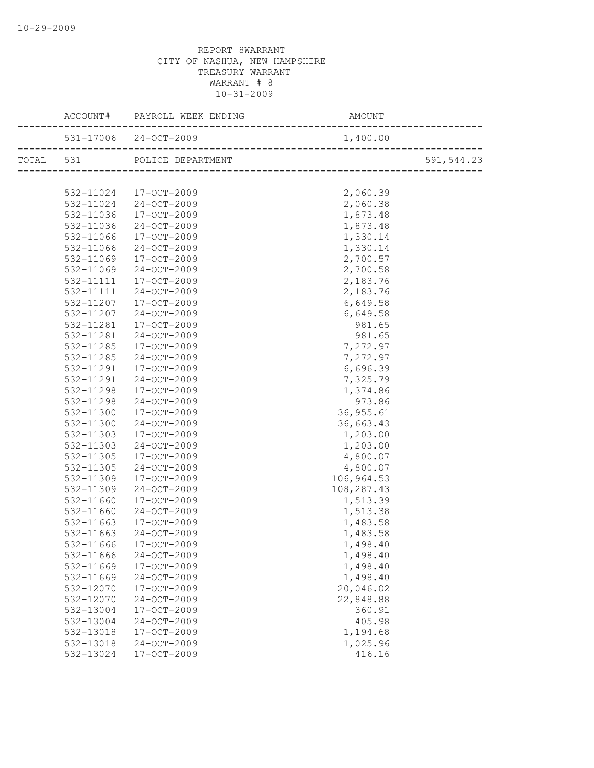REPORT 8WARRANT
CITY OF NASHUA, NEW HAMPSHIRE
TREASURY WARRANT
WARRANT # 8
10-31-2009

| | ACCOUNT# | PAYROLL WEEK ENDING | AMOUNT | |
|---|---|---|---|---|
| | 531-17006 | 24-OCT-2009 | 1,400.00 | |
| TOTAL | 531 | POLICE DEPARTMENT | | 591,544.23 |
| | 532-11024 | 17-OCT-2009 | 2,060.39 | |
| | 532-11024 | 24-OCT-2009 | 2,060.38 | |
| | 532-11036 | 17-OCT-2009 | 1,873.48 | |
| | 532-11036 | 24-OCT-2009 | 1,873.48 | |
| | 532-11066 | 17-OCT-2009 | 1,330.14 | |
| | 532-11066 | 24-OCT-2009 | 1,330.14 | |
| | 532-11069 | 17-OCT-2009 | 2,700.57 | |
| | 532-11069 | 24-OCT-2009 | 2,700.58 | |
| | 532-11111 | 17-OCT-2009 | 2,183.76 | |
| | 532-11111 | 24-OCT-2009 | 2,183.76 | |
| | 532-11207 | 17-OCT-2009 | 6,649.58 | |
| | 532-11207 | 24-OCT-2009 | 6,649.58 | |
| | 532-11281 | 17-OCT-2009 | 981.65 | |
| | 532-11281 | 24-OCT-2009 | 981.65 | |
| | 532-11285 | 17-OCT-2009 | 7,272.97 | |
| | 532-11285 | 24-OCT-2009 | 7,272.97 | |
| | 532-11291 | 17-OCT-2009 | 6,696.39 | |
| | 532-11291 | 24-OCT-2009 | 7,325.79 | |
| | 532-11298 | 17-OCT-2009 | 1,374.86 | |
| | 532-11298 | 24-OCT-2009 | 973.86 | |
| | 532-11300 | 17-OCT-2009 | 36,955.61 | |
| | 532-11300 | 24-OCT-2009 | 36,663.43 | |
| | 532-11303 | 17-OCT-2009 | 1,203.00 | |
| | 532-11303 | 24-OCT-2009 | 1,203.00 | |
| | 532-11305 | 17-OCT-2009 | 4,800.07 | |
| | 532-11305 | 24-OCT-2009 | 4,800.07 | |
| | 532-11309 | 17-OCT-2009 | 106,964.53 | |
| | 532-11309 | 24-OCT-2009 | 108,287.43 | |
| | 532-11660 | 17-OCT-2009 | 1,513.39 | |
| | 532-11660 | 24-OCT-2009 | 1,513.38 | |
| | 532-11663 | 17-OCT-2009 | 1,483.58 | |
| | 532-11663 | 24-OCT-2009 | 1,483.58 | |
| | 532-11666 | 17-OCT-2009 | 1,498.40 | |
| | 532-11666 | 24-OCT-2009 | 1,498.40 | |
| | 532-11669 | 17-OCT-2009 | 1,498.40 | |
| | 532-11669 | 24-OCT-2009 | 1,498.40 | |
| | 532-12070 | 17-OCT-2009 | 20,046.02 | |
| | 532-12070 | 24-OCT-2009 | 22,848.88 | |
| | 532-13004 | 17-OCT-2009 | 360.91 | |
| | 532-13004 | 24-OCT-2009 | 405.98 | |
| | 532-13018 | 17-OCT-2009 | 1,194.68 | |
| | 532-13018 | 24-OCT-2009 | 1,025.96 | |
| | 532-13024 | 17-OCT-2009 | 416.16 | |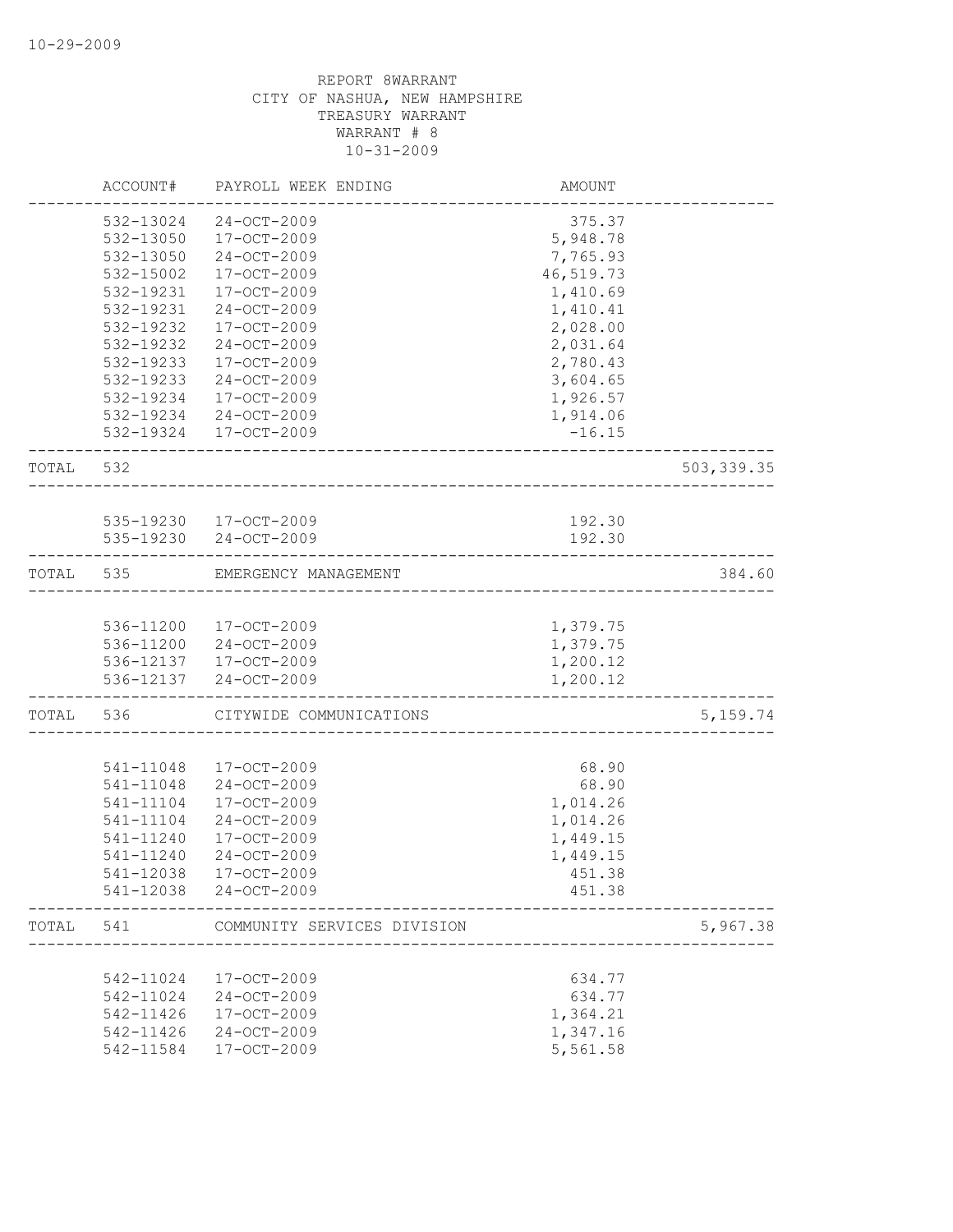REPORT 8WARRANT
CITY OF NASHUA, NEW HAMPSHIRE
TREASURY WARRANT
WARRANT # 8
10-31-2009

| | ACCOUNT# | PAYROLL WEEK ENDING | AMOUNT | |
|---|---|---|---|---|
| | 532-13024 | 24-OCT-2009 | 375.37 | |
| | 532-13050 | 17-OCT-2009 | 5,948.78 | |
| | 532-13050 | 24-OCT-2009 | 7,765.93 | |
| | 532-15002 | 17-OCT-2009 | 46,519.73 | |
| | 532-19231 | 17-OCT-2009 | 1,410.69 | |
| | 532-19231 | 24-OCT-2009 | 1,410.41 | |
| | 532-19232 | 17-OCT-2009 | 2,028.00 | |
| | 532-19232 | 24-OCT-2009 | 2,031.64 | |
| | 532-19233 | 17-OCT-2009 | 2,780.43 | |
| | 532-19233 | 24-OCT-2009 | 3,604.65 | |
| | 532-19234 | 17-OCT-2009 | 1,926.57 | |
| | 532-19234 | 24-OCT-2009 | 1,914.06 | |
| | 532-19324 | 17-OCT-2009 | -16.15 | |
| TOTAL | 532 | | | 503,339.35 |
| | 535-19230 | 17-OCT-2009 | 192.30 | |
| | 535-19230 | 24-OCT-2009 | 192.30 | |
| TOTAL | 535 | EMERGENCY MANAGEMENT | | 384.60 |
| | 536-11200 | 17-OCT-2009 | 1,379.75 | |
| | 536-11200 | 24-OCT-2009 | 1,379.75 | |
| | 536-12137 | 17-OCT-2009 | 1,200.12 | |
| | 536-12137 | 24-OCT-2009 | 1,200.12 | |
| TOTAL | 536 | CITYWIDE COMMUNICATIONS | | 5,159.74 |
| | 541-11048 | 17-OCT-2009 | 68.90 | |
| | 541-11048 | 24-OCT-2009 | 68.90 | |
| | 541-11104 | 17-OCT-2009 | 1,014.26 | |
| | 541-11104 | 24-OCT-2009 | 1,014.26 | |
| | 541-11240 | 17-OCT-2009 | 1,449.15 | |
| | 541-11240 | 24-OCT-2009 | 1,449.15 | |
| | 541-12038 | 17-OCT-2009 | 451.38 | |
| | 541-12038 | 24-OCT-2009 | 451.38 | |
| TOTAL | 541 | COMMUNITY SERVICES DIVISION | | 5,967.38 |
| | 542-11024 | 17-OCT-2009 | 634.77 | |
| | 542-11024 | 24-OCT-2009 | 634.77 | |
| | 542-11426 | 17-OCT-2009 | 1,364.21 | |
| | 542-11426 | 24-OCT-2009 | 1,347.16 | |
| | 542-11584 | 17-OCT-2009 | 5,561.58 | |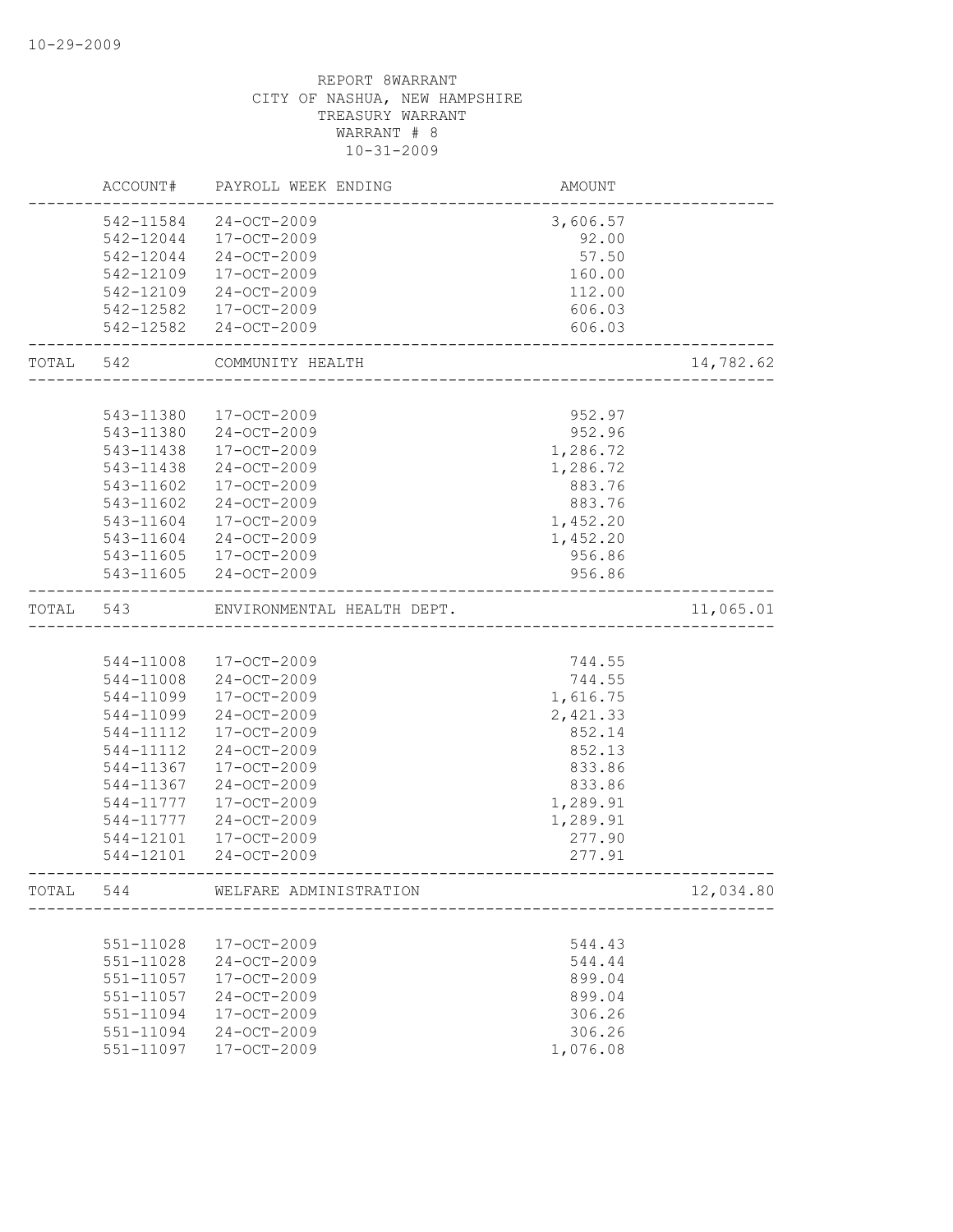10-29-2009

REPORT 8WARRANT
CITY OF NASHUA, NEW HAMPSHIRE
TREASURY WARRANT
WARRANT # 8
10-31-2009

| | ACCOUNT# | PAYROLL WEEK ENDING | AMOUNT | |
|---|---|---|---|---|
| | 542-11584 | 24-OCT-2009 | 3,606.57 | |
| | 542-12044 | 17-OCT-2009 | 92.00 | |
| | 542-12044 | 24-OCT-2009 | 57.50 | |
| | 542-12109 | 17-OCT-2009 | 160.00 | |
| | 542-12109 | 24-OCT-2009 | 112.00 | |
| | 542-12582 | 17-OCT-2009 | 606.03 | |
| | 542-12582 | 24-OCT-2009 | 606.03 | |
| TOTAL | 542 | COMMUNITY HEALTH | | 14,782.62 |
| | 543-11380 | 17-OCT-2009 | 952.97 | |
| | 543-11380 | 24-OCT-2009 | 952.96 | |
| | 543-11438 | 17-OCT-2009 | 1,286.72 | |
| | 543-11438 | 24-OCT-2009 | 1,286.72 | |
| | 543-11602 | 17-OCT-2009 | 883.76 | |
| | 543-11602 | 24-OCT-2009 | 883.76 | |
| | 543-11604 | 17-OCT-2009 | 1,452.20 | |
| | 543-11604 | 24-OCT-2009 | 1,452.20 | |
| | 543-11605 | 17-OCT-2009 | 956.86 | |
| | 543-11605 | 24-OCT-2009 | 956.86 | |
| TOTAL | 543 | ENVIRONMENTAL HEALTH DEPT. | | 11,065.01 |
| | 544-11008 | 17-OCT-2009 | 744.55 | |
| | 544-11008 | 24-OCT-2009 | 744.55 | |
| | 544-11099 | 17-OCT-2009 | 1,616.75 | |
| | 544-11099 | 24-OCT-2009 | 2,421.33 | |
| | 544-11112 | 17-OCT-2009 | 852.14 | |
| | 544-11112 | 24-OCT-2009 | 852.13 | |
| | 544-11367 | 17-OCT-2009 | 833.86 | |
| | 544-11367 | 24-OCT-2009 | 833.86 | |
| | 544-11777 | 17-OCT-2009 | 1,289.91 | |
| | 544-11777 | 24-OCT-2009 | 1,289.91 | |
| | 544-12101 | 17-OCT-2009 | 277.90 | |
| | 544-12101 | 24-OCT-2009 | 277.91 | |
| TOTAL | 544 | WELFARE ADMINISTRATION | | 12,034.80 |
| | 551-11028 | 17-OCT-2009 | 544.43 | |
| | 551-11028 | 24-OCT-2009 | 544.44 | |
| | 551-11057 | 17-OCT-2009 | 899.04 | |
| | 551-11057 | 24-OCT-2009 | 899.04 | |
| | 551-11094 | 17-OCT-2009 | 306.26 | |
| | 551-11094 | 24-OCT-2009 | 306.26 | |
| | 551-11097 | 17-OCT-2009 | 1,076.08 | |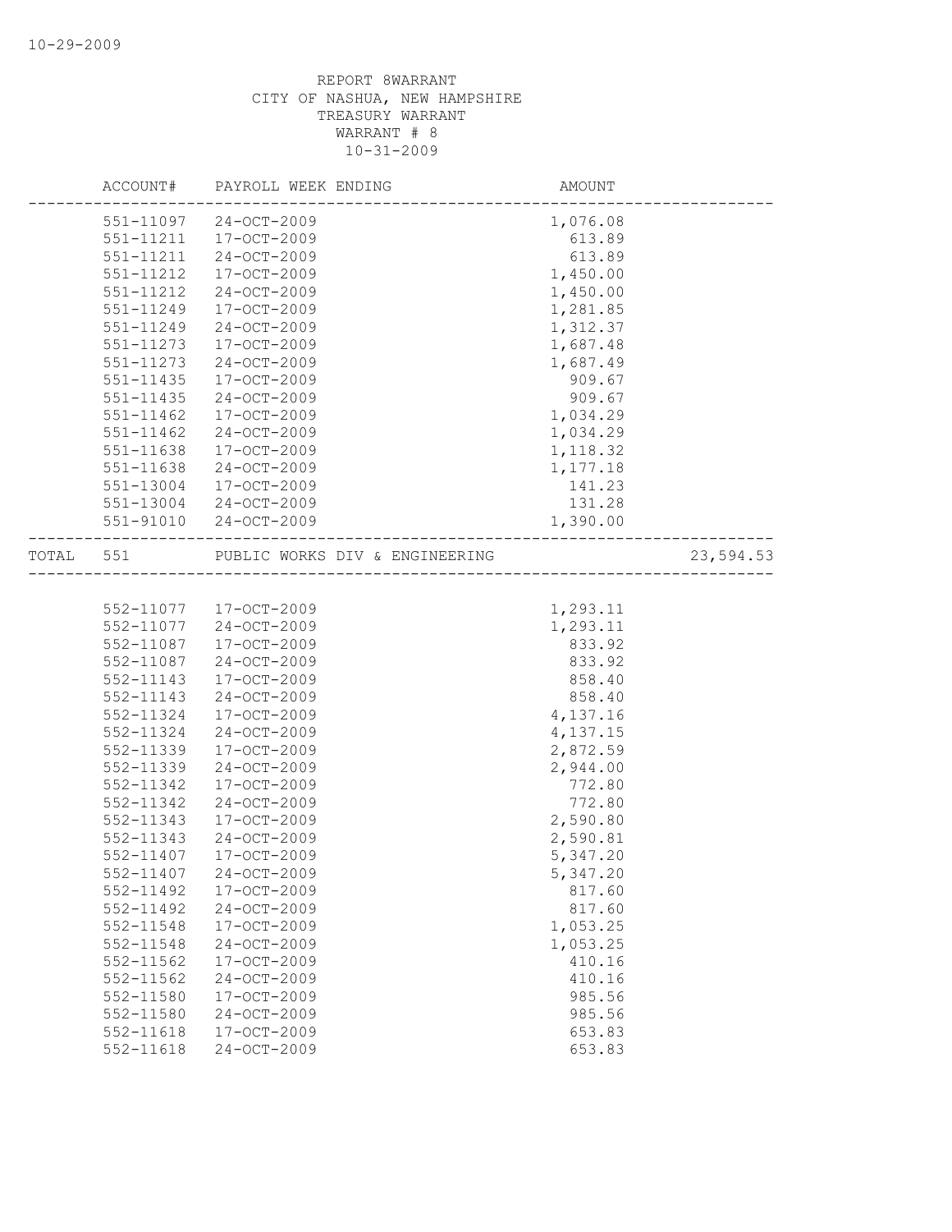REPORT 8WARRANT
CITY OF NASHUA, NEW HAMPSHIRE
TREASURY WARRANT
WARRANT # 8
10-31-2009

| ACCOUNT# | PAYROLL WEEK ENDING | AMOUNT | |
|---|---|---|---|
| 551-11097 | 24-OCT-2009 | 1,076.08 | |
| 551-11211 | 17-OCT-2009 | 613.89 | |
| 551-11211 | 24-OCT-2009 | 613.89 | |
| 551-11212 | 17-OCT-2009 | 1,450.00 | |
| 551-11212 | 24-OCT-2009 | 1,450.00 | |
| 551-11249 | 17-OCT-2009 | 1,281.85 | |
| 551-11249 | 24-OCT-2009 | 1,312.37 | |
| 551-11273 | 17-OCT-2009 | 1,687.48 | |
| 551-11273 | 24-OCT-2009 | 1,687.49 | |
| 551-11435 | 17-OCT-2009 | 909.67 | |
| 551-11435 | 24-OCT-2009 | 909.67 | |
| 551-11462 | 17-OCT-2009 | 1,034.29 | |
| 551-11462 | 24-OCT-2009 | 1,034.29 | |
| 551-11638 | 17-OCT-2009 | 1,118.32 | |
| 551-11638 | 24-OCT-2009 | 1,177.18 | |
| 551-13004 | 17-OCT-2009 | 141.23 | |
| 551-13004 | 24-OCT-2009 | 131.28 | |
| 551-91010 | 24-OCT-2009 | 1,390.00 | |
| TOTAL 551 | PUBLIC WORKS DIV & ENGINEERING | | 23,594.53 |
| 552-11077 | 17-OCT-2009 | 1,293.11 | |
| 552-11077 | 24-OCT-2009 | 1,293.11 | |
| 552-11087 | 17-OCT-2009 | 833.92 | |
| 552-11087 | 24-OCT-2009 | 833.92 | |
| 552-11143 | 17-OCT-2009 | 858.40 | |
| 552-11143 | 24-OCT-2009 | 858.40 | |
| 552-11324 | 17-OCT-2009 | 4,137.16 | |
| 552-11324 | 24-OCT-2009 | 4,137.15 | |
| 552-11339 | 17-OCT-2009 | 2,872.59 | |
| 552-11339 | 24-OCT-2009 | 2,944.00 | |
| 552-11342 | 17-OCT-2009 | 772.80 | |
| 552-11342 | 24-OCT-2009 | 772.80 | |
| 552-11343 | 17-OCT-2009 | 2,590.80 | |
| 552-11343 | 24-OCT-2009 | 2,590.81 | |
| 552-11407 | 17-OCT-2009 | 5,347.20 | |
| 552-11407 | 24-OCT-2009 | 5,347.20 | |
| 552-11492 | 17-OCT-2009 | 817.60 | |
| 552-11492 | 24-OCT-2009 | 817.60 | |
| 552-11548 | 17-OCT-2009 | 1,053.25 | |
| 552-11548 | 24-OCT-2009 | 1,053.25 | |
| 552-11562 | 17-OCT-2009 | 410.16 | |
| 552-11562 | 24-OCT-2009 | 410.16 | |
| 552-11580 | 17-OCT-2009 | 985.56 | |
| 552-11580 | 24-OCT-2009 | 985.56 | |
| 552-11618 | 17-OCT-2009 | 653.83 | |
| 552-11618 | 24-OCT-2009 | 653.83 | |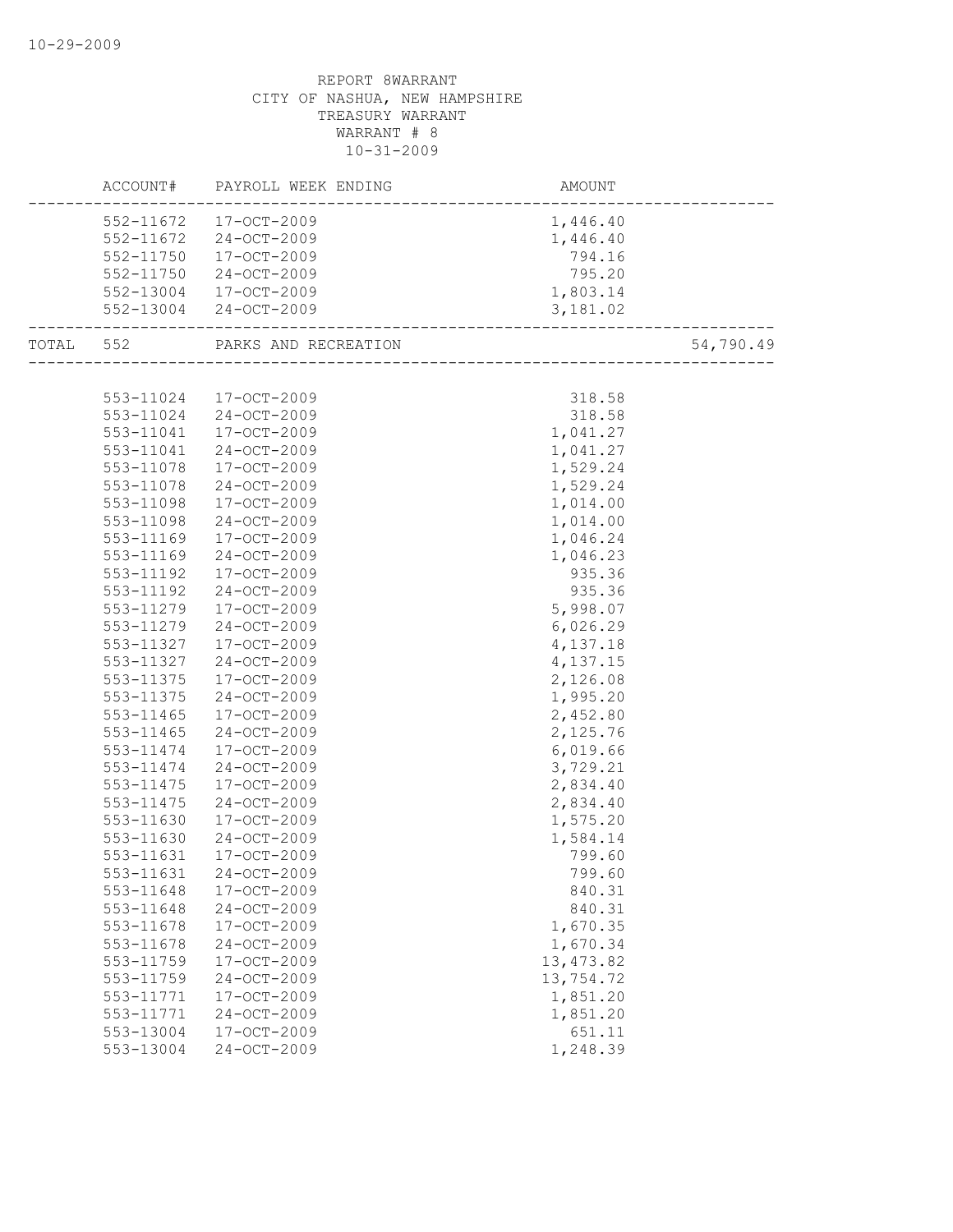REPORT 8WARRANT
CITY OF NASHUA, NEW HAMPSHIRE
TREASURY WARRANT
WARRANT # 8
10-31-2009

| | ACCOUNT# | PAYROLL WEEK ENDING | AMOUNT | |
|---|---|---|---|---|
| | 552-11672 | 17-OCT-2009 | 1,446.40 | |
| | 552-11672 | 24-OCT-2009 | 1,446.40 | |
| | 552-11750 | 17-OCT-2009 | 794.16 | |
| | 552-11750 | 24-OCT-2009 | 795.20 | |
| | 552-13004 | 17-OCT-2009 | 1,803.14 | |
| | 552-13004 | 24-OCT-2009 | 3,181.02 | |
| TOTAL | 552 | PARKS AND RECREATION | | 54,790.49 |
| | 553-11024 | 17-OCT-2009 | 318.58 | |
| | 553-11024 | 24-OCT-2009 | 318.58 | |
| | 553-11041 | 17-OCT-2009 | 1,041.27 | |
| | 553-11041 | 24-OCT-2009 | 1,041.27 | |
| | 553-11078 | 17-OCT-2009 | 1,529.24 | |
| | 553-11078 | 24-OCT-2009 | 1,529.24 | |
| | 553-11098 | 17-OCT-2009 | 1,014.00 | |
| | 553-11098 | 24-OCT-2009 | 1,014.00 | |
| | 553-11169 | 17-OCT-2009 | 1,046.24 | |
| | 553-11169 | 24-OCT-2009 | 1,046.23 | |
| | 553-11192 | 17-OCT-2009 | 935.36 | |
| | 553-11192 | 24-OCT-2009 | 935.36 | |
| | 553-11279 | 17-OCT-2009 | 5,998.07 | |
| | 553-11279 | 24-OCT-2009 | 6,026.29 | |
| | 553-11327 | 17-OCT-2009 | 4,137.18 | |
| | 553-11327 | 24-OCT-2009 | 4,137.15 | |
| | 553-11375 | 17-OCT-2009 | 2,126.08 | |
| | 553-11375 | 24-OCT-2009 | 1,995.20 | |
| | 553-11465 | 17-OCT-2009 | 2,452.80 | |
| | 553-11465 | 24-OCT-2009 | 2,125.76 | |
| | 553-11474 | 17-OCT-2009 | 6,019.66 | |
| | 553-11474 | 24-OCT-2009 | 3,729.21 | |
| | 553-11475 | 17-OCT-2009 | 2,834.40 | |
| | 553-11475 | 24-OCT-2009 | 2,834.40 | |
| | 553-11630 | 17-OCT-2009 | 1,575.20 | |
| | 553-11630 | 24-OCT-2009 | 1,584.14 | |
| | 553-11631 | 17-OCT-2009 | 799.60 | |
| | 553-11631 | 24-OCT-2009 | 799.60 | |
| | 553-11648 | 17-OCT-2009 | 840.31 | |
| | 553-11648 | 24-OCT-2009 | 840.31 | |
| | 553-11678 | 17-OCT-2009 | 1,670.35 | |
| | 553-11678 | 24-OCT-2009 | 1,670.34 | |
| | 553-11759 | 17-OCT-2009 | 13,473.82 | |
| | 553-11759 | 24-OCT-2009 | 13,754.72 | |
| | 553-11771 | 17-OCT-2009 | 1,851.20 | |
| | 553-11771 | 24-OCT-2009 | 1,851.20 | |
| | 553-13004 | 17-OCT-2009 | 651.11 | |
| | 553-13004 | 24-OCT-2009 | 1,248.39 | |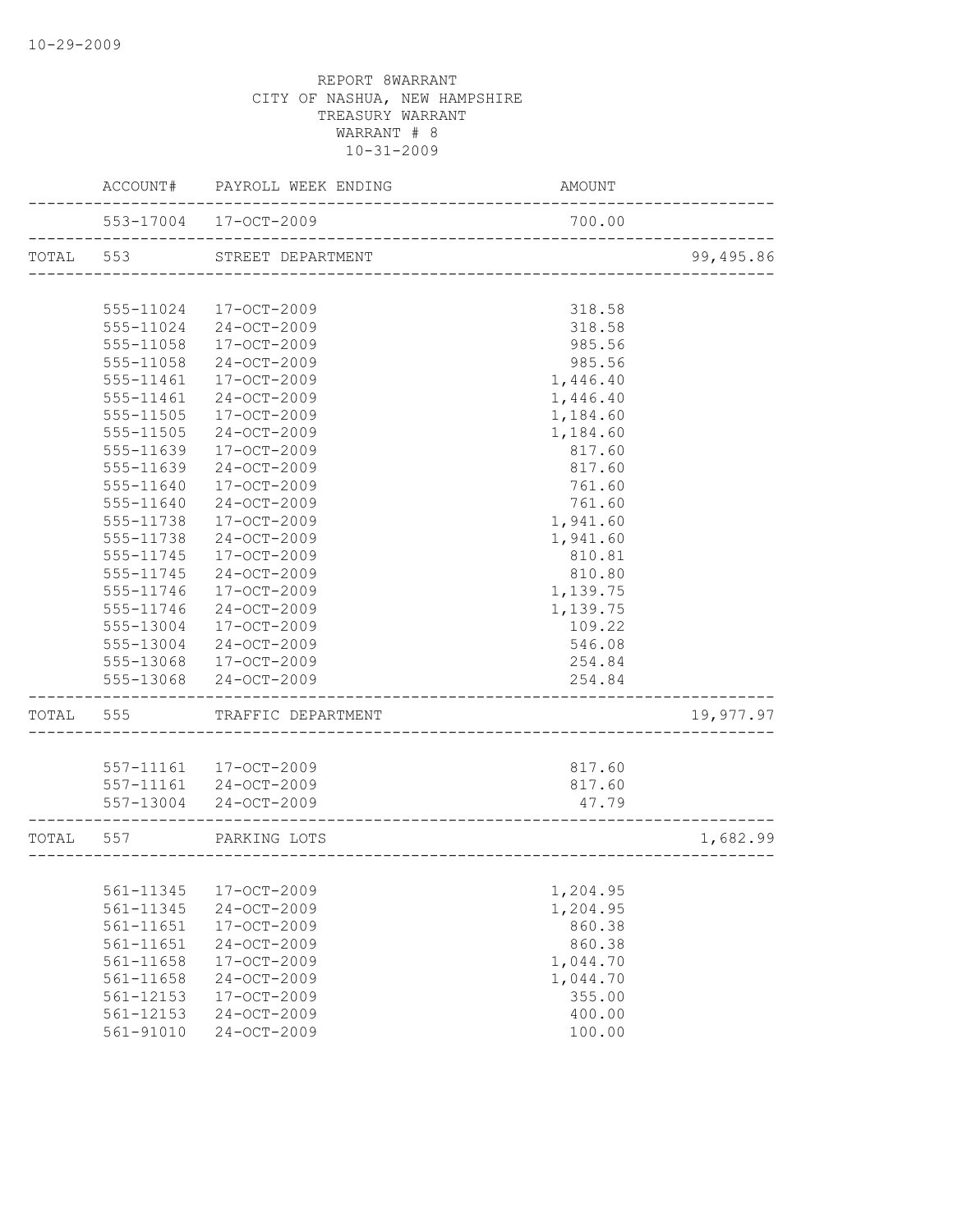REPORT 8WARRANT
CITY OF NASHUA, NEW HAMPSHIRE
TREASURY WARRANT
WARRANT # 8
10-31-2009

| | ACCOUNT# | PAYROLL WEEK ENDING | AMOUNT | |
|---|---|---|---|---|
| | 553-17004 | 17-OCT-2009 | 700.00 | |
| TOTAL | 553 | STREET DEPARTMENT | | 99,495.86 |
| | 555-11024 | 17-OCT-2009 | 318.58 | |
| | 555-11024 | 24-OCT-2009 | 318.58 | |
| | 555-11058 | 17-OCT-2009 | 985.56 | |
| | 555-11058 | 24-OCT-2009 | 985.56 | |
| | 555-11461 | 17-OCT-2009 | 1,446.40 | |
| | 555-11461 | 24-OCT-2009 | 1,446.40 | |
| | 555-11505 | 17-OCT-2009 | 1,184.60 | |
| | 555-11505 | 24-OCT-2009 | 1,184.60 | |
| | 555-11639 | 17-OCT-2009 | 817.60 | |
| | 555-11639 | 24-OCT-2009 | 817.60 | |
| | 555-11640 | 17-OCT-2009 | 761.60 | |
| | 555-11640 | 24-OCT-2009 | 761.60 | |
| | 555-11738 | 17-OCT-2009 | 1,941.60 | |
| | 555-11738 | 24-OCT-2009 | 1,941.60 | |
| | 555-11745 | 17-OCT-2009 | 810.81 | |
| | 555-11745 | 24-OCT-2009 | 810.80 | |
| | 555-11746 | 17-OCT-2009 | 1,139.75 | |
| | 555-11746 | 24-OCT-2009 | 1,139.75 | |
| | 555-13004 | 17-OCT-2009 | 109.22 | |
| | 555-13004 | 24-OCT-2009 | 546.08 | |
| | 555-13068 | 17-OCT-2009 | 254.84 | |
| | 555-13068 | 24-OCT-2009 | 254.84 | |
| TOTAL | 555 | TRAFFIC DEPARTMENT | | 19,977.97 |
| | 557-11161 | 17-OCT-2009 | 817.60 | |
| | 557-11161 | 24-OCT-2009 | 817.60 | |
| | 557-13004 | 24-OCT-2009 | 47.79 | |
| TOTAL | 557 | PARKING LOTS | | 1,682.99 |
| | 561-11345 | 17-OCT-2009 | 1,204.95 | |
| | 561-11345 | 24-OCT-2009 | 1,204.95 | |
| | 561-11651 | 17-OCT-2009 | 860.38 | |
| | 561-11651 | 24-OCT-2009 | 860.38 | |
| | 561-11658 | 17-OCT-2009 | 1,044.70 | |
| | 561-11658 | 24-OCT-2009 | 1,044.70 | |
| | 561-12153 | 17-OCT-2009 | 355.00 | |
| | 561-12153 | 24-OCT-2009 | 400.00 | |
| | 561-91010 | 24-OCT-2009 | 100.00 | |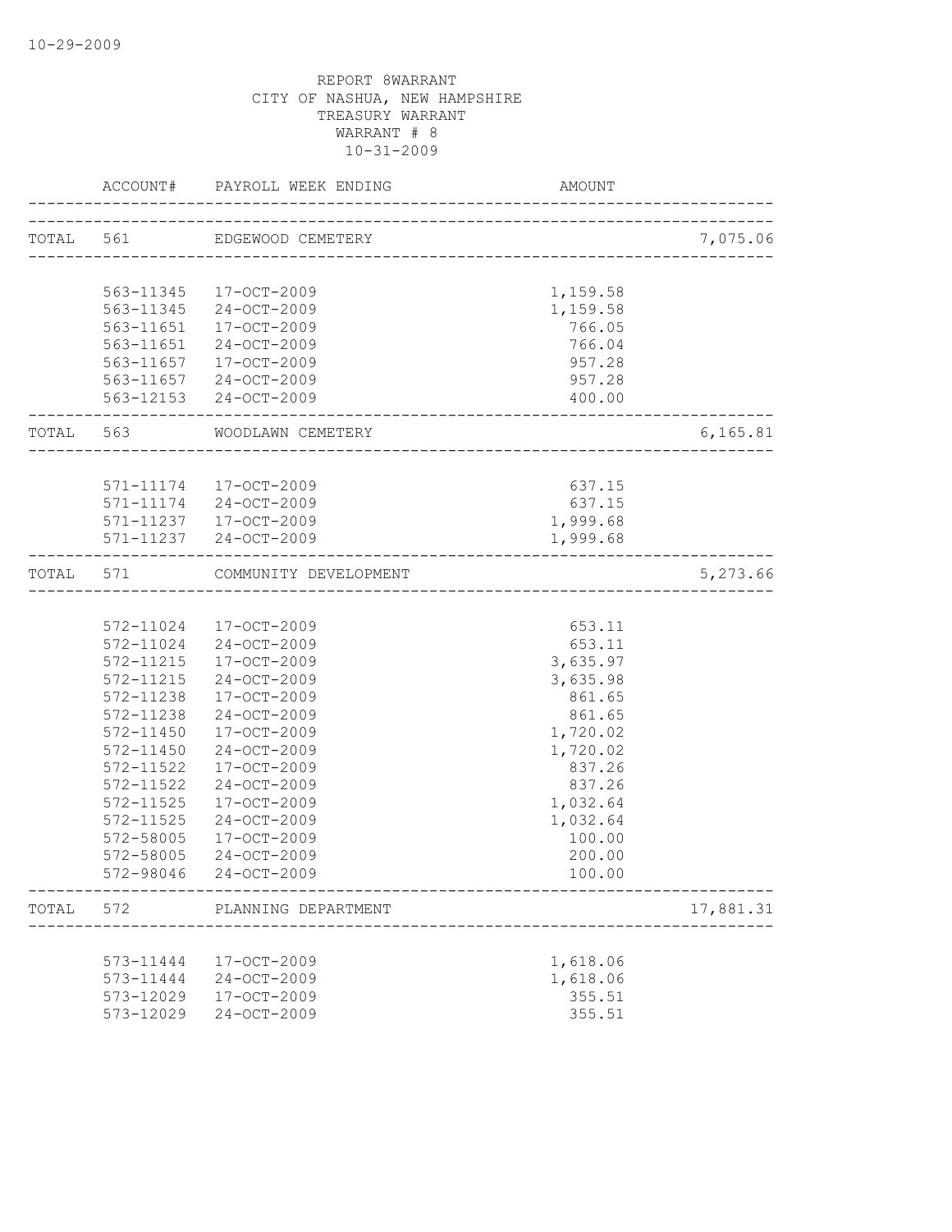10-29-2009

REPORT 8WARRANT
CITY OF NASHUA, NEW HAMPSHIRE
TREASURY WARRANT
WARRANT # 8
10-31-2009

| ACCOUNT# | PAYROLL WEEK ENDING | AMOUNT | |
|---|---|---|---|
| TOTAL 561 | EDGEWOOD CEMETERY | | 7,075.06 |
| 563-11345 | 17-OCT-2009 | 1,159.58 | |
| 563-11345 | 24-OCT-2009 | 1,159.58 | |
| 563-11651 | 17-OCT-2009 | 766.05 | |
| 563-11651 | 24-OCT-2009 | 766.04 | |
| 563-11657 | 17-OCT-2009 | 957.28 | |
| 563-11657 | 24-OCT-2009 | 957.28 | |
| 563-12153 | 24-OCT-2009 | 400.00 | |
| TOTAL 563 | WOODLAWN CEMETERY | | 6,165.81 |
| 571-11174 | 17-OCT-2009 | 637.15 | |
| 571-11174 | 24-OCT-2009 | 637.15 | |
| 571-11237 | 17-OCT-2009 | 1,999.68 | |
| 571-11237 | 24-OCT-2009 | 1,999.68 | |
| TOTAL 571 | COMMUNITY DEVELOPMENT | | 5,273.66 |
| 572-11024 | 17-OCT-2009 | 653.11 | |
| 572-11024 | 24-OCT-2009 | 653.11 | |
| 572-11215 | 17-OCT-2009 | 3,635.97 | |
| 572-11215 | 24-OCT-2009 | 3,635.98 | |
| 572-11238 | 17-OCT-2009 | 861.65 | |
| 572-11238 | 24-OCT-2009 | 861.65 | |
| 572-11450 | 17-OCT-2009 | 1,720.02 | |
| 572-11450 | 24-OCT-2009 | 1,720.02 | |
| 572-11522 | 17-OCT-2009 | 837.26 | |
| 572-11522 | 24-OCT-2009 | 837.26 | |
| 572-11525 | 17-OCT-2009 | 1,032.64 | |
| 572-11525 | 24-OCT-2009 | 1,032.64 | |
| 572-58005 | 17-OCT-2009 | 100.00 | |
| 572-58005 | 24-OCT-2009 | 200.00 | |
| 572-98046 | 24-OCT-2009 | 100.00 | |
| TOTAL 572 | PLANNING DEPARTMENT | | 17,881.31 |
| 573-11444 | 17-OCT-2009 | 1,618.06 | |
| 573-11444 | 24-OCT-2009 | 1,618.06 | |
| 573-12029 | 17-OCT-2009 | 355.51 | |
| 573-12029 | 24-OCT-2009 | 355.51 | |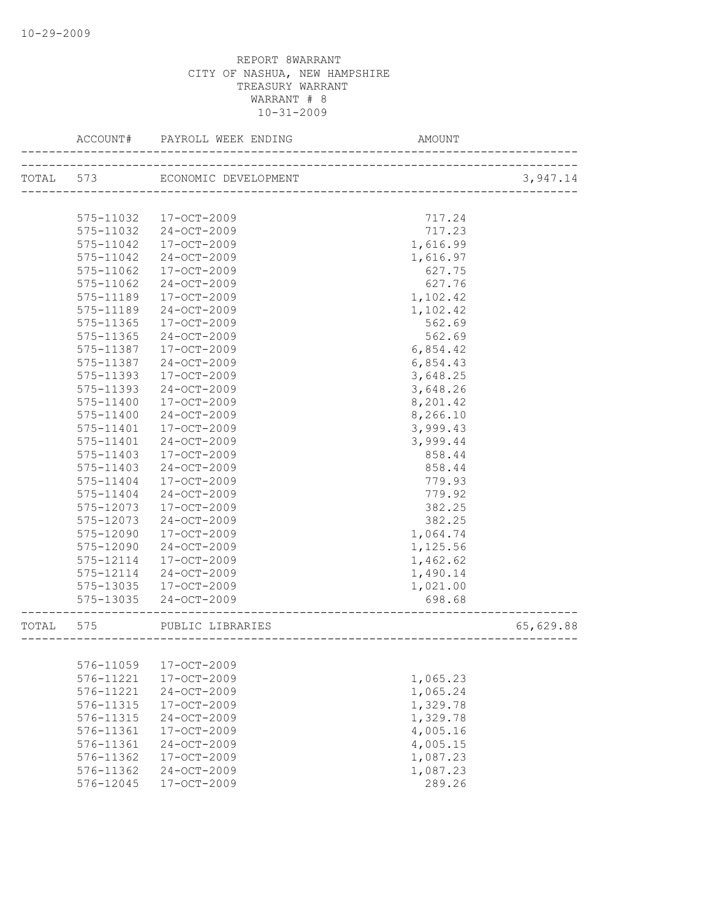REPORT 8WARRANT
CITY OF NASHUA, NEW HAMPSHIRE
TREASURY WARRANT
WARRANT # 8
10-31-2009

| | ACCOUNT# | PAYROLL WEEK ENDING | AMOUNT | |
|---|---|---|---|---|
| TOTAL | 573 | ECONOMIC DEVELOPMENT | | 3,947.14 |
| | 575-11032 | 17-OCT-2009 | 717.24 | |
| | 575-11032 | 24-OCT-2009 | 717.23 | |
| | 575-11042 | 17-OCT-2009 | 1,616.99 | |
| | 575-11042 | 24-OCT-2009 | 1,616.97 | |
| | 575-11062 | 17-OCT-2009 | 627.75 | |
| | 575-11062 | 24-OCT-2009 | 627.76 | |
| | 575-11189 | 17-OCT-2009 | 1,102.42 | |
| | 575-11189 | 24-OCT-2009 | 1,102.42 | |
| | 575-11365 | 17-OCT-2009 | 562.69 | |
| | 575-11365 | 24-OCT-2009 | 562.69 | |
| | 575-11387 | 17-OCT-2009 | 6,854.42 | |
| | 575-11387 | 24-OCT-2009 | 6,854.43 | |
| | 575-11393 | 17-OCT-2009 | 3,648.25 | |
| | 575-11393 | 24-OCT-2009 | 3,648.26 | |
| | 575-11400 | 17-OCT-2009 | 8,201.42 | |
| | 575-11400 | 24-OCT-2009 | 8,266.10 | |
| | 575-11401 | 17-OCT-2009 | 3,999.43 | |
| | 575-11401 | 24-OCT-2009 | 3,999.44 | |
| | 575-11403 | 17-OCT-2009 | 858.44 | |
| | 575-11403 | 24-OCT-2009 | 858.44 | |
| | 575-11404 | 17-OCT-2009 | 779.93 | |
| | 575-11404 | 24-OCT-2009 | 779.92 | |
| | 575-12073 | 17-OCT-2009 | 382.25 | |
| | 575-12073 | 24-OCT-2009 | 382.25 | |
| | 575-12090 | 17-OCT-2009 | 1,064.74 | |
| | 575-12090 | 24-OCT-2009 | 1,125.56 | |
| | 575-12114 | 17-OCT-2009 | 1,462.62 | |
| | 575-12114 | 24-OCT-2009 | 1,490.14 | |
| | 575-13035 | 17-OCT-2009 | 1,021.00 | |
| | 575-13035 | 24-OCT-2009 | 698.68 | |
| TOTAL | 575 | PUBLIC LIBRARIES | | 65,629.88 |
| | 576-11059 | 17-OCT-2009 | | |
| | 576-11221 | 17-OCT-2009 | 1,065.23 | |
| | 576-11221 | 24-OCT-2009 | 1,065.24 | |
| | 576-11315 | 17-OCT-2009 | 1,329.78 | |
| | 576-11315 | 24-OCT-2009 | 1,329.78 | |
| | 576-11361 | 17-OCT-2009 | 4,005.16 | |
| | 576-11361 | 24-OCT-2009 | 4,005.15 | |
| | 576-11362 | 17-OCT-2009 | 1,087.23 | |
| | 576-11362 | 24-OCT-2009 | 1,087.23 | |
| | 576-12045 | 17-OCT-2009 | 289.26 | |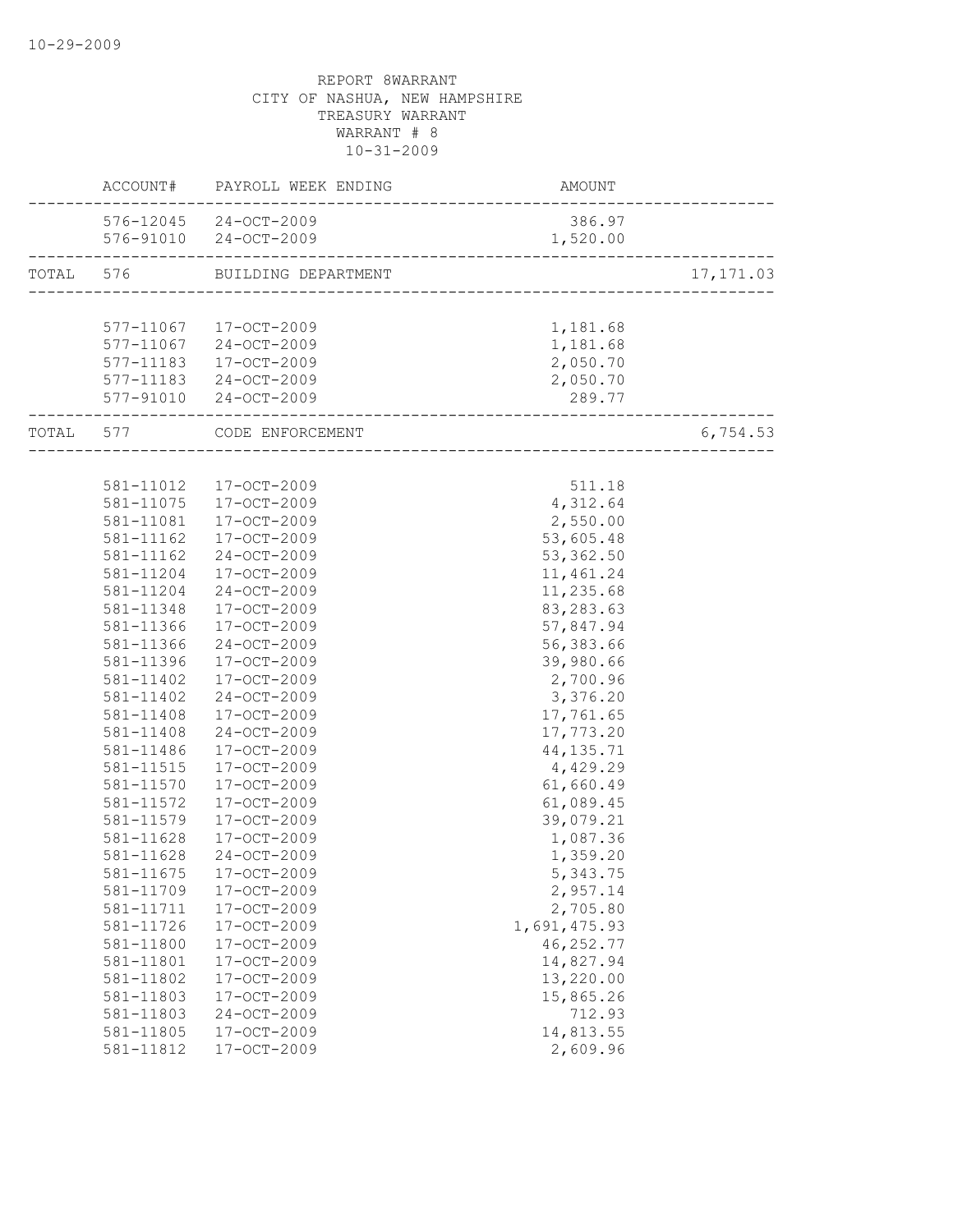10-29-2009

REPORT 8WARRANT
CITY OF NASHUA, NEW HAMPSHIRE
TREASURY WARRANT
WARRANT # 8
10-31-2009

| | ACCOUNT# | PAYROLL WEEK ENDING | AMOUNT | |
|---|---|---|---|---|
| | 576-12045 | 24-OCT-2009 | 386.97 | |
| | 576-91010 | 24-OCT-2009 | 1,520.00 | |
| TOTAL | 576 | BUILDING DEPARTMENT | | 17,171.03 |
| | 577-11067 | 17-OCT-2009 | 1,181.68 | |
| | 577-11067 | 24-OCT-2009 | 1,181.68 | |
| | 577-11183 | 17-OCT-2009 | 2,050.70 | |
| | 577-11183 | 24-OCT-2009 | 2,050.70 | |
| | 577-91010 | 24-OCT-2009 | 289.77 | |
| TOTAL | 577 | CODE ENFORCEMENT | | 6,754.53 |
| | 581-11012 | 17-OCT-2009 | 511.18 | |
| | 581-11075 | 17-OCT-2009 | 4,312.64 | |
| | 581-11081 | 17-OCT-2009 | 2,550.00 | |
| | 581-11162 | 17-OCT-2009 | 53,605.48 | |
| | 581-11162 | 24-OCT-2009 | 53,362.50 | |
| | 581-11204 | 17-OCT-2009 | 11,461.24 | |
| | 581-11204 | 24-OCT-2009 | 11,235.68 | |
| | 581-11348 | 17-OCT-2009 | 83,283.63 | |
| | 581-11366 | 17-OCT-2009 | 57,847.94 | |
| | 581-11366 | 24-OCT-2009 | 56,383.66 | |
| | 581-11396 | 17-OCT-2009 | 39,980.66 | |
| | 581-11402 | 17-OCT-2009 | 2,700.96 | |
| | 581-11402 | 24-OCT-2009 | 3,376.20 | |
| | 581-11408 | 17-OCT-2009 | 17,761.65 | |
| | 581-11408 | 24-OCT-2009 | 17,773.20 | |
| | 581-11486 | 17-OCT-2009 | 44,135.71 | |
| | 581-11515 | 17-OCT-2009 | 4,429.29 | |
| | 581-11570 | 17-OCT-2009 | 61,660.49 | |
| | 581-11572 | 17-OCT-2009 | 61,089.45 | |
| | 581-11579 | 17-OCT-2009 | 39,079.21 | |
| | 581-11628 | 17-OCT-2009 | 1,087.36 | |
| | 581-11628 | 24-OCT-2009 | 1,359.20 | |
| | 581-11675 | 17-OCT-2009 | 5,343.75 | |
| | 581-11709 | 17-OCT-2009 | 2,957.14 | |
| | 581-11711 | 17-OCT-2009 | 2,705.80 | |
| | 581-11726 | 17-OCT-2009 | 1,691,475.93 | |
| | 581-11800 | 17-OCT-2009 | 46,252.77 | |
| | 581-11801 | 17-OCT-2009 | 14,827.94 | |
| | 581-11802 | 17-OCT-2009 | 13,220.00 | |
| | 581-11803 | 17-OCT-2009 | 15,865.26 | |
| | 581-11803 | 24-OCT-2009 | 712.93 | |
| | 581-11805 | 17-OCT-2009 | 14,813.55 | |
| | 581-11812 | 17-OCT-2009 | 2,609.96 | |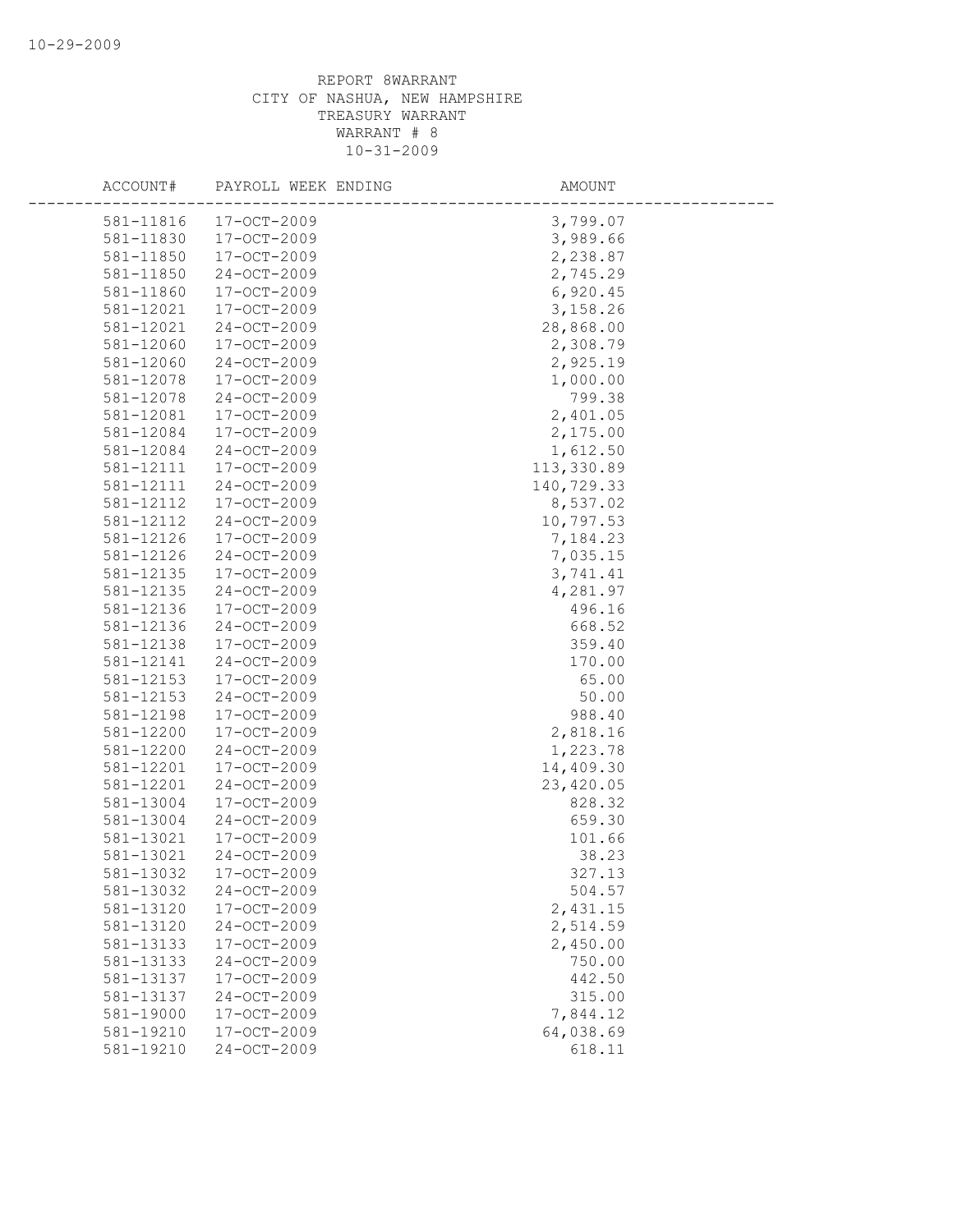REPORT 8WARRANT
CITY OF NASHUA, NEW HAMPSHIRE
TREASURY WARRANT
WARRANT # 8
10-31-2009

| ACCOUNT# | PAYROLL WEEK ENDING | AMOUNT |
|---|---|---|
| 581-11816 | 17-OCT-2009 | 3,799.07 |
| 581-11830 | 17-OCT-2009 | 3,989.66 |
| 581-11850 | 17-OCT-2009 | 2,238.87 |
| 581-11850 | 24-OCT-2009 | 2,745.29 |
| 581-11860 | 17-OCT-2009 | 6,920.45 |
| 581-12021 | 17-OCT-2009 | 3,158.26 |
| 581-12021 | 24-OCT-2009 | 28,868.00 |
| 581-12060 | 17-OCT-2009 | 2,308.79 |
| 581-12060 | 24-OCT-2009 | 2,925.19 |
| 581-12078 | 17-OCT-2009 | 1,000.00 |
| 581-12078 | 24-OCT-2009 | 799.38 |
| 581-12081 | 17-OCT-2009 | 2,401.05 |
| 581-12084 | 17-OCT-2009 | 2,175.00 |
| 581-12084 | 24-OCT-2009 | 1,612.50 |
| 581-12111 | 17-OCT-2009 | 113,330.89 |
| 581-12111 | 24-OCT-2009 | 140,729.33 |
| 581-12112 | 17-OCT-2009 | 8,537.02 |
| 581-12112 | 24-OCT-2009 | 10,797.53 |
| 581-12126 | 17-OCT-2009 | 7,184.23 |
| 581-12126 | 24-OCT-2009 | 7,035.15 |
| 581-12135 | 17-OCT-2009 | 3,741.41 |
| 581-12135 | 24-OCT-2009 | 4,281.97 |
| 581-12136 | 17-OCT-2009 | 496.16 |
| 581-12136 | 24-OCT-2009 | 668.52 |
| 581-12138 | 17-OCT-2009 | 359.40 |
| 581-12141 | 24-OCT-2009 | 170.00 |
| 581-12153 | 17-OCT-2009 | 65.00 |
| 581-12153 | 24-OCT-2009 | 50.00 |
| 581-12198 | 17-OCT-2009 | 988.40 |
| 581-12200 | 17-OCT-2009 | 2,818.16 |
| 581-12200 | 24-OCT-2009 | 1,223.78 |
| 581-12201 | 17-OCT-2009 | 14,409.30 |
| 581-12201 | 24-OCT-2009 | 23,420.05 |
| 581-13004 | 17-OCT-2009 | 828.32 |
| 581-13004 | 24-OCT-2009 | 659.30 |
| 581-13021 | 17-OCT-2009 | 101.66 |
| 581-13021 | 24-OCT-2009 | 38.23 |
| 581-13032 | 17-OCT-2009 | 327.13 |
| 581-13032 | 24-OCT-2009 | 504.57 |
| 581-13120 | 17-OCT-2009 | 2,431.15 |
| 581-13120 | 24-OCT-2009 | 2,514.59 |
| 581-13133 | 17-OCT-2009 | 2,450.00 |
| 581-13133 | 24-OCT-2009 | 750.00 |
| 581-13137 | 17-OCT-2009 | 442.50 |
| 581-13137 | 24-OCT-2009 | 315.00 |
| 581-19000 | 17-OCT-2009 | 7,844.12 |
| 581-19210 | 17-OCT-2009 | 64,038.69 |
| 581-19210 | 24-OCT-2009 | 618.11 |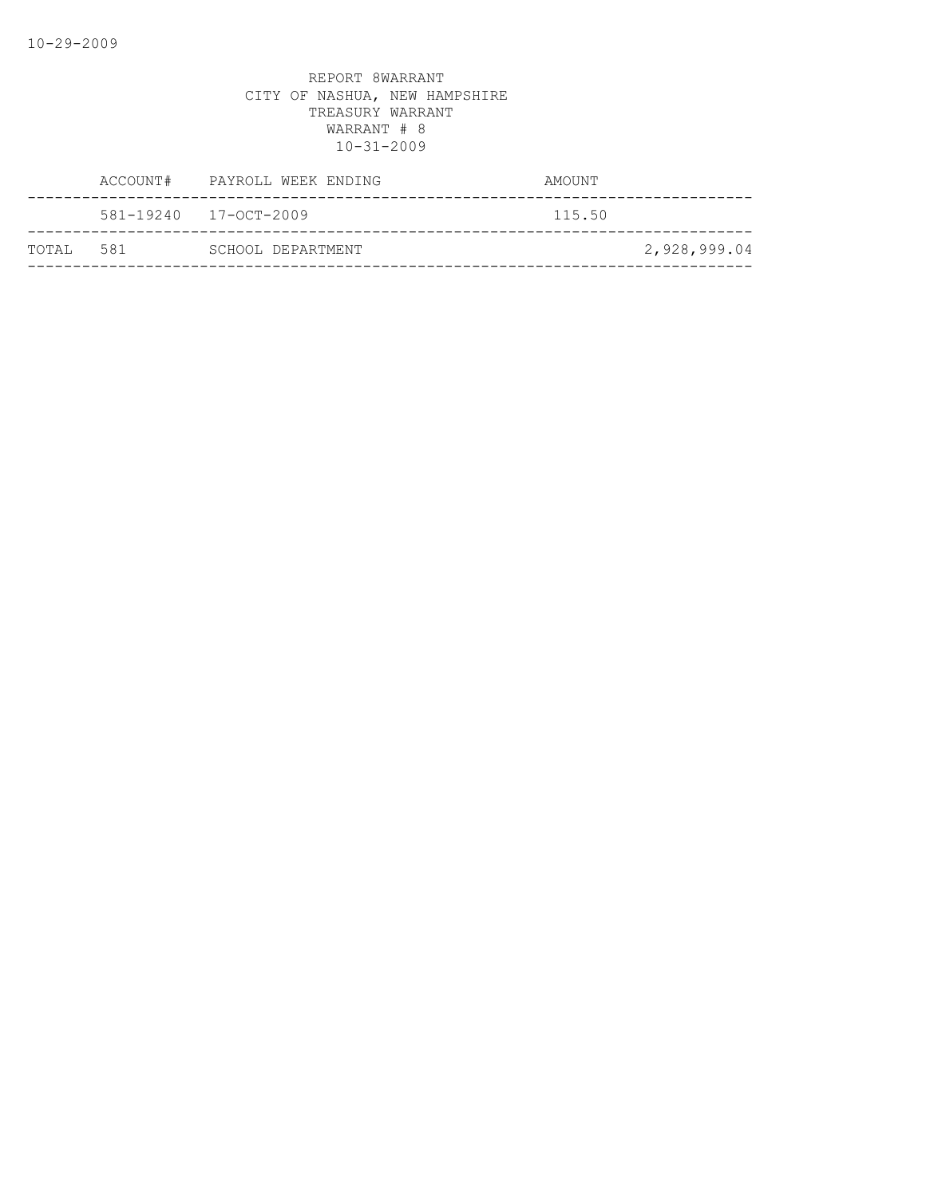REPORT 8WARRANT
CITY OF NASHUA, NEW HAMPSHIRE
TREASURY WARRANT
WARRANT # 8
10-31-2009

| | ACCOUNT# | PAYROLL WEEK ENDING | AMOUNT | |
|---|---|---|---|---|
| | 581-19240 | 17-OCT-2009 | 115.50 | |
| TOTAL | 581 | SCHOOL DEPARTMENT | | 2,928,999.04 |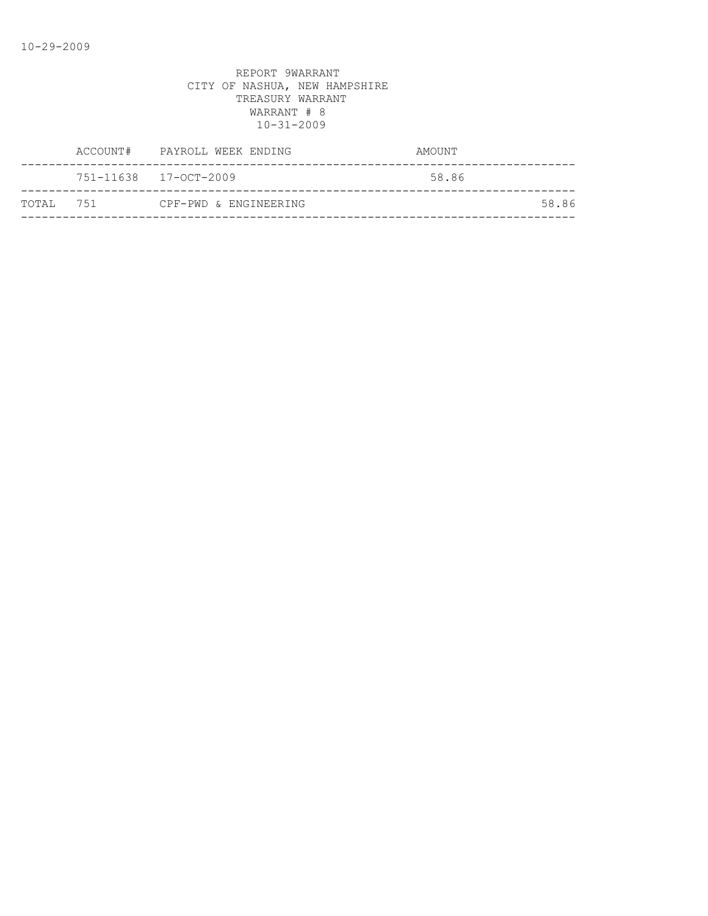REPORT 9WARRANT
CITY OF NASHUA, NEW HAMPSHIRE
TREASURY WARRANT
WARRANT # 8
10-31-2009

| | ACCOUNT# | PAYROLL WEEK ENDING | AMOUNT | |
|---|---|---|---|---|
| | 751-11638 | 17-OCT-2009 | 58.86 | |
| TOTAL | 751 | CPF-PWD & ENGINEERING | | 58.86 |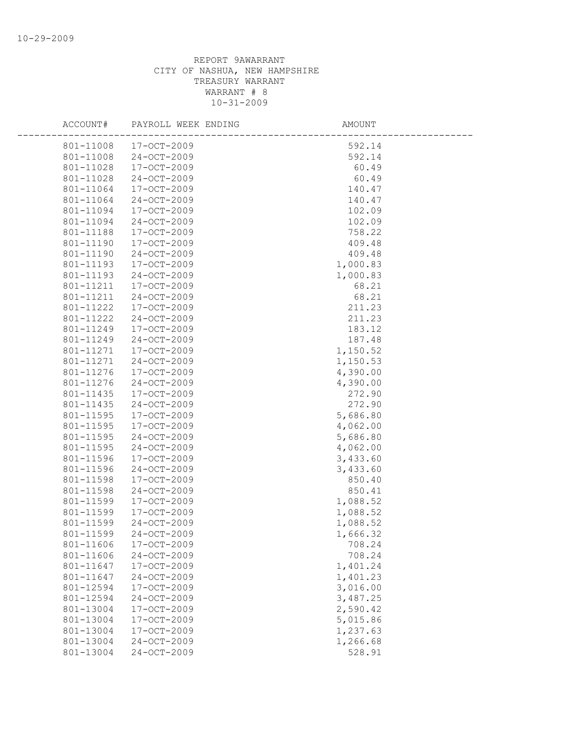REPORT 9AWARRANT
CITY OF NASHUA, NEW HAMPSHIRE
TREASURY WARRANT
WARRANT # 8
10-31-2009

| ACCOUNT# | PAYROLL WEEK ENDING | AMOUNT |
|---|---|---|
| 801-11008 | 17-OCT-2009 | 592.14 |
| 801-11008 | 24-OCT-2009 | 592.14 |
| 801-11028 | 17-OCT-2009 | 60.49 |
| 801-11028 | 24-OCT-2009 | 60.49 |
| 801-11064 | 17-OCT-2009 | 140.47 |
| 801-11064 | 24-OCT-2009 | 140.47 |
| 801-11094 | 17-OCT-2009 | 102.09 |
| 801-11094 | 24-OCT-2009 | 102.09 |
| 801-11188 | 17-OCT-2009 | 758.22 |
| 801-11190 | 17-OCT-2009 | 409.48 |
| 801-11190 | 24-OCT-2009 | 409.48 |
| 801-11193 | 17-OCT-2009 | 1,000.83 |
| 801-11193 | 24-OCT-2009 | 1,000.83 |
| 801-11211 | 17-OCT-2009 | 68.21 |
| 801-11211 | 24-OCT-2009 | 68.21 |
| 801-11222 | 17-OCT-2009 | 211.23 |
| 801-11222 | 24-OCT-2009 | 211.23 |
| 801-11249 | 17-OCT-2009 | 183.12 |
| 801-11249 | 24-OCT-2009 | 187.48 |
| 801-11271 | 17-OCT-2009 | 1,150.52 |
| 801-11271 | 24-OCT-2009 | 1,150.53 |
| 801-11276 | 17-OCT-2009 | 4,390.00 |
| 801-11276 | 24-OCT-2009 | 4,390.00 |
| 801-11435 | 17-OCT-2009 | 272.90 |
| 801-11435 | 24-OCT-2009 | 272.90 |
| 801-11595 | 17-OCT-2009 | 5,686.80 |
| 801-11595 | 17-OCT-2009 | 4,062.00 |
| 801-11595 | 24-OCT-2009 | 5,686.80 |
| 801-11595 | 24-OCT-2009 | 4,062.00 |
| 801-11596 | 17-OCT-2009 | 3,433.60 |
| 801-11596 | 24-OCT-2009 | 3,433.60 |
| 801-11598 | 17-OCT-2009 | 850.40 |
| 801-11598 | 24-OCT-2009 | 850.41 |
| 801-11599 | 17-OCT-2009 | 1,088.52 |
| 801-11599 | 17-OCT-2009 | 1,088.52 |
| 801-11599 | 24-OCT-2009 | 1,088.52 |
| 801-11599 | 24-OCT-2009 | 1,666.32 |
| 801-11606 | 17-OCT-2009 | 708.24 |
| 801-11606 | 24-OCT-2009 | 708.24 |
| 801-11647 | 17-OCT-2009 | 1,401.24 |
| 801-11647 | 24-OCT-2009 | 1,401.23 |
| 801-12594 | 17-OCT-2009 | 3,016.00 |
| 801-12594 | 24-OCT-2009 | 3,487.25 |
| 801-13004 | 17-OCT-2009 | 2,590.42 |
| 801-13004 | 17-OCT-2009 | 5,015.86 |
| 801-13004 | 17-OCT-2009 | 1,237.63 |
| 801-13004 | 24-OCT-2009 | 1,266.68 |
| 801-13004 | 24-OCT-2009 | 528.91 |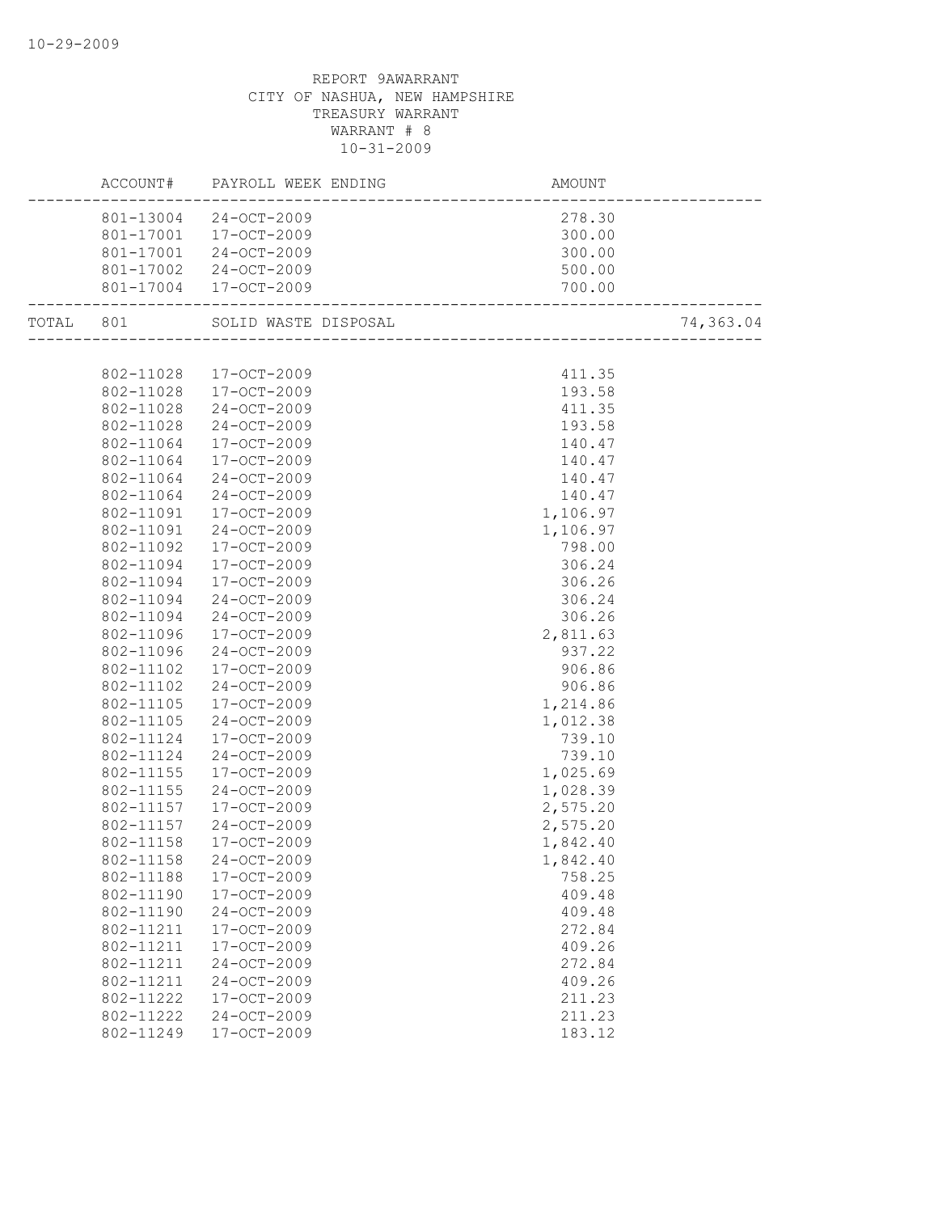REPORT 9AWARRANT
CITY OF NASHUA, NEW HAMPSHIRE
TREASURY WARRANT
WARRANT # 8
10-31-2009

| | ACCOUNT# | PAYROLL WEEK ENDING | AMOUNT | |
|---|---|---|---|---|
| | 801-13004 | 24-OCT-2009 | 278.30 | |
| | 801-17001 | 17-OCT-2009 | 300.00 | |
| | 801-17001 | 24-OCT-2009 | 300.00 | |
| | 801-17002 | 24-OCT-2009 | 500.00 | |
| | 801-17004 | 17-OCT-2009 | 700.00 | |
| TOTAL | 801 | SOLID WASTE DISPOSAL | | 74,363.04 |
| | 802-11028 | 17-OCT-2009 | 411.35 | |
| | 802-11028 | 17-OCT-2009 | 193.58 | |
| | 802-11028 | 24-OCT-2009 | 411.35 | |
| | 802-11028 | 24-OCT-2009 | 193.58 | |
| | 802-11064 | 17-OCT-2009 | 140.47 | |
| | 802-11064 | 17-OCT-2009 | 140.47 | |
| | 802-11064 | 24-OCT-2009 | 140.47 | |
| | 802-11064 | 24-OCT-2009 | 140.47 | |
| | 802-11091 | 17-OCT-2009 | 1,106.97 | |
| | 802-11091 | 24-OCT-2009 | 1,106.97 | |
| | 802-11092 | 17-OCT-2009 | 798.00 | |
| | 802-11094 | 17-OCT-2009 | 306.24 | |
| | 802-11094 | 17-OCT-2009 | 306.26 | |
| | 802-11094 | 24-OCT-2009 | 306.24 | |
| | 802-11094 | 24-OCT-2009 | 306.26 | |
| | 802-11096 | 17-OCT-2009 | 2,811.63 | |
| | 802-11096 | 24-OCT-2009 | 937.22 | |
| | 802-11102 | 17-OCT-2009 | 906.86 | |
| | 802-11102 | 24-OCT-2009 | 906.86 | |
| | 802-11105 | 17-OCT-2009 | 1,214.86 | |
| | 802-11105 | 24-OCT-2009 | 1,012.38 | |
| | 802-11124 | 17-OCT-2009 | 739.10 | |
| | 802-11124 | 24-OCT-2009 | 739.10 | |
| | 802-11155 | 17-OCT-2009 | 1,025.69 | |
| | 802-11155 | 24-OCT-2009 | 1,028.39 | |
| | 802-11157 | 17-OCT-2009 | 2,575.20 | |
| | 802-11157 | 24-OCT-2009 | 2,575.20 | |
| | 802-11158 | 17-OCT-2009 | 1,842.40 | |
| | 802-11158 | 24-OCT-2009 | 1,842.40 | |
| | 802-11188 | 17-OCT-2009 | 758.25 | |
| | 802-11190 | 17-OCT-2009 | 409.48 | |
| | 802-11190 | 24-OCT-2009 | 409.48 | |
| | 802-11211 | 17-OCT-2009 | 272.84 | |
| | 802-11211 | 17-OCT-2009 | 409.26 | |
| | 802-11211 | 24-OCT-2009 | 272.84 | |
| | 802-11211 | 24-OCT-2009 | 409.26 | |
| | 802-11222 | 17-OCT-2009 | 211.23 | |
| | 802-11222 | 24-OCT-2009 | 211.23 | |
| | 802-11249 | 17-OCT-2009 | 183.12 | |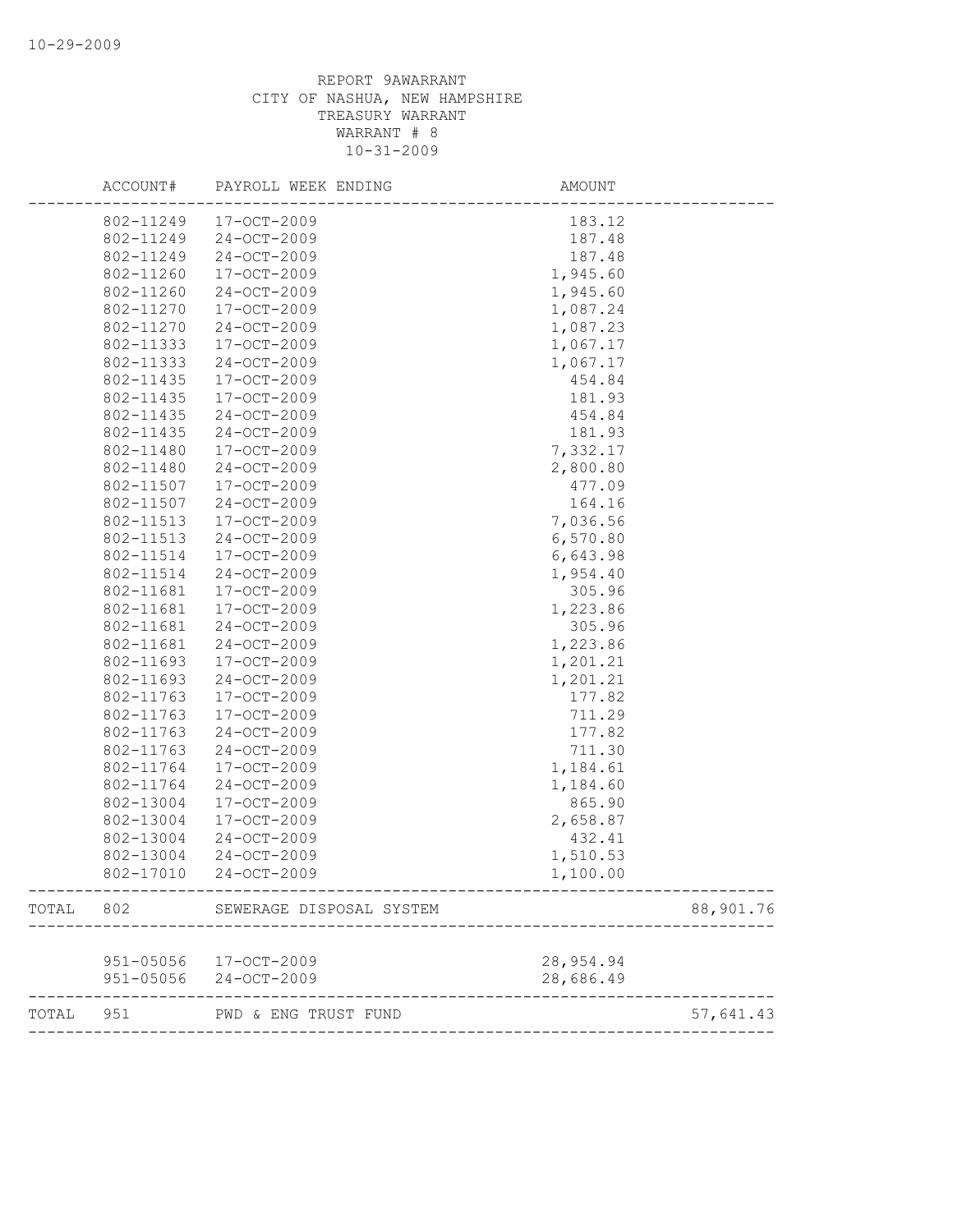10-29-2009

REPORT 9AWARRANT
CITY OF NASHUA, NEW HAMPSHIRE
TREASURY WARRANT
WARRANT # 8
10-31-2009

| | ACCOUNT# | PAYROLL WEEK ENDING | AMOUNT | |
|---|---|---|---|---|
| | 802-11249 | 17-OCT-2009 | 183.12 | |
| | 802-11249 | 24-OCT-2009 | 187.48 | |
| | 802-11249 | 24-OCT-2009 | 187.48 | |
| | 802-11260 | 17-OCT-2009 | 1,945.60 | |
| | 802-11260 | 24-OCT-2009 | 1,945.60 | |
| | 802-11270 | 17-OCT-2009 | 1,087.24 | |
| | 802-11270 | 24-OCT-2009 | 1,087.23 | |
| | 802-11333 | 17-OCT-2009 | 1,067.17 | |
| | 802-11333 | 24-OCT-2009 | 1,067.17 | |
| | 802-11435 | 17-OCT-2009 | 454.84 | |
| | 802-11435 | 17-OCT-2009 | 181.93 | |
| | 802-11435 | 24-OCT-2009 | 454.84 | |
| | 802-11435 | 24-OCT-2009 | 181.93 | |
| | 802-11480 | 17-OCT-2009 | 7,332.17 | |
| | 802-11480 | 24-OCT-2009 | 2,800.80 | |
| | 802-11507 | 17-OCT-2009 | 477.09 | |
| | 802-11507 | 24-OCT-2009 | 164.16 | |
| | 802-11513 | 17-OCT-2009 | 7,036.56 | |
| | 802-11513 | 24-OCT-2009 | 6,570.80 | |
| | 802-11514 | 17-OCT-2009 | 6,643.98 | |
| | 802-11514 | 24-OCT-2009 | 1,954.40 | |
| | 802-11681 | 17-OCT-2009 | 305.96 | |
| | 802-11681 | 17-OCT-2009 | 1,223.86 | |
| | 802-11681 | 24-OCT-2009 | 305.96 | |
| | 802-11681 | 24-OCT-2009 | 1,223.86 | |
| | 802-11693 | 17-OCT-2009 | 1,201.21 | |
| | 802-11693 | 24-OCT-2009 | 1,201.21 | |
| | 802-11763 | 17-OCT-2009 | 177.82 | |
| | 802-11763 | 17-OCT-2009 | 711.29 | |
| | 802-11763 | 24-OCT-2009 | 177.82 | |
| | 802-11763 | 24-OCT-2009 | 711.30 | |
| | 802-11764 | 17-OCT-2009 | 1,184.61 | |
| | 802-11764 | 24-OCT-2009 | 1,184.60 | |
| | 802-13004 | 17-OCT-2009 | 865.90 | |
| | 802-13004 | 17-OCT-2009 | 2,658.87 | |
| | 802-13004 | 24-OCT-2009 | 432.41 | |
| | 802-13004 | 24-OCT-2009 | 1,510.53 | |
| | 802-17010 | 24-OCT-2009 | 1,100.00 | |
| TOTAL | 802 | SEWERAGE DISPOSAL SYSTEM | | 88,901.76 |
| | 951-05056 | 17-OCT-2009 | 28,954.94 | |
| | 951-05056 | 24-OCT-2009 | 28,686.49 | |
| TOTAL | 951 | PWD & ENG TRUST FUND | | 57,641.43 |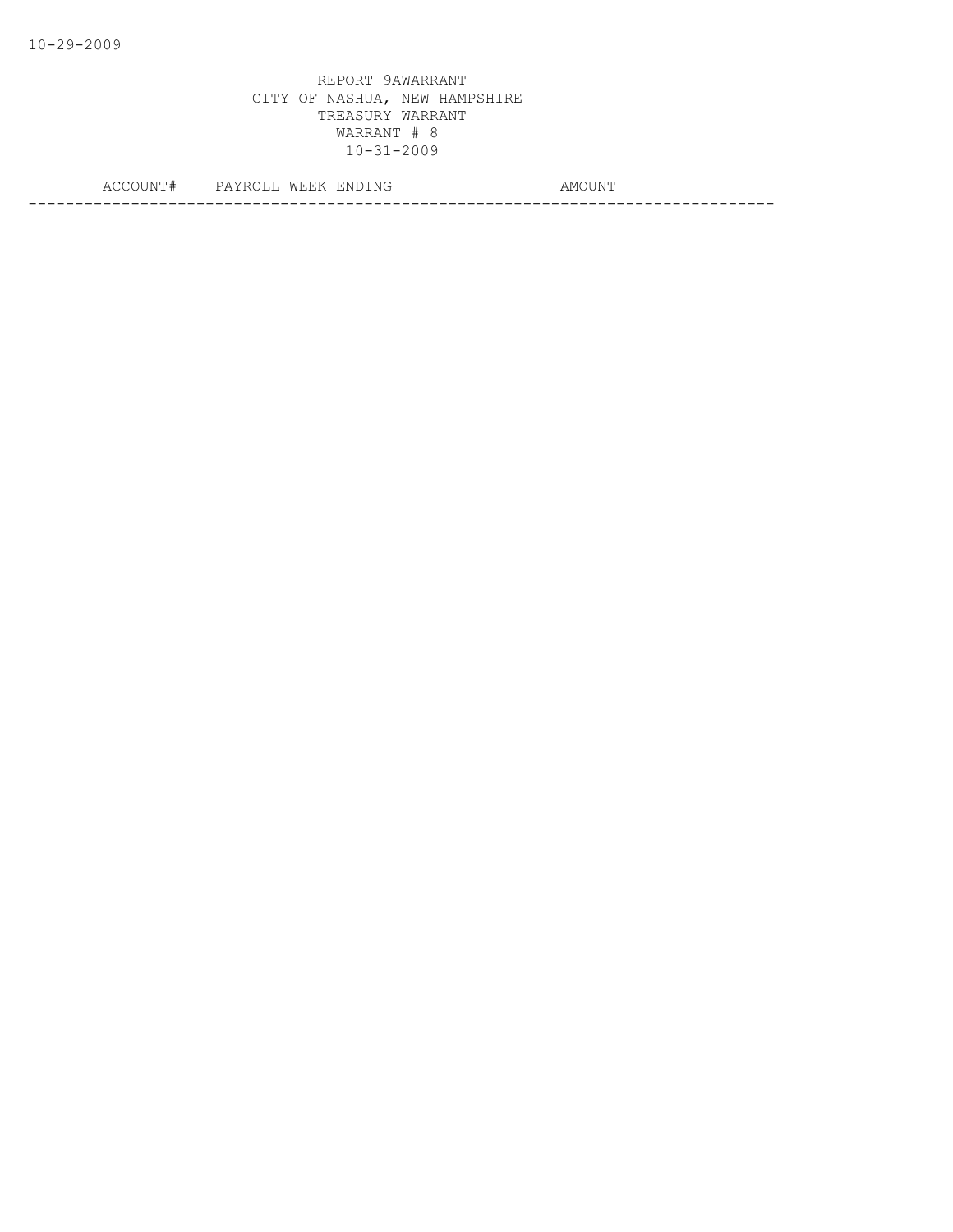10-29-2009

REPORT 9AWARRANT
CITY OF NASHUA, NEW HAMPSHIRE
TREASURY WARRANT
WARRANT # 8
10-31-2009

| ACCOUNT# | PAYROLL WEEK ENDING | AMOUNT |
|---|---|---|